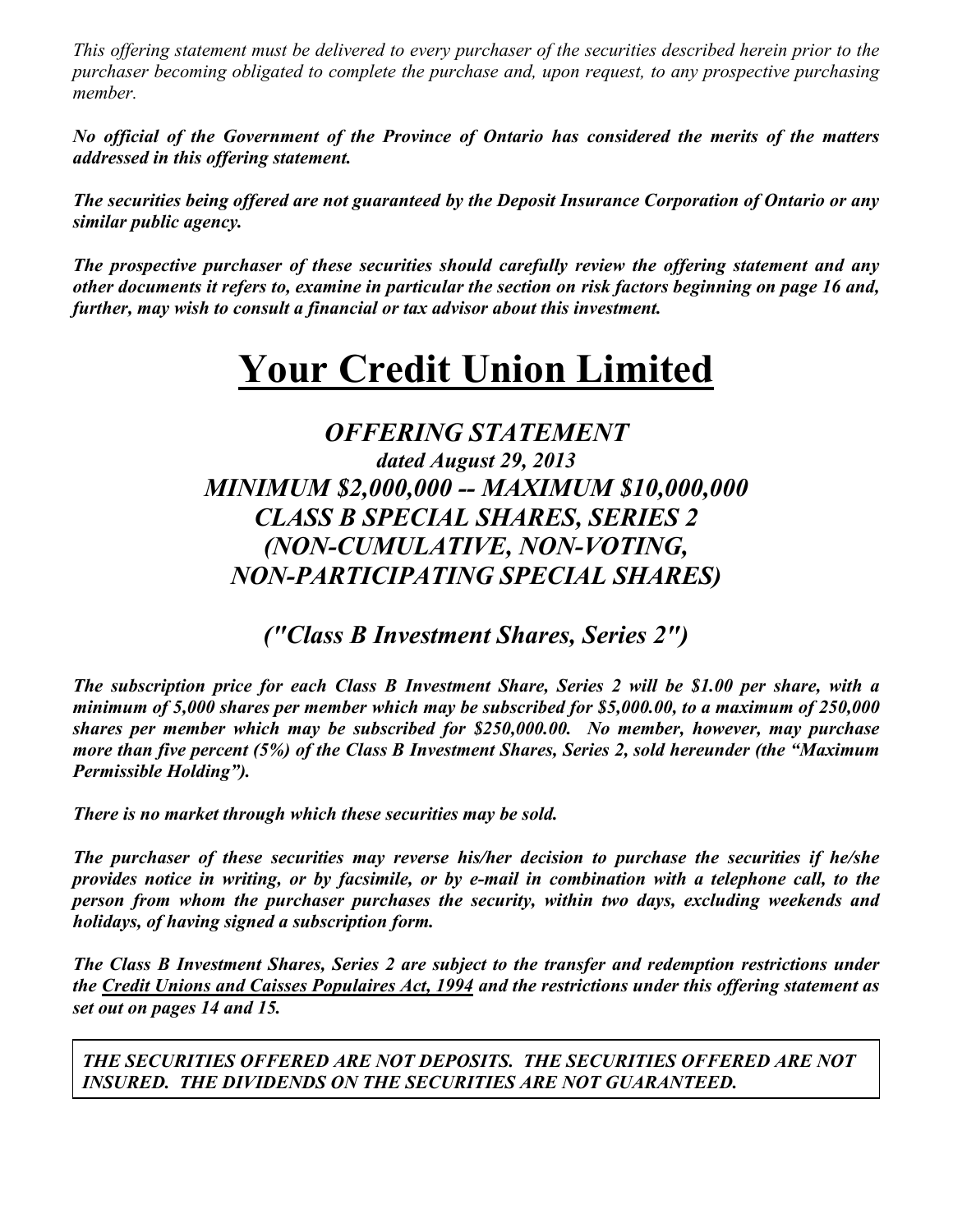*This offering statement must be delivered to every purchaser of the securities described herein prior to the purchaser becoming obligated to complete the purchase and, upon request, to any prospective purchasing member.*

***No official of the Government of the Province of Ontario has considered the merits of the matters addressed in this offering statement.***

***The securities being offered are not guaranteed by the Deposit Insurance Corporation of Ontario or any similar public agency.***

***The prospective purchaser of these securities should carefully review the offering statement and any other documents it refers to, examine in particular the section on risk factors beginning on page 16 and, further, may wish to consult a financial or tax advisor about this investment.***

# Your Credit Union Limited

## *OFFERING STATEMENT*

### *dated August 29, 2013*

## *MINIMUM $2,000,000 -- MAXIMUM $10,000,000*
## *CLASS B SPECIAL SHARES, SERIES 2*
## *(NON-CUMULATIVE, NON-VOTING, NON-PARTICIPATING SPECIAL SHARES)*

## *("Class B Investment Shares, Series 2")*

***The subscription price for each Class B Investment Share, Series 2 will be $1.00 per share, with a minimum of 5,000 shares per member which may be subscribed for $5,000.00, to a maximum of 250,000 shares per member which may be subscribed for $250,000.00. No member, however, may purchase more than five percent (5%) of the Class B Investment Shares, Series 2, sold hereunder (the "Maximum Permissible Holding").***

***There is no market through which these securities may be sold.***

***The purchaser of these securities may reverse his/her decision to purchase the securities if he/she provides notice in writing, or by facsimile, or by e-mail in combination with a telephone call, to the person from whom the purchaser purchases the security, within two days, excluding weekends and holidays, of having signed a subscription form.***

***The Class B Investment Shares, Series 2 are subject to the transfer and redemption restrictions under the Credit Unions and Caisses Populaires Act, 1994 and the restrictions under this offering statement as set out on pages 14 and 15.***

***THE SECURITIES OFFERED ARE NOT DEPOSITS. THE SECURITIES OFFERED ARE NOT INSURED. THE DIVIDENDS ON THE SECURITIES ARE NOT GUARANTEED.***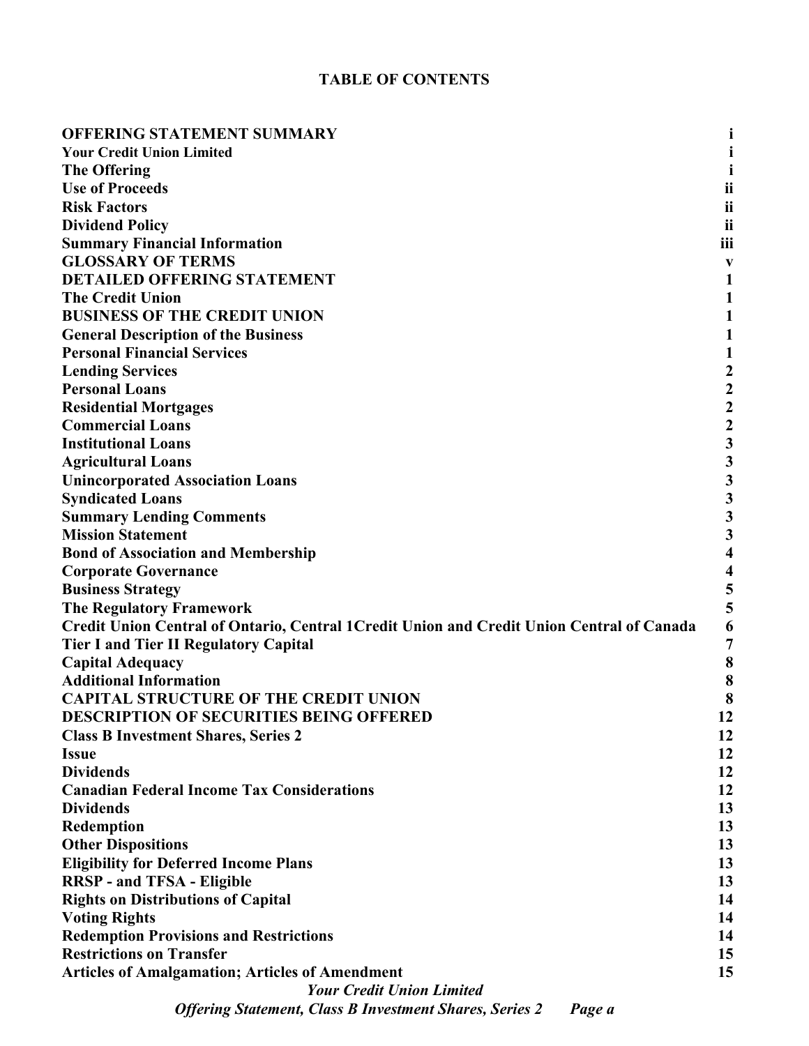# TABLE OF CONTENTS

| | |
|---|---|
| **OFFERING STATEMENT SUMMARY** | **i** |
| **Your Credit Union Limited** | **i** |
| **The Offering** | **i** |
| **Use of Proceeds** | **ii** |
| **Risk Factors** | **ii** |
| **Dividend Policy** | **ii** |
| **Summary Financial Information** | **iii** |
| **GLOSSARY OF TERMS** | **v** |
| **DETAILED OFFERING STATEMENT** | **1** |
| **The Credit Union** | **1** |
| **BUSINESS OF THE CREDIT UNION** | **1** |
| **General Description of the Business** | **1** |
| **Personal Financial Services** | **1** |
| **Lending Services** | **2** |
| **Personal Loans** | **2** |
| **Residential Mortgages** | **2** |
| **Commercial Loans** | **2** |
| **Institutional Loans** | **3** |
| **Agricultural Loans** | **3** |
| **Unincorporated Association Loans** | **3** |
| **Syndicated Loans** | **3** |
| **Summary Lending Comments** | **3** |
| **Mission Statement** | **3** |
| **Bond of Association and Membership** | **4** |
| **Corporate Governance** | **4** |
| **Business Strategy** | **5** |
| **The Regulatory Framework** | **5** |
| **Credit Union Central of Ontario, Central 1Credit Union and Credit Union Central of Canada** | **6** |
| **Tier I and Tier II Regulatory Capital** | **7** |
| **Capital Adequacy** | **8** |
| **Additional Information** | **8** |
| **CAPITAL STRUCTURE OF THE CREDIT UNION** | **8** |
| **DESCRIPTION OF SECURITIES BEING OFFERED** | **12** |
| **Class B Investment Shares, Series 2** | **12** |
| **Issue** | **12** |
| **Dividends** | **12** |
| **Canadian Federal Income Tax Considerations** | **12** |
| **Dividends** | **13** |
| **Redemption** | **13** |
| **Other Dispositions** | **13** |
| **Eligibility for Deferred Income Plans** | **13** |
| **RRSP - and TFSA - Eligible** | **13** |
| **Rights on Distributions of Capital** | **14** |
| **Voting Rights** | **14** |
| **Redemption Provisions and Restrictions** | **14** |
| **Restrictions on Transfer** | **15** |
| **Articles of Amalgamation; Articles of Amendment** | **15** |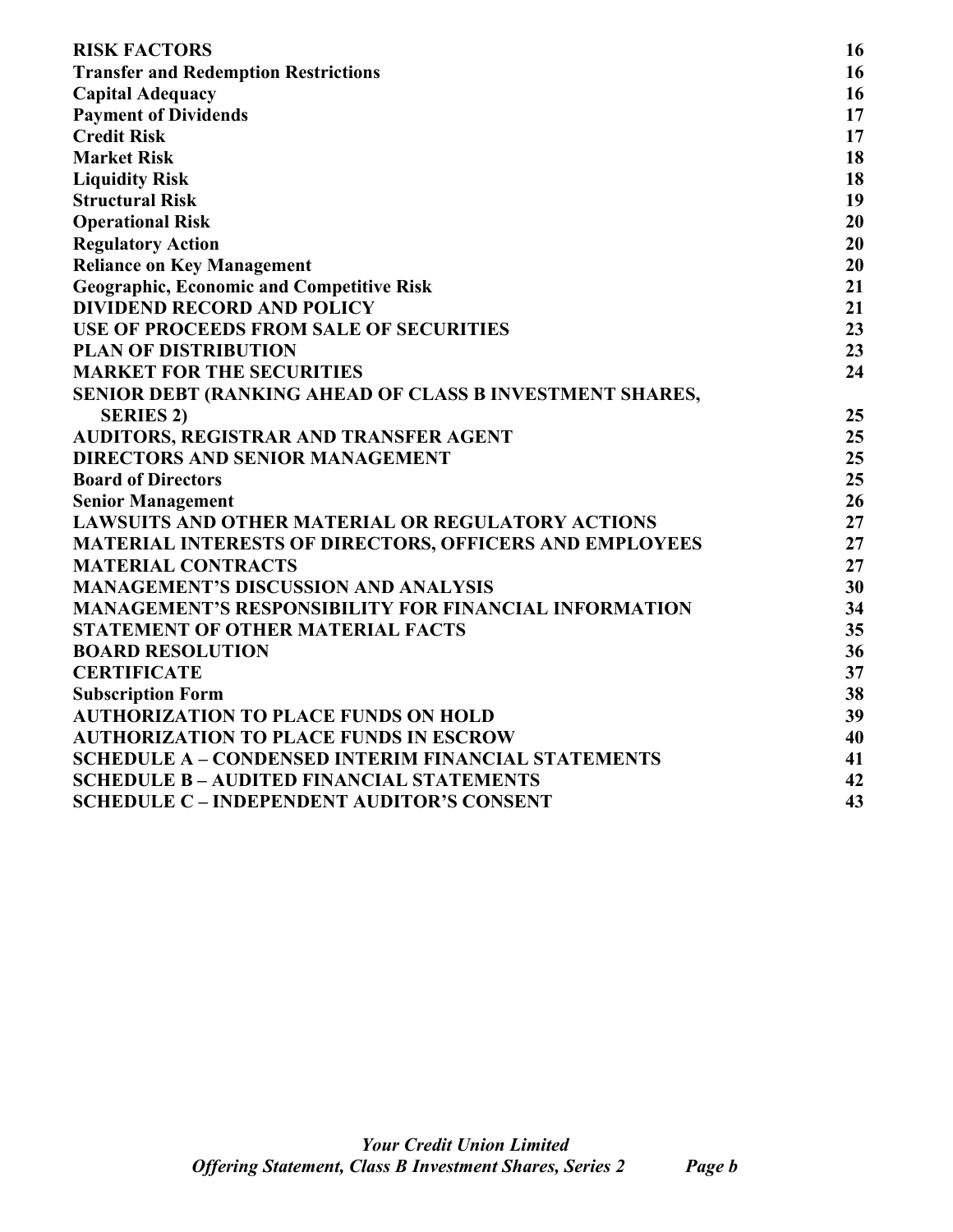| | |
|---|---|
| **RISK FACTORS** | **16** |
| **Transfer and Redemption Restrictions** | **16** |
| **Capital Adequacy** | **16** |
| **Payment of Dividends** | **17** |
| **Credit Risk** | **17** |
| **Market Risk** | **18** |
| **Liquidity Risk** | **18** |
| **Structural Risk** | **19** |
| **Operational Risk** | **20** |
| **Regulatory Action** | **20** |
| **Reliance on Key Management** | **20** |
| **Geographic, Economic and Competitive Risk** | **21** |
| **DIVIDEND RECORD AND POLICY** | **21** |
| **USE OF PROCEEDS FROM SALE OF SECURITIES** | **23** |
| **PLAN OF DISTRIBUTION** | **23** |
| **MARKET FOR THE SECURITIES** | **24** |
| **SENIOR DEBT (RANKING AHEAD OF CLASS B INVESTMENT SHARES, SERIES 2)** | **25** |
| **AUDITORS, REGISTRAR AND TRANSFER AGENT** | **25** |
| **DIRECTORS AND SENIOR MANAGEMENT** | **25** |
| **Board of Directors** | **25** |
| **Senior Management** | **26** |
| **LAWSUITS AND OTHER MATERIAL OR REGULATORY ACTIONS** | **27** |
| **MATERIAL INTERESTS OF DIRECTORS, OFFICERS AND EMPLOYEES** | **27** |
| **MATERIAL CONTRACTS** | **27** |
| **MANAGEMENT'S DISCUSSION AND ANALYSIS** | **30** |
| **MANAGEMENT'S RESPONSIBILITY FOR FINANCIAL INFORMATION** | **34** |
| **STATEMENT OF OTHER MATERIAL FACTS** | **35** |
| **BOARD RESOLUTION** | **36** |
| **CERTIFICATE** | **37** |
| **Subscription Form** | **38** |
| **AUTHORIZATION TO PLACE FUNDS ON HOLD** | **39** |
| **AUTHORIZATION TO PLACE FUNDS IN ESCROW** | **40** |
| **SCHEDULE A – CONDENSED INTERIM FINANCIAL STATEMENTS** | **41** |
| **SCHEDULE B – AUDITED FINANCIAL STATEMENTS** | **42** |
| **SCHEDULE C – INDEPENDENT AUDITOR'S CONSENT** | **43** |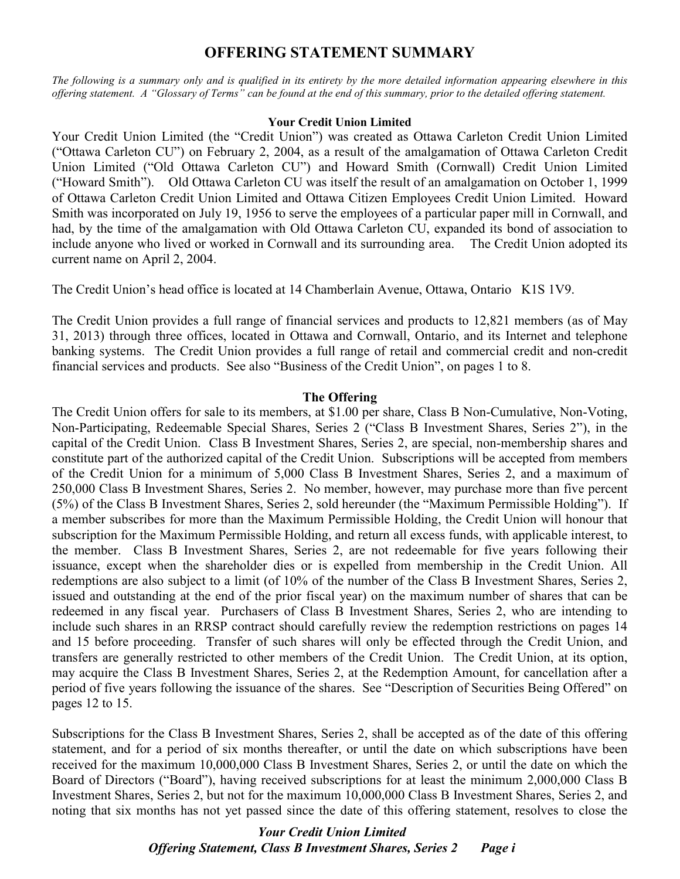# OFFERING STATEMENT SUMMARY

*The following is a summary only and is qualified in its entirety by the more detailed information appearing elsewhere in this offering statement. A "Glossary of Terms" can be found at the end of this summary, prior to the detailed offering statement.*

**Your Credit Union Limited**

Your Credit Union Limited (the "Credit Union") was created as Ottawa Carleton Credit Union Limited ("Ottawa Carleton CU") on February 2, 2004, as a result of the amalgamation of Ottawa Carleton Credit Union Limited ("Old Ottawa Carleton CU") and Howard Smith (Cornwall) Credit Union Limited ("Howard Smith"). Old Ottawa Carleton CU was itself the result of an amalgamation on October 1, 1999 of Ottawa Carleton Credit Union Limited and Ottawa Citizen Employees Credit Union Limited. Howard Smith was incorporated on July 19, 1956 to serve the employees of a particular paper mill in Cornwall, and had, by the time of the amalgamation with Old Ottawa Carleton CU, expanded its bond of association to include anyone who lived or worked in Cornwall and its surrounding area. The Credit Union adopted its current name on April 2, 2004.

The Credit Union's head office is located at 14 Chamberlain Avenue, Ottawa, Ontario K1S 1V9.

The Credit Union provides a full range of financial services and products to 12,821 members (as of May 31, 2013) through three offices, located in Ottawa and Cornwall, Ontario, and its Internet and telephone banking systems. The Credit Union provides a full range of retail and commercial credit and non-credit financial services and products. See also "Business of the Credit Union", on pages 1 to 8.

**The Offering**

The Credit Union offers for sale to its members, at $1.00 per share, Class B Non-Cumulative, Non-Voting, Non-Participating, Redeemable Special Shares, Series 2 ("Class B Investment Shares, Series 2"), in the capital of the Credit Union. Class B Investment Shares, Series 2, are special, non-membership shares and constitute part of the authorized capital of the Credit Union. Subscriptions will be accepted from members of the Credit Union for a minimum of 5,000 Class B Investment Shares, Series 2, and a maximum of 250,000 Class B Investment Shares, Series 2. No member, however, may purchase more than five percent (5%) of the Class B Investment Shares, Series 2, sold hereunder (the "Maximum Permissible Holding"). If a member subscribes for more than the Maximum Permissible Holding, the Credit Union will honour that subscription for the Maximum Permissible Holding, and return all excess funds, with applicable interest, to the member. Class B Investment Shares, Series 2, are not redeemable for five years following their issuance, except when the shareholder dies or is expelled from membership in the Credit Union. All redemptions are also subject to a limit (of 10% of the number of the Class B Investment Shares, Series 2, issued and outstanding at the end of the prior fiscal year) on the maximum number of shares that can be redeemed in any fiscal year. Purchasers of Class B Investment Shares, Series 2, who are intending to include such shares in an RRSP contract should carefully review the redemption restrictions on pages 14 and 15 before proceeding. Transfer of such shares will only be effected through the Credit Union, and transfers are generally restricted to other members of the Credit Union. The Credit Union, at its option, may acquire the Class B Investment Shares, Series 2, at the Redemption Amount, for cancellation after a period of five years following the issuance of the shares. See "Description of Securities Being Offered" on pages 12 to 15.

Subscriptions for the Class B Investment Shares, Series 2, shall be accepted as of the date of this offering statement, and for a period of six months thereafter, or until the date on which subscriptions have been received for the maximum 10,000,000 Class B Investment Shares, Series 2, or until the date on which the Board of Directors ("Board"), having received subscriptions for at least the minimum 2,000,000 Class B Investment Shares, Series 2, but not for the maximum 10,000,000 Class B Investment Shares, Series 2, and noting that six months has not yet passed since the date of this offering statement, resolves to close the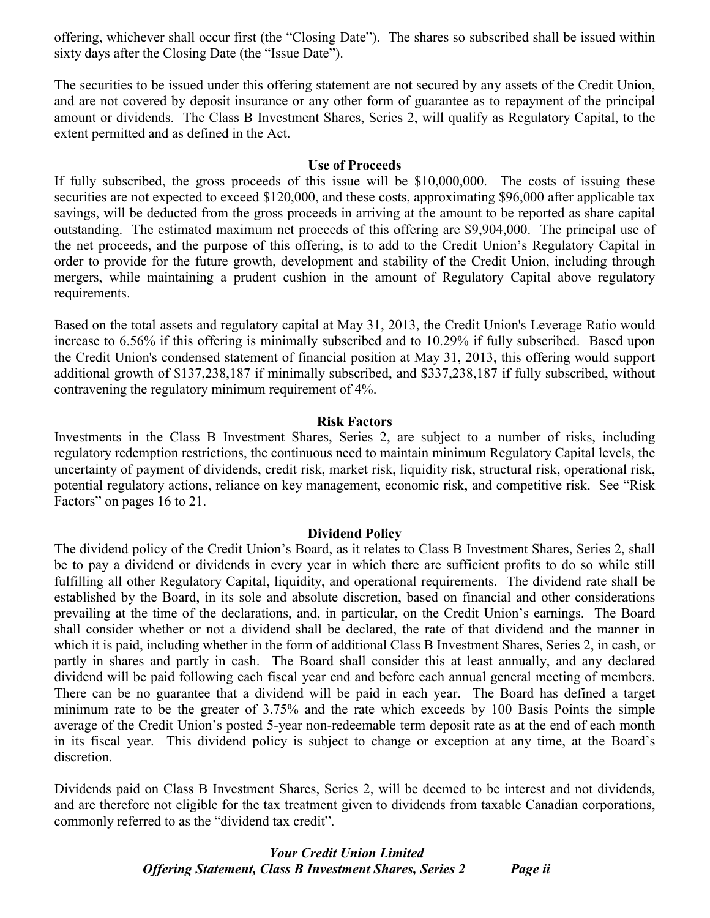offering, whichever shall occur first (the "Closing Date"). The shares so subscribed shall be issued within sixty days after the Closing Date (the "Issue Date").

The securities to be issued under this offering statement are not secured by any assets of the Credit Union, and are not covered by deposit insurance or any other form of guarantee as to repayment of the principal amount or dividends. The Class B Investment Shares, Series 2, will qualify as Regulatory Capital, to the extent permitted and as defined in the Act.

## Use of Proceeds

If fully subscribed, the gross proceeds of this issue will be $10,000,000. The costs of issuing these securities are not expected to exceed $120,000, and these costs, approximating $96,000 after applicable tax savings, will be deducted from the gross proceeds in arriving at the amount to be reported as share capital outstanding. The estimated maximum net proceeds of this offering are $9,904,000. The principal use of the net proceeds, and the purpose of this offering, is to add to the Credit Union's Regulatory Capital in order to provide for the future growth, development and stability of the Credit Union, including through mergers, while maintaining a prudent cushion in the amount of Regulatory Capital above regulatory requirements.

Based on the total assets and regulatory capital at May 31, 2013, the Credit Union's Leverage Ratio would increase to 6.56% if this offering is minimally subscribed and to 10.29% if fully subscribed. Based upon the Credit Union's condensed statement of financial position at May 31, 2013, this offering would support additional growth of $137,238,187 if minimally subscribed, and $337,238,187 if fully subscribed, without contravening the regulatory minimum requirement of 4%.

## Risk Factors

Investments in the Class B Investment Shares, Series 2, are subject to a number of risks, including regulatory redemption restrictions, the continuous need to maintain minimum Regulatory Capital levels, the uncertainty of payment of dividends, credit risk, market risk, liquidity risk, structural risk, operational risk, potential regulatory actions, reliance on key management, economic risk, and competitive risk. See "Risk Factors" on pages 16 to 21.

## Dividend Policy

The dividend policy of the Credit Union's Board, as it relates to Class B Investment Shares, Series 2, shall be to pay a dividend or dividends in every year in which there are sufficient profits to do so while still fulfilling all other Regulatory Capital, liquidity, and operational requirements. The dividend rate shall be established by the Board, in its sole and absolute discretion, based on financial and other considerations prevailing at the time of the declarations, and, in particular, on the Credit Union's earnings. The Board shall consider whether or not a dividend shall be declared, the rate of that dividend and the manner in which it is paid, including whether in the form of additional Class B Investment Shares, Series 2, in cash, or partly in shares and partly in cash. The Board shall consider this at least annually, and any declared dividend will be paid following each fiscal year end and before each annual general meeting of members. There can be no guarantee that a dividend will be paid in each year. The Board has defined a target minimum rate to be the greater of 3.75% and the rate which exceeds by 100 Basis Points the simple average of the Credit Union's posted 5-year non-redeemable term deposit rate as at the end of each month in its fiscal year. This dividend policy is subject to change or exception at any time, at the Board's discretion.

Dividends paid on Class B Investment Shares, Series 2, will be deemed to be interest and not dividends, and are therefore not eligible for the tax treatment given to dividends from taxable Canadian corporations, commonly referred to as the "dividend tax credit".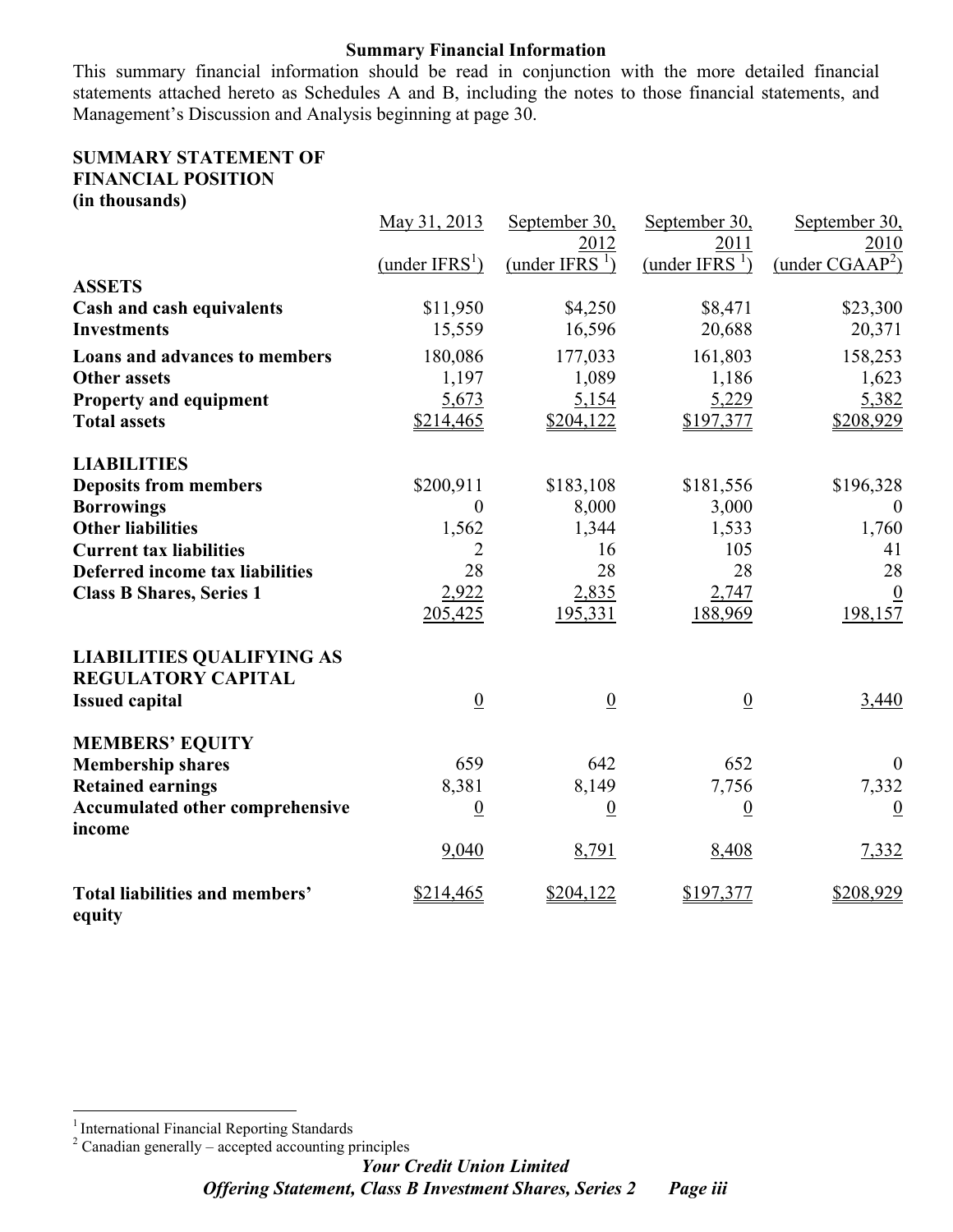**Summary Financial Information**

This summary financial information should be read in conjunction with the more detailed financial statements attached hereto as Schedules A and B, including the notes to those financial statements, and Management's Discussion and Analysis beginning at page 30.

**SUMMARY STATEMENT OF FINANCIAL POSITION (in thousands)**

| | May 31, 2013 (under IFRS[1]) | September 30, 2012 (under IFRS [1]) | September 30, 2011 (under IFRS [1]) | September 30, 2010 (under CGAAP[2]) |
|---|---|---|---|---|
| **ASSETS** | | | | |
| **Cash and cash equivalents** | $11,950 | $4,250 | $8,471 | $23,300 |
| **Investments** | 15,559 | 16,596 | 20,688 | 20,371 |
| **Loans and advances to members** | 180,086 | 177,033 | 161,803 | 158,253 |
| **Other assets** | 1,197 | 1,089 | 1,186 | 1,623 |
| **Property and equipment** | 5,673 | 5,154 | 5,229 | 5,382 |
| **Total assets** | $214,465 | $204,122 | $197,377 | $208,929 |
| **LIABILITIES** | | | | |
| **Deposits from members** | $200,911 | $183,108 | $181,556 | $196,328 |
| **Borrowings** | 0 | 8,000 | 3,000 | 0 |
| **Other liabilities** | 1,562 | 1,344 | 1,533 | 1,760 |
| **Current tax liabilities** | 2 | 16 | 105 | 41 |
| **Deferred income tax liabilities** | 28 | 28 | 28 | 28 |
| **Class B Shares, Series 1** | 2,922 | 2,835 | 2,747 | 0 |
| | 205,425 | 195,331 | 188,969 | 198,157 |
| **LIABILITIES QUALIFYING AS REGULATORY CAPITAL** | | | | |
| **Issued capital** | 0 | 0 | 0 | 3,440 |
| **MEMBERS' EQUITY** | | | | |
| **Membership shares** | 659 | 642 | 652 | 0 |
| **Retained earnings** | 8,381 | 8,149 | 7,756 | 7,332 |
| **Accumulated other comprehensive income** | 0 | 0 | 0 | 0 |
| | 9,040 | 8,791 | 8,408 | 7,332 |
| **Total liabilities and members' equity** | $214,465 | $204,122 | $197,377 | $208,929 |

[1] International Financial Reporting Standards
[2] Canadian generally – accepted accounting principles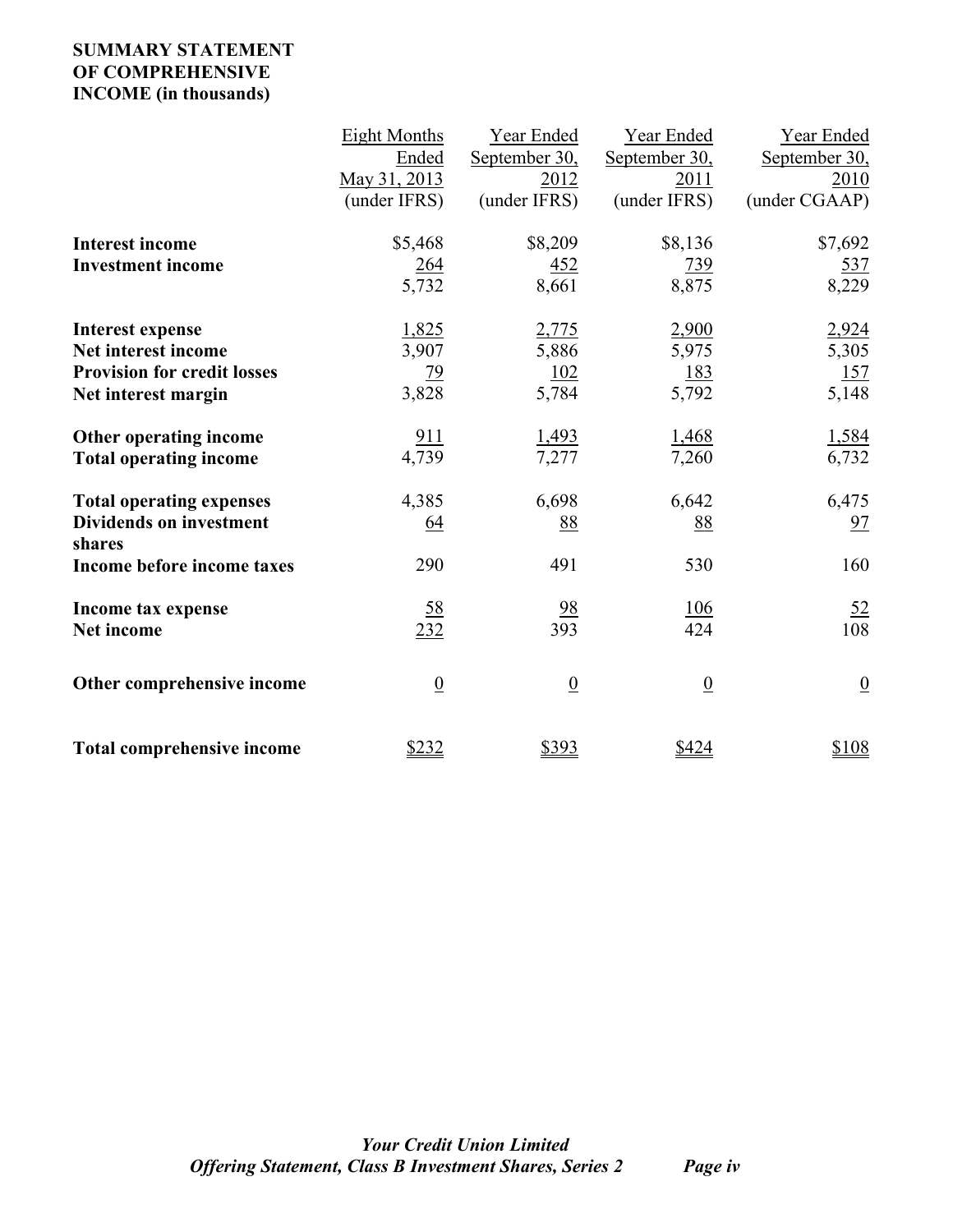**SUMMARY STATEMENT OF COMPREHENSIVE INCOME (in thousands)**

| | Eight Months Ended May 31, 2013 (under IFRS) | Year Ended September 30, 2012 (under IFRS) | Year Ended September 30, 2011 (under IFRS) | Year Ended September 30, 2010 (under CGAAP) |
|---|---|---|---|---|
| **Interest income** | $5,468 | $8,209 | $8,136 | $7,692 |
| **Investment income** | 264 | 452 | 739 | 537 |
| | 5,732 | 8,661 | 8,875 | 8,229 |
| **Interest expense** | 1,825 | 2,775 | 2,900 | 2,924 |
| **Net interest income** | 3,907 | 5,886 | 5,975 | 5,305 |
| **Provision for credit losses** | 79 | 102 | 183 | 157 |
| **Net interest margin** | 3,828 | 5,784 | 5,792 | 5,148 |
| **Other operating income** | 911 | 1,493 | 1,468 | 1,584 |
| **Total operating income** | 4,739 | 7,277 | 7,260 | 6,732 |
| **Total operating expenses** | 4,385 | 6,698 | 6,642 | 6,475 |
| **Dividends on investment shares** | 64 | 88 | 88 | 97 |
| **Income before income taxes** | 290 | 491 | 530 | 160 |
| **Income tax expense** | 58 | 98 | 106 | 52 |
| **Net income** | 232 | 393 | 424 | 108 |
| **Other comprehensive income** | 0 | 0 | 0 | 0 |
| **Total comprehensive income** | $232 | $393 | $424 | $108 |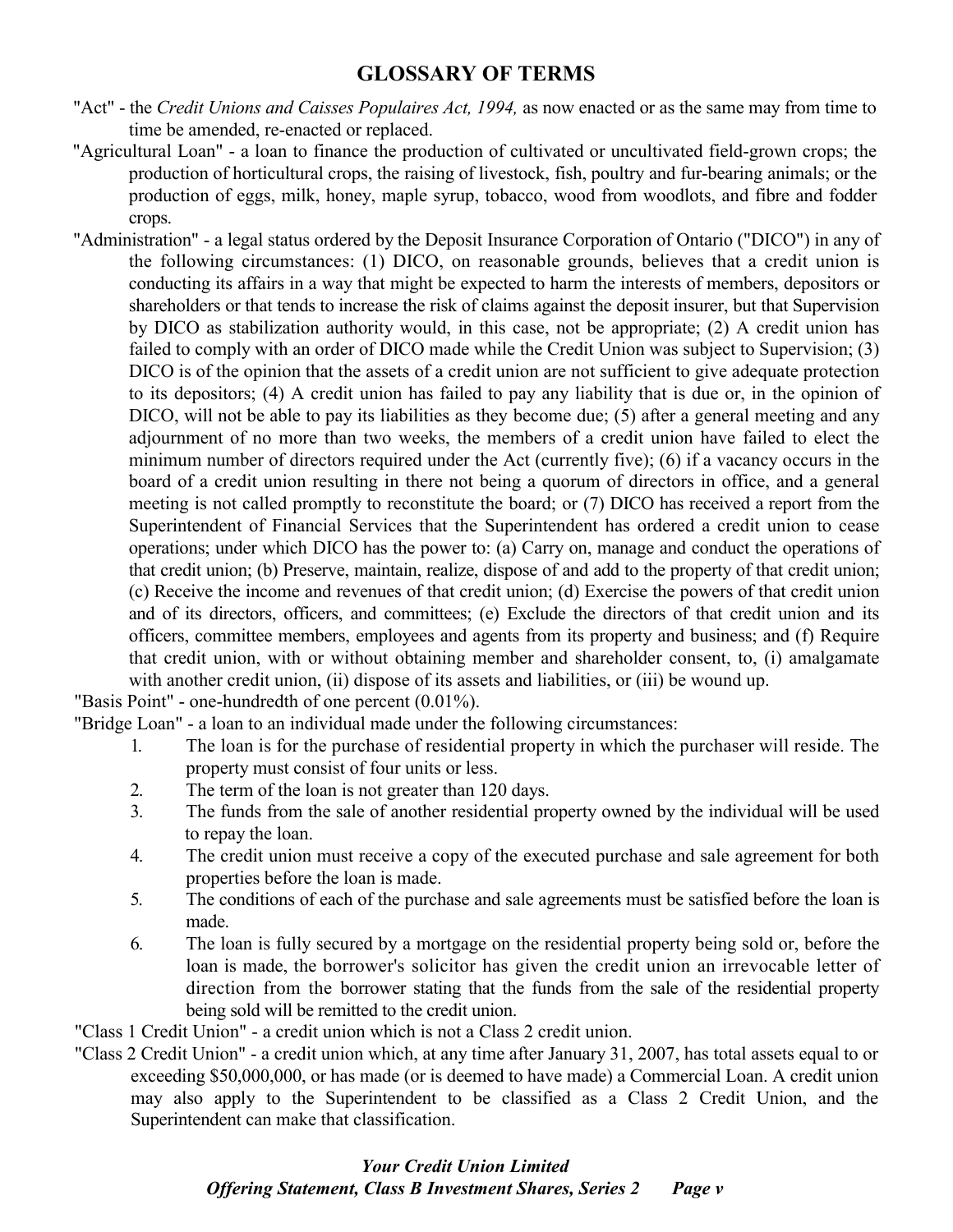# GLOSSARY OF TERMS

"Act" - the *Credit Unions and Caisses Populaires Act, 1994,* as now enacted or as the same may from time to time be amended, re-enacted or replaced.

"Agricultural Loan" - a loan to finance the production of cultivated or uncultivated field-grown crops; the production of horticultural crops, the raising of livestock, fish, poultry and fur-bearing animals; or the production of eggs, milk, honey, maple syrup, tobacco, wood from woodlots, and fibre and fodder crops.

"Administration" - a legal status ordered by the Deposit Insurance Corporation of Ontario ("DICO") in any of the following circumstances: (1) DICO, on reasonable grounds, believes that a credit union is conducting its affairs in a way that might be expected to harm the interests of members, depositors or shareholders or that tends to increase the risk of claims against the deposit insurer, but that Supervision by DICO as stabilization authority would, in this case, not be appropriate; (2) A credit union has failed to comply with an order of DICO made while the Credit Union was subject to Supervision; (3) DICO is of the opinion that the assets of a credit union are not sufficient to give adequate protection to its depositors; (4) A credit union has failed to pay any liability that is due or, in the opinion of DICO, will not be able to pay its liabilities as they become due; (5) after a general meeting and any adjournment of no more than two weeks, the members of a credit union have failed to elect the minimum number of directors required under the Act (currently five); (6) if a vacancy occurs in the board of a credit union resulting in there not being a quorum of directors in office, and a general meeting is not called promptly to reconstitute the board; or (7) DICO has received a report from the Superintendent of Financial Services that the Superintendent has ordered a credit union to cease operations; under which DICO has the power to: (a) Carry on, manage and conduct the operations of that credit union; (b) Preserve, maintain, realize, dispose of and add to the property of that credit union; (c) Receive the income and revenues of that credit union; (d) Exercise the powers of that credit union and of its directors, officers, and committees; (e) Exclude the directors of that credit union and its officers, committee members, employees and agents from its property and business; and (f) Require that credit union, with or without obtaining member and shareholder consent, to, (i) amalgamate with another credit union, (ii) dispose of its assets and liabilities, or (iii) be wound up.

"Basis Point" - one-hundredth of one percent (0.01%).

"Bridge Loan" - a loan to an individual made under the following circumstances:

1. The loan is for the purchase of residential property in which the purchaser will reside. The property must consist of four units or less.
2. The term of the loan is not greater than 120 days.
3. The funds from the sale of another residential property owned by the individual will be used to repay the loan.
4. The credit union must receive a copy of the executed purchase and sale agreement for both properties before the loan is made.
5. The conditions of each of the purchase and sale agreements must be satisfied before the loan is made.
6. The loan is fully secured by a mortgage on the residential property being sold or, before the loan is made, the borrower's solicitor has given the credit union an irrevocable letter of direction from the borrower stating that the funds from the sale of the residential property being sold will be remitted to the credit union.

"Class 1 Credit Union" - a credit union which is not a Class 2 credit union.

"Class 2 Credit Union" - a credit union which, at any time after January 31, 2007, has total assets equal to or exceeding $50,000,000, or has made (or is deemed to have made) a Commercial Loan. A credit union may also apply to the Superintendent to be classified as a Class 2 Credit Union, and the Superintendent can make that classification.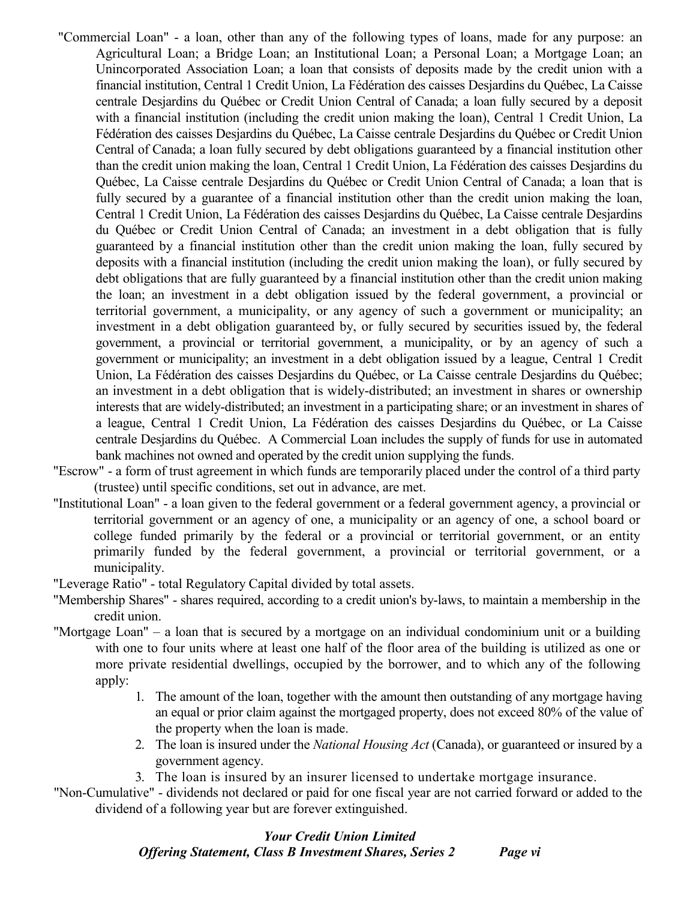"Commercial Loan" - a loan, other than any of the following types of loans, made for any purpose: an Agricultural Loan; a Bridge Loan; an Institutional Loan; a Personal Loan; a Mortgage Loan; an Unincorporated Association Loan; a loan that consists of deposits made by the credit union with a financial institution, Central 1 Credit Union, La Fédération des caisses Desjardins du Québec, La Caisse centrale Desjardins du Québec or Credit Union Central of Canada; a loan fully secured by a deposit with a financial institution (including the credit union making the loan), Central 1 Credit Union, La Fédération des caisses Desjardins du Québec, La Caisse centrale Desjardins du Québec or Credit Union Central of Canada; a loan fully secured by debt obligations guaranteed by a financial institution other than the credit union making the loan, Central 1 Credit Union, La Fédération des caisses Desjardins du Québec, La Caisse centrale Desjardins du Québec or Credit Union Central of Canada; a loan that is fully secured by a guarantee of a financial institution other than the credit union making the loan, Central 1 Credit Union, La Fédération des caisses Desjardins du Québec, La Caisse centrale Desjardins du Québec or Credit Union Central of Canada; an investment in a debt obligation that is fully guaranteed by a financial institution other than the credit union making the loan, fully secured by deposits with a financial institution (including the credit union making the loan), or fully secured by debt obligations that are fully guaranteed by a financial institution other than the credit union making the loan; an investment in a debt obligation issued by the federal government, a provincial or territorial government, a municipality, or any agency of such a government or municipality; an investment in a debt obligation guaranteed by, or fully secured by securities issued by, the federal government, a provincial or territorial government, a municipality, or by an agency of such a government or municipality; an investment in a debt obligation issued by a league, Central 1 Credit Union, La Fédération des caisses Desjardins du Québec, or La Caisse centrale Desjardins du Québec; an investment in a debt obligation that is widely-distributed; an investment in shares or ownership interests that are widely-distributed; an investment in a participating share; or an investment in shares of a league, Central 1 Credit Union, La Fédération des caisses Desjardins du Québec, or La Caisse centrale Desjardins du Québec. A Commercial Loan includes the supply of funds for use in automated bank machines not owned and operated by the credit union supplying the funds.

"Escrow" - a form of trust agreement in which funds are temporarily placed under the control of a third party (trustee) until specific conditions, set out in advance, are met.

"Institutional Loan" - a loan given to the federal government or a federal government agency, a provincial or territorial government or an agency of one, a municipality or an agency of one, a school board or college funded primarily by the federal or a provincial or territorial government, or an entity primarily funded by the federal government, a provincial or territorial government, or a municipality.

"Leverage Ratio" - total Regulatory Capital divided by total assets.

"Membership Shares" - shares required, according to a credit union's by-laws, to maintain a membership in the credit union.

"Mortgage Loan" – a loan that is secured by a mortgage on an individual condominium unit or a building with one to four units where at least one half of the floor area of the building is utilized as one or more private residential dwellings, occupied by the borrower, and to which any of the following apply:

1. The amount of the loan, together with the amount then outstanding of any mortgage having an equal or prior claim against the mortgaged property, does not exceed 80% of the value of the property when the loan is made.
2. The loan is insured under the *National Housing Act* (Canada), or guaranteed or insured by a government agency.
3. The loan is insured by an insurer licensed to undertake mortgage insurance.

"Non-Cumulative" - dividends not declared or paid for one fiscal year are not carried forward or added to the dividend of a following year but are forever extinguished.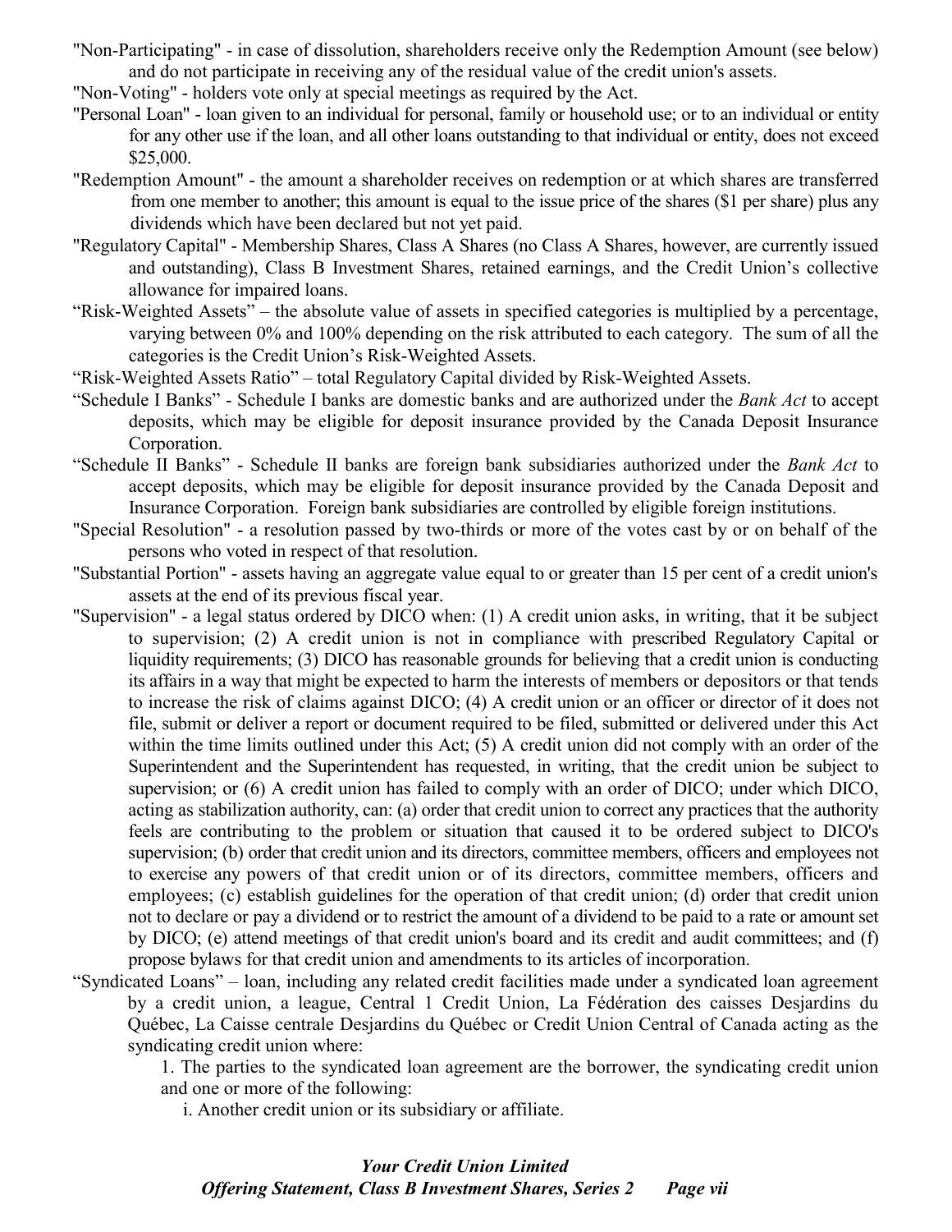"Non-Participating" - in case of dissolution, shareholders receive only the Redemption Amount (see below) and do not participate in receiving any of the residual value of the credit union's assets.

"Non-Voting" - holders vote only at special meetings as required by the Act.

"Personal Loan" - loan given to an individual for personal, family or household use; or to an individual or entity for any other use if the loan, and all other loans outstanding to that individual or entity, does not exceed $25,000.

"Redemption Amount" - the amount a shareholder receives on redemption or at which shares are transferred from one member to another; this amount is equal to the issue price of the shares ($1 per share) plus any dividends which have been declared but not yet paid.

"Regulatory Capital" - Membership Shares, Class A Shares (no Class A Shares, however, are currently issued and outstanding), Class B Investment Shares, retained earnings, and the Credit Union's collective allowance for impaired loans.

"Risk-Weighted Assets" – the absolute value of assets in specified categories is multiplied by a percentage, varying between 0% and 100% depending on the risk attributed to each category. The sum of all the categories is the Credit Union's Risk-Weighted Assets.

"Risk-Weighted Assets Ratio" – total Regulatory Capital divided by Risk-Weighted Assets.

"Schedule I Banks" - Schedule I banks are domestic banks and are authorized under the *Bank Act* to accept deposits, which may be eligible for deposit insurance provided by the Canada Deposit Insurance Corporation.

"Schedule II Banks" - Schedule II banks are foreign bank subsidiaries authorized under the *Bank Act* to accept deposits, which may be eligible for deposit insurance provided by the Canada Deposit and Insurance Corporation. Foreign bank subsidiaries are controlled by eligible foreign institutions.

"Special Resolution" - a resolution passed by two-thirds or more of the votes cast by or on behalf of the persons who voted in respect of that resolution.

"Substantial Portion" - assets having an aggregate value equal to or greater than 15 per cent of a credit union's assets at the end of its previous fiscal year.

"Supervision" - a legal status ordered by DICO when: (1) A credit union asks, in writing, that it be subject to supervision; (2) A credit union is not in compliance with prescribed Regulatory Capital or liquidity requirements; (3) DICO has reasonable grounds for believing that a credit union is conducting its affairs in a way that might be expected to harm the interests of members or depositors or that tends to increase the risk of claims against DICO; (4) A credit union or an officer or director of it does not file, submit or deliver a report or document required to be filed, submitted or delivered under this Act within the time limits outlined under this Act; (5) A credit union did not comply with an order of the Superintendent and the Superintendent has requested, in writing, that the credit union be subject to supervision; or (6) A credit union has failed to comply with an order of DICO; under which DICO, acting as stabilization authority, can: (a) order that credit union to correct any practices that the authority feels are contributing to the problem or situation that caused it to be ordered subject to DICO's supervision; (b) order that credit union and its directors, committee members, officers and employees not to exercise any powers of that credit union or of its directors, committee members, officers and employees; (c) establish guidelines for the operation of that credit union; (d) order that credit union not to declare or pay a dividend or to restrict the amount of a dividend to be paid to a rate or amount set by DICO; (e) attend meetings of that credit union's board and its credit and audit committees; and (f) propose bylaws for that credit union and amendments to its articles of incorporation.

"Syndicated Loans" – loan, including any related credit facilities made under a syndicated loan agreement by a credit union, a league, Central 1 Credit Union, La Fédération des caisses Desjardins du Québec, La Caisse centrale Desjardins du Québec or Credit Union Central of Canada acting as the syndicating credit union where:

1. The parties to the syndicated loan agreement are the borrower, the syndicating credit union and one or more of the following:
   i. Another credit union or its subsidiary or affiliate.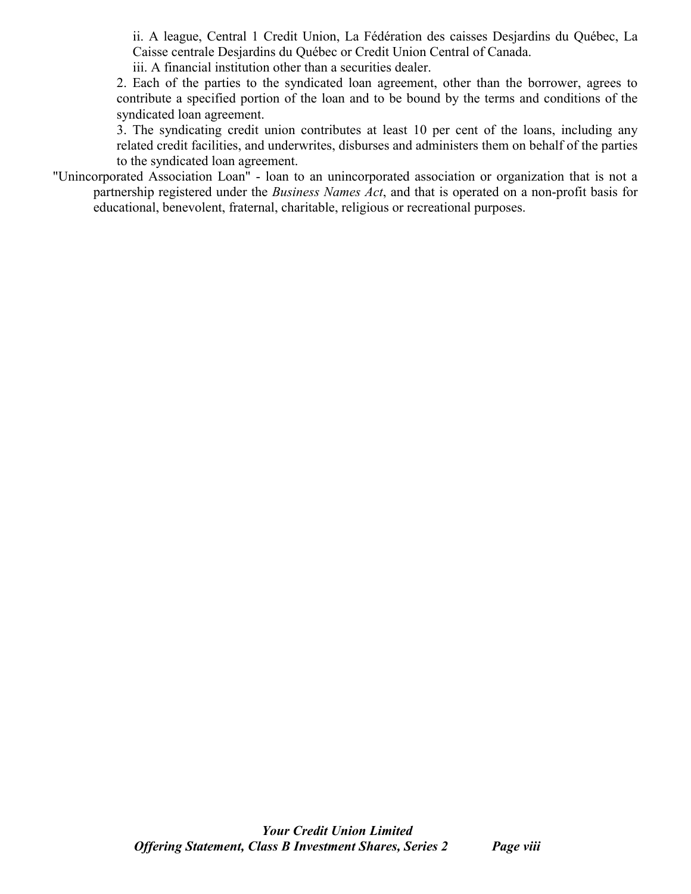ii. A league, Central 1 Credit Union, La Fédération des caisses Desjardins du Québec, La Caisse centrale Desjardins du Québec or Credit Union Central of Canada.

iii. A financial institution other than a securities dealer.

2. Each of the parties to the syndicated loan agreement, other than the borrower, agrees to contribute a specified portion of the loan and to be bound by the terms and conditions of the syndicated loan agreement.

3. The syndicating credit union contributes at least 10 per cent of the loans, including any related credit facilities, and underwrites, disburses and administers them on behalf of the parties to the syndicated loan agreement.

"Unincorporated Association Loan" - loan to an unincorporated association or organization that is not a partnership registered under the *Business Names Act*, and that is operated on a non-profit basis for educational, benevolent, fraternal, charitable, religious or recreational purposes.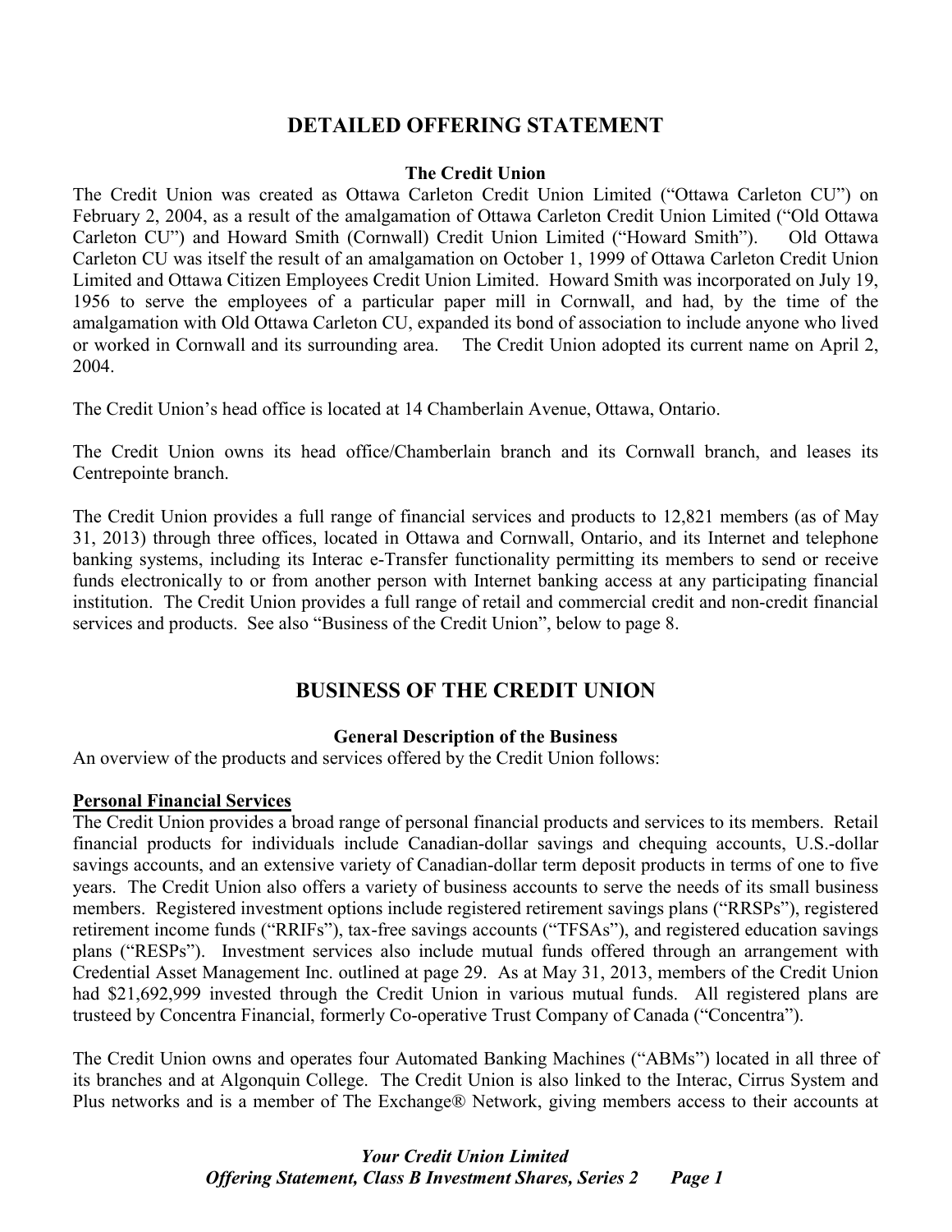# DETAILED OFFERING STATEMENT

### The Credit Union

The Credit Union was created as Ottawa Carleton Credit Union Limited ("Ottawa Carleton CU") on February 2, 2004, as a result of the amalgamation of Ottawa Carleton Credit Union Limited ("Old Ottawa Carleton CU") and Howard Smith (Cornwall) Credit Union Limited ("Howard Smith"). Old Ottawa Carleton CU was itself the result of an amalgamation on October 1, 1999 of Ottawa Carleton Credit Union Limited and Ottawa Citizen Employees Credit Union Limited. Howard Smith was incorporated on July 19, 1956 to serve the employees of a particular paper mill in Cornwall, and had, by the time of the amalgamation with Old Ottawa Carleton CU, expanded its bond of association to include anyone who lived or worked in Cornwall and its surrounding area. The Credit Union adopted its current name on April 2, 2004.

The Credit Union's head office is located at 14 Chamberlain Avenue, Ottawa, Ontario.

The Credit Union owns its head office/Chamberlain branch and its Cornwall branch, and leases its Centrepointe branch.

The Credit Union provides a full range of financial services and products to 12,821 members (as of May 31, 2013) through three offices, located in Ottawa and Cornwall, Ontario, and its Internet and telephone banking systems, including its Interac e-Transfer functionality permitting its members to send or receive funds electronically to or from another person with Internet banking access at any participating financial institution. The Credit Union provides a full range of retail and commercial credit and non-credit financial services and products. See also "Business of the Credit Union", below to page 8.

# BUSINESS OF THE CREDIT UNION

### General Description of the Business

An overview of the products and services offered by the Credit Union follows:

**Personal Financial Services**

The Credit Union provides a broad range of personal financial products and services to its members. Retail financial products for individuals include Canadian-dollar savings and chequing accounts, U.S.-dollar savings accounts, and an extensive variety of Canadian-dollar term deposit products in terms of one to five years. The Credit Union also offers a variety of business accounts to serve the needs of its small business members. Registered investment options include registered retirement savings plans ("RRSPs"), registered retirement income funds ("RRIFs"), tax-free savings accounts ("TFSAs"), and registered education savings plans ("RESPs"). Investment services also include mutual funds offered through an arrangement with Credential Asset Management Inc. outlined at page 29. As at May 31, 2013, members of the Credit Union had $21,692,999 invested through the Credit Union in various mutual funds. All registered plans are trusteed by Concentra Financial, formerly Co-operative Trust Company of Canada ("Concentra").

The Credit Union owns and operates four Automated Banking Machines ("ABMs") located in all three of its branches and at Algonquin College. The Credit Union is also linked to the Interac, Cirrus System and Plus networks and is a member of The Exchange® Network, giving members access to their accounts at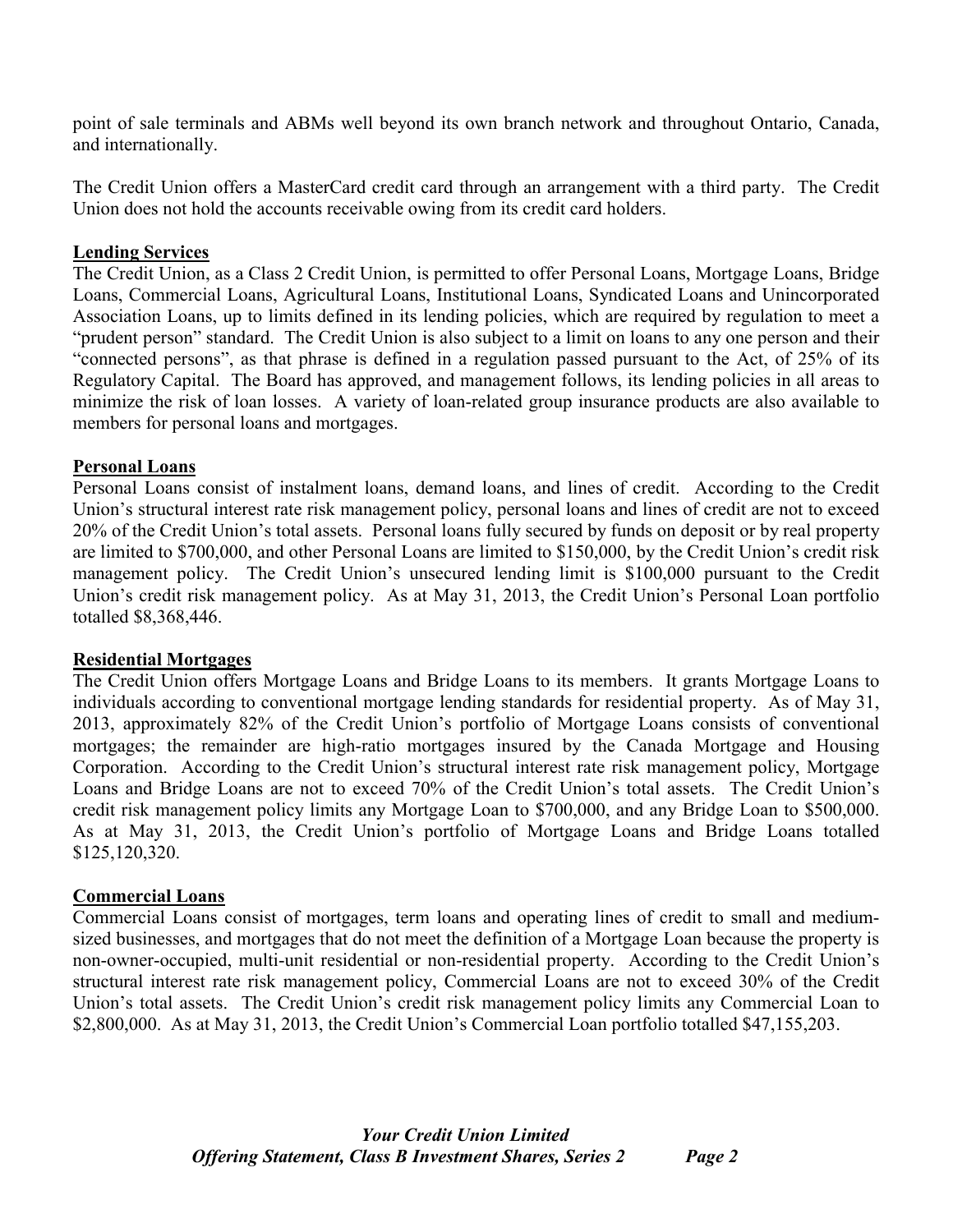point of sale terminals and ABMs well beyond its own branch network and throughout Ontario, Canada, and internationally.

The Credit Union offers a MasterCard credit card through an arrangement with a third party. The Credit Union does not hold the accounts receivable owing from its credit card holders.

**Lending Services**

The Credit Union, as a Class 2 Credit Union, is permitted to offer Personal Loans, Mortgage Loans, Bridge Loans, Commercial Loans, Agricultural Loans, Institutional Loans, Syndicated Loans and Unincorporated Association Loans, up to limits defined in its lending policies, which are required by regulation to meet a "prudent person" standard. The Credit Union is also subject to a limit on loans to any one person and their "connected persons", as that phrase is defined in a regulation passed pursuant to the Act, of 25% of its Regulatory Capital. The Board has approved, and management follows, its lending policies in all areas to minimize the risk of loan losses. A variety of loan-related group insurance products are also available to members for personal loans and mortgages.

**Personal Loans**

Personal Loans consist of instalment loans, demand loans, and lines of credit. According to the Credit Union's structural interest rate risk management policy, personal loans and lines of credit are not to exceed 20% of the Credit Union's total assets. Personal loans fully secured by funds on deposit or by real property are limited to $700,000, and other Personal Loans are limited to $150,000, by the Credit Union's credit risk management policy. The Credit Union's unsecured lending limit is $100,000 pursuant to the Credit Union's credit risk management policy. As at May 31, 2013, the Credit Union's Personal Loan portfolio totalled $8,368,446.

**Residential Mortgages**

The Credit Union offers Mortgage Loans and Bridge Loans to its members. It grants Mortgage Loans to individuals according to conventional mortgage lending standards for residential property. As of May 31, 2013, approximately 82% of the Credit Union's portfolio of Mortgage Loans consists of conventional mortgages; the remainder are high-ratio mortgages insured by the Canada Mortgage and Housing Corporation. According to the Credit Union's structural interest rate risk management policy, Mortgage Loans and Bridge Loans are not to exceed 70% of the Credit Union's total assets. The Credit Union's credit risk management policy limits any Mortgage Loan to $700,000, and any Bridge Loan to $500,000. As at May 31, 2013, the Credit Union's portfolio of Mortgage Loans and Bridge Loans totalled $125,120,320.

**Commercial Loans**

Commercial Loans consist of mortgages, term loans and operating lines of credit to small and medium-sized businesses, and mortgages that do not meet the definition of a Mortgage Loan because the property is non-owner-occupied, multi-unit residential or non-residential property. According to the Credit Union's structural interest rate risk management policy, Commercial Loans are not to exceed 30% of the Credit Union's total assets. The Credit Union's credit risk management policy limits any Commercial Loan to $2,800,000. As at May 31, 2013, the Credit Union's Commercial Loan portfolio totalled $47,155,203.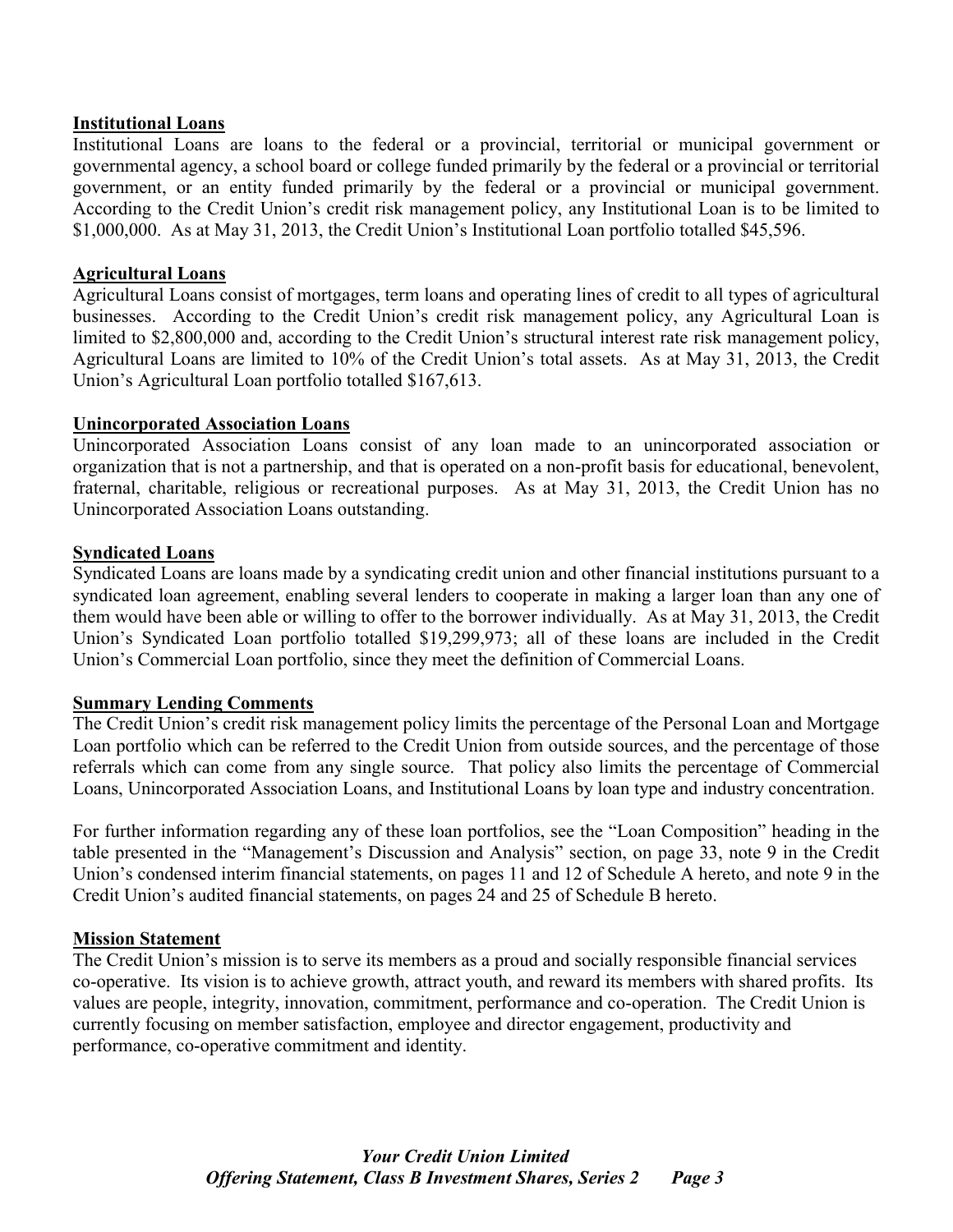**Institutional Loans**

Institutional Loans are loans to the federal or a provincial, territorial or municipal government or governmental agency, a school board or college funded primarily by the federal or a provincial or territorial government, or an entity funded primarily by the federal or a provincial or municipal government. According to the Credit Union's credit risk management policy, any Institutional Loan is to be limited to $1,000,000. As at May 31, 2013, the Credit Union's Institutional Loan portfolio totalled $45,596.

**Agricultural Loans**

Agricultural Loans consist of mortgages, term loans and operating lines of credit to all types of agricultural businesses. According to the Credit Union's credit risk management policy, any Agricultural Loan is limited to $2,800,000 and, according to the Credit Union's structural interest rate risk management policy, Agricultural Loans are limited to 10% of the Credit Union's total assets. As at May 31, 2013, the Credit Union's Agricultural Loan portfolio totalled $167,613.

**Unincorporated Association Loans**

Unincorporated Association Loans consist of any loan made to an unincorporated association or organization that is not a partnership, and that is operated on a non-profit basis for educational, benevolent, fraternal, charitable, religious or recreational purposes. As at May 31, 2013, the Credit Union has no Unincorporated Association Loans outstanding.

**Syndicated Loans**

Syndicated Loans are loans made by a syndicating credit union and other financial institutions pursuant to a syndicated loan agreement, enabling several lenders to cooperate in making a larger loan than any one of them would have been able or willing to offer to the borrower individually. As at May 31, 2013, the Credit Union's Syndicated Loan portfolio totalled $19,299,973; all of these loans are included in the Credit Union's Commercial Loan portfolio, since they meet the definition of Commercial Loans.

**Summary Lending Comments**

The Credit Union's credit risk management policy limits the percentage of the Personal Loan and Mortgage Loan portfolio which can be referred to the Credit Union from outside sources, and the percentage of those referrals which can come from any single source. That policy also limits the percentage of Commercial Loans, Unincorporated Association Loans, and Institutional Loans by loan type and industry concentration.

For further information regarding any of these loan portfolios, see the "Loan Composition" heading in the table presented in the "Management's Discussion and Analysis" section, on page 33, note 9 in the Credit Union's condensed interim financial statements, on pages 11 and 12 of Schedule A hereto, and note 9 in the Credit Union's audited financial statements, on pages 24 and 25 of Schedule B hereto.

**Mission Statement**

The Credit Union's mission is to serve its members as a proud and socially responsible financial services co-operative. Its vision is to achieve growth, attract youth, and reward its members with shared profits. Its values are people, integrity, innovation, commitment, performance and co-operation. The Credit Union is currently focusing on member satisfaction, employee and director engagement, productivity and performance, co-operative commitment and identity.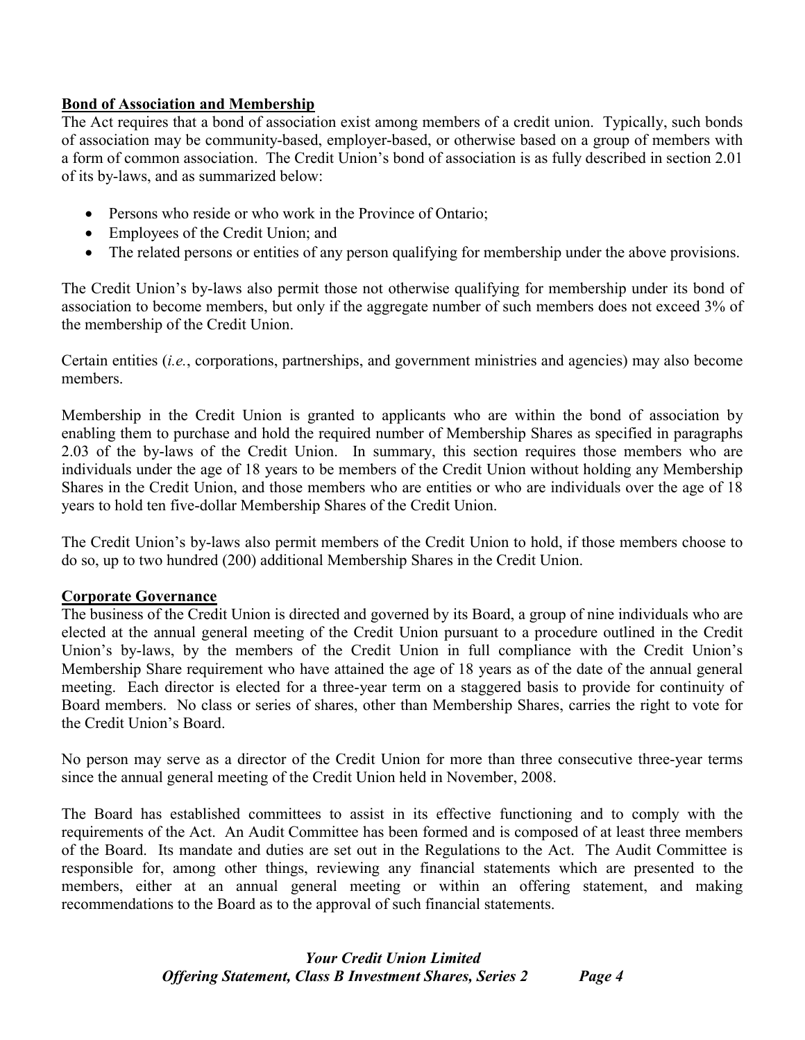**Bond of Association and Membership**

The Act requires that a bond of association exist among members of a credit union. Typically, such bonds of association may be community-based, employer-based, or otherwise based on a group of members with a form of common association. The Credit Union's bond of association is as fully described in section 2.01 of its by-laws, and as summarized below:

- Persons who reside or who work in the Province of Ontario;
- Employees of the Credit Union; and
- The related persons or entities of any person qualifying for membership under the above provisions.

The Credit Union's by-laws also permit those not otherwise qualifying for membership under its bond of association to become members, but only if the aggregate number of such members does not exceed 3% of the membership of the Credit Union.

Certain entities (*i.e.*, corporations, partnerships, and government ministries and agencies) may also become members.

Membership in the Credit Union is granted to applicants who are within the bond of association by enabling them to purchase and hold the required number of Membership Shares as specified in paragraphs 2.03 of the by-laws of the Credit Union. In summary, this section requires those members who are individuals under the age of 18 years to be members of the Credit Union without holding any Membership Shares in the Credit Union, and those members who are entities or who are individuals over the age of 18 years to hold ten five-dollar Membership Shares of the Credit Union.

The Credit Union's by-laws also permit members of the Credit Union to hold, if those members choose to do so, up to two hundred (200) additional Membership Shares in the Credit Union.

**Corporate Governance**

The business of the Credit Union is directed and governed by its Board, a group of nine individuals who are elected at the annual general meeting of the Credit Union pursuant to a procedure outlined in the Credit Union's by-laws, by the members of the Credit Union in full compliance with the Credit Union's Membership Share requirement who have attained the age of 18 years as of the date of the annual general meeting. Each director is elected for a three-year term on a staggered basis to provide for continuity of Board members. No class or series of shares, other than Membership Shares, carries the right to vote for the Credit Union's Board.

No person may serve as a director of the Credit Union for more than three consecutive three-year terms since the annual general meeting of the Credit Union held in November, 2008.

The Board has established committees to assist in its effective functioning and to comply with the requirements of the Act. An Audit Committee has been formed and is composed of at least three members of the Board. Its mandate and duties are set out in the Regulations to the Act. The Audit Committee is responsible for, among other things, reviewing any financial statements which are presented to the members, either at an annual general meeting or within an offering statement, and making recommendations to the Board as to the approval of such financial statements.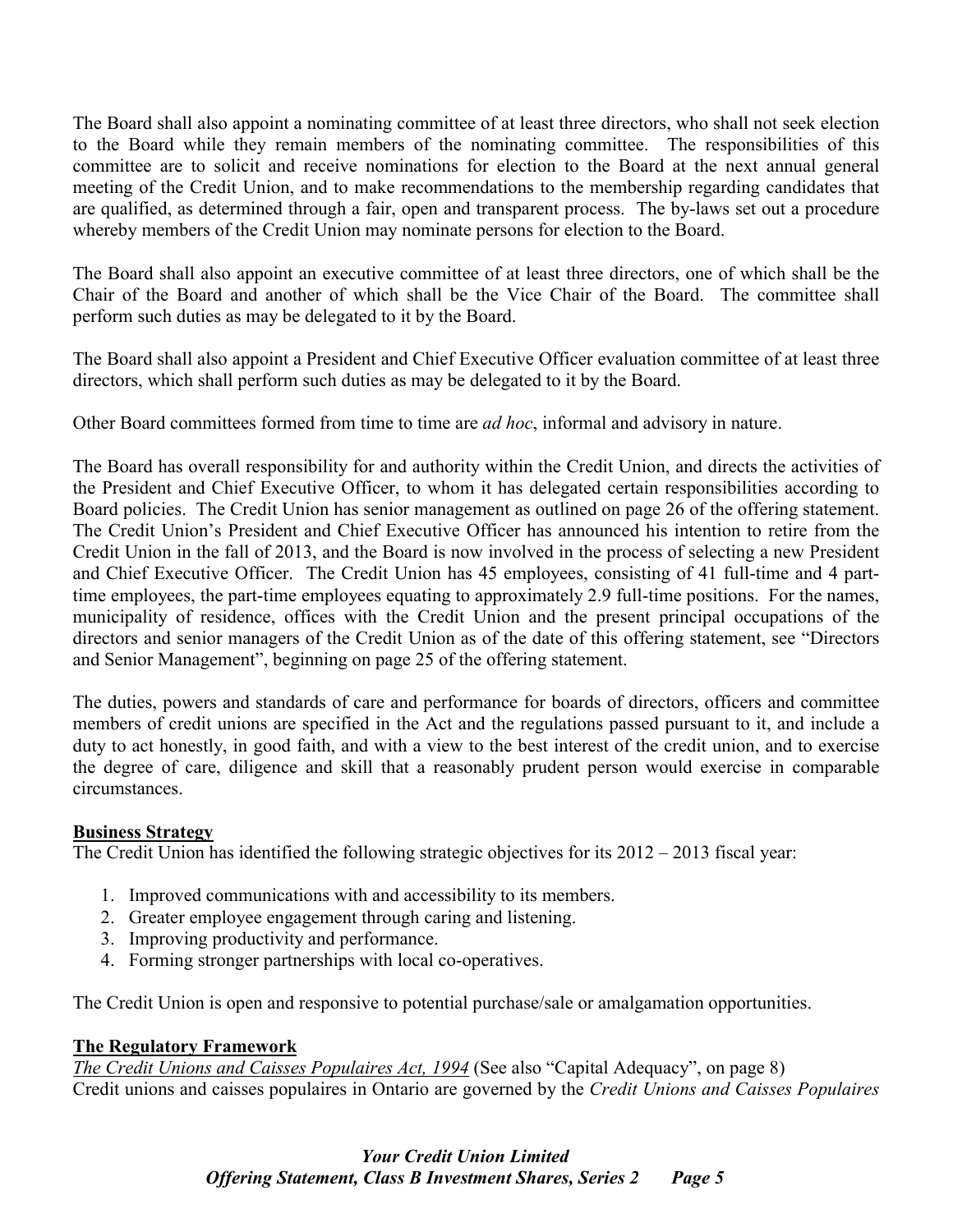The Board shall also appoint a nominating committee of at least three directors, who shall not seek election to the Board while they remain members of the nominating committee. The responsibilities of this committee are to solicit and receive nominations for election to the Board at the next annual general meeting of the Credit Union, and to make recommendations to the membership regarding candidates that are qualified, as determined through a fair, open and transparent process. The by-laws set out a procedure whereby members of the Credit Union may nominate persons for election to the Board.

The Board shall also appoint an executive committee of at least three directors, one of which shall be the Chair of the Board and another of which shall be the Vice Chair of the Board. The committee shall perform such duties as may be delegated to it by the Board.

The Board shall also appoint a President and Chief Executive Officer evaluation committee of at least three directors, which shall perform such duties as may be delegated to it by the Board.

Other Board committees formed from time to time are *ad hoc*, informal and advisory in nature.

The Board has overall responsibility for and authority within the Credit Union, and directs the activities of the President and Chief Executive Officer, to whom it has delegated certain responsibilities according to Board policies. The Credit Union has senior management as outlined on page 26 of the offering statement. The Credit Union's President and Chief Executive Officer has announced his intention to retire from the Credit Union in the fall of 2013, and the Board is now involved in the process of selecting a new President and Chief Executive Officer. The Credit Union has 45 employees, consisting of 41 full-time and 4 part-time employees, the part-time employees equating to approximately 2.9 full-time positions. For the names, municipality of residence, offices with the Credit Union and the present principal occupations of the directors and senior managers of the Credit Union as of the date of this offering statement, see "Directors and Senior Management", beginning on page 25 of the offering statement.

The duties, powers and standards of care and performance for boards of directors, officers and committee members of credit unions are specified in the Act and the regulations passed pursuant to it, and include a duty to act honestly, in good faith, and with a view to the best interest of the credit union, and to exercise the degree of care, diligence and skill that a reasonably prudent person would exercise in comparable circumstances.

**Business Strategy**

The Credit Union has identified the following strategic objectives for its 2012 – 2013 fiscal year:

1. Improved communications with and accessibility to its members.
2. Greater employee engagement through caring and listening.
3. Improving productivity and performance.
4. Forming stronger partnerships with local co-operatives.

The Credit Union is open and responsive to potential purchase/sale or amalgamation opportunities.

**The Regulatory Framework**

*The Credit Unions and Caisses Populaires Act, 1994* (See also "Capital Adequacy", on page 8)
Credit unions and caisses populaires in Ontario are governed by the *Credit Unions and Caisses Populaires*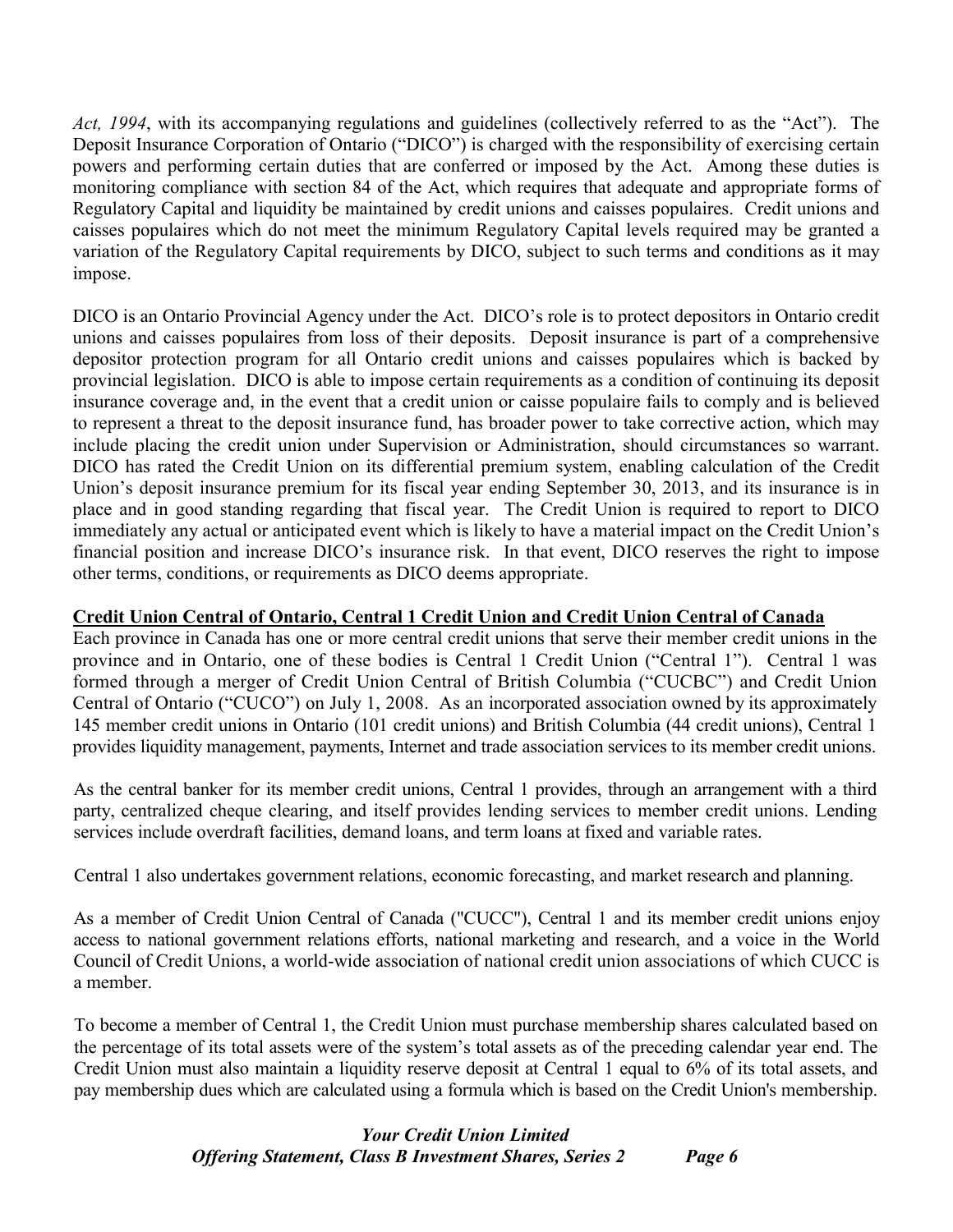*Act, 1994*, with its accompanying regulations and guidelines (collectively referred to as the "Act"). The Deposit Insurance Corporation of Ontario ("DICO") is charged with the responsibility of exercising certain powers and performing certain duties that are conferred or imposed by the Act. Among these duties is monitoring compliance with section 84 of the Act, which requires that adequate and appropriate forms of Regulatory Capital and liquidity be maintained by credit unions and caisses populaires. Credit unions and caisses populaires which do not meet the minimum Regulatory Capital levels required may be granted a variation of the Regulatory Capital requirements by DICO, subject to such terms and conditions as it may impose.

DICO is an Ontario Provincial Agency under the Act. DICO's role is to protect depositors in Ontario credit unions and caisses populaires from loss of their deposits. Deposit insurance is part of a comprehensive depositor protection program for all Ontario credit unions and caisses populaires which is backed by provincial legislation. DICO is able to impose certain requirements as a condition of continuing its deposit insurance coverage and, in the event that a credit union or caisse populaire fails to comply and is believed to represent a threat to the deposit insurance fund, has broader power to take corrective action, which may include placing the credit union under Supervision or Administration, should circumstances so warrant. DICO has rated the Credit Union on its differential premium system, enabling calculation of the Credit Union's deposit insurance premium for its fiscal year ending September 30, 2013, and its insurance is in place and in good standing regarding that fiscal year. The Credit Union is required to report to DICO immediately any actual or anticipated event which is likely to have a material impact on the Credit Union's financial position and increase DICO's insurance risk. In that event, DICO reserves the right to impose other terms, conditions, or requirements as DICO deems appropriate.

**Credit Union Central of Ontario, Central 1 Credit Union and Credit Union Central of Canada**

Each province in Canada has one or more central credit unions that serve their member credit unions in the province and in Ontario, one of these bodies is Central 1 Credit Union ("Central 1"). Central 1 was formed through a merger of Credit Union Central of British Columbia ("CUCBC") and Credit Union Central of Ontario ("CUCO") on July 1, 2008. As an incorporated association owned by its approximately 145 member credit unions in Ontario (101 credit unions) and British Columbia (44 credit unions), Central 1 provides liquidity management, payments, Internet and trade association services to its member credit unions.

As the central banker for its member credit unions, Central 1 provides, through an arrangement with a third party, centralized cheque clearing, and itself provides lending services to member credit unions. Lending services include overdraft facilities, demand loans, and term loans at fixed and variable rates.

Central 1 also undertakes government relations, economic forecasting, and market research and planning.

As a member of Credit Union Central of Canada ("CUCC"), Central 1 and its member credit unions enjoy access to national government relations efforts, national marketing and research, and a voice in the World Council of Credit Unions, a world-wide association of national credit union associations of which CUCC is a member.

To become a member of Central 1, the Credit Union must purchase membership shares calculated based on the percentage of its total assets were of the system's total assets as of the preceding calendar year end. The Credit Union must also maintain a liquidity reserve deposit at Central 1 equal to 6% of its total assets, and pay membership dues which are calculated using a formula which is based on the Credit Union's membership.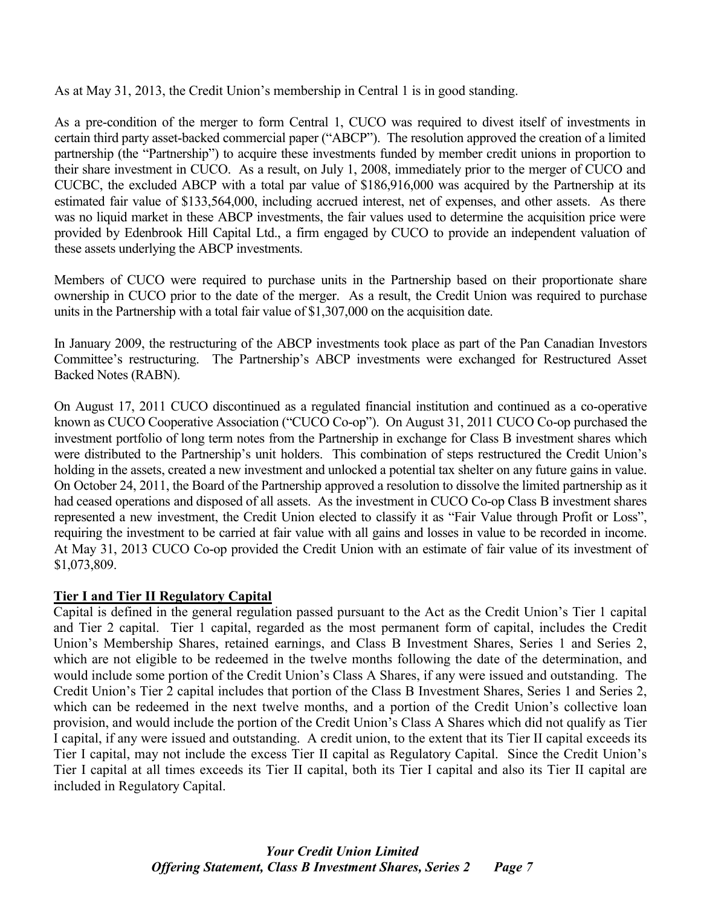As at May 31, 2013, the Credit Union's membership in Central 1 is in good standing.

As a pre-condition of the merger to form Central 1, CUCO was required to divest itself of investments in certain third party asset-backed commercial paper ("ABCP"). The resolution approved the creation of a limited partnership (the "Partnership") to acquire these investments funded by member credit unions in proportion to their share investment in CUCO. As a result, on July 1, 2008, immediately prior to the merger of CUCO and CUCBC, the excluded ABCP with a total par value of $186,916,000 was acquired by the Partnership at its estimated fair value of $133,564,000, including accrued interest, net of expenses, and other assets. As there was no liquid market in these ABCP investments, the fair values used to determine the acquisition price were provided by Edenbrook Hill Capital Ltd., a firm engaged by CUCO to provide an independent valuation of these assets underlying the ABCP investments.

Members of CUCO were required to purchase units in the Partnership based on their proportionate share ownership in CUCO prior to the date of the merger. As a result, the Credit Union was required to purchase units in the Partnership with a total fair value of $1,307,000 on the acquisition date.

In January 2009, the restructuring of the ABCP investments took place as part of the Pan Canadian Investors Committee's restructuring. The Partnership's ABCP investments were exchanged for Restructured Asset Backed Notes (RABN).

On August 17, 2011 CUCO discontinued as a regulated financial institution and continued as a co-operative known as CUCO Cooperative Association ("CUCO Co-op"). On August 31, 2011 CUCO Co-op purchased the investment portfolio of long term notes from the Partnership in exchange for Class B investment shares which were distributed to the Partnership's unit holders. This combination of steps restructured the Credit Union's holding in the assets, created a new investment and unlocked a potential tax shelter on any future gains in value. On October 24, 2011, the Board of the Partnership approved a resolution to dissolve the limited partnership as it had ceased operations and disposed of all assets. As the investment in CUCO Co-op Class B investment shares represented a new investment, the Credit Union elected to classify it as "Fair Value through Profit or Loss", requiring the investment to be carried at fair value with all gains and losses in value to be recorded in income. At May 31, 2013 CUCO Co-op provided the Credit Union with an estimate of fair value of its investment of $1,073,809.

**Tier I and Tier II Regulatory Capital**

Capital is defined in the general regulation passed pursuant to the Act as the Credit Union's Tier 1 capital and Tier 2 capital. Tier 1 capital, regarded as the most permanent form of capital, includes the Credit Union's Membership Shares, retained earnings, and Class B Investment Shares, Series 1 and Series 2, which are not eligible to be redeemed in the twelve months following the date of the determination, and would include some portion of the Credit Union's Class A Shares, if any were issued and outstanding. The Credit Union's Tier 2 capital includes that portion of the Class B Investment Shares, Series 1 and Series 2, which can be redeemed in the next twelve months, and a portion of the Credit Union's collective loan provision, and would include the portion of the Credit Union's Class A Shares which did not qualify as Tier I capital, if any were issued and outstanding. A credit union, to the extent that its Tier II capital exceeds its Tier I capital, may not include the excess Tier II capital as Regulatory Capital. Since the Credit Union's Tier I capital at all times exceeds its Tier II capital, both its Tier I capital and also its Tier II capital are included in Regulatory Capital.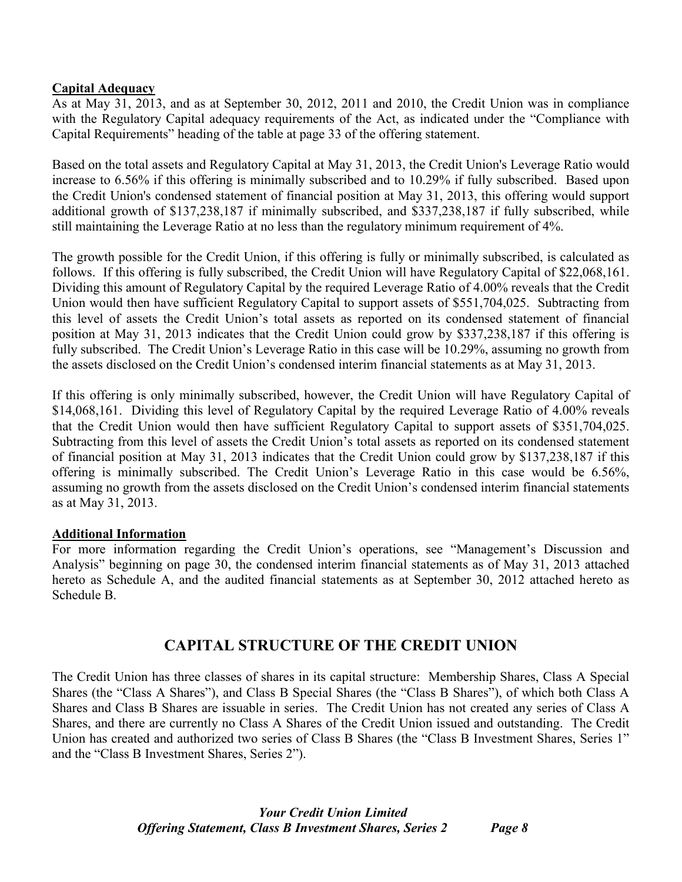**Capital Adequacy**

As at May 31, 2013, and as at September 30, 2012, 2011 and 2010, the Credit Union was in compliance with the Regulatory Capital adequacy requirements of the Act, as indicated under the "Compliance with Capital Requirements" heading of the table at page 33 of the offering statement.

Based on the total assets and Regulatory Capital at May 31, 2013, the Credit Union's Leverage Ratio would increase to 6.56% if this offering is minimally subscribed and to 10.29% if fully subscribed. Based upon the Credit Union's condensed statement of financial position at May 31, 2013, this offering would support additional growth of $137,238,187 if minimally subscribed, and $337,238,187 if fully subscribed, while still maintaining the Leverage Ratio at no less than the regulatory minimum requirement of 4%.

The growth possible for the Credit Union, if this offering is fully or minimally subscribed, is calculated as follows. If this offering is fully subscribed, the Credit Union will have Regulatory Capital of $22,068,161. Dividing this amount of Regulatory Capital by the required Leverage Ratio of 4.00% reveals that the Credit Union would then have sufficient Regulatory Capital to support assets of $551,704,025. Subtracting from this level of assets the Credit Union's total assets as reported on its condensed statement of financial position at May 31, 2013 indicates that the Credit Union could grow by $337,238,187 if this offering is fully subscribed. The Credit Union's Leverage Ratio in this case will be 10.29%, assuming no growth from the assets disclosed on the Credit Union's condensed interim financial statements as at May 31, 2013.

If this offering is only minimally subscribed, however, the Credit Union will have Regulatory Capital of $14,068,161. Dividing this level of Regulatory Capital by the required Leverage Ratio of 4.00% reveals that the Credit Union would then have sufficient Regulatory Capital to support assets of $351,704,025. Subtracting from this level of assets the Credit Union's total assets as reported on its condensed statement of financial position at May 31, 2013 indicates that the Credit Union could grow by $137,238,187 if this offering is minimally subscribed. The Credit Union's Leverage Ratio in this case would be 6.56%, assuming no growth from the assets disclosed on the Credit Union's condensed interim financial statements as at May 31, 2013.

**Additional Information**

For more information regarding the Credit Union's operations, see "Management's Discussion and Analysis" beginning on page 30, the condensed interim financial statements as of May 31, 2013 attached hereto as Schedule A, and the audited financial statements as at September 30, 2012 attached hereto as Schedule B.

## CAPITAL STRUCTURE OF THE CREDIT UNION

The Credit Union has three classes of shares in its capital structure: Membership Shares, Class A Special Shares (the "Class A Shares"), and Class B Special Shares (the "Class B Shares"), of which both Class A Shares and Class B Shares are issuable in series. The Credit Union has not created any series of Class A Shares, and there are currently no Class A Shares of the Credit Union issued and outstanding. The Credit Union has created and authorized two series of Class B Shares (the "Class B Investment Shares, Series 1" and the "Class B Investment Shares, Series 2").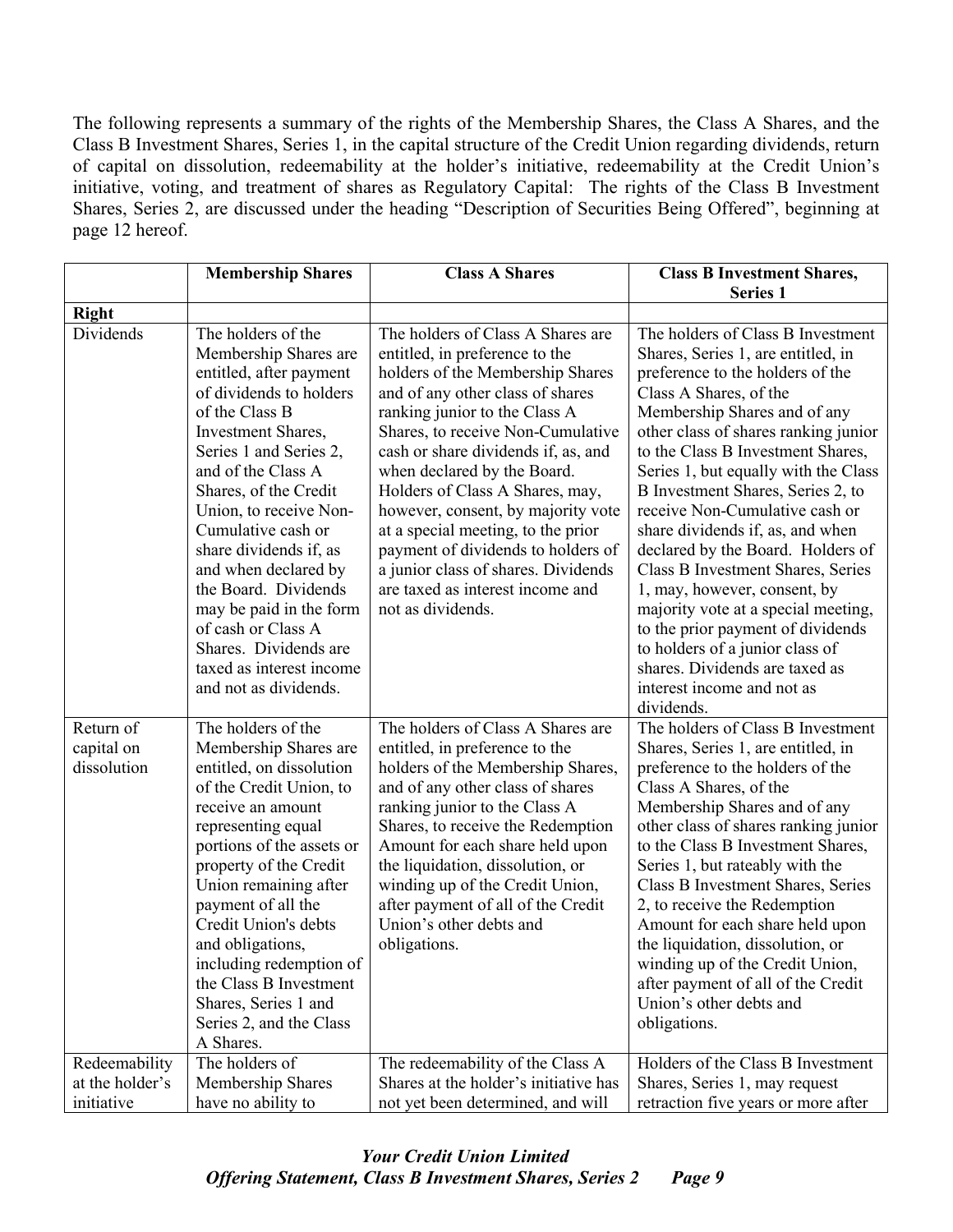The following represents a summary of the rights of the Membership Shares, the Class A Shares, and the Class B Investment Shares, Series 1, in the capital structure of the Credit Union regarding dividends, return of capital on dissolution, redeemability at the holder's initiative, redeemability at the Credit Union's initiative, voting, and treatment of shares as Regulatory Capital: The rights of the Class B Investment Shares, Series 2, are discussed under the heading "Description of Securities Being Offered", beginning at page 12 hereof.

| | **Membership Shares** | **Class A Shares** | **Class B Investment Shares, Series 1** |
|---|---|---|---|
| **Right** | | | |
| Dividends | The holders of the Membership Shares are entitled, after payment of dividends to holders of the Class B Investment Shares, Series 1 and Series 2, and of the Class A Shares, of the Credit Union, to receive Non-Cumulative cash or share dividends if, as and when declared by the Board. Dividends may be paid in the form of cash or Class A Shares. Dividends are taxed as interest income and not as dividends. | The holders of Class A Shares are entitled, in preference to the holders of the Membership Shares and of any other class of shares ranking junior to the Class A Shares, to receive Non-Cumulative cash or share dividends if, as, and when declared by the Board. Holders of Class A Shares, may, however, consent, by majority vote at a special meeting, to the prior payment of dividends to holders of a junior class of shares. Dividends are taxed as interest income and not as dividends. | The holders of Class B Investment Shares, Series 1, are entitled, in preference to the holders of the Class A Shares, of the Membership Shares and of any other class of shares ranking junior to the Class B Investment Shares, Series 1, but equally with the Class B Investment Shares, Series 2, to receive Non-Cumulative cash or share dividends if, as, and when declared by the Board. Holders of Class B Investment Shares, Series 1, may, however, consent, by majority vote at a special meeting, to the prior payment of dividends to holders of a junior class of shares. Dividends are taxed as interest income and not as dividends. |
| Return of capital on dissolution | The holders of the Membership Shares are entitled, on dissolution of the Credit Union, to receive an amount representing equal portions of the assets or property of the Credit Union remaining after payment of all the Credit Union's debts and obligations, including redemption of the Class B Investment Shares, Series 1 and Series 2, and the Class A Shares. | The holders of Class A Shares are entitled, in preference to the holders of the Membership Shares, and of any other class of shares ranking junior to the Class A Shares, to receive the Redemption Amount for each share held upon the liquidation, dissolution, or winding up of the Credit Union, after payment of all of the Credit Union's other debts and obligations. | The holders of Class B Investment Shares, Series 1, are entitled, in preference to the holders of the Class A Shares, of the Membership Shares and of any other class of shares ranking junior to the Class B Investment Shares, Series 1, but rateably with the Class B Investment Shares, Series 2, to receive the Redemption Amount for each share held upon the liquidation, dissolution, or winding up of the Credit Union, after payment of all of the Credit Union's other debts and obligations. |
| Redeemability at the holder's initiative | The holders of Membership Shares have no ability to | The redeemability of the Class A Shares at the holder's initiative has not yet been determined, and will | Holders of the Class B Investment Shares, Series 1, may request retraction five years or more after |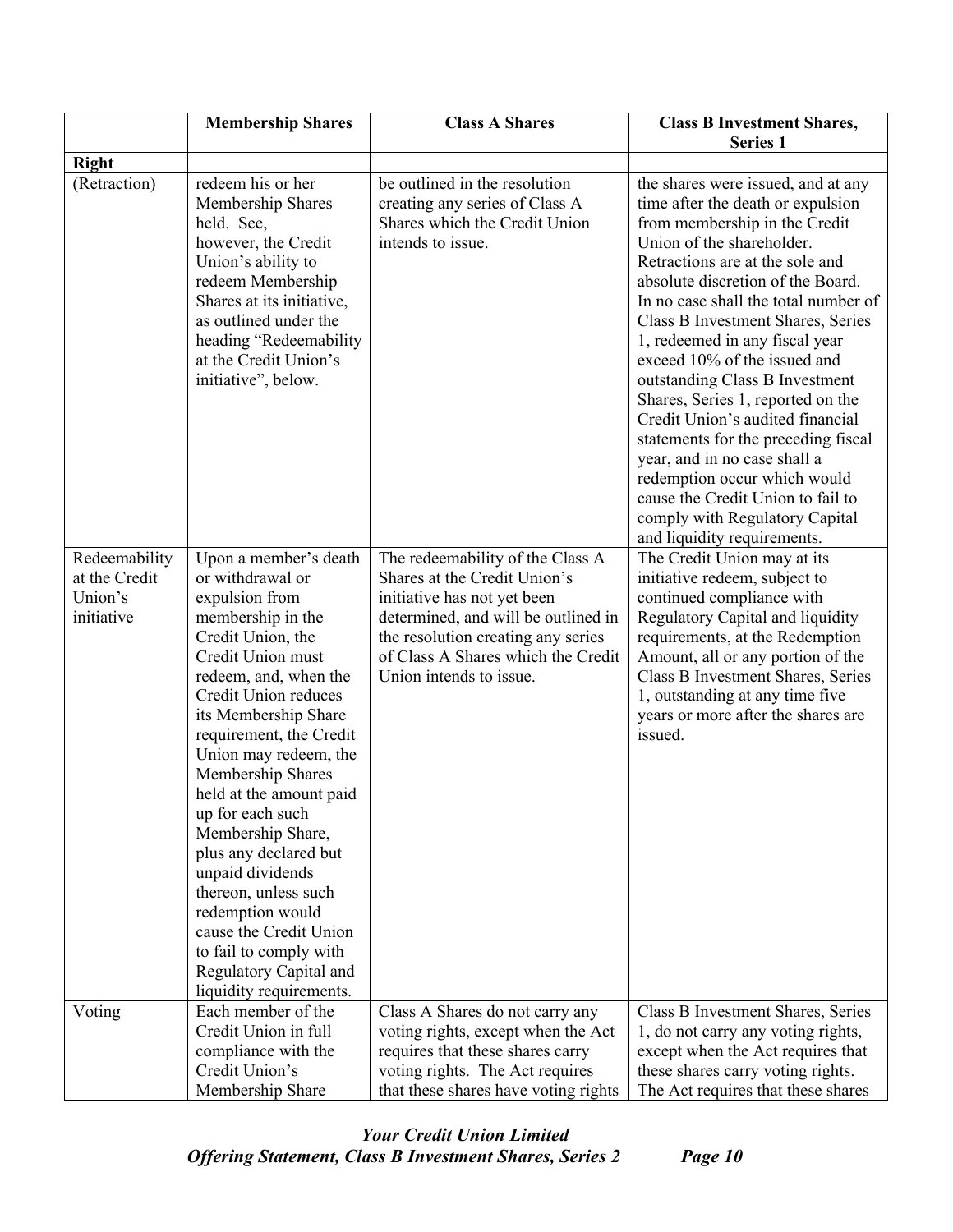| | Membership Shares | Class A Shares | Class B Investment Shares, Series 1 |
|---|---|---|---|
| **Right** | | | |
| (Retraction) | redeem his or her Membership Shares held. See, however, the Credit Union's ability to redeem Membership Shares at its initiative, as outlined under the heading "Redeemability at the Credit Union's initiative", below. | be outlined in the resolution creating any series of Class A Shares which the Credit Union intends to issue. | the shares were issued, and at any time after the death or expulsion from membership in the Credit Union of the shareholder. Retractions are at the sole and absolute discretion of the Board. In no case shall the total number of Class B Investment Shares, Series 1, redeemed in any fiscal year exceed 10% of the issued and outstanding Class B Investment Shares, Series 1, reported on the Credit Union's audited financial statements for the preceding fiscal year, and in no case shall a redemption occur which would cause the Credit Union to fail to comply with Regulatory Capital and liquidity requirements. |
| Redeemability at the Credit Union's initiative | Upon a member's death or withdrawal or expulsion from membership in the Credit Union, the Credit Union must redeem, and, when the Credit Union reduces its Membership Share requirement, the Credit Union may redeem, the Membership Shares held at the amount paid up for each such Membership Share, plus any declared but unpaid dividends thereon, unless such redemption would cause the Credit Union to fail to comply with Regulatory Capital and liquidity requirements. | The redeemability of the Class A Shares at the Credit Union's initiative has not yet been determined, and will be outlined in the resolution creating any series of Class A Shares which the Credit Union intends to issue. | The Credit Union may at its initiative redeem, subject to continued compliance with Regulatory Capital and liquidity requirements, at the Redemption Amount, all or any portion of the Class B Investment Shares, Series 1, outstanding at any time five years or more after the shares are issued. |
| Voting | Each member of the Credit Union in full compliance with the Credit Union's Membership Share | Class A Shares do not carry any voting rights, except when the Act requires that these shares carry voting rights. The Act requires that these shares have voting rights | Class B Investment Shares, Series 1, do not carry any voting rights, except when the Act requires that these shares carry voting rights. The Act requires that these shares |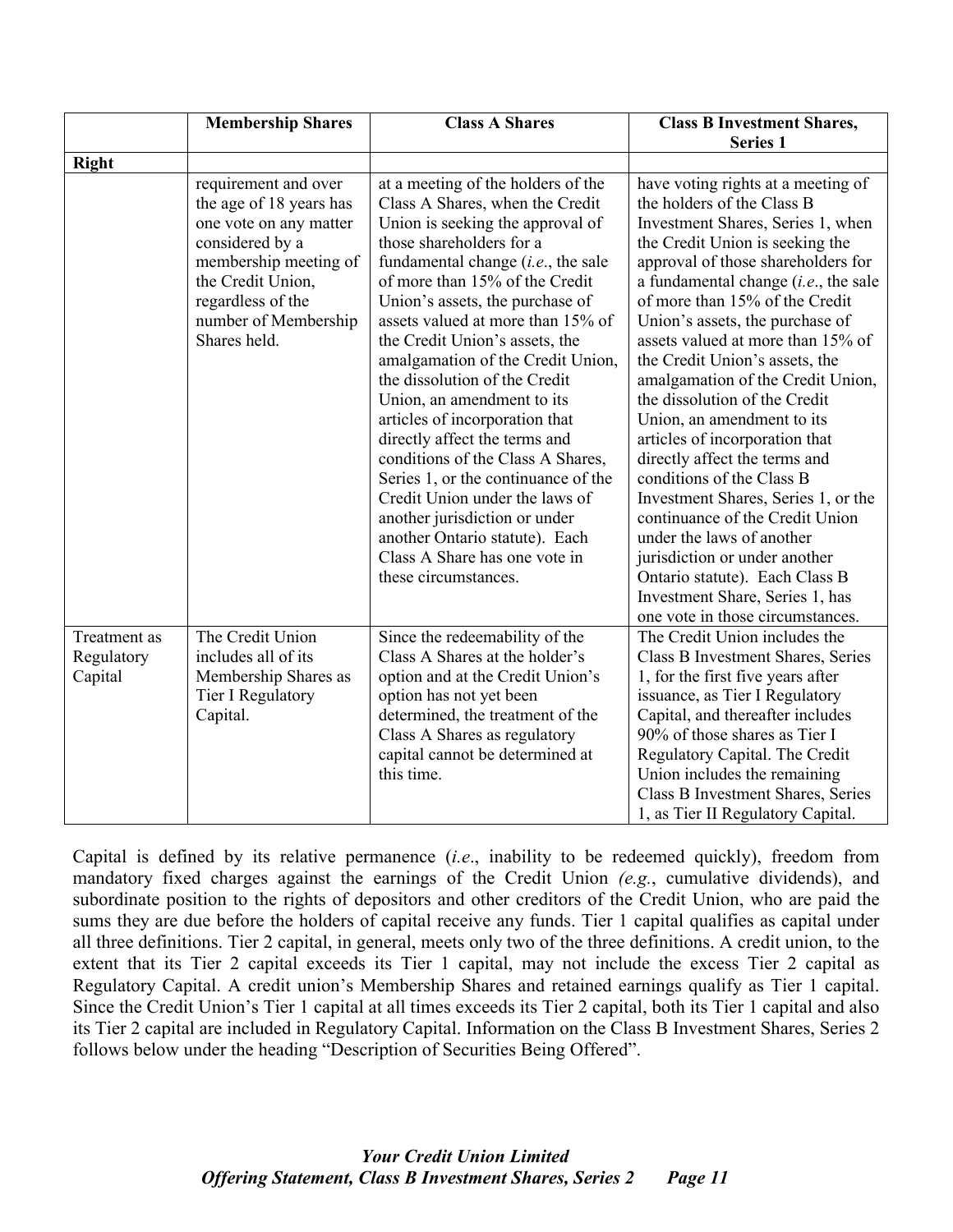| | Membership Shares | Class A Shares | Class B Investment Shares, Series 1 |
|---|---|---|---|
| **Right** | | | |
| | requirement and over the age of 18 years has one vote on any matter considered by a membership meeting of the Credit Union, regardless of the number of Membership Shares held. | at a meeting of the holders of the Class A Shares, when the Credit Union is seeking the approval of those shareholders for a fundamental change (*i.e*., the sale of more than 15% of the Credit Union's assets, the purchase of assets valued at more than 15% of the Credit Union's assets, the amalgamation of the Credit Union, the dissolution of the Credit Union, an amendment to its articles of incorporation that directly affect the terms and conditions of the Class A Shares, Series 1, or the continuance of the Credit Union under the laws of another jurisdiction or under another Ontario statute). Each Class A Share has one vote in these circumstances. | have voting rights at a meeting of the holders of the Class B Investment Shares, Series 1, when the Credit Union is seeking the approval of those shareholders for a fundamental change (*i.e*., the sale of more than 15% of the Credit Union's assets, the purchase of assets valued at more than 15% of the Credit Union's assets, the amalgamation of the Credit Union, the dissolution of the Credit Union, an amendment to its articles of incorporation that directly affect the terms and conditions of the Class B Investment Shares, Series 1, or the continuance of the Credit Union under the laws of another jurisdiction or under another Ontario statute). Each Class B Investment Share, Series 1, has one vote in those circumstances. |
| Treatment as Regulatory Capital | The Credit Union includes all of its Membership Shares as Tier I Regulatory Capital. | Since the redeemability of the Class A Shares at the holder's option and at the Credit Union's option has not yet been determined, the treatment of the Class A Shares as regulatory capital cannot be determined at this time. | The Credit Union includes the Class B Investment Shares, Series 1, for the first five years after issuance, as Tier I Regulatory Capital, and thereafter includes 90% of those shares as Tier I Regulatory Capital. The Credit Union includes the remaining Class B Investment Shares, Series 1, as Tier II Regulatory Capital. |

Capital is defined by its relative permanence (*i.e*., inability to be redeemed quickly), freedom from mandatory fixed charges against the earnings of the Credit Union *(e.g.*, cumulative dividends), and subordinate position to the rights of depositors and other creditors of the Credit Union, who are paid the sums they are due before the holders of capital receive any funds. Tier 1 capital qualifies as capital under all three definitions. Tier 2 capital, in general, meets only two of the three definitions. A credit union, to the extent that its Tier 2 capital exceeds its Tier 1 capital, may not include the excess Tier 2 capital as Regulatory Capital. A credit union's Membership Shares and retained earnings qualify as Tier 1 capital. Since the Credit Union's Tier 1 capital at all times exceeds its Tier 2 capital, both its Tier 1 capital and also its Tier 2 capital are included in Regulatory Capital. Information on the Class B Investment Shares, Series 2 follows below under the heading "Description of Securities Being Offered".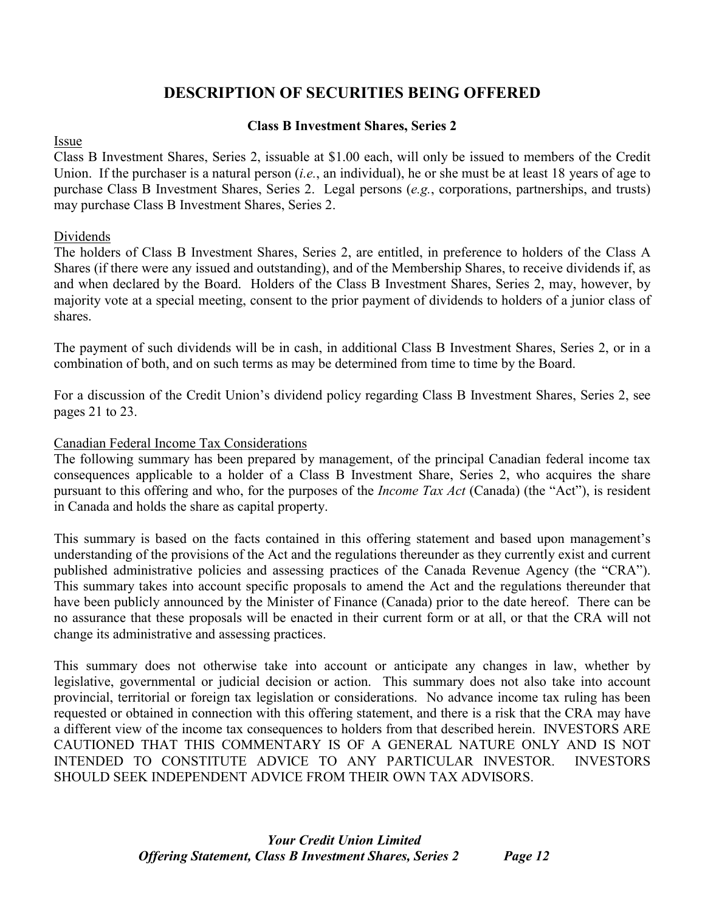# DESCRIPTION OF SECURITIES BEING OFFERED

**Class B Investment Shares, Series 2**

Issue

Class B Investment Shares, Series 2, issuable at $1.00 each, will only be issued to members of the Credit Union. If the purchaser is a natural person (*i.e.*, an individual), he or she must be at least 18 years of age to purchase Class B Investment Shares, Series 2. Legal persons (*e.g.*, corporations, partnerships, and trusts) may purchase Class B Investment Shares, Series 2.

Dividends

The holders of Class B Investment Shares, Series 2, are entitled, in preference to holders of the Class A Shares (if there were any issued and outstanding), and of the Membership Shares, to receive dividends if, as and when declared by the Board. Holders of the Class B Investment Shares, Series 2, may, however, by majority vote at a special meeting, consent to the prior payment of dividends to holders of a junior class of shares.

The payment of such dividends will be in cash, in additional Class B Investment Shares, Series 2, or in a combination of both, and on such terms as may be determined from time to time by the Board.

For a discussion of the Credit Union's dividend policy regarding Class B Investment Shares, Series 2, see pages 21 to 23.

Canadian Federal Income Tax Considerations

The following summary has been prepared by management, of the principal Canadian federal income tax consequences applicable to a holder of a Class B Investment Share, Series 2, who acquires the share pursuant to this offering and who, for the purposes of the *Income Tax Act* (Canada) (the "Act"), is resident in Canada and holds the share as capital property.

This summary is based on the facts contained in this offering statement and based upon management's understanding of the provisions of the Act and the regulations thereunder as they currently exist and current published administrative policies and assessing practices of the Canada Revenue Agency (the "CRA"). This summary takes into account specific proposals to amend the Act and the regulations thereunder that have been publicly announced by the Minister of Finance (Canada) prior to the date hereof. There can be no assurance that these proposals will be enacted in their current form or at all, or that the CRA will not change its administrative and assessing practices.

This summary does not otherwise take into account or anticipate any changes in law, whether by legislative, governmental or judicial decision or action. This summary does not also take into account provincial, territorial or foreign tax legislation or considerations. No advance income tax ruling has been requested or obtained in connection with this offering statement, and there is a risk that the CRA may have a different view of the income tax consequences to holders from that described herein. INVESTORS ARE CAUTIONED THAT THIS COMMENTARY IS OF A GENERAL NATURE ONLY AND IS NOT INTENDED TO CONSTITUTE ADVICE TO ANY PARTICULAR INVESTOR. INVESTORS SHOULD SEEK INDEPENDENT ADVICE FROM THEIR OWN TAX ADVISORS.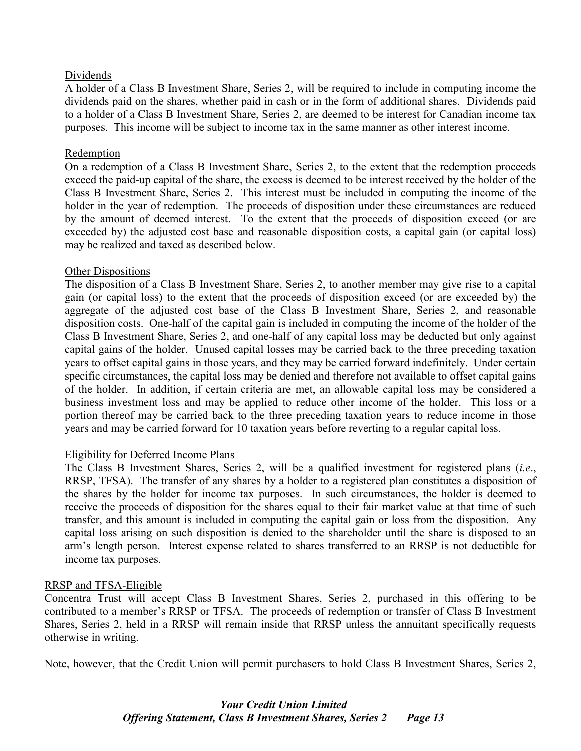Dividends

A holder of a Class B Investment Share, Series 2, will be required to include in computing income the dividends paid on the shares, whether paid in cash or in the form of additional shares. Dividends paid to a holder of a Class B Investment Share, Series 2, are deemed to be interest for Canadian income tax purposes. This income will be subject to income tax in the same manner as other interest income.

Redemption

On a redemption of a Class B Investment Share, Series 2, to the extent that the redemption proceeds exceed the paid-up capital of the share, the excess is deemed to be interest received by the holder of the Class B Investment Share, Series 2. This interest must be included in computing the income of the holder in the year of redemption. The proceeds of disposition under these circumstances are reduced by the amount of deemed interest. To the extent that the proceeds of disposition exceed (or are exceeded by) the adjusted cost base and reasonable disposition costs, a capital gain (or capital loss) may be realized and taxed as described below.

Other Dispositions

The disposition of a Class B Investment Share, Series 2, to another member may give rise to a capital gain (or capital loss) to the extent that the proceeds of disposition exceed (or are exceeded by) the aggregate of the adjusted cost base of the Class B Investment Share, Series 2, and reasonable disposition costs. One-half of the capital gain is included in computing the income of the holder of the Class B Investment Share, Series 2, and one-half of any capital loss may be deducted but only against capital gains of the holder. Unused capital losses may be carried back to the three preceding taxation years to offset capital gains in those years, and they may be carried forward indefinitely. Under certain specific circumstances, the capital loss may be denied and therefore not available to offset capital gains of the holder. In addition, if certain criteria are met, an allowable capital loss may be considered a business investment loss and may be applied to reduce other income of the holder. This loss or a portion thereof may be carried back to the three preceding taxation years to reduce income in those years and may be carried forward for 10 taxation years before reverting to a regular capital loss.

Eligibility for Deferred Income Plans

The Class B Investment Shares, Series 2, will be a qualified investment for registered plans (*i.e*., RRSP, TFSA). The transfer of any shares by a holder to a registered plan constitutes a disposition of the shares by the holder for income tax purposes. In such circumstances, the holder is deemed to receive the proceeds of disposition for the shares equal to their fair market value at that time of such transfer, and this amount is included in computing the capital gain or loss from the disposition. Any capital loss arising on such disposition is denied to the shareholder until the share is disposed to an arm's length person. Interest expense related to shares transferred to an RRSP is not deductible for income tax purposes.

RRSP and TFSA-Eligible

Concentra Trust will accept Class B Investment Shares, Series 2, purchased in this offering to be contributed to a member's RRSP or TFSA. The proceeds of redemption or transfer of Class B Investment Shares, Series 2, held in a RRSP will remain inside that RRSP unless the annuitant specifically requests otherwise in writing.

Note, however, that the Credit Union will permit purchasers to hold Class B Investment Shares, Series 2,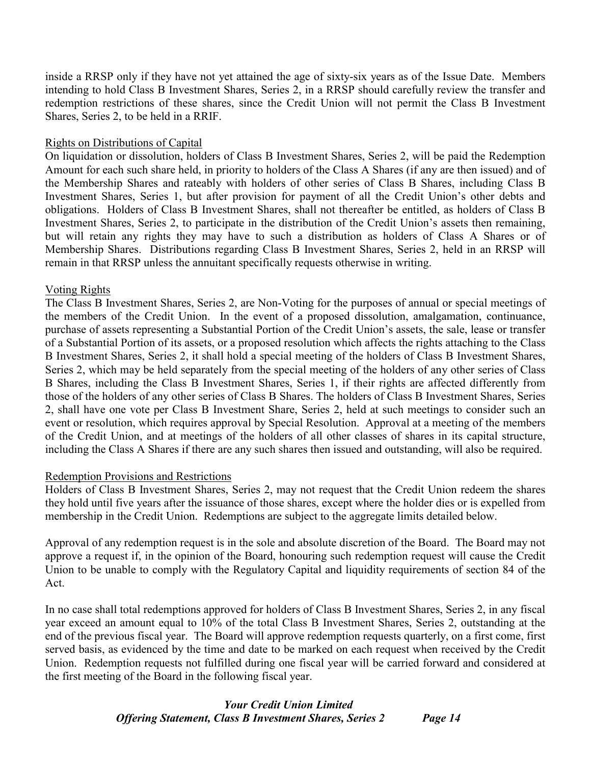inside a RRSP only if they have not yet attained the age of sixty-six years as of the Issue Date. Members intending to hold Class B Investment Shares, Series 2, in a RRSP should carefully review the transfer and redemption restrictions of these shares, since the Credit Union will not permit the Class B Investment Shares, Series 2, to be held in a RRIF.

Rights on Distributions of Capital

On liquidation or dissolution, holders of Class B Investment Shares, Series 2, will be paid the Redemption Amount for each such share held, in priority to holders of the Class A Shares (if any are then issued) and of the Membership Shares and rateably with holders of other series of Class B Shares, including Class B Investment Shares, Series 1, but after provision for payment of all the Credit Union's other debts and obligations. Holders of Class B Investment Shares, shall not thereafter be entitled, as holders of Class B Investment Shares, Series 2, to participate in the distribution of the Credit Union's assets then remaining, but will retain any rights they may have to such a distribution as holders of Class A Shares or of Membership Shares. Distributions regarding Class B Investment Shares, Series 2, held in an RRSP will remain in that RRSP unless the annuitant specifically requests otherwise in writing.

Voting Rights

The Class B Investment Shares, Series 2, are Non-Voting for the purposes of annual or special meetings of the members of the Credit Union. In the event of a proposed dissolution, amalgamation, continuance, purchase of assets representing a Substantial Portion of the Credit Union's assets, the sale, lease or transfer of a Substantial Portion of its assets, or a proposed resolution which affects the rights attaching to the Class B Investment Shares, Series 2, it shall hold a special meeting of the holders of Class B Investment Shares, Series 2, which may be held separately from the special meeting of the holders of any other series of Class B Shares, including the Class B Investment Shares, Series 1, if their rights are affected differently from those of the holders of any other series of Class B Shares. The holders of Class B Investment Shares, Series 2, shall have one vote per Class B Investment Share, Series 2, held at such meetings to consider such an event or resolution, which requires approval by Special Resolution. Approval at a meeting of the members of the Credit Union, and at meetings of the holders of all other classes of shares in its capital structure, including the Class A Shares if there are any such shares then issued and outstanding, will also be required.

Redemption Provisions and Restrictions

Holders of Class B Investment Shares, Series 2, may not request that the Credit Union redeem the shares they hold until five years after the issuance of those shares, except where the holder dies or is expelled from membership in the Credit Union. Redemptions are subject to the aggregate limits detailed below.

Approval of any redemption request is in the sole and absolute discretion of the Board. The Board may not approve a request if, in the opinion of the Board, honouring such redemption request will cause the Credit Union to be unable to comply with the Regulatory Capital and liquidity requirements of section 84 of the Act.

In no case shall total redemptions approved for holders of Class B Investment Shares, Series 2, in any fiscal year exceed an amount equal to 10% of the total Class B Investment Shares, Series 2, outstanding at the end of the previous fiscal year. The Board will approve redemption requests quarterly, on a first come, first served basis, as evidenced by the time and date to be marked on each request when received by the Credit Union. Redemption requests not fulfilled during one fiscal year will be carried forward and considered at the first meeting of the Board in the following fiscal year.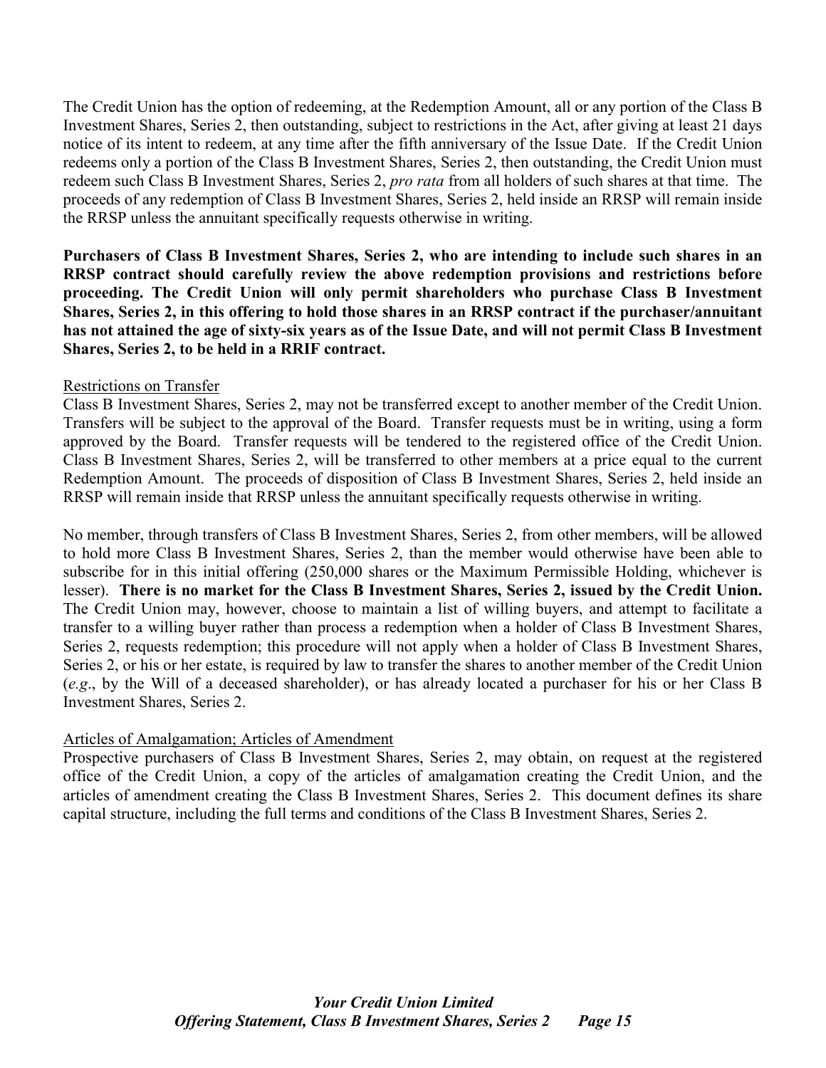The Credit Union has the option of redeeming, at the Redemption Amount, all or any portion of the Class B Investment Shares, Series 2, then outstanding, subject to restrictions in the Act, after giving at least 21 days notice of its intent to redeem, at any time after the fifth anniversary of the Issue Date. If the Credit Union redeems only a portion of the Class B Investment Shares, Series 2, then outstanding, the Credit Union must redeem such Class B Investment Shares, Series 2, *pro rata* from all holders of such shares at that time. The proceeds of any redemption of Class B Investment Shares, Series 2, held inside an RRSP will remain inside the RRSP unless the annuitant specifically requests otherwise in writing.

**Purchasers of Class B Investment Shares, Series 2, who are intending to include such shares in an RRSP contract should carefully review the above redemption provisions and restrictions before proceeding. The Credit Union will only permit shareholders who purchase Class B Investment Shares, Series 2, in this offering to hold those shares in an RRSP contract if the purchaser/annuitant has not attained the age of sixty-six years as of the Issue Date, and will not permit Class B Investment Shares, Series 2, to be held in a RRIF contract.**

<u>Restrictions on Transfer</u>

Class B Investment Shares, Series 2, may not be transferred except to another member of the Credit Union. Transfers will be subject to the approval of the Board. Transfer requests must be in writing, using a form approved by the Board. Transfer requests will be tendered to the registered office of the Credit Union. Class B Investment Shares, Series 2, will be transferred to other members at a price equal to the current Redemption Amount. The proceeds of disposition of Class B Investment Shares, Series 2, held inside an RRSP will remain inside that RRSP unless the annuitant specifically requests otherwise in writing.

No member, through transfers of Class B Investment Shares, Series 2, from other members, will be allowed to hold more Class B Investment Shares, Series 2, than the member would otherwise have been able to subscribe for in this initial offering (250,000 shares or the Maximum Permissible Holding, whichever is lesser). **There is no market for the Class B Investment Shares, Series 2, issued by the Credit Union.** The Credit Union may, however, choose to maintain a list of willing buyers, and attempt to facilitate a transfer to a willing buyer rather than process a redemption when a holder of Class B Investment Shares, Series 2, requests redemption; this procedure will not apply when a holder of Class B Investment Shares, Series 2, or his or her estate, is required by law to transfer the shares to another member of the Credit Union (*e.g*., by the Will of a deceased shareholder), or has already located a purchaser for his or her Class B Investment Shares, Series 2.

<u>Articles of Amalgamation; Articles of Amendment</u>

Prospective purchasers of Class B Investment Shares, Series 2, may obtain, on request at the registered office of the Credit Union, a copy of the articles of amalgamation creating the Credit Union, and the articles of amendment creating the Class B Investment Shares, Series 2. This document defines its share capital structure, including the full terms and conditions of the Class B Investment Shares, Series 2.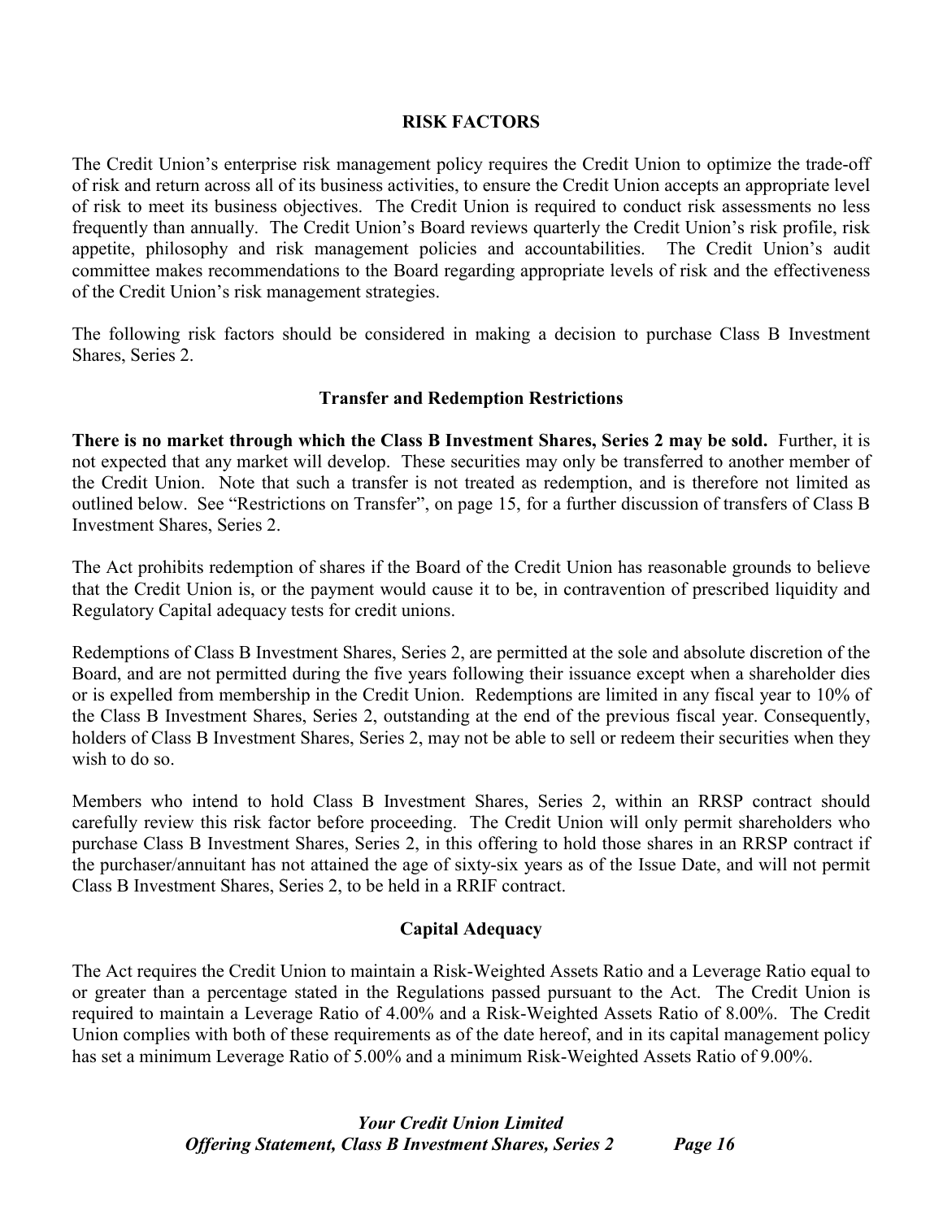## RISK FACTORS

The Credit Union's enterprise risk management policy requires the Credit Union to optimize the trade-off of risk and return across all of its business activities, to ensure the Credit Union accepts an appropriate level of risk to meet its business objectives. The Credit Union is required to conduct risk assessments no less frequently than annually. The Credit Union's Board reviews quarterly the Credit Union's risk profile, risk appetite, philosophy and risk management policies and accountabilities. The Credit Union's audit committee makes recommendations to the Board regarding appropriate levels of risk and the effectiveness of the Credit Union's risk management strategies.

The following risk factors should be considered in making a decision to purchase Class B Investment Shares, Series 2.

### Transfer and Redemption Restrictions

**There is no market through which the Class B Investment Shares, Series 2 may be sold.** Further, it is not expected that any market will develop. These securities may only be transferred to another member of the Credit Union. Note that such a transfer is not treated as redemption, and is therefore not limited as outlined below. See "Restrictions on Transfer", on page 15, for a further discussion of transfers of Class B Investment Shares, Series 2.

The Act prohibits redemption of shares if the Board of the Credit Union has reasonable grounds to believe that the Credit Union is, or the payment would cause it to be, in contravention of prescribed liquidity and Regulatory Capital adequacy tests for credit unions.

Redemptions of Class B Investment Shares, Series 2, are permitted at the sole and absolute discretion of the Board, and are not permitted during the five years following their issuance except when a shareholder dies or is expelled from membership in the Credit Union. Redemptions are limited in any fiscal year to 10% of the Class B Investment Shares, Series 2, outstanding at the end of the previous fiscal year. Consequently, holders of Class B Investment Shares, Series 2, may not be able to sell or redeem their securities when they wish to do so.

Members who intend to hold Class B Investment Shares, Series 2, within an RRSP contract should carefully review this risk factor before proceeding. The Credit Union will only permit shareholders who purchase Class B Investment Shares, Series 2, in this offering to hold those shares in an RRSP contract if the purchaser/annuitant has not attained the age of sixty-six years as of the Issue Date, and will not permit Class B Investment Shares, Series 2, to be held in a RRIF contract.

### Capital Adequacy

The Act requires the Credit Union to maintain a Risk-Weighted Assets Ratio and a Leverage Ratio equal to or greater than a percentage stated in the Regulations passed pursuant to the Act. The Credit Union is required to maintain a Leverage Ratio of 4.00% and a Risk-Weighted Assets Ratio of 8.00%. The Credit Union complies with both of these requirements as of the date hereof, and in its capital management policy has set a minimum Leverage Ratio of 5.00% and a minimum Risk-Weighted Assets Ratio of 9.00%.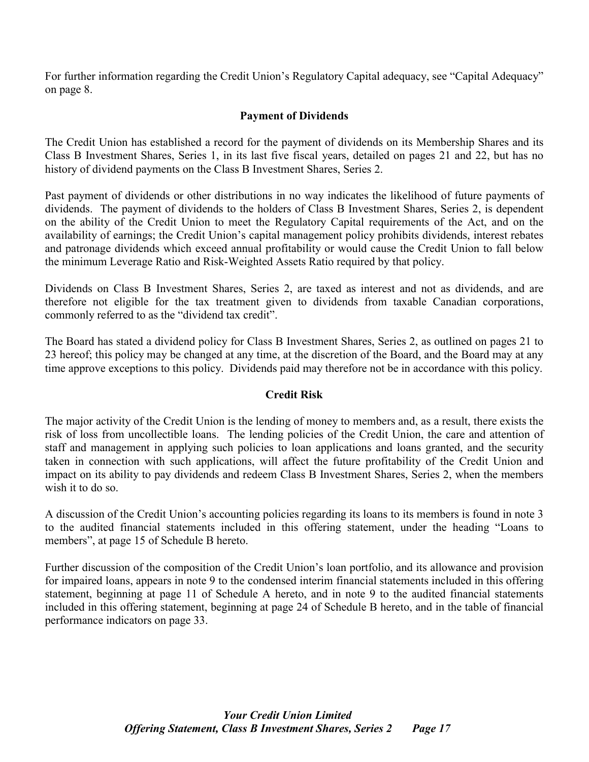For further information regarding the Credit Union's Regulatory Capital adequacy, see "Capital Adequacy" on page 8.

## Payment of Dividends

The Credit Union has established a record for the payment of dividends on its Membership Shares and its Class B Investment Shares, Series 1, in its last five fiscal years, detailed on pages 21 and 22, but has no history of dividend payments on the Class B Investment Shares, Series 2.

Past payment of dividends or other distributions in no way indicates the likelihood of future payments of dividends. The payment of dividends to the holders of Class B Investment Shares, Series 2, is dependent on the ability of the Credit Union to meet the Regulatory Capital requirements of the Act, and on the availability of earnings; the Credit Union's capital management policy prohibits dividends, interest rebates and patronage dividends which exceed annual profitability or would cause the Credit Union to fall below the minimum Leverage Ratio and Risk-Weighted Assets Ratio required by that policy.

Dividends on Class B Investment Shares, Series 2, are taxed as interest and not as dividends, and are therefore not eligible for the tax treatment given to dividends from taxable Canadian corporations, commonly referred to as the "dividend tax credit".

The Board has stated a dividend policy for Class B Investment Shares, Series 2, as outlined on pages 21 to 23 hereof; this policy may be changed at any time, at the discretion of the Board, and the Board may at any time approve exceptions to this policy. Dividends paid may therefore not be in accordance with this policy.

## Credit Risk

The major activity of the Credit Union is the lending of money to members and, as a result, there exists the risk of loss from uncollectible loans. The lending policies of the Credit Union, the care and attention of staff and management in applying such policies to loan applications and loans granted, and the security taken in connection with such applications, will affect the future profitability of the Credit Union and impact on its ability to pay dividends and redeem Class B Investment Shares, Series 2, when the members wish it to do so.

A discussion of the Credit Union's accounting policies regarding its loans to its members is found in note 3 to the audited financial statements included in this offering statement, under the heading "Loans to members", at page 15 of Schedule B hereto.

Further discussion of the composition of the Credit Union's loan portfolio, and its allowance and provision for impaired loans, appears in note 9 to the condensed interim financial statements included in this offering statement, beginning at page 11 of Schedule A hereto, and in note 9 to the audited financial statements included in this offering statement, beginning at page 24 of Schedule B hereto, and in the table of financial performance indicators on page 33.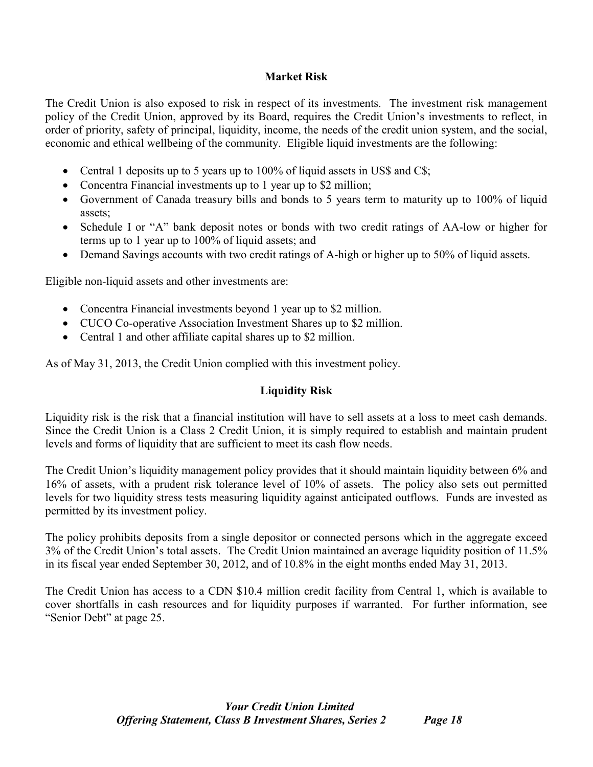## Market Risk

The Credit Union is also exposed to risk in respect of its investments. The investment risk management policy of the Credit Union, approved by its Board, requires the Credit Union's investments to reflect, in order of priority, safety of principal, liquidity, income, the needs of the credit union system, and the social, economic and ethical wellbeing of the community. Eligible liquid investments are the following:

- Central 1 deposits up to 5 years up to 100% of liquid assets in US$ and C$;
- Concentra Financial investments up to 1 year up to $2 million;
- Government of Canada treasury bills and bonds to 5 years term to maturity up to 100% of liquid assets;
- Schedule I or "A" bank deposit notes or bonds with two credit ratings of AA-low or higher for terms up to 1 year up to 100% of liquid assets; and
- Demand Savings accounts with two credit ratings of A-high or higher up to 50% of liquid assets.

Eligible non-liquid assets and other investments are:

- Concentra Financial investments beyond 1 year up to $2 million.
- CUCO Co-operative Association Investment Shares up to $2 million.
- Central 1 and other affiliate capital shares up to $2 million.

As of May 31, 2013, the Credit Union complied with this investment policy.

## Liquidity Risk

Liquidity risk is the risk that a financial institution will have to sell assets at a loss to meet cash demands. Since the Credit Union is a Class 2 Credit Union, it is simply required to establish and maintain prudent levels and forms of liquidity that are sufficient to meet its cash flow needs.

The Credit Union's liquidity management policy provides that it should maintain liquidity between 6% and 16% of assets, with a prudent risk tolerance level of 10% of assets. The policy also sets out permitted levels for two liquidity stress tests measuring liquidity against anticipated outflows. Funds are invested as permitted by its investment policy.

The policy prohibits deposits from a single depositor or connected persons which in the aggregate exceed 3% of the Credit Union's total assets. The Credit Union maintained an average liquidity position of 11.5% in its fiscal year ended September 30, 2012, and of 10.8% in the eight months ended May 31, 2013.

The Credit Union has access to a CDN $10.4 million credit facility from Central 1, which is available to cover shortfalls in cash resources and for liquidity purposes if warranted. For further information, see "Senior Debt" at page 25.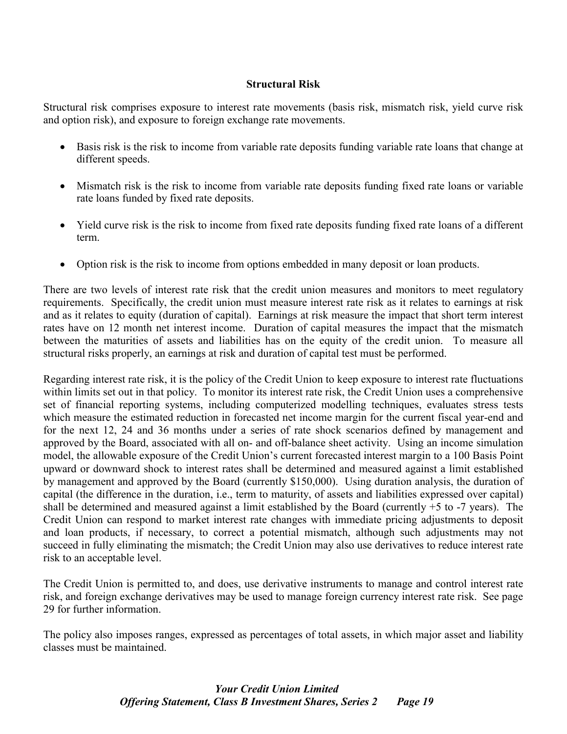### Structural Risk

Structural risk comprises exposure to interest rate movements (basis risk, mismatch risk, yield curve risk and option risk), and exposure to foreign exchange rate movements.

- Basis risk is the risk to income from variable rate deposits funding variable rate loans that change at different speeds.

- Mismatch risk is the risk to income from variable rate deposits funding fixed rate loans or variable rate loans funded by fixed rate deposits.

- Yield curve risk is the risk to income from fixed rate deposits funding fixed rate loans of a different term.

- Option risk is the risk to income from options embedded in many deposit or loan products.

There are two levels of interest rate risk that the credit union measures and monitors to meet regulatory requirements. Specifically, the credit union must measure interest rate risk as it relates to earnings at risk and as it relates to equity (duration of capital). Earnings at risk measure the impact that short term interest rates have on 12 month net interest income. Duration of capital measures the impact that the mismatch between the maturities of assets and liabilities has on the equity of the credit union. To measure all structural risks properly, an earnings at risk and duration of capital test must be performed.

Regarding interest rate risk, it is the policy of the Credit Union to keep exposure to interest rate fluctuations within limits set out in that policy. To monitor its interest rate risk, the Credit Union uses a comprehensive set of financial reporting systems, including computerized modelling techniques, evaluates stress tests which measure the estimated reduction in forecasted net income margin for the current fiscal year-end and for the next 12, 24 and 36 months under a series of rate shock scenarios defined by management and approved by the Board, associated with all on- and off-balance sheet activity. Using an income simulation model, the allowable exposure of the Credit Union's current forecasted interest margin to a 100 Basis Point upward or downward shock to interest rates shall be determined and measured against a limit established by management and approved by the Board (currently $150,000). Using duration analysis, the duration of capital (the difference in the duration, i.e., term to maturity, of assets and liabilities expressed over capital) shall be determined and measured against a limit established by the Board (currently +5 to -7 years). The Credit Union can respond to market interest rate changes with immediate pricing adjustments to deposit and loan products, if necessary, to correct a potential mismatch, although such adjustments may not succeed in fully eliminating the mismatch; the Credit Union may also use derivatives to reduce interest rate risk to an acceptable level.

The Credit Union is permitted to, and does, use derivative instruments to manage and control interest rate risk, and foreign exchange derivatives may be used to manage foreign currency interest rate risk. See page 29 for further information.

The policy also imposes ranges, expressed as percentages of total assets, in which major asset and liability classes must be maintained.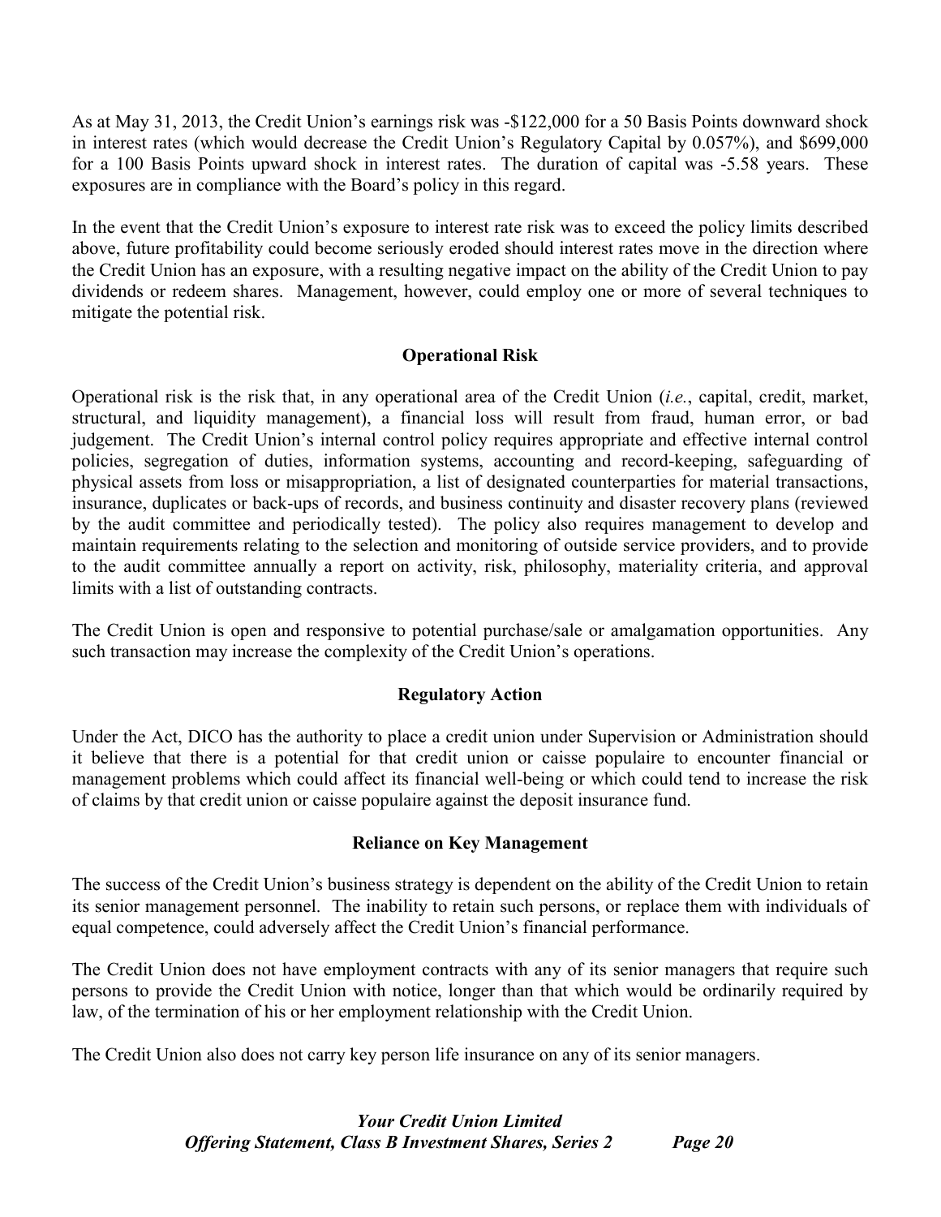As at May 31, 2013, the Credit Union's earnings risk was -$122,000 for a 50 Basis Points downward shock in interest rates (which would decrease the Credit Union's Regulatory Capital by 0.057%), and $699,000 for a 100 Basis Points upward shock in interest rates. The duration of capital was -5.58 years. These exposures are in compliance with the Board's policy in this regard.

In the event that the Credit Union's exposure to interest rate risk was to exceed the policy limits described above, future profitability could become seriously eroded should interest rates move in the direction where the Credit Union has an exposure, with a resulting negative impact on the ability of the Credit Union to pay dividends or redeem shares. Management, however, could employ one or more of several techniques to mitigate the potential risk.

### Operational Risk

Operational risk is the risk that, in any operational area of the Credit Union (*i.e.*, capital, credit, market, structural, and liquidity management), a financial loss will result from fraud, human error, or bad judgement. The Credit Union's internal control policy requires appropriate and effective internal control policies, segregation of duties, information systems, accounting and record-keeping, safeguarding of physical assets from loss or misappropriation, a list of designated counterparties for material transactions, insurance, duplicates or back-ups of records, and business continuity and disaster recovery plans (reviewed by the audit committee and periodically tested). The policy also requires management to develop and maintain requirements relating to the selection and monitoring of outside service providers, and to provide to the audit committee annually a report on activity, risk, philosophy, materiality criteria, and approval limits with a list of outstanding contracts.

The Credit Union is open and responsive to potential purchase/sale or amalgamation opportunities. Any such transaction may increase the complexity of the Credit Union's operations.

### Regulatory Action

Under the Act, DICO has the authority to place a credit union under Supervision or Administration should it believe that there is a potential for that credit union or caisse populaire to encounter financial or management problems which could affect its financial well-being or which could tend to increase the risk of claims by that credit union or caisse populaire against the deposit insurance fund.

### Reliance on Key Management

The success of the Credit Union's business strategy is dependent on the ability of the Credit Union to retain its senior management personnel. The inability to retain such persons, or replace them with individuals of equal competence, could adversely affect the Credit Union's financial performance.

The Credit Union does not have employment contracts with any of its senior managers that require such persons to provide the Credit Union with notice, longer than that which would be ordinarily required by law, of the termination of his or her employment relationship with the Credit Union.

The Credit Union also does not carry key person life insurance on any of its senior managers.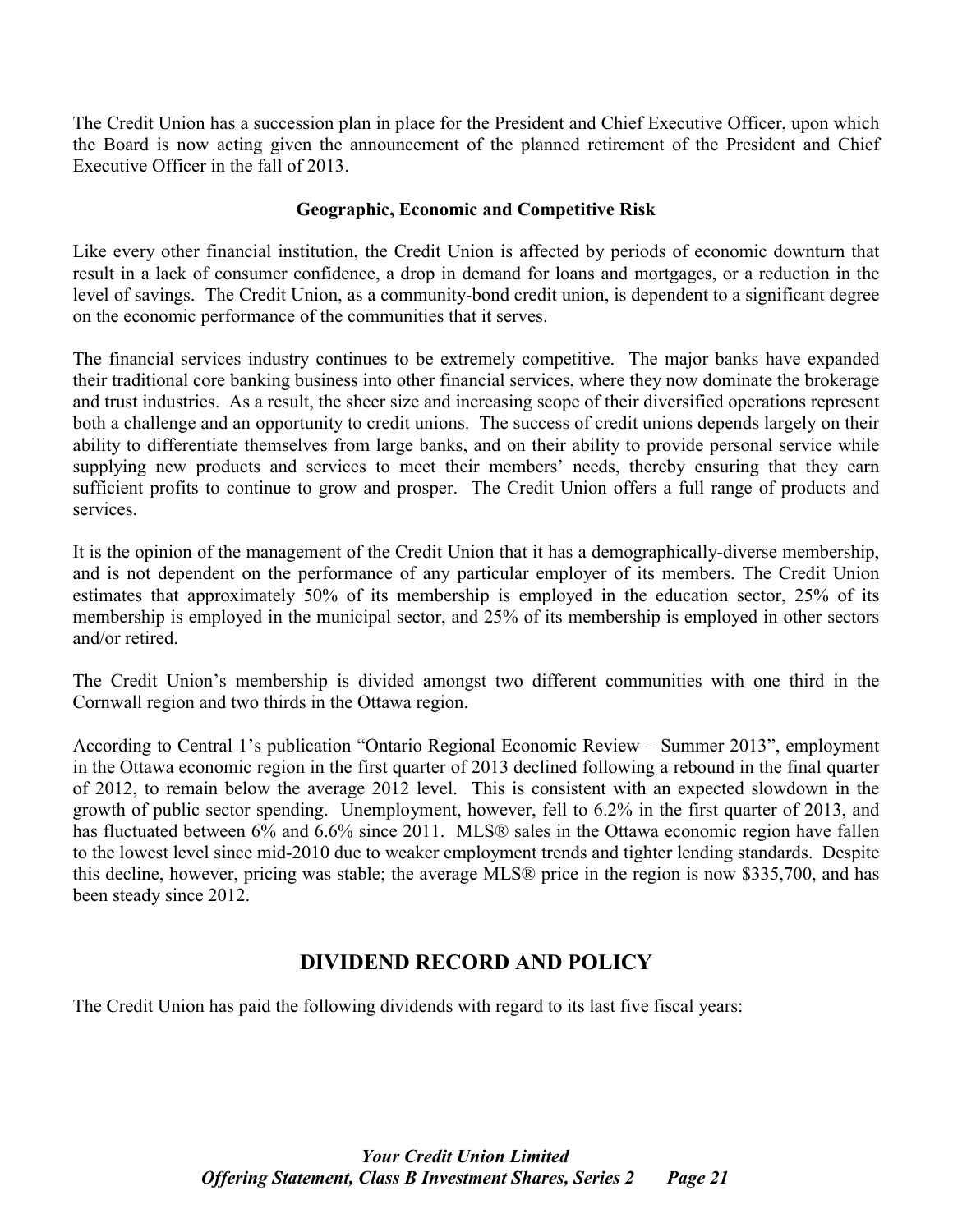The Credit Union has a succession plan in place for the President and Chief Executive Officer, upon which the Board is now acting given the announcement of the planned retirement of the President and Chief Executive Officer in the fall of 2013.

### Geographic, Economic and Competitive Risk

Like every other financial institution, the Credit Union is affected by periods of economic downturn that result in a lack of consumer confidence, a drop in demand for loans and mortgages, or a reduction in the level of savings. The Credit Union, as a community-bond credit union, is dependent to a significant degree on the economic performance of the communities that it serves.

The financial services industry continues to be extremely competitive. The major banks have expanded their traditional core banking business into other financial services, where they now dominate the brokerage and trust industries. As a result, the sheer size and increasing scope of their diversified operations represent both a challenge and an opportunity to credit unions. The success of credit unions depends largely on their ability to differentiate themselves from large banks, and on their ability to provide personal service while supplying new products and services to meet their members' needs, thereby ensuring that they earn sufficient profits to continue to grow and prosper. The Credit Union offers a full range of products and services.

It is the opinion of the management of the Credit Union that it has a demographically-diverse membership, and is not dependent on the performance of any particular employer of its members. The Credit Union estimates that approximately 50% of its membership is employed in the education sector, 25% of its membership is employed in the municipal sector, and 25% of its membership is employed in other sectors and/or retired.

The Credit Union's membership is divided amongst two different communities with one third in the Cornwall region and two thirds in the Ottawa region.

According to Central 1's publication "Ontario Regional Economic Review – Summer 2013", employment in the Ottawa economic region in the first quarter of 2013 declined following a rebound in the final quarter of 2012, to remain below the average 2012 level. This is consistent with an expected slowdown in the growth of public sector spending. Unemployment, however, fell to 6.2% in the first quarter of 2013, and has fluctuated between 6% and 6.6% since 2011. MLS® sales in the Ottawa economic region have fallen to the lowest level since mid-2010 due to weaker employment trends and tighter lending standards. Despite this decline, however, pricing was stable; the average MLS® price in the region is now $335,700, and has been steady since 2012.

## DIVIDEND RECORD AND POLICY

The Credit Union has paid the following dividends with regard to its last five fiscal years: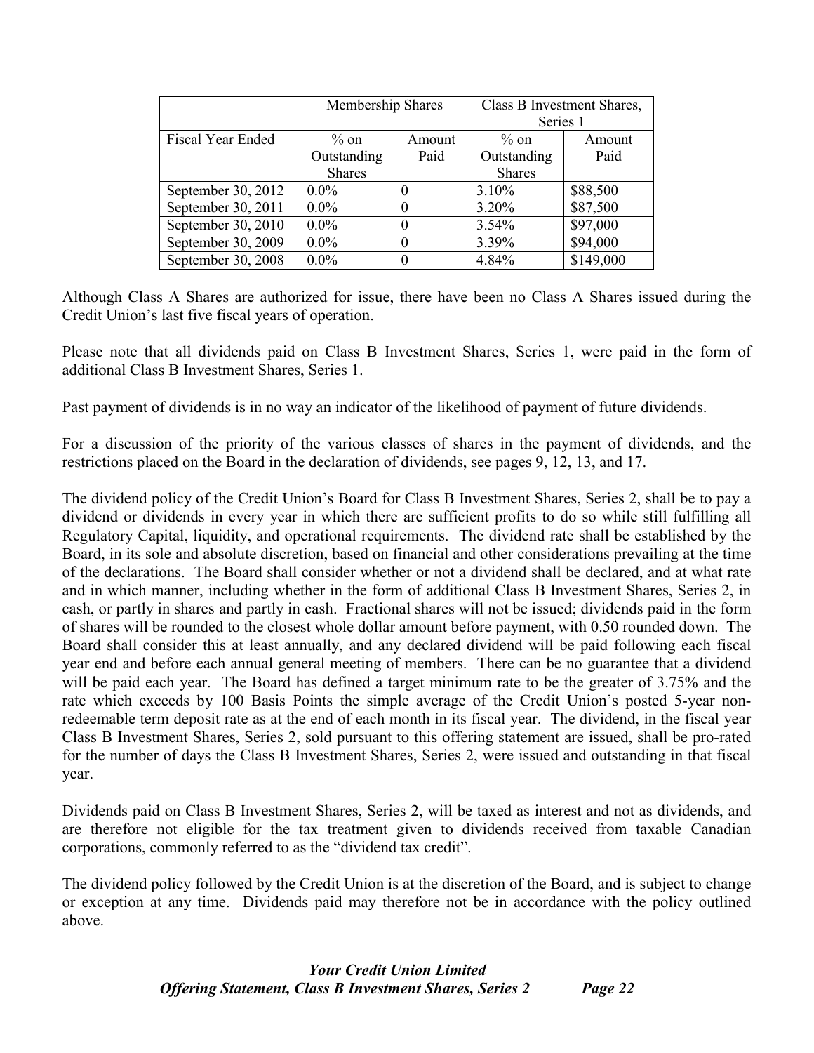| | Membership Shares | | Class B Investment Shares, Series 1 | |
|---|---|---|---|---|
| Fiscal Year Ended | % on Outstanding Shares | Amount Paid | % on Outstanding Shares | Amount Paid |
| September 30, 2012 | 0.0% | 0 | 3.10% | $88,500 |
| September 30, 2011 | 0.0% | 0 | 3.20% | $87,500 |
| September 30, 2010 | 0.0% | 0 | 3.54% | $97,000 |
| September 30, 2009 | 0.0% | 0 | 3.39% | $94,000 |
| September 30, 2008 | 0.0% | 0 | 4.84% | $149,000 |

Although Class A Shares are authorized for issue, there have been no Class A Shares issued during the Credit Union's last five fiscal years of operation.

Please note that all dividends paid on Class B Investment Shares, Series 1, were paid in the form of additional Class B Investment Shares, Series 1.

Past payment of dividends is in no way an indicator of the likelihood of payment of future dividends.

For a discussion of the priority of the various classes of shares in the payment of dividends, and the restrictions placed on the Board in the declaration of dividends, see pages 9, 12, 13, and 17.

The dividend policy of the Credit Union's Board for Class B Investment Shares, Series 2, shall be to pay a dividend or dividends in every year in which there are sufficient profits to do so while still fulfilling all Regulatory Capital, liquidity, and operational requirements. The dividend rate shall be established by the Board, in its sole and absolute discretion, based on financial and other considerations prevailing at the time of the declarations. The Board shall consider whether or not a dividend shall be declared, and at what rate and in which manner, including whether in the form of additional Class B Investment Shares, Series 2, in cash, or partly in shares and partly in cash. Fractional shares will not be issued; dividends paid in the form of shares will be rounded to the closest whole dollar amount before payment, with 0.50 rounded down. The Board shall consider this at least annually, and any declared dividend will be paid following each fiscal year end and before each annual general meeting of members. There can be no guarantee that a dividend will be paid each year. The Board has defined a target minimum rate to be the greater of 3.75% and the rate which exceeds by 100 Basis Points the simple average of the Credit Union's posted 5-year non-redeemable term deposit rate as at the end of each month in its fiscal year. The dividend, in the fiscal year Class B Investment Shares, Series 2, sold pursuant to this offering statement are issued, shall be pro-rated for the number of days the Class B Investment Shares, Series 2, were issued and outstanding in that fiscal year.

Dividends paid on Class B Investment Shares, Series 2, will be taxed as interest and not as dividends, and are therefore not eligible for the tax treatment given to dividends received from taxable Canadian corporations, commonly referred to as the "dividend tax credit".

The dividend policy followed by the Credit Union is at the discretion of the Board, and is subject to change or exception at any time. Dividends paid may therefore not be in accordance with the policy outlined above.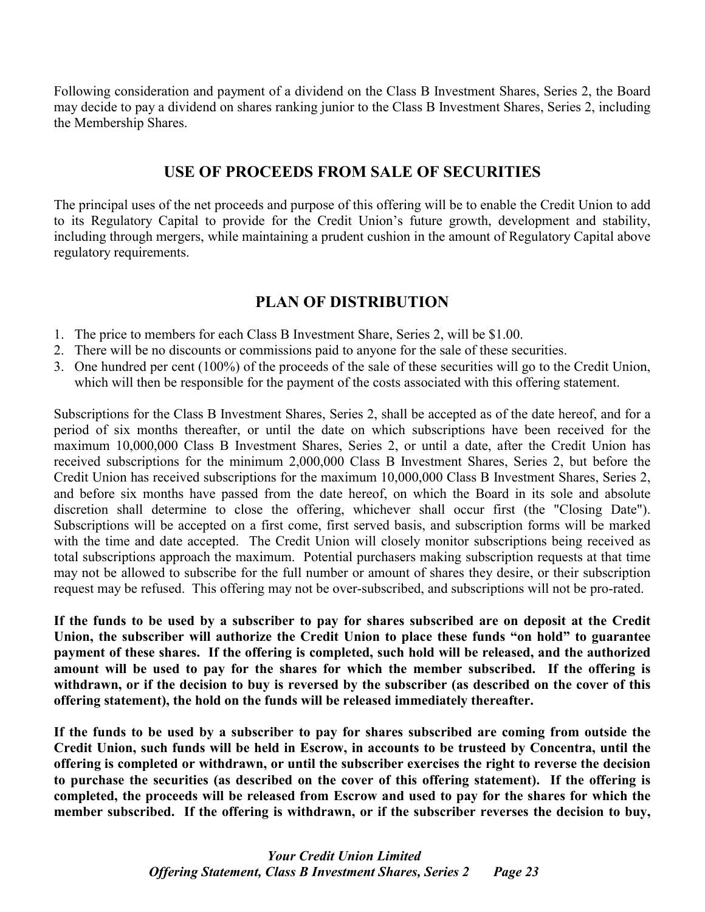Following consideration and payment of a dividend on the Class B Investment Shares, Series 2, the Board may decide to pay a dividend on shares ranking junior to the Class B Investment Shares, Series 2, including the Membership Shares.

## USE OF PROCEEDS FROM SALE OF SECURITIES

The principal uses of the net proceeds and purpose of this offering will be to enable the Credit Union to add to its Regulatory Capital to provide for the Credit Union's future growth, development and stability, including through mergers, while maintaining a prudent cushion in the amount of Regulatory Capital above regulatory requirements.

## PLAN OF DISTRIBUTION

1. The price to members for each Class B Investment Share, Series 2, will be $1.00.
2. There will be no discounts or commissions paid to anyone for the sale of these securities.
3. One hundred per cent (100%) of the proceeds of the sale of these securities will go to the Credit Union, which will then be responsible for the payment of the costs associated with this offering statement.

Subscriptions for the Class B Investment Shares, Series 2, shall be accepted as of the date hereof, and for a period of six months thereafter, or until the date on which subscriptions have been received for the maximum 10,000,000 Class B Investment Shares, Series 2, or until a date, after the Credit Union has received subscriptions for the minimum 2,000,000 Class B Investment Shares, Series 2, but before the Credit Union has received subscriptions for the maximum 10,000,000 Class B Investment Shares, Series 2, and before six months have passed from the date hereof, on which the Board in its sole and absolute discretion shall determine to close the offering, whichever shall occur first (the "Closing Date"). Subscriptions will be accepted on a first come, first served basis, and subscription forms will be marked with the time and date accepted. The Credit Union will closely monitor subscriptions being received as total subscriptions approach the maximum. Potential purchasers making subscription requests at that time may not be allowed to subscribe for the full number or amount of shares they desire, or their subscription request may be refused. This offering may not be over-subscribed, and subscriptions will not be pro-rated.

**If the funds to be used by a subscriber to pay for shares subscribed are on deposit at the Credit Union, the subscriber will authorize the Credit Union to place these funds "on hold" to guarantee payment of these shares. If the offering is completed, such hold will be released, and the authorized amount will be used to pay for the shares for which the member subscribed. If the offering is withdrawn, or if the decision to buy is reversed by the subscriber (as described on the cover of this offering statement), the hold on the funds will be released immediately thereafter.**

**If the funds to be used by a subscriber to pay for shares subscribed are coming from outside the Credit Union, such funds will be held in Escrow, in accounts to be trusteed by Concentra, until the offering is completed or withdrawn, or until the subscriber exercises the right to reverse the decision to purchase the securities (as described on the cover of this offering statement). If the offering is completed, the proceeds will be released from Escrow and used to pay for the shares for which the member subscribed. If the offering is withdrawn, or if the subscriber reverses the decision to buy,**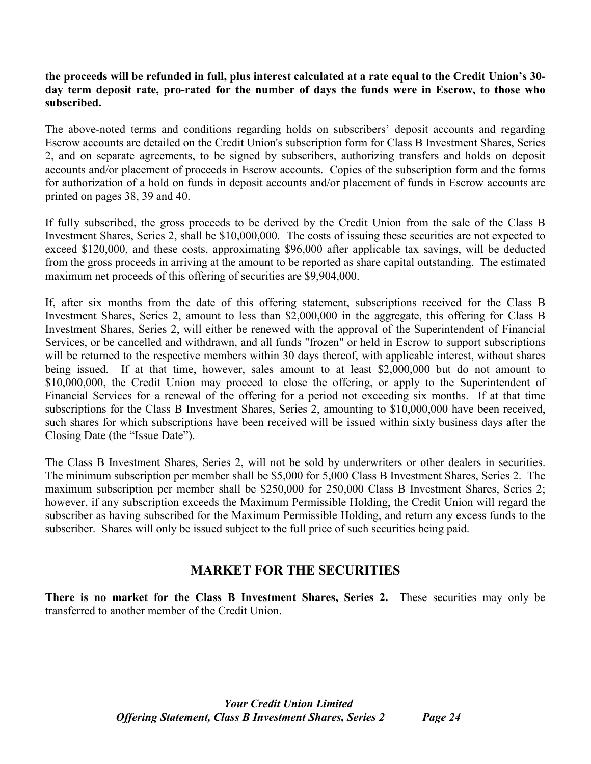**the proceeds will be refunded in full, plus interest calculated at a rate equal to the Credit Union's 30-day term deposit rate, pro-rated for the number of days the funds were in Escrow, to those who subscribed.**

The above-noted terms and conditions regarding holds on subscribers' deposit accounts and regarding Escrow accounts are detailed on the Credit Union's subscription form for Class B Investment Shares, Series 2, and on separate agreements, to be signed by subscribers, authorizing transfers and holds on deposit accounts and/or placement of proceeds in Escrow accounts. Copies of the subscription form and the forms for authorization of a hold on funds in deposit accounts and/or placement of funds in Escrow accounts are printed on pages 38, 39 and 40.

If fully subscribed, the gross proceeds to be derived by the Credit Union from the sale of the Class B Investment Shares, Series 2, shall be $10,000,000. The costs of issuing these securities are not expected to exceed $120,000, and these costs, approximating $96,000 after applicable tax savings, will be deducted from the gross proceeds in arriving at the amount to be reported as share capital outstanding. The estimated maximum net proceeds of this offering of securities are $9,904,000.

If, after six months from the date of this offering statement, subscriptions received for the Class B Investment Shares, Series 2, amount to less than $2,000,000 in the aggregate, this offering for Class B Investment Shares, Series 2, will either be renewed with the approval of the Superintendent of Financial Services, or be cancelled and withdrawn, and all funds "frozen" or held in Escrow to support subscriptions will be returned to the respective members within 30 days thereof, with applicable interest, without shares being issued. If at that time, however, sales amount to at least $2,000,000 but do not amount to $10,000,000, the Credit Union may proceed to close the offering, or apply to the Superintendent of Financial Services for a renewal of the offering for a period not exceeding six months. If at that time subscriptions for the Class B Investment Shares, Series 2, amounting to $10,000,000 have been received, such shares for which subscriptions have been received will be issued within sixty business days after the Closing Date (the "Issue Date").

The Class B Investment Shares, Series 2, will not be sold by underwriters or other dealers in securities. The minimum subscription per member shall be $5,000 for 5,000 Class B Investment Shares, Series 2. The maximum subscription per member shall be $250,000 for 250,000 Class B Investment Shares, Series 2; however, if any subscription exceeds the Maximum Permissible Holding, the Credit Union will regard the subscriber as having subscribed for the Maximum Permissible Holding, and return any excess funds to the subscriber. Shares will only be issued subject to the full price of such securities being paid.

## MARKET FOR THE SECURITIES

**There is no market for the Class B Investment Shares, Series 2.** <u>These securities may only be transferred to another member of the Credit Union</u>.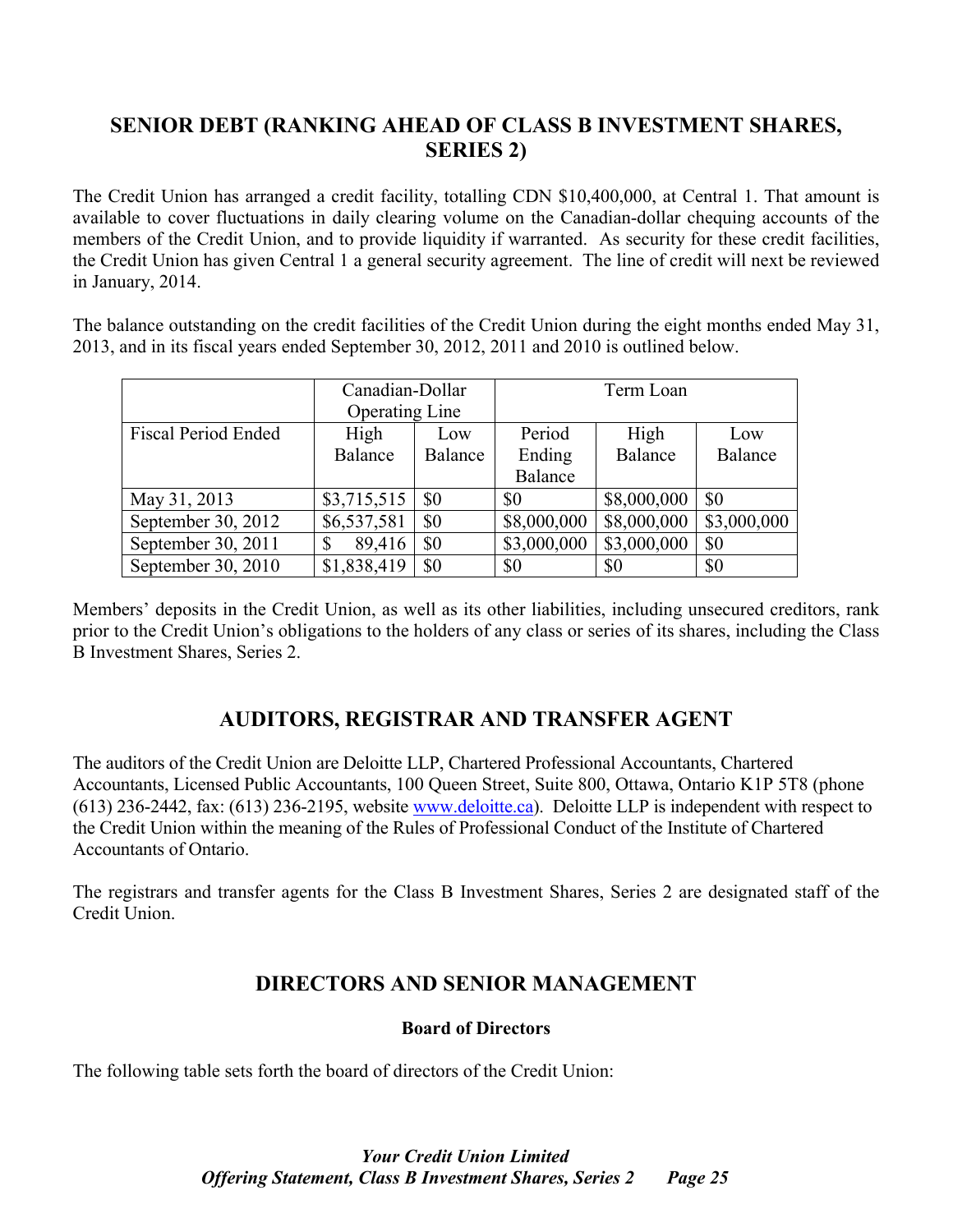## SENIOR DEBT (RANKING AHEAD OF CLASS B INVESTMENT SHARES, SERIES 2)

The Credit Union has arranged a credit facility, totalling CDN $10,400,000, at Central 1. That amount is available to cover fluctuations in daily clearing volume on the Canadian-dollar chequing accounts of the members of the Credit Union, and to provide liquidity if warranted. As security for these credit facilities, the Credit Union has given Central 1 a general security agreement. The line of credit will next be reviewed in January, 2014.

The balance outstanding on the credit facilities of the Credit Union during the eight months ended May 31, 2013, and in its fiscal years ended September 30, 2012, 2011 and 2010 is outlined below.

| | Canadian-Dollar Operating Line | | Term Loan | | |
|---|---|---|---|---|---|
| Fiscal Period Ended | High Balance | Low Balance | Period Ending Balance | High Balance | Low Balance |
| May 31, 2013 | $3,715,515 | $0 | $0 | $8,000,000 | $0 |
| September 30, 2012 | $6,537,581 | $0 | $8,000,000 | $8,000,000 | $3,000,000 |
| September 30, 2011 | $ 89,416 | $0 | $3,000,000 | $3,000,000 | $0 |
| September 30, 2010 | $1,838,419 | $0 | $0 | $0 | $0 |

Members' deposits in the Credit Union, as well as its other liabilities, including unsecured creditors, rank prior to the Credit Union's obligations to the holders of any class or series of its shares, including the Class B Investment Shares, Series 2.

## AUDITORS, REGISTRAR AND TRANSFER AGENT

The auditors of the Credit Union are Deloitte LLP, Chartered Professional Accountants, Chartered Accountants, Licensed Public Accountants, 100 Queen Street, Suite 800, Ottawa, Ontario K1P 5T8 (phone (613) 236-2442, fax: (613) 236-2195, website www.deloitte.ca). Deloitte LLP is independent with respect to the Credit Union within the meaning of the Rules of Professional Conduct of the Institute of Chartered Accountants of Ontario.

The registrars and transfer agents for the Class B Investment Shares, Series 2 are designated staff of the Credit Union.

## DIRECTORS AND SENIOR MANAGEMENT

### Board of Directors

The following table sets forth the board of directors of the Credit Union: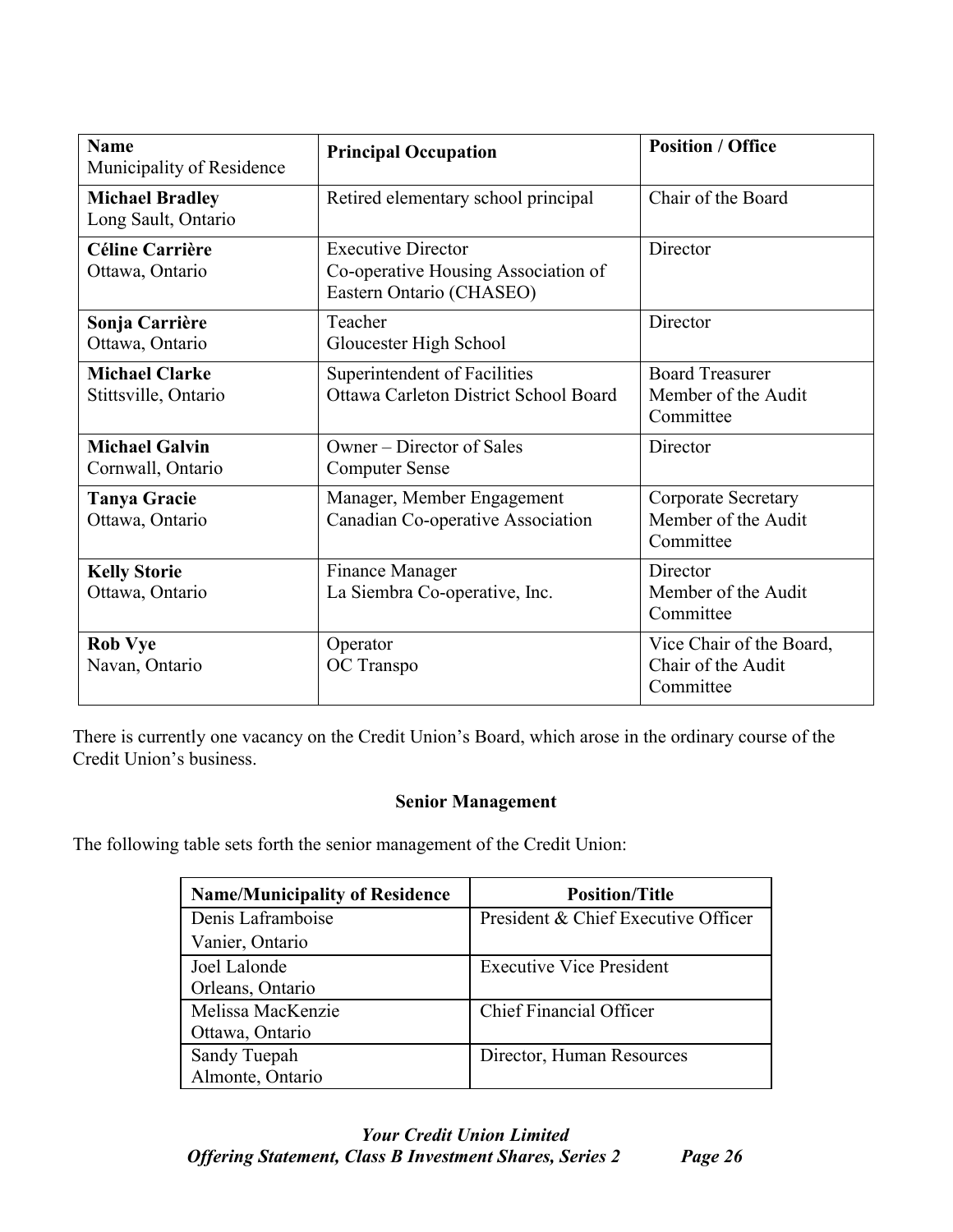| **Name**<br>Municipality of Residence | **Principal Occupation** | **Position / Office** |
|---|---|---|
| **Michael Bradley**<br>Long Sault, Ontario | Retired elementary school principal | Chair of the Board |
| **Céline Carrière**<br>Ottawa, Ontario | Executive Director<br>Co-operative Housing Association of Eastern Ontario (CHASEO) | Director |
| **Sonja Carrière**<br>Ottawa, Ontario | Teacher<br>Gloucester High School | Director |
| **Michael Clarke**<br>Stittsville, Ontario | Superintendent of Facilities<br>Ottawa Carleton District School Board | Board Treasurer<br>Member of the Audit Committee |
| **Michael Galvin**<br>Cornwall, Ontario | Owner – Director of Sales<br>Computer Sense | Director |
| **Tanya Gracie**<br>Ottawa, Ontario | Manager, Member Engagement<br>Canadian Co-operative Association | Corporate Secretary<br>Member of the Audit Committee |
| **Kelly Storie**<br>Ottawa, Ontario | Finance Manager<br>La Siembra Co-operative, Inc. | Director<br>Member of the Audit Committee |
| **Rob Vye**<br>Navan, Ontario | Operator<br>OC Transpo | Vice Chair of the Board,<br>Chair of the Audit Committee |

There is currently one vacancy on the Credit Union's Board, which arose in the ordinary course of the Credit Union's business.

### Senior Management

The following table sets forth the senior management of the Credit Union:

| **Name/Municipality of Residence** | **Position/Title** |
|---|---|
| Denis Laframboise<br>Vanier, Ontario | President & Chief Executive Officer |
| Joel Lalonde<br>Orleans, Ontario | Executive Vice President |
| Melissa MacKenzie<br>Ottawa, Ontario | Chief Financial Officer |
| Sandy Tuepah<br>Almonte, Ontario | Director, Human Resources |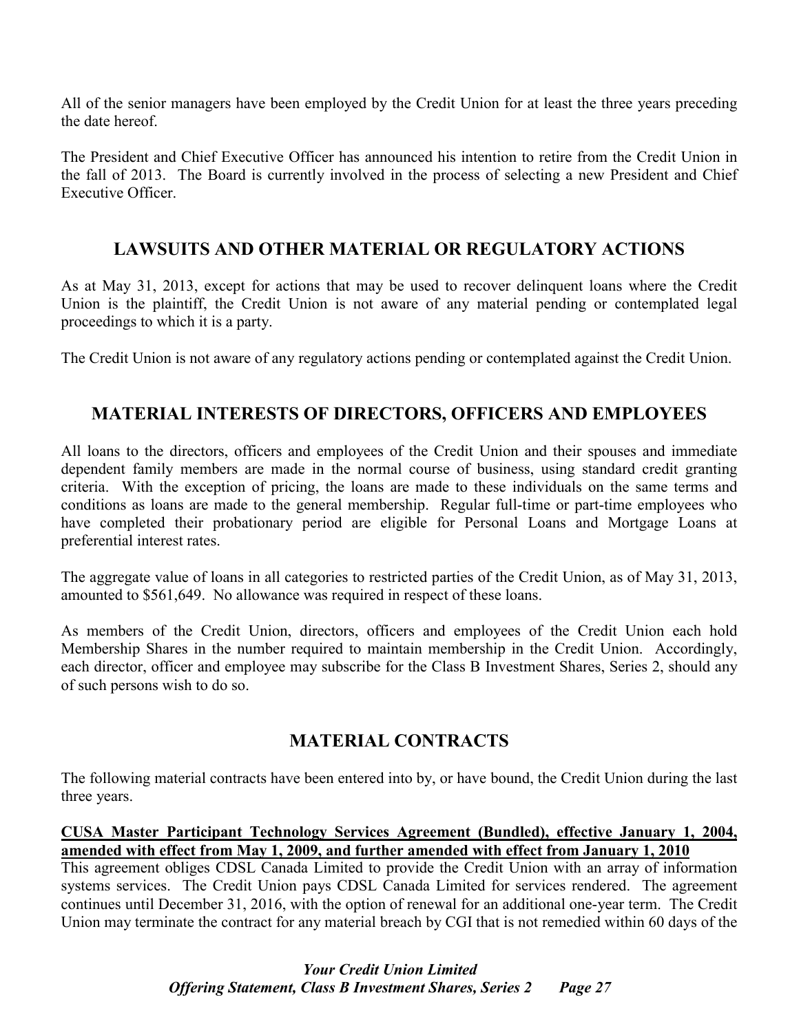All of the senior managers have been employed by the Credit Union for at least the three years preceding the date hereof.

The President and Chief Executive Officer has announced his intention to retire from the Credit Union in the fall of 2013. The Board is currently involved in the process of selecting a new President and Chief Executive Officer.

## LAWSUITS AND OTHER MATERIAL OR REGULATORY ACTIONS

As at May 31, 2013, except for actions that may be used to recover delinquent loans where the Credit Union is the plaintiff, the Credit Union is not aware of any material pending or contemplated legal proceedings to which it is a party.

The Credit Union is not aware of any regulatory actions pending or contemplated against the Credit Union.

## MATERIAL INTERESTS OF DIRECTORS, OFFICERS AND EMPLOYEES

All loans to the directors, officers and employees of the Credit Union and their spouses and immediate dependent family members are made in the normal course of business, using standard credit granting criteria. With the exception of pricing, the loans are made to these individuals on the same terms and conditions as loans are made to the general membership. Regular full-time or part-time employees who have completed their probationary period are eligible for Personal Loans and Mortgage Loans at preferential interest rates.

The aggregate value of loans in all categories to restricted parties of the Credit Union, as of May 31, 2013, amounted to $561,649. No allowance was required in respect of these loans.

As members of the Credit Union, directors, officers and employees of the Credit Union each hold Membership Shares in the number required to maintain membership in the Credit Union. Accordingly, each director, officer and employee may subscribe for the Class B Investment Shares, Series 2, should any of such persons wish to do so.

## MATERIAL CONTRACTS

The following material contracts have been entered into by, or have bound, the Credit Union during the last three years.

**CUSA Master Participant Technology Services Agreement (Bundled), effective January 1, 2004, amended with effect from May 1, 2009, and further amended with effect from January 1, 2010**

This agreement obliges CDSL Canada Limited to provide the Credit Union with an array of information systems services. The Credit Union pays CDSL Canada Limited for services rendered. The agreement continues until December 31, 2016, with the option of renewal for an additional one-year term. The Credit Union may terminate the contract for any material breach by CGI that is not remedied within 60 days of the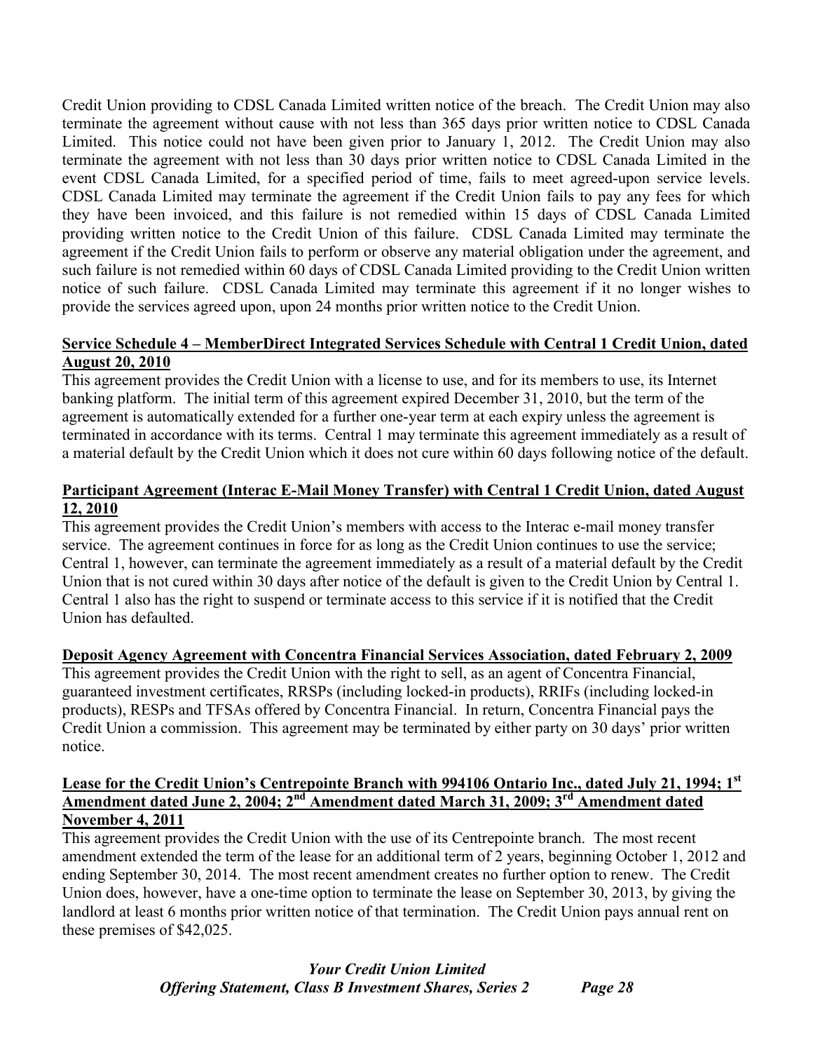Credit Union providing to CDSL Canada Limited written notice of the breach. The Credit Union may also terminate the agreement without cause with not less than 365 days prior written notice to CDSL Canada Limited. This notice could not have been given prior to January 1, 2012. The Credit Union may also terminate the agreement with not less than 30 days prior written notice to CDSL Canada Limited in the event CDSL Canada Limited, for a specified period of time, fails to meet agreed-upon service levels. CDSL Canada Limited may terminate the agreement if the Credit Union fails to pay any fees for which they have been invoiced, and this failure is not remedied within 15 days of CDSL Canada Limited providing written notice to the Credit Union of this failure. CDSL Canada Limited may terminate the agreement if the Credit Union fails to perform or observe any material obligation under the agreement, and such failure is not remedied within 60 days of CDSL Canada Limited providing to the Credit Union written notice of such failure. CDSL Canada Limited may terminate this agreement if it no longer wishes to provide the services agreed upon, upon 24 months prior written notice to the Credit Union.

**Service Schedule 4 – MemberDirect Integrated Services Schedule with Central 1 Credit Union, dated August 20, 2010**

This agreement provides the Credit Union with a license to use, and for its members to use, its Internet banking platform. The initial term of this agreement expired December 31, 2010, but the term of the agreement is automatically extended for a further one-year term at each expiry unless the agreement is terminated in accordance with its terms. Central 1 may terminate this agreement immediately as a result of a material default by the Credit Union which it does not cure within 60 days following notice of the default.

**Participant Agreement (Interac E-Mail Money Transfer) with Central 1 Credit Union, dated August 12, 2010**

This agreement provides the Credit Union's members with access to the Interac e-mail money transfer service. The agreement continues in force for as long as the Credit Union continues to use the service; Central 1, however, can terminate the agreement immediately as a result of a material default by the Credit Union that is not cured within 30 days after notice of the default is given to the Credit Union by Central 1. Central 1 also has the right to suspend or terminate access to this service if it is notified that the Credit Union has defaulted.

**Deposit Agency Agreement with Concentra Financial Services Association, dated February 2, 2009**

This agreement provides the Credit Union with the right to sell, as an agent of Concentra Financial, guaranteed investment certificates, RRSPs (including locked-in products), RRIFs (including locked-in products), RESPs and TFSAs offered by Concentra Financial. In return, Concentra Financial pays the Credit Union a commission. This agreement may be terminated by either party on 30 days' prior written notice.

**Lease for the Credit Union's Centrepointe Branch with 994106 Ontario Inc., dated July 21, 1994; 1st Amendment dated June 2, 2004; 2nd Amendment dated March 31, 2009; 3rd Amendment dated November 4, 2011**

This agreement provides the Credit Union with the use of its Centrepointe branch. The most recent amendment extended the term of the lease for an additional term of 2 years, beginning October 1, 2012 and ending September 30, 2014. The most recent amendment creates no further option to renew. The Credit Union does, however, have a one-time option to terminate the lease on September 30, 2013, by giving the landlord at least 6 months prior written notice of that termination. The Credit Union pays annual rent on these premises of $42,025.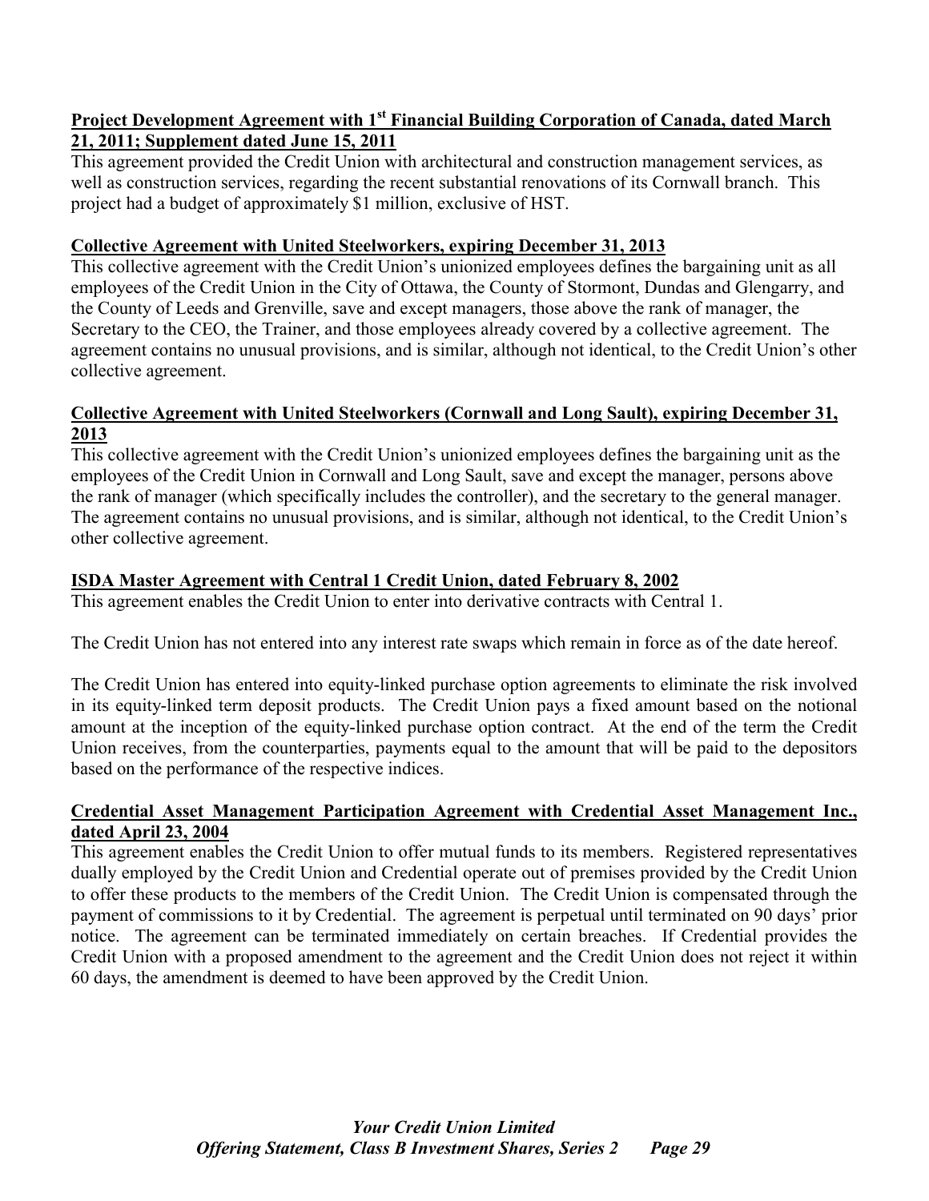**Project Development Agreement with 1st Financial Building Corporation of Canada, dated March 21, 2011; Supplement dated June 15, 2011**

This agreement provided the Credit Union with architectural and construction management services, as well as construction services, regarding the recent substantial renovations of its Cornwall branch. This project had a budget of approximately $1 million, exclusive of HST.

**Collective Agreement with United Steelworkers, expiring December 31, 2013**

This collective agreement with the Credit Union's unionized employees defines the bargaining unit as all employees of the Credit Union in the City of Ottawa, the County of Stormont, Dundas and Glengarry, and the County of Leeds and Grenville, save and except managers, those above the rank of manager, the Secretary to the CEO, the Trainer, and those employees already covered by a collective agreement. The agreement contains no unusual provisions, and is similar, although not identical, to the Credit Union's other collective agreement.

**Collective Agreement with United Steelworkers (Cornwall and Long Sault), expiring December 31, 2013**

This collective agreement with the Credit Union's unionized employees defines the bargaining unit as the employees of the Credit Union in Cornwall and Long Sault, save and except the manager, persons above the rank of manager (which specifically includes the controller), and the secretary to the general manager. The agreement contains no unusual provisions, and is similar, although not identical, to the Credit Union's other collective agreement.

**ISDA Master Agreement with Central 1 Credit Union, dated February 8, 2002**

This agreement enables the Credit Union to enter into derivative contracts with Central 1.

The Credit Union has not entered into any interest rate swaps which remain in force as of the date hereof.

The Credit Union has entered into equity-linked purchase option agreements to eliminate the risk involved in its equity-linked term deposit products. The Credit Union pays a fixed amount based on the notional amount at the inception of the equity-linked purchase option contract. At the end of the term the Credit Union receives, from the counterparties, payments equal to the amount that will be paid to the depositors based on the performance of the respective indices.

**Credential Asset Management Participation Agreement with Credential Asset Management Inc., dated April 23, 2004**

This agreement enables the Credit Union to offer mutual funds to its members. Registered representatives dually employed by the Credit Union and Credential operate out of premises provided by the Credit Union to offer these products to the members of the Credit Union. The Credit Union is compensated through the payment of commissions to it by Credential. The agreement is perpetual until terminated on 90 days' prior notice. The agreement can be terminated immediately on certain breaches. If Credential provides the Credit Union with a proposed amendment to the agreement and the Credit Union does not reject it within 60 days, the amendment is deemed to have been approved by the Credit Union.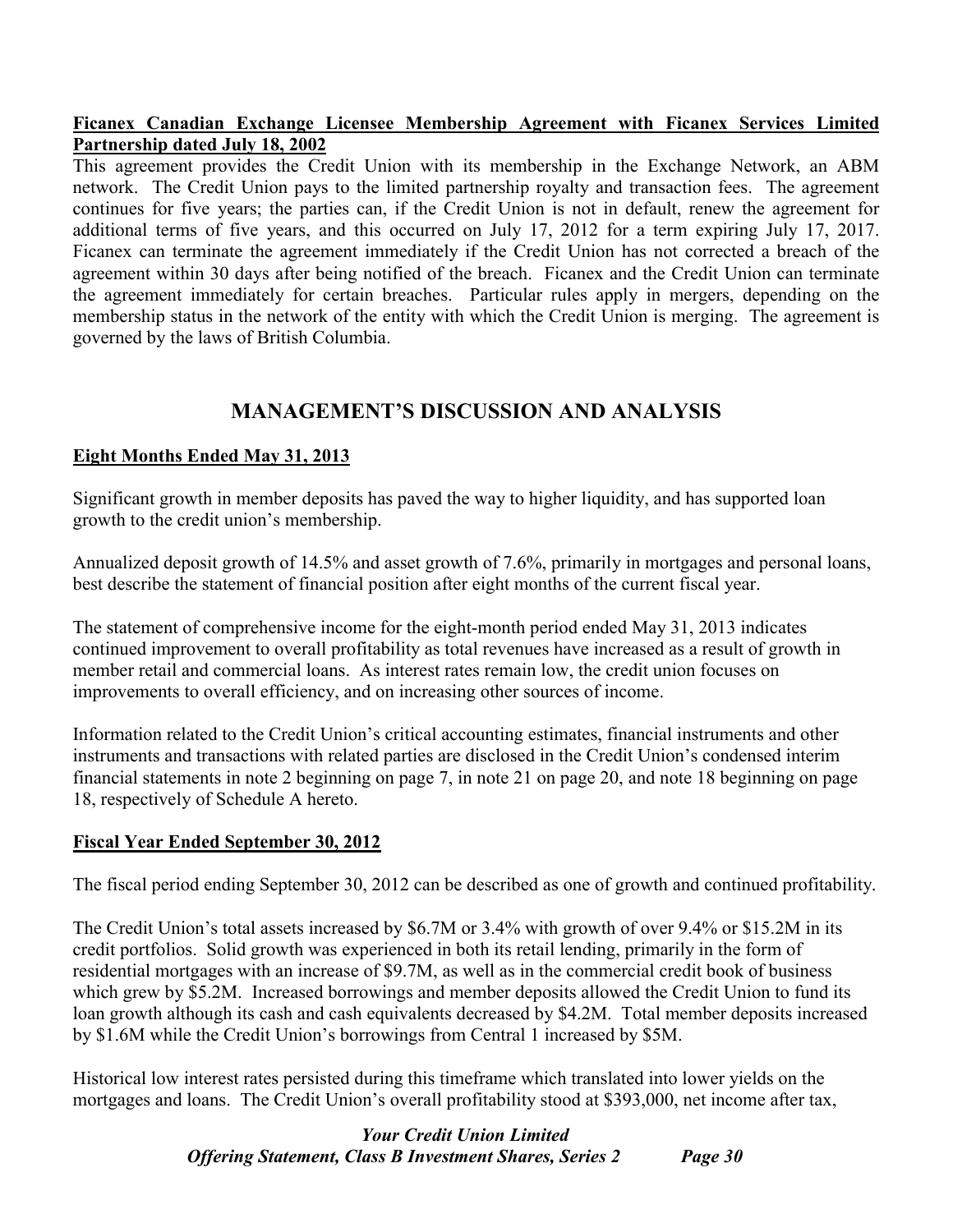**Ficanex Canadian Exchange Licensee Membership Agreement with Ficanex Services Limited Partnership dated July 18, 2002**

This agreement provides the Credit Union with its membership in the Exchange Network, an ABM network. The Credit Union pays to the limited partnership royalty and transaction fees. The agreement continues for five years; the parties can, if the Credit Union is not in default, renew the agreement for additional terms of five years, and this occurred on July 17, 2012 for a term expiring July 17, 2017. Ficanex can terminate the agreement immediately if the Credit Union has not corrected a breach of the agreement within 30 days after being notified of the breach. Ficanex and the Credit Union can terminate the agreement immediately for certain breaches. Particular rules apply in mergers, depending on the membership status in the network of the entity with which the Credit Union is merging. The agreement is governed by the laws of British Columbia.

# MANAGEMENT'S DISCUSSION AND ANALYSIS

**Eight Months Ended May 31, 2013**

Significant growth in member deposits has paved the way to higher liquidity, and has supported loan growth to the credit union's membership.

Annualized deposit growth of 14.5% and asset growth of 7.6%, primarily in mortgages and personal loans, best describe the statement of financial position after eight months of the current fiscal year.

The statement of comprehensive income for the eight-month period ended May 31, 2013 indicates continued improvement to overall profitability as total revenues have increased as a result of growth in member retail and commercial loans. As interest rates remain low, the credit union focuses on improvements to overall efficiency, and on increasing other sources of income.

Information related to the Credit Union's critical accounting estimates, financial instruments and other instruments and transactions with related parties are disclosed in the Credit Union's condensed interim financial statements in note 2 beginning on page 7, in note 21 on page 20, and note 18 beginning on page 18, respectively of Schedule A hereto.

**Fiscal Year Ended September 30, 2012**

The fiscal period ending September 30, 2012 can be described as one of growth and continued profitability.

The Credit Union's total assets increased by $6.7M or 3.4% with growth of over 9.4% or $15.2M in its credit portfolios. Solid growth was experienced in both its retail lending, primarily in the form of residential mortgages with an increase of $9.7M, as well as in the commercial credit book of business which grew by $5.2M. Increased borrowings and member deposits allowed the Credit Union to fund its loan growth although its cash and cash equivalents decreased by $4.2M. Total member deposits increased by $1.6M while the Credit Union's borrowings from Central 1 increased by $5M.

Historical low interest rates persisted during this timeframe which translated into lower yields on the mortgages and loans. The Credit Union's overall profitability stood at $393,000, net income after tax,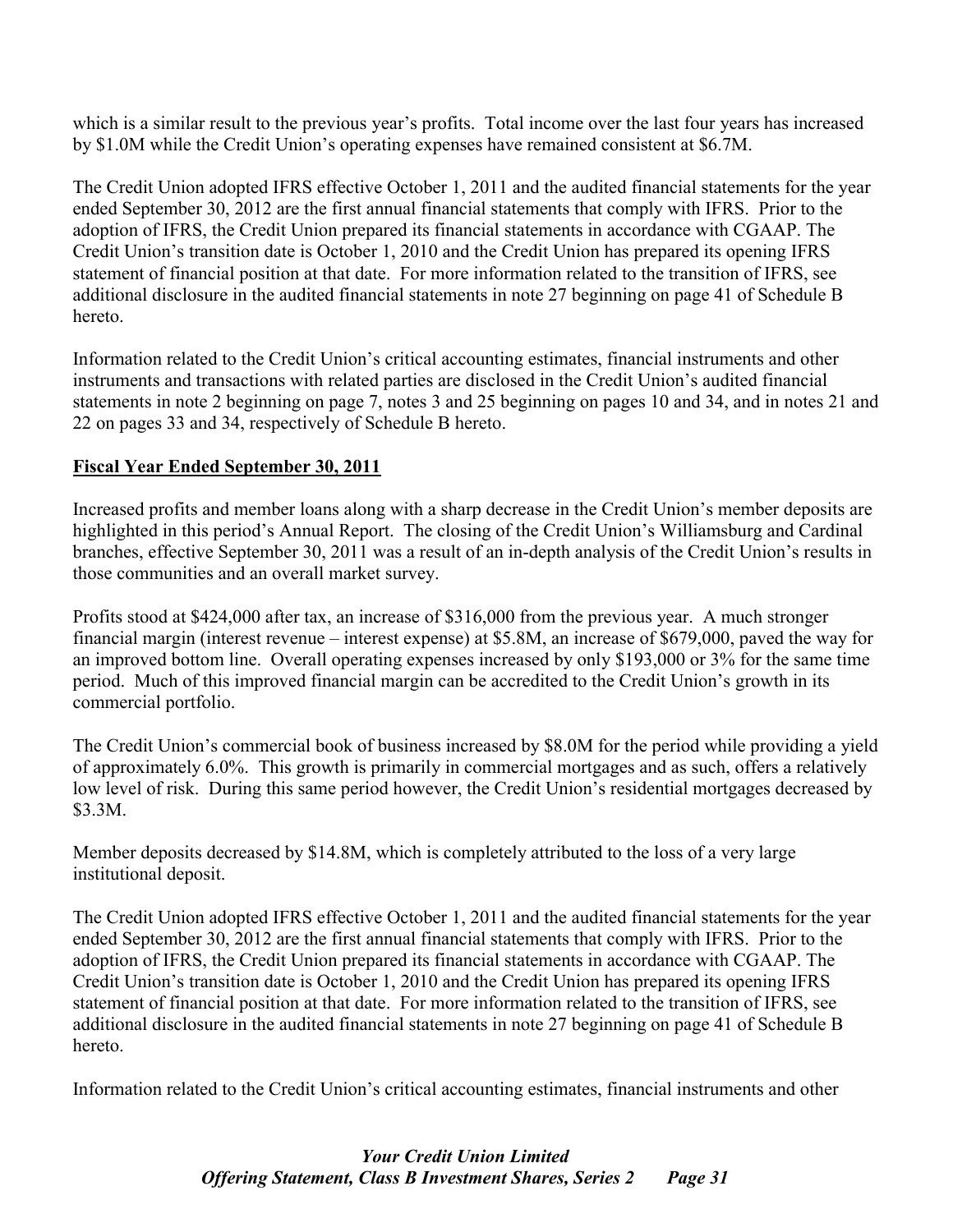which is a similar result to the previous year's profits. Total income over the last four years has increased by $1.0M while the Credit Union's operating expenses have remained consistent at $6.7M.

The Credit Union adopted IFRS effective October 1, 2011 and the audited financial statements for the year ended September 30, 2012 are the first annual financial statements that comply with IFRS. Prior to the adoption of IFRS, the Credit Union prepared its financial statements in accordance with CGAAP. The Credit Union's transition date is October 1, 2010 and the Credit Union has prepared its opening IFRS statement of financial position at that date. For more information related to the transition of IFRS, see additional disclosure in the audited financial statements in note 27 beginning on page 41 of Schedule B hereto.

Information related to the Credit Union's critical accounting estimates, financial instruments and other instruments and transactions with related parties are disclosed in the Credit Union's audited financial statements in note 2 beginning on page 7, notes 3 and 25 beginning on pages 10 and 34, and in notes 21 and 22 on pages 33 and 34, respectively of Schedule B hereto.

**Fiscal Year Ended September 30, 2011**

Increased profits and member loans along with a sharp decrease in the Credit Union's member deposits are highlighted in this period's Annual Report. The closing of the Credit Union's Williamsburg and Cardinal branches, effective September 30, 2011 was a result of an in-depth analysis of the Credit Union's results in those communities and an overall market survey.

Profits stood at $424,000 after tax, an increase of $316,000 from the previous year. A much stronger financial margin (interest revenue – interest expense) at $5.8M, an increase of $679,000, paved the way for an improved bottom line. Overall operating expenses increased by only $193,000 or 3% for the same time period. Much of this improved financial margin can be accredited to the Credit Union's growth in its commercial portfolio.

The Credit Union's commercial book of business increased by $8.0M for the period while providing a yield of approximately 6.0%. This growth is primarily in commercial mortgages and as such, offers a relatively low level of risk. During this same period however, the Credit Union's residential mortgages decreased by $3.3M.

Member deposits decreased by $14.8M, which is completely attributed to the loss of a very large institutional deposit.

The Credit Union adopted IFRS effective October 1, 2011 and the audited financial statements for the year ended September 30, 2012 are the first annual financial statements that comply with IFRS. Prior to the adoption of IFRS, the Credit Union prepared its financial statements in accordance with CGAAP. The Credit Union's transition date is October 1, 2010 and the Credit Union has prepared its opening IFRS statement of financial position at that date. For more information related to the transition of IFRS, see additional disclosure in the audited financial statements in note 27 beginning on page 41 of Schedule B hereto.

Information related to the Credit Union's critical accounting estimates, financial instruments and other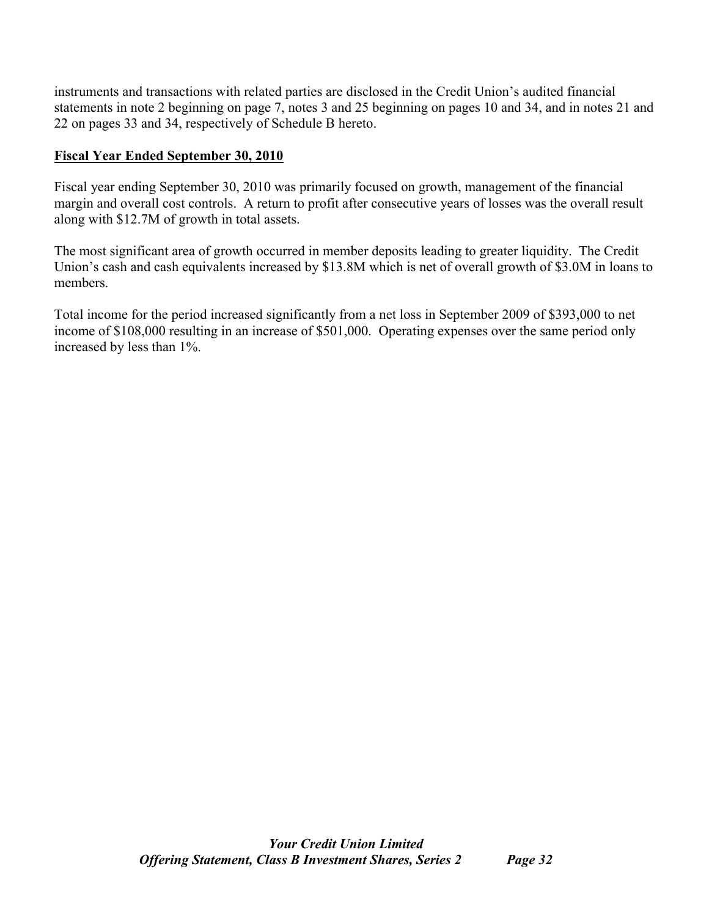instruments and transactions with related parties are disclosed in the Credit Union's audited financial statements in note 2 beginning on page 7, notes 3 and 25 beginning on pages 10 and 34, and in notes 21 and 22 on pages 33 and 34, respectively of Schedule B hereto.

## Fiscal Year Ended September 30, 2010

Fiscal year ending September 30, 2010 was primarily focused on growth, management of the financial margin and overall cost controls. A return to profit after consecutive years of losses was the overall result along with $12.7M of growth in total assets.

The most significant area of growth occurred in member deposits leading to greater liquidity. The Credit Union's cash and cash equivalents increased by $13.8M which is net of overall growth of $3.0M in loans to members.

Total income for the period increased significantly from a net loss in September 2009 of $393,000 to net income of $108,000 resulting in an increase of $501,000. Operating expenses over the same period only increased by less than 1%.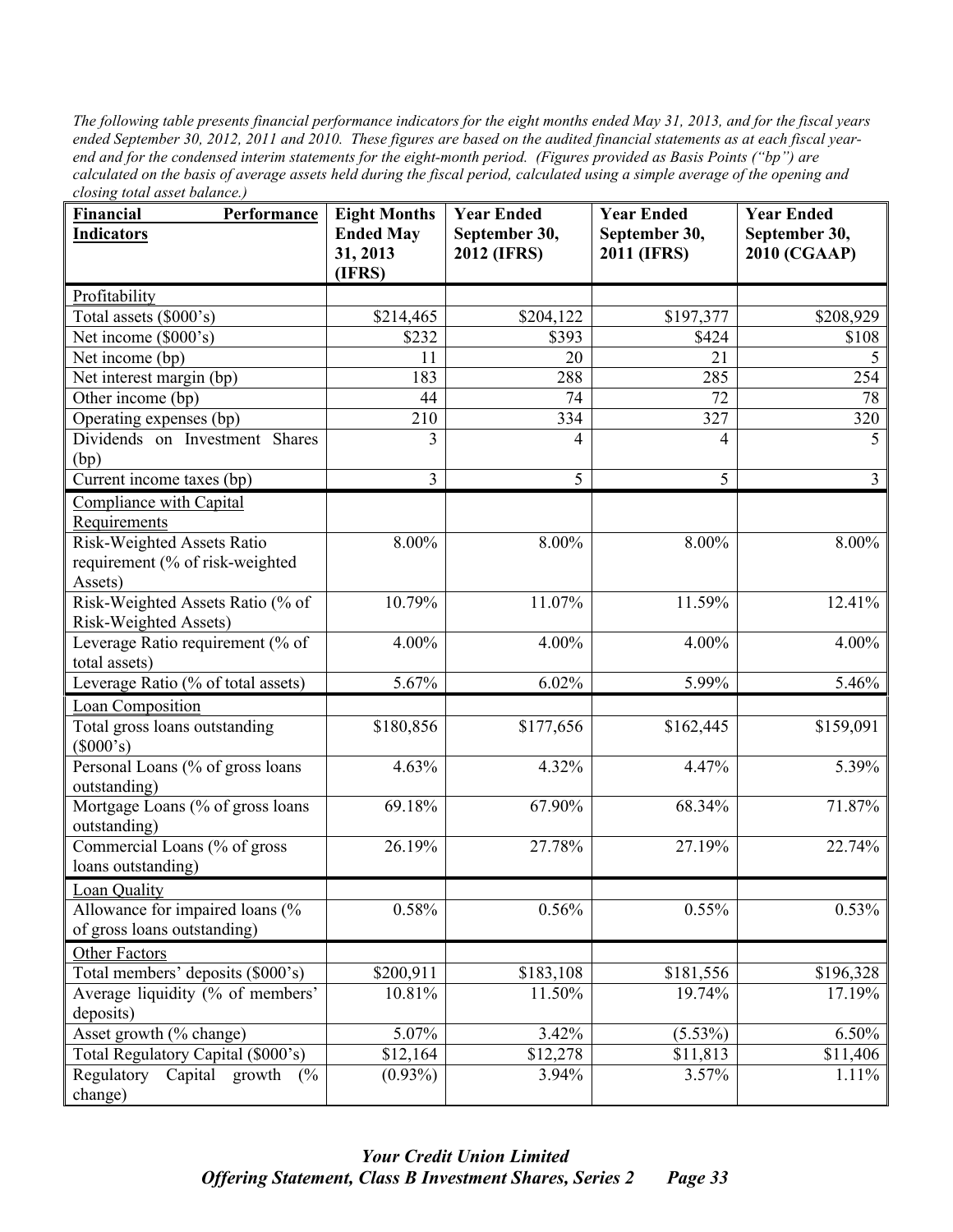*The following table presents financial performance indicators for the eight months ended May 31, 2013, and for the fiscal years ended September 30, 2012, 2011 and 2010. These figures are based on the audited financial statements as at each fiscal year-end and for the condensed interim statements for the eight-month period. (Figures provided as Basis Points ("bp") are calculated on the basis of average assets held during the fiscal period, calculated using a simple average of the opening and closing total asset balance.)*

| **Financial Performance Indicators** | **Eight Months Ended May 31, 2013 (IFRS)** | **Year Ended September 30, 2012 (IFRS)** | **Year Ended September 30, 2011 (IFRS)** | **Year Ended September 30, 2010 (CGAAP)** |
|---|---|---|---|---|
| Profitability | | | | |
| Total assets ($000's) | $214,465 | $204,122 | $197,377 | $208,929 |
| Net income ($000's) | $232 | $393 | $424 | $108 |
| Net income (bp) | 11 | 20 | 21 | 5 |
| Net interest margin (bp) | 183 | 288 | 285 | 254 |
| Other income (bp) | 44 | 74 | 72 | 78 |
| Operating expenses (bp) | 210 | 334 | 327 | 320 |
| Dividends on Investment Shares (bp) | 3 | 4 | 4 | 5 |
| Current income taxes (bp) | 3 | 5 | 5 | 3 |
| Compliance with Capital Requirements | | | | |
| Risk-Weighted Assets Ratio requirement (% of risk-weighted Assets) | 8.00% | 8.00% | 8.00% | 8.00% |
| Risk-Weighted Assets Ratio (% of Risk-Weighted Assets) | 10.79% | 11.07% | 11.59% | 12.41% |
| Leverage Ratio requirement (% of total assets) | 4.00% | 4.00% | 4.00% | 4.00% |
| Leverage Ratio (% of total assets) | 5.67% | 6.02% | 5.99% | 5.46% |
| Loan Composition | | | | |
| Total gross loans outstanding ($000's) | $180,856 | $177,656 | $162,445 | $159,091 |
| Personal Loans (% of gross loans outstanding) | 4.63% | 4.32% | 4.47% | 5.39% |
| Mortgage Loans (% of gross loans outstanding) | 69.18% | 67.90% | 68.34% | 71.87% |
| Commercial Loans (% of gross loans outstanding) | 26.19% | 27.78% | 27.19% | 22.74% |
| Loan Quality | | | | |
| Allowance for impaired loans (% of gross loans outstanding) | 0.58% | 0.56% | 0.55% | 0.53% |
| Other Factors | | | | |
| Total members' deposits ($000's) | $200,911 | $183,108 | $181,556 | $196,328 |
| Average liquidity (% of members' deposits) | 10.81% | 11.50% | 19.74% | 17.19% |
| Asset growth (% change) | 5.07% | 3.42% | (5.53%) | 6.50% |
| Total Regulatory Capital ($000's) | $12,164 | $12,278 | $11,813 | $11,406 |
| Regulatory Capital growth (% change) | (0.93%) | 3.94% | 3.57% | 1.11% |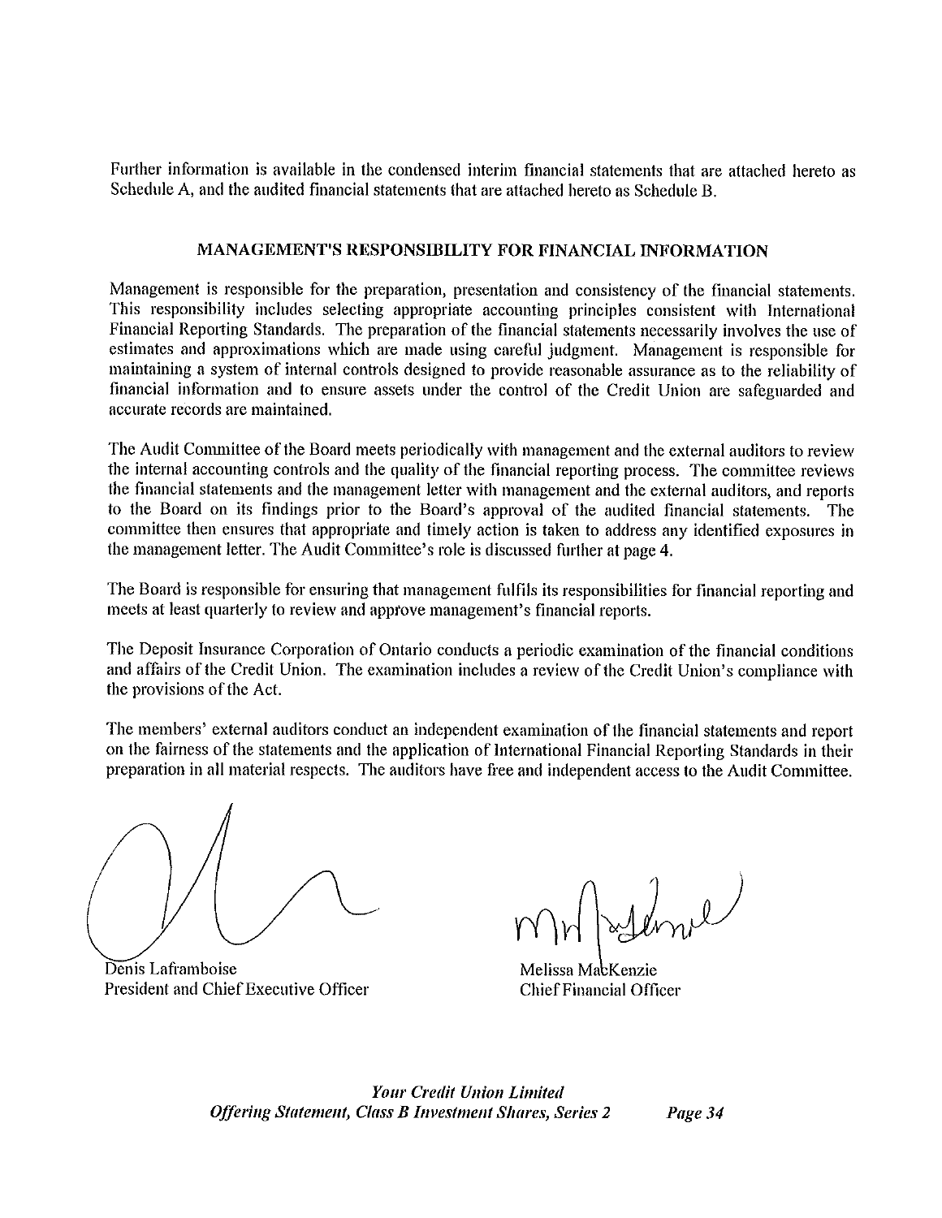Further information is available in the condensed interim financial statements that are attached hereto as Schedule A, and the audited financial statements that are attached hereto as Schedule B.

## MANAGEMENT'S RESPONSIBILITY FOR FINANCIAL INFORMATION

Management is responsible for the preparation, presentation and consistency of the financial statements. This responsibility includes selecting appropriate accounting principles consistent with International Financial Reporting Standards. The preparation of the financial statements necessarily involves the use of estimates and approximations which are made using careful judgment. Management is responsible for maintaining a system of internal controls designed to provide reasonable assurance as to the reliability of financial information and to ensure assets under the control of the Credit Union are safeguarded and accurate records are maintained.

The Audit Committee of the Board meets periodically with management and the external auditors to review the internal accounting controls and the quality of the financial reporting process. The committee reviews the financial statements and the management letter with management and the external auditors, and reports to the Board on its findings prior to the Board's approval of the audited financial statements. The committee then ensures that appropriate and timely action is taken to address any identified exposures in the management letter. The Audit Committee's role is discussed further at page **4**.

The Board is responsible for ensuring that management fulfils its responsibilities for financial reporting and meets at least quarterly to review and approve management's financial reports.

The Deposit Insurance Corporation of Ontario conducts a periodic examination of the financial conditions and affairs of the Credit Union. The examination includes a review of the Credit Union's compliance with the provisions of the Act.

The members' external auditors conduct an independent examination of the financial statements and report on the fairness of the statements and the application of International Financial Reporting Standards in their preparation in all material respects. The auditors have free and independent access to the Audit Committee.

Denis Laframboise
President and Chief Executive Officer

Melissa MacKenzie
Chief Financial Officer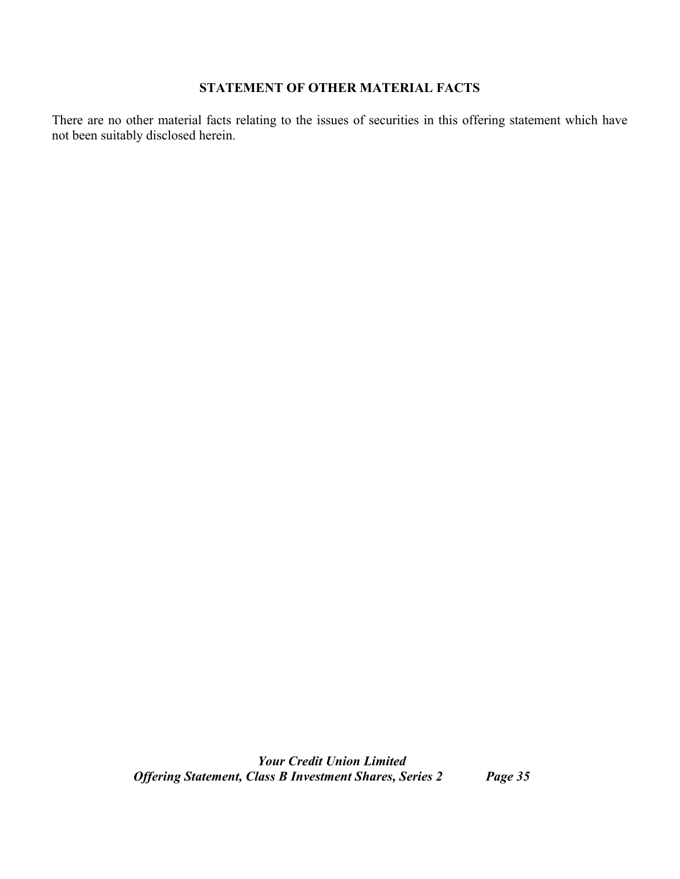## STATEMENT OF OTHER MATERIAL FACTS

There are no other material facts relating to the issues of securities in this offering statement which have not been suitably disclosed herein.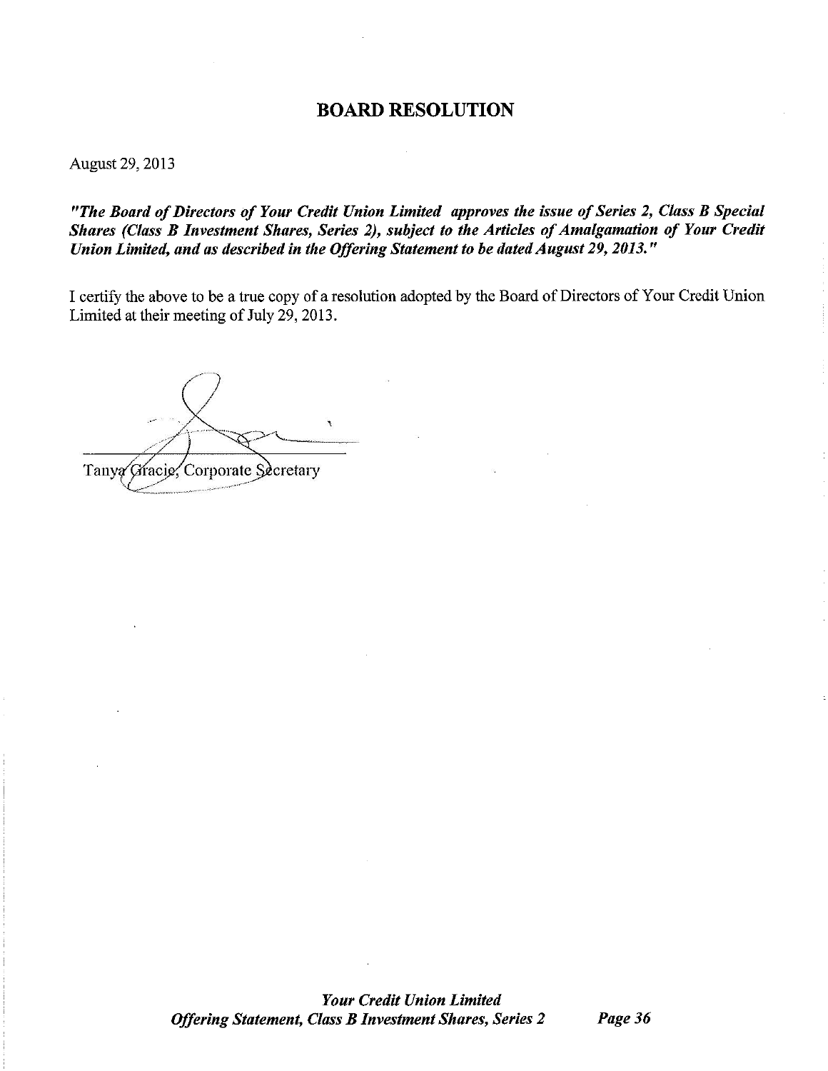# BOARD RESOLUTION

August 29, 2013

***"The Board of Directors of Your Credit Union Limited approves the issue of Series 2, Class B Special Shares (Class B Investment Shares, Series 2), subject to the Articles of Amalgamation of Your Credit Union Limited, and as described in the Offering Statement to be dated August 29, 2013."***

I certify the above to be a true copy of a resolution adopted by the Board of Directors of Your Credit Union Limited at their meeting of July 29, 2013.

Tanya Gracie, Corporate Secretary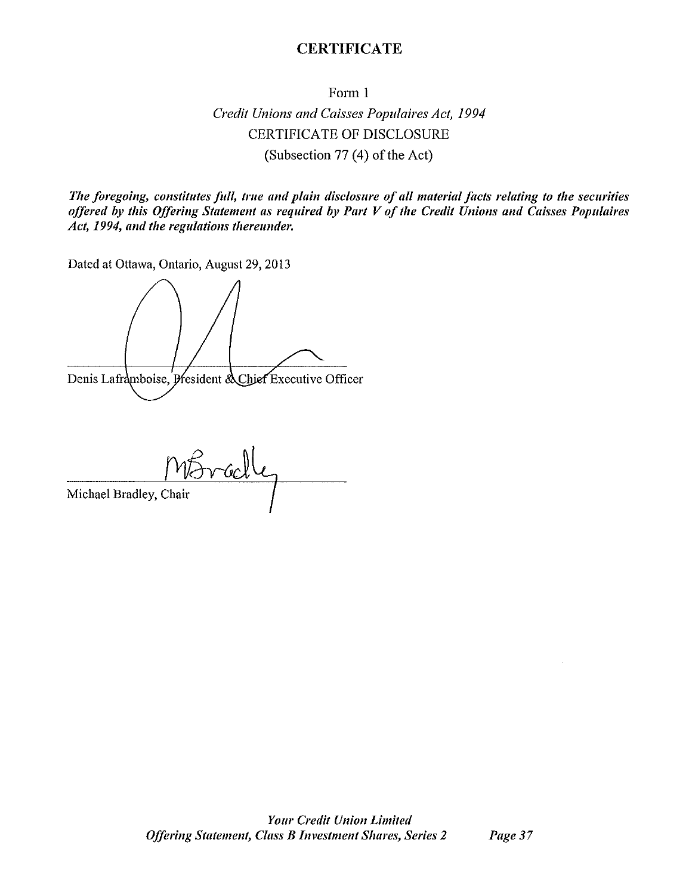# CERTIFICATE

Form 1

*Credit Unions and Caisses Populaires Act, 1994*

CERTIFICATE OF DISCLOSURE

(Subsection 77 (4) of the Act)

***The foregoing, constitutes full, true and plain disclosure of all material facts relating to the securities offered by this Offering Statement as required by Part V of the Credit Unions and Caisses Populaires Act, 1994, and the regulations thereunder.***

Dated at Ottawa, Ontario, August 29, 2013

Denis Laframboise, President & Chief Executive Officer

Michael Bradley, Chair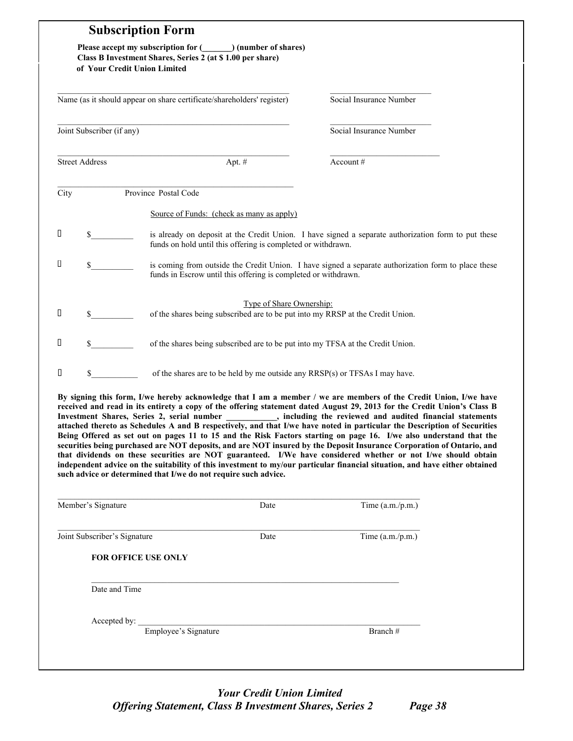## Subscription Form

**Please accept my subscription for (\_\_\_\_\_\_\_) (number of shares)**
**Class B Investment Shares, Series 2 (at $ 1.00 per share)**
**of Your Credit Union Limited**

\_\_\_\_\_\_\_\_\_\_\_\_\_\_\_\_\_\_\_\_\_\_\_\_\_\_\_\_\_\_\_\_\_\_\_\_\_\_\_\_\_\_\_\_ \_\_\_\_\_\_\_\_\_\_\_\_\_\_\_\_\_\_\_\_
Name (as it should appear on share certificate/shareholders' register) Social Insurance Number

\_\_\_\_\_\_\_\_\_\_\_\_\_\_\_\_\_\_\_\_\_\_\_\_\_\_\_\_\_\_\_\_\_\_\_\_\_\_\_\_\_\_\_\_ \_\_\_\_\_\_\_\_\_\_\_\_\_\_\_\_\_\_\_\_
Joint Subscriber (if any) Social Insurance Number

\_\_\_\_\_\_\_\_\_\_\_\_\_\_\_\_\_\_\_\_\_\_\_\_\_\_\_\_\_\_\_\_\_\_\_\_\_\_\_\_\_\_\_\_ \_\_\_\_\_\_\_\_\_\_\_\_\_\_\_\_\_\_\_\_
Street Address Apt. # Account #

\_\_\_\_\_\_\_\_\_\_\_\_\_\_\_\_\_\_\_\_\_\_\_\_\_\_\_\_\_\_\_\_\_\_\_\_\_\_\_\_\_\_\_\_
City Province Postal Code

Source of Funds: (check as many as apply)

☐ $\_\_\_\_\_\_\_\_\_\_ is already on deposit at the Credit Union. I have signed a separate authorization form to put these funds on hold until this offering is completed or withdrawn.

☐ $\_\_\_\_\_\_\_\_\_\_ is coming from outside the Credit Union. I have signed a separate authorization form to place these funds in Escrow until this offering is completed or withdrawn.

Type of Share Ownership:

☐ $\_\_\_\_\_\_\_\_\_\_ of the shares being subscribed are to be put into my RRSP at the Credit Union.

☐ $\_\_\_\_\_\_\_\_\_\_ of the shares being subscribed are to be put into my TFSA at the Credit Union.

☐ $\_\_\_\_\_\_\_\_\_\_ of the shares are to be held by me outside any RRSP(s) or TFSAs I may have.

**By signing this form, I/we hereby acknowledge that I am a member / we are members of the Credit Union, I/we have received and read in its entirety a copy of the offering statement dated August 29, 2013 for the Credit Union's Class B Investment Shares, Series 2, serial number \_\_\_\_\_\_\_\_\_\_\_\_, including the reviewed and audited financial statements attached thereto as Schedules A and B respectively, and that I/we have noted in particular the Description of Securities Being Offered as set out on pages 11 to 15 and the Risk Factors starting on page 16. I/we also understand that the securities being purchased are NOT deposits, and are NOT insured by the Deposit Insurance Corporation of Ontario, and that dividends on these securities are NOT guaranteed. I/We have considered whether or not I/we should obtain independent advice on the suitability of this investment to my/our particular financial situation, and have either obtained such advice or determined that I/we do not require such advice.**

\_\_\_\_\_\_\_\_\_\_\_\_\_\_\_\_\_\_\_\_\_\_\_\_\_\_\_\_\_\_\_\_\_\_\_\_\_\_\_\_\_\_\_\_\_\_\_\_\_\_\_\_\_\_\_\_\_\_\_\_
Member's Signature Date Time (a.m./p.m.)

\_\_\_\_\_\_\_\_\_\_\_\_\_\_\_\_\_\_\_\_\_\_\_\_\_\_\_\_\_\_\_\_\_\_\_\_\_\_\_\_\_\_\_\_\_\_\_\_\_\_\_\_\_\_\_\_\_\_\_\_
Joint Subscriber's Signature Date Time (a.m./p.m.)

**FOR OFFICE USE ONLY**

\_\_\_\_\_\_\_\_\_\_\_\_\_\_\_\_\_\_\_\_\_\_\_\_\_\_\_\_\_\_\_\_\_\_\_\_\_\_\_\_\_\_\_\_\_\_\_\_\_\_\_\_\_\_\_\_
Date and Time

Accepted by: \_\_\_\_\_\_\_\_\_\_\_\_\_\_\_\_\_\_\_\_\_\_\_\_\_\_\_\_\_\_\_\_\_\_\_\_\_\_\_\_\_\_\_\_\_\_\_\_\_\_\_\_
Employee's Signature Branch #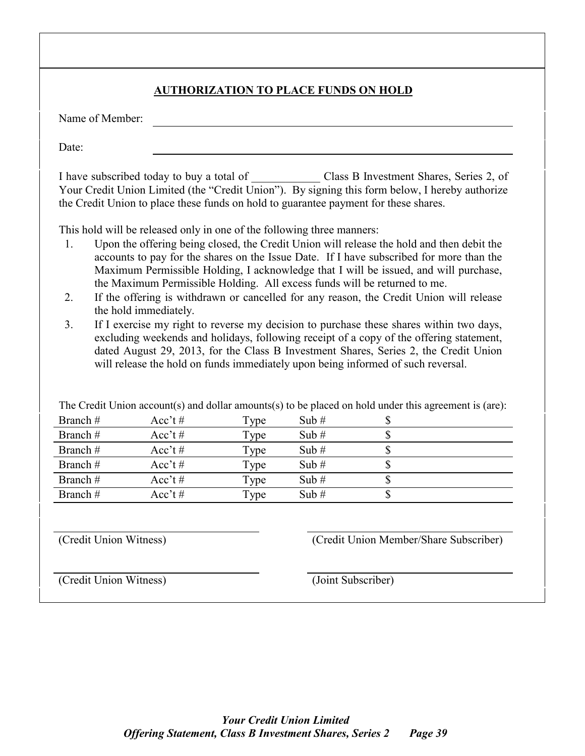## AUTHORIZATION TO PLACE FUNDS ON HOLD

Name of Member: ______________________________

Date: ______________________________

I have subscribed today to buy a total of ____________ Class B Investment Shares, Series 2, of Your Credit Union Limited (the "Credit Union"). By signing this form below, I hereby authorize the Credit Union to place these funds on hold to guarantee payment for these shares.

This hold will be released only in one of the following three manners:

1. Upon the offering being closed, the Credit Union will release the hold and then debit the accounts to pay for the shares on the Issue Date. If I have subscribed for more than the Maximum Permissible Holding, I acknowledge that I will be issued, and will purchase, the Maximum Permissible Holding. All excess funds will be returned to me.
2. If the offering is withdrawn or cancelled for any reason, the Credit Union will release the hold immediately.
3. If I exercise my right to reverse my decision to purchase these shares within two days, excluding weekends and holidays, following receipt of a copy of the offering statement, dated August 29, 2013, for the Class B Investment Shares, Series 2, the Credit Union will release the hold on funds immediately upon being informed of such reversal.

The Credit Union account(s) and dollar amounts(s) to be placed on hold under this agreement is (are):

| | | | | |
|---|---|---|---|---|
| Branch # | Acc't # | Type | Sub # | $ |
| Branch # | Acc't # | Type | Sub # | $ |
| Branch # | Acc't # | Type | Sub # | $ |
| Branch # | Acc't # | Type | Sub # | $ |
| Branch # | Acc't # | Type | Sub # | $ |
| Branch # | Acc't # | Type | Sub # | $ |

______________________________ ______________________________
(Credit Union Witness) (Credit Union Member/Share Subscriber)

______________________________ ______________________________
(Credit Union Witness) (Joint Subscriber)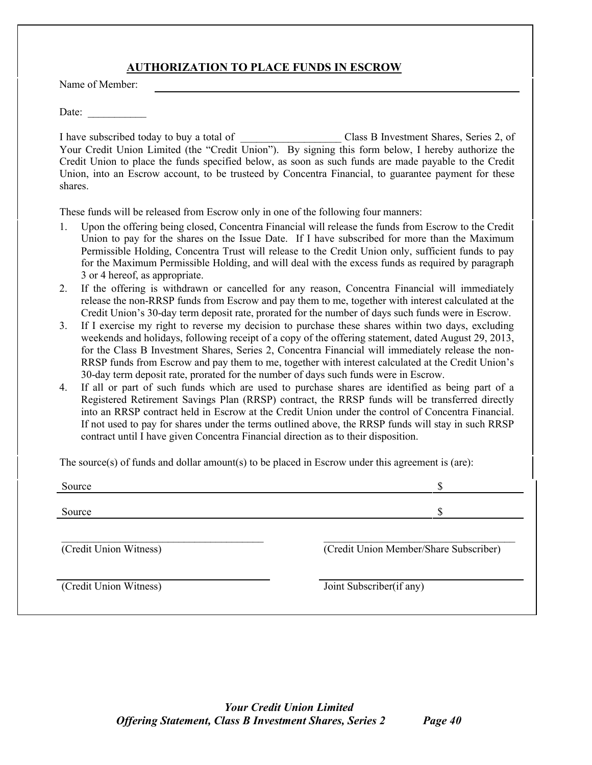## AUTHORIZATION TO PLACE FUNDS IN ESCROW

Name of Member: ______________________________________________

Date: ___________

I have subscribed today to buy a total of ___________________ Class B Investment Shares, Series 2, of Your Credit Union Limited (the "Credit Union"). By signing this form below, I hereby authorize the Credit Union to place the funds specified below, as soon as such funds are made payable to the Credit Union, into an Escrow account, to be trusteed by Concentra Financial, to guarantee payment for these shares.

These funds will be released from Escrow only in one of the following four manners:

1. Upon the offering being closed, Concentra Financial will release the funds from Escrow to the Credit Union to pay for the shares on the Issue Date. If I have subscribed for more than the Maximum Permissible Holding, Concentra Trust will release to the Credit Union only, sufficient funds to pay for the Maximum Permissible Holding, and will deal with the excess funds as required by paragraph 3 or 4 hereof, as appropriate.
2. If the offering is withdrawn or cancelled for any reason, Concentra Financial will immediately release the non-RRSP funds from Escrow and pay them to me, together with interest calculated at the Credit Union's 30-day term deposit rate, prorated for the number of days such funds were in Escrow.
3. If I exercise my right to reverse my decision to purchase these shares within two days, excluding weekends and holidays, following receipt of a copy of the offering statement, dated August 29, 2013, for the Class B Investment Shares, Series 2, Concentra Financial will immediately release the non-RRSP funds from Escrow and pay them to me, together with interest calculated at the Credit Union's 30-day term deposit rate, prorated for the number of days such funds were in Escrow.
4. If all or part of such funds which are used to purchase shares are identified as being part of a Registered Retirement Savings Plan (RRSP) contract, the RRSP funds will be transferred directly into an RRSP contract held in Escrow at the Credit Union under the control of Concentra Financial. If not used to pay for shares under the terms outlined above, the RRSP funds will stay in such RRSP contract until I have given Concentra Financial direction as to their disposition.

The source(s) of funds and dollar amount(s) to be placed in Escrow under this agreement is (are):

Source ______________________________________________ $ __________

Source ______________________________________________ $ __________

_______________________________ &nbsp;&nbsp;&nbsp;&nbsp; _______________________________
(Credit Union Witness) &nbsp;&nbsp;&nbsp;&nbsp; (Credit Union Member/Share Subscriber)

_______________________________ &nbsp;&nbsp;&nbsp;&nbsp; _______________________________
(Credit Union Witness) &nbsp;&nbsp;&nbsp;&nbsp; Joint Subscriber(if any)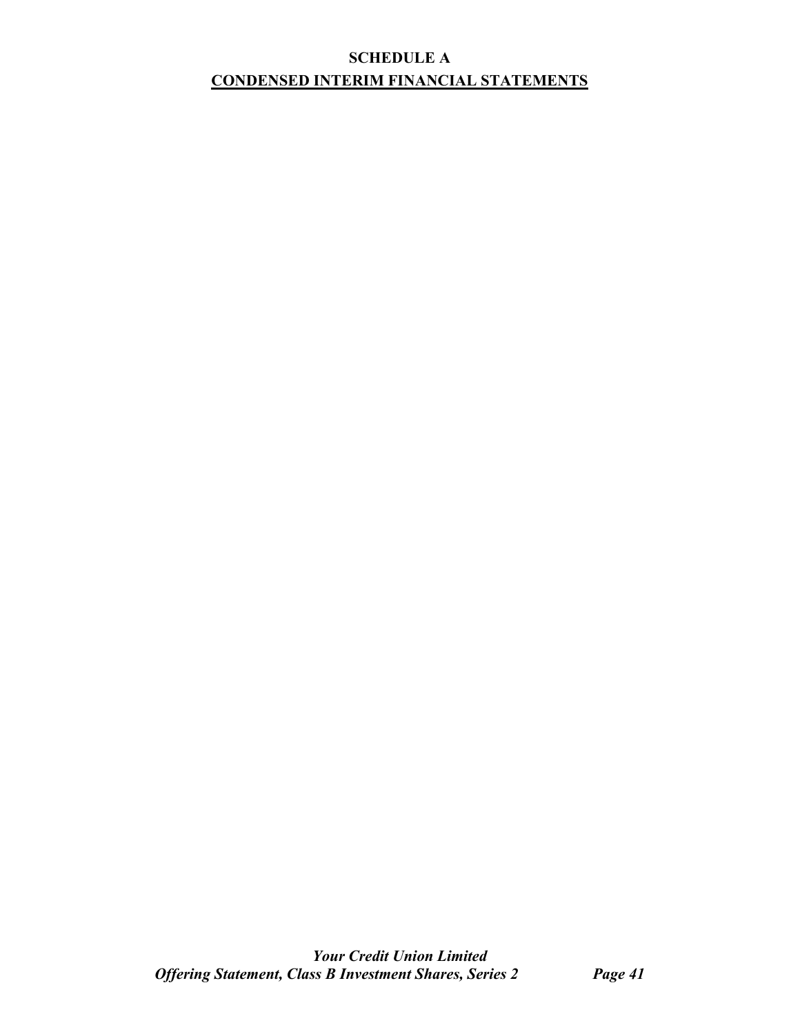# SCHEDULE A

## CONDENSED INTERIM FINANCIAL STATEMENTS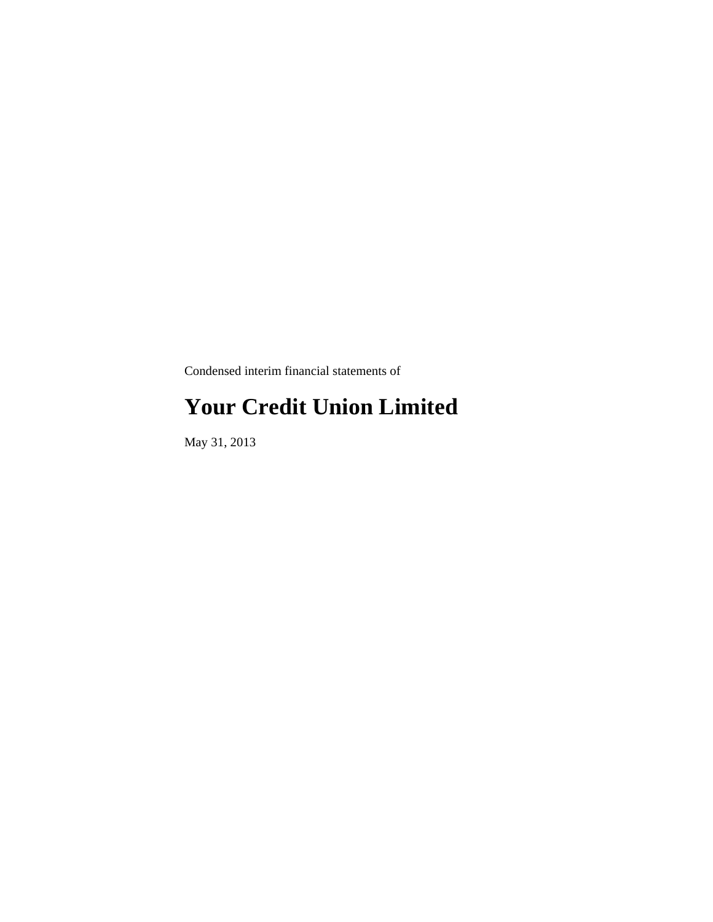Condensed interim financial statements of

# Your Credit Union Limited

May 31, 2013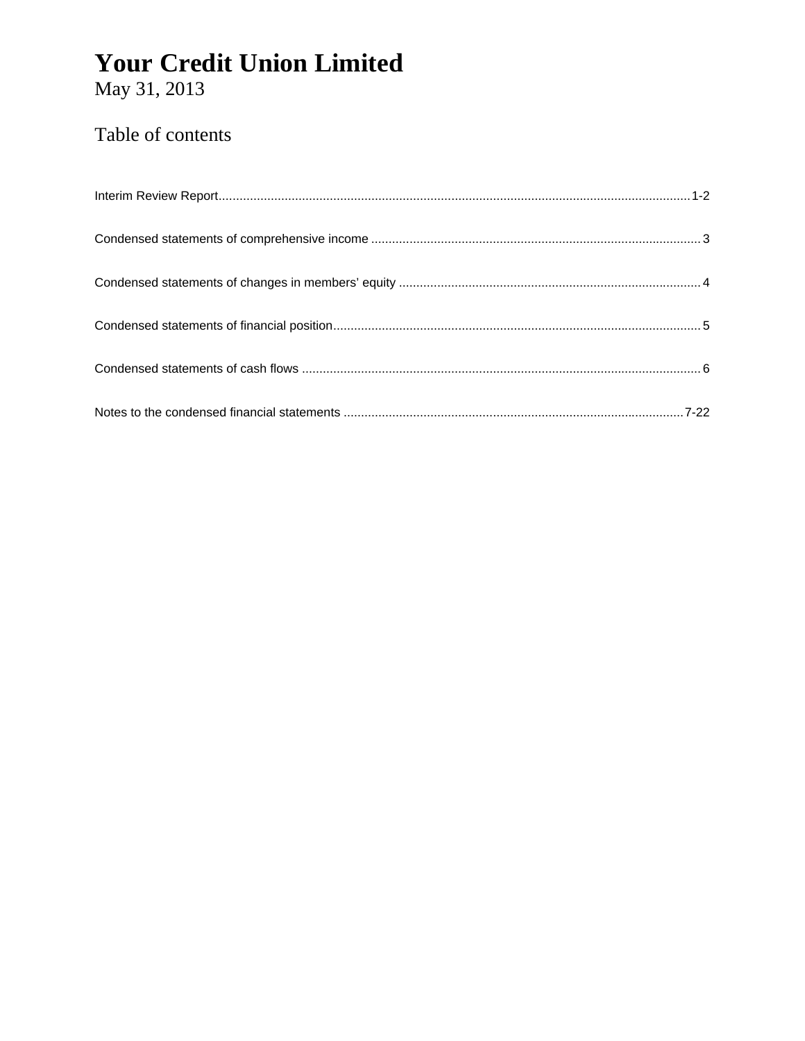# Your Credit Union Limited

May 31, 2013

## Table of contents

Interim Review Report....................................................................................................................................1-2

Condensed statements of comprehensive income ............................................................................................. 3

Condensed statements of changes in members' equity ..................................................................................... 4

Condensed statements of financial position....................................................................................................... 5

Condensed statements of cash flows ................................................................................................................. 6

Notes to the condensed financial statements ................................................................................................7-22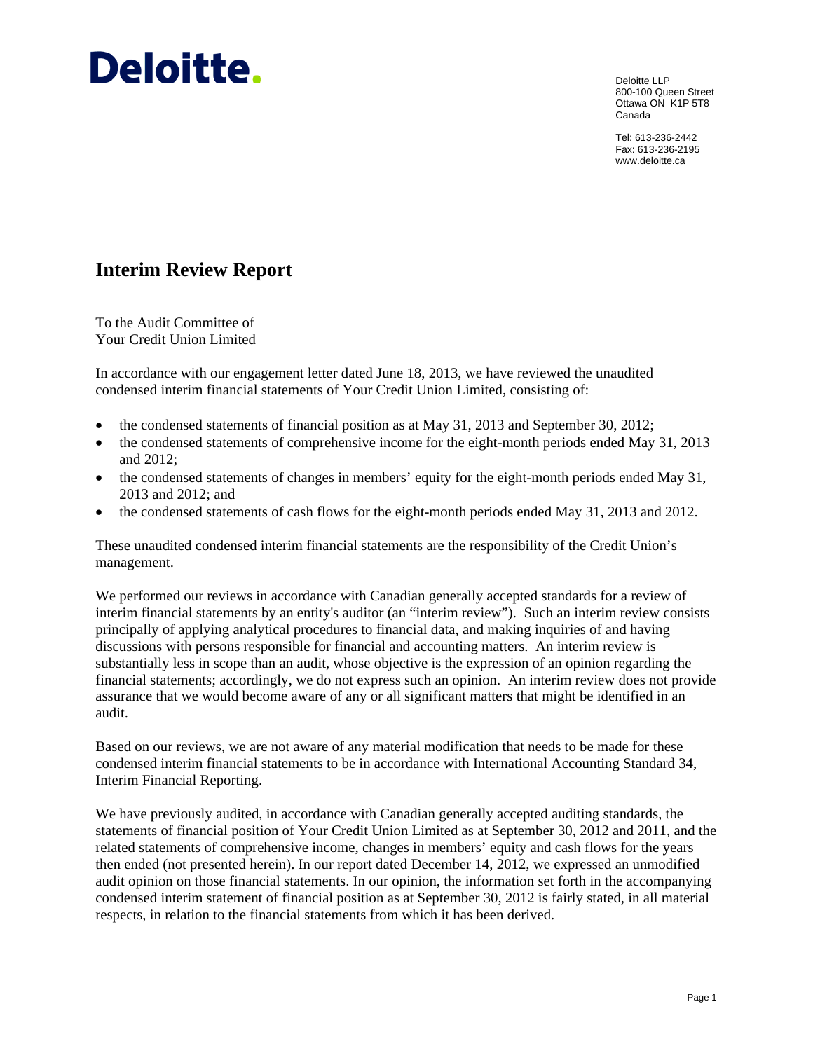Deloitte.

Deloitte LLP
800-100 Queen Street
Ottawa ON K1P 5T8
Canada

Tel: 613-236-2442
Fax: 613-236-2195
www.deloitte.ca

# Interim Review Report

To the Audit Committee of
Your Credit Union Limited

In accordance with our engagement letter dated June 18, 2013, we have reviewed the unaudited condensed interim financial statements of Your Credit Union Limited, consisting of:

- the condensed statements of financial position as at May 31, 2013 and September 30, 2012;
- the condensed statements of comprehensive income for the eight-month periods ended May 31, 2013 and 2012;
- the condensed statements of changes in members' equity for the eight-month periods ended May 31, 2013 and 2012; and
- the condensed statements of cash flows for the eight-month periods ended May 31, 2013 and 2012.

These unaudited condensed interim financial statements are the responsibility of the Credit Union's management.

We performed our reviews in accordance with Canadian generally accepted standards for a review of interim financial statements by an entity's auditor (an "interim review"). Such an interim review consists principally of applying analytical procedures to financial data, and making inquiries of and having discussions with persons responsible for financial and accounting matters. An interim review is substantially less in scope than an audit, whose objective is the expression of an opinion regarding the financial statements; accordingly, we do not express such an opinion. An interim review does not provide assurance that we would become aware of any or all significant matters that might be identified in an audit.

Based on our reviews, we are not aware of any material modification that needs to be made for these condensed interim financial statements to be in accordance with International Accounting Standard 34, Interim Financial Reporting.

We have previously audited, in accordance with Canadian generally accepted auditing standards, the statements of financial position of Your Credit Union Limited as at September 30, 2012 and 2011, and the related statements of comprehensive income, changes in members' equity and cash flows for the years then ended (not presented herein). In our report dated December 14, 2012, we expressed an unmodified audit opinion on those financial statements. In our opinion, the information set forth in the accompanying condensed interim statement of financial position as at September 30, 2012 is fairly stated, in all material respects, in relation to the financial statements from which it has been derived.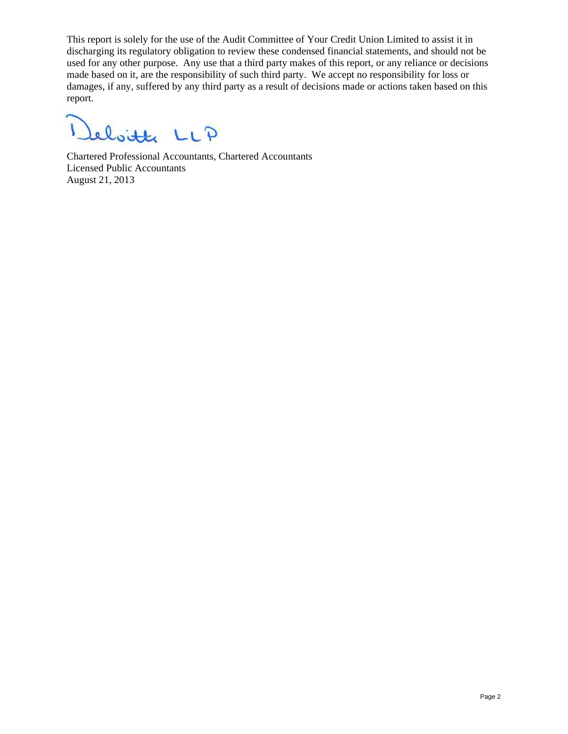This report is solely for the use of the Audit Committee of Your Credit Union Limited to assist it in discharging its regulatory obligation to review these condensed financial statements, and should not be used for any other purpose. Any use that a third party makes of this report, or any reliance or decisions made based on it, are the responsibility of such third party. We accept no responsibility for loss or damages, if any, suffered by any third party as a result of decisions made or actions taken based on this report.

Deloitte LLP

Chartered Professional Accountants, Chartered Accountants
Licensed Public Accountants
August 21, 2013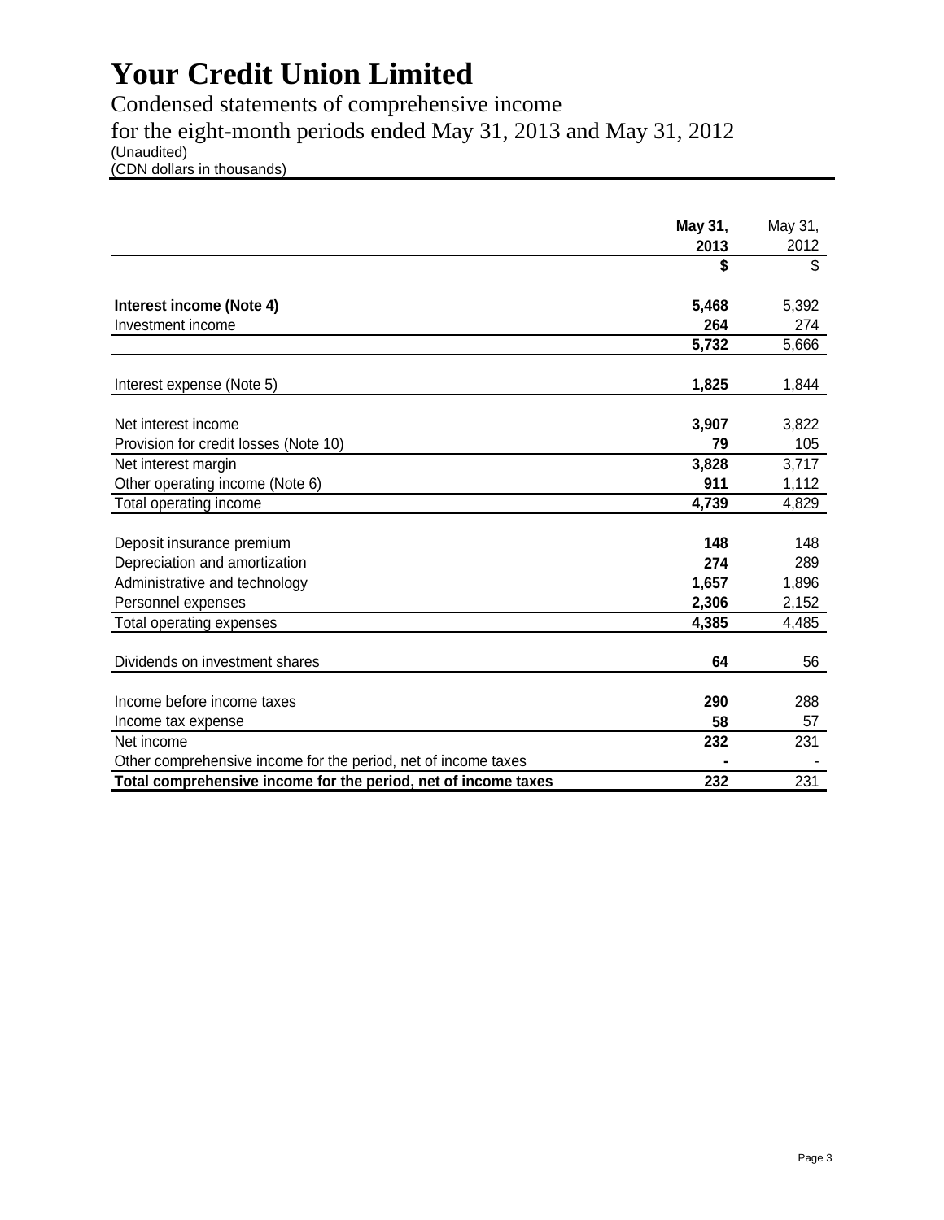# Your Credit Union Limited

Condensed statements of comprehensive income

for the eight-month periods ended May 31, 2013 and May 31, 2012

(Unaudited)

(CDN dollars in thousands)

| | **May 31, 2013** | May 31, 2012 |
|---|---|---|
| | **$** | $ |
| **Interest income (Note 4)** | **5,468** | 5,392 |
| Investment income | **264** | 274 |
| | **5,732** | 5,666 |
| Interest expense (Note 5) | **1,825** | 1,844 |
| Net interest income | **3,907** | 3,822 |
| Provision for credit losses (Note 10) | **79** | 105 |
| Net interest margin | **3,828** | 3,717 |
| Other operating income (Note 6) | **911** | 1,112 |
| Total operating income | **4,739** | 4,829 |
| Deposit insurance premium | **148** | 148 |
| Depreciation and amortization | **274** | 289 |
| Administrative and technology | **1,657** | 1,896 |
| Personnel expenses | **2,306** | 2,152 |
| Total operating expenses | **4,385** | 4,485 |
| Dividends on investment shares | **64** | 56 |
| Income before income taxes | **290** | 288 |
| Income tax expense | **58** | 57 |
| Net income | **232** | 231 |
| Other comprehensive income for the period, net of income taxes | **-** | - |
| **Total comprehensive income for the period, net of income taxes** | **232** | 231 |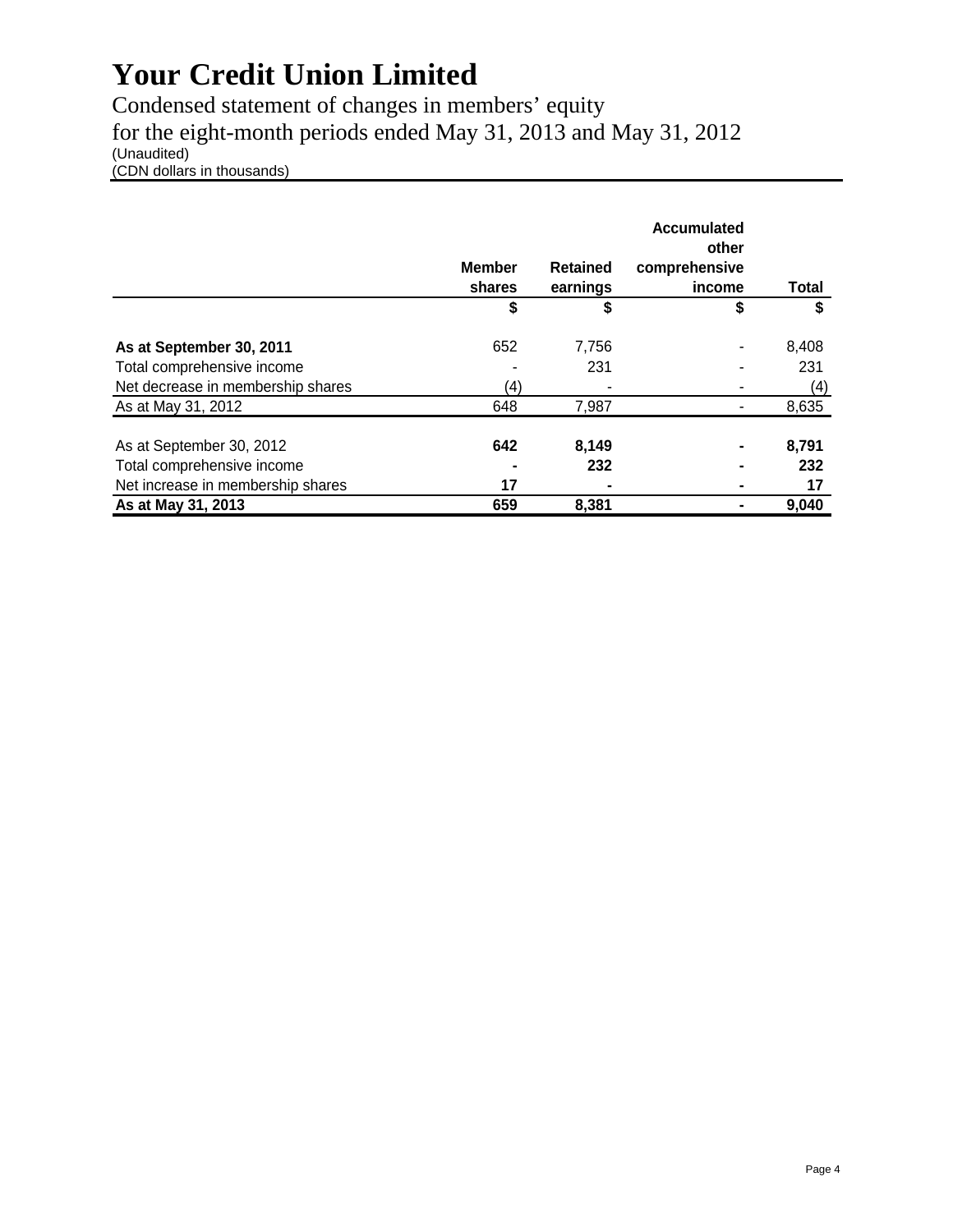# Your Credit Union Limited

Condensed statement of changes in members' equity
for the eight-month periods ended May 31, 2013 and May 31, 2012
(Unaudited)
(CDN dollars in thousands)

| | Member shares | Retained earnings | Accumulated other comprehensive income | Total |
|---|---|---|---|---|
| | $ | $ | $ | $ |
| **As at September 30, 2011** | 652 | 7,756 | - | 8,408 |
| Total comprehensive income | - | 231 | - | 231 |
| Net decrease in membership shares | (4) | - | - | (4) |
| As at May 31, 2012 | 648 | 7,987 | - | 8,635 |
| As at September 30, 2012 | **642** | **8,149** | **-** | **8,791** |
| Total comprehensive income | **-** | **232** | **-** | **232** |
| Net increase in membership shares | **17** | **-** | **-** | **17** |
| **As at May 31, 2013** | **659** | **8,381** | **-** | **9,040** |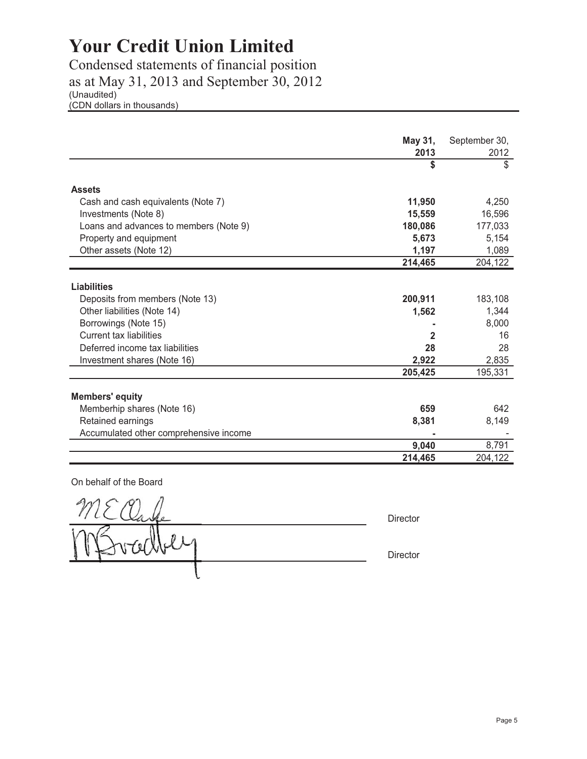# Your Credit Union Limited

Condensed statements of financial position
as at May 31, 2013 and September 30, 2012
(Unaudited)
(CDN dollars in thousands)

| | **May 31, 2013** | September 30, 2012 |
|---|---|---|
| | **$** | $ |
| **Assets** | | |
| Cash and cash equivalents (Note 7) | **11,950** | 4,250 |
| Investments (Note 8) | **15,559** | 16,596 |
| Loans and advances to members (Note 9) | **180,086** | 177,033 |
| Property and equipment | **5,673** | 5,154 |
| Other assets (Note 12) | **1,197** | 1,089 |
| | **214,465** | 204,122 |
| **Liabilities** | | |
| Deposits from members (Note 13) | **200,911** | 183,108 |
| Other liabilities (Note 14) | **1,562** | 1,344 |
| Borrowings (Note 15) | **-** | 8,000 |
| Current tax liabilities | **2** | 16 |
| Deferred income tax liabilities | **28** | 28 |
| Investment shares (Note 16) | **2,922** | 2,835 |
| | **205,425** | 195,331 |
| **Members' equity** | | |
| Memberhip shares (Note 16) | **659** | 642 |
| Retained earnings | **8,381** | 8,149 |
| Accumulated other comprehensive income | **-** | - |
| | **9,040** | 8,791 |
| | **214,465** | 204,122 |

On behalf of the Board

M E Clarke ______________________ Director

M Bradley ______________________ Director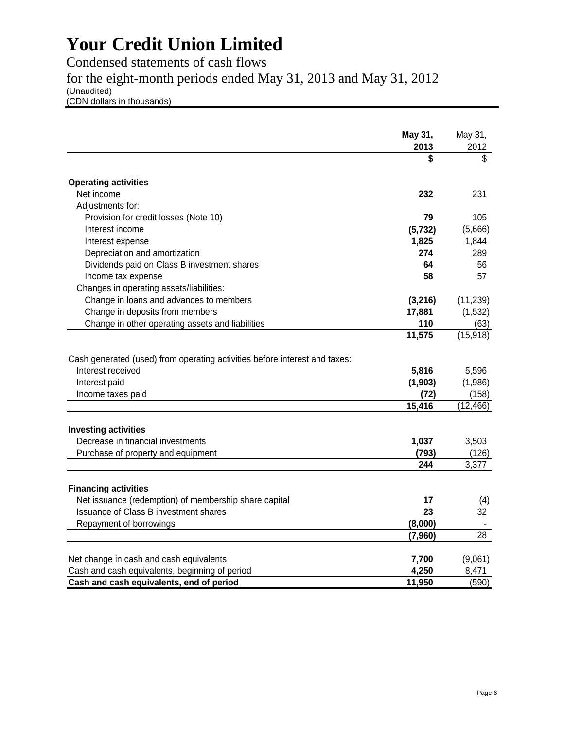# Your Credit Union Limited

Condensed statements of cash flows

for the eight-month periods ended May 31, 2013 and May 31, 2012

(Unaudited)

(CDN dollars in thousands)

| | **May 31, 2013** | May 31, 2012 |
|---|---|---|
| | **$** | $ |
| **Operating activities** | | |
| Net income | **232** | 231 |
| Adjustments for: | | |
| Provision for credit losses (Note 10) | **79** | 105 |
| Interest income | **(5,732)** | (5,666) |
| Interest expense | **1,825** | 1,844 |
| Depreciation and amortization | **274** | 289 |
| Dividends paid on Class B investment shares | **64** | 56 |
| Income tax expense | **58** | 57 |
| Changes in operating assets/liabilities: | | |
| Change in loans and advances to members | **(3,216)** | (11,239) |
| Change in deposits from members | **17,881** | (1,532) |
| Change in other operating assets and liabilities | **110** | (63) |
| | **11,575** | (15,918) |
| Cash generated (used) from operating activities before interest and taxes: | | |
| Interest received | **5,816** | 5,596 |
| Interest paid | **(1,903)** | (1,986) |
| Income taxes paid | **(72)** | (158) |
| | **15,416** | (12,466) |
| **Investing activities** | | |
| Decrease in financial investments | **1,037** | 3,503 |
| Purchase of property and equipment | **(793)** | (126) |
| | **244** | 3,377 |
| **Financing activities** | | |
| Net issuance (redemption) of membership share capital | **17** | (4) |
| Issuance of Class B investment shares | **23** | 32 |
| Repayment of borrowings | **(8,000)** | - |
| | **(7,960)** | 28 |
| Net change in cash and cash equivalents | **7,700** | (9,061) |
| Cash and cash equivalents, beginning of period | **4,250** | 8,471 |
| **Cash and cash equivalents, end of period** | **11,950** | (590) |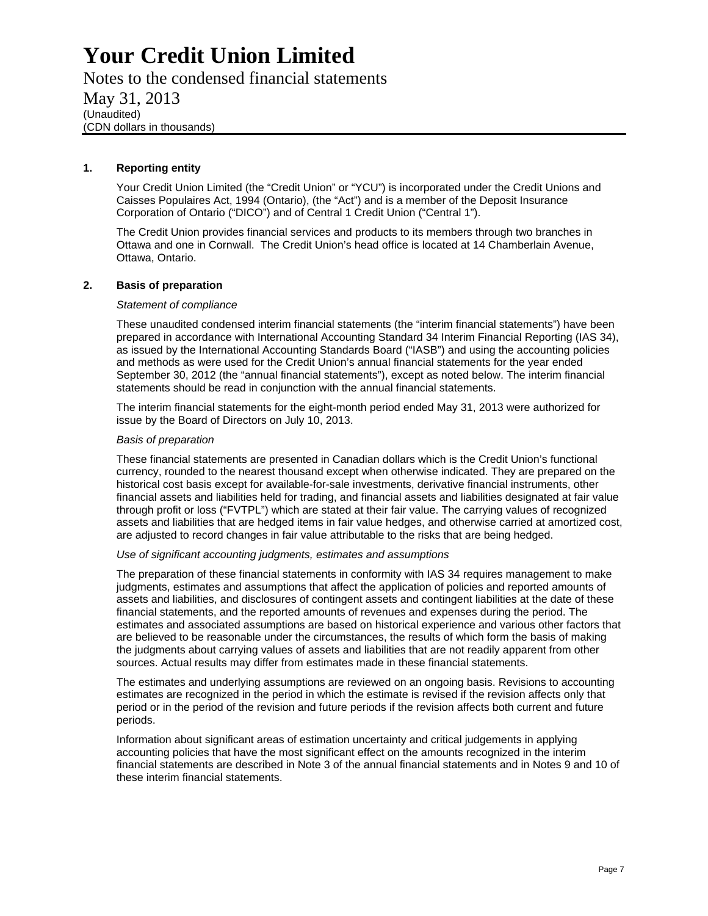# Your Credit Union Limited

Notes to the condensed financial statements

May 31, 2013

(Unaudited)

(CDN dollars in thousands)

## 1. Reporting entity

Your Credit Union Limited (the "Credit Union" or "YCU") is incorporated under the Credit Unions and Caisses Populaires Act, 1994 (Ontario), (the "Act") and is a member of the Deposit Insurance Corporation of Ontario ("DICO") and of Central 1 Credit Union ("Central 1").

The Credit Union provides financial services and products to its members through two branches in Ottawa and one in Cornwall. The Credit Union's head office is located at 14 Chamberlain Avenue, Ottawa, Ontario.

## 2. Basis of preparation

*Statement of compliance*

These unaudited condensed interim financial statements (the "interim financial statements") have been prepared in accordance with International Accounting Standard 34 Interim Financial Reporting (IAS 34), as issued by the International Accounting Standards Board ("IASB") and using the accounting policies and methods as were used for the Credit Union's annual financial statements for the year ended September 30, 2012 (the "annual financial statements"), except as noted below. The interim financial statements should be read in conjunction with the annual financial statements.

The interim financial statements for the eight-month period ended May 31, 2013 were authorized for issue by the Board of Directors on July 10, 2013.

*Basis of preparation*

These financial statements are presented in Canadian dollars which is the Credit Union's functional currency, rounded to the nearest thousand except when otherwise indicated. They are prepared on the historical cost basis except for available-for-sale investments, derivative financial instruments, other financial assets and liabilities held for trading, and financial assets and liabilities designated at fair value through profit or loss ("FVTPL") which are stated at their fair value. The carrying values of recognized assets and liabilities that are hedged items in fair value hedges, and otherwise carried at amortized cost, are adjusted to record changes in fair value attributable to the risks that are being hedged.

*Use of significant accounting judgments, estimates and assumptions*

The preparation of these financial statements in conformity with IAS 34 requires management to make judgments, estimates and assumptions that affect the application of policies and reported amounts of assets and liabilities, and disclosures of contingent assets and contingent liabilities at the date of these financial statements, and the reported amounts of revenues and expenses during the period. The estimates and associated assumptions are based on historical experience and various other factors that are believed to be reasonable under the circumstances, the results of which form the basis of making the judgments about carrying values of assets and liabilities that are not readily apparent from other sources. Actual results may differ from estimates made in these financial statements.

The estimates and underlying assumptions are reviewed on an ongoing basis. Revisions to accounting estimates are recognized in the period in which the estimate is revised if the revision affects only that period or in the period of the revision and future periods if the revision affects both current and future periods.

Information about significant areas of estimation uncertainty and critical judgements in applying accounting policies that have the most significant effect on the amounts recognized in the interim financial statements are described in Note 3 of the annual financial statements and in Notes 9 and 10 of these interim financial statements.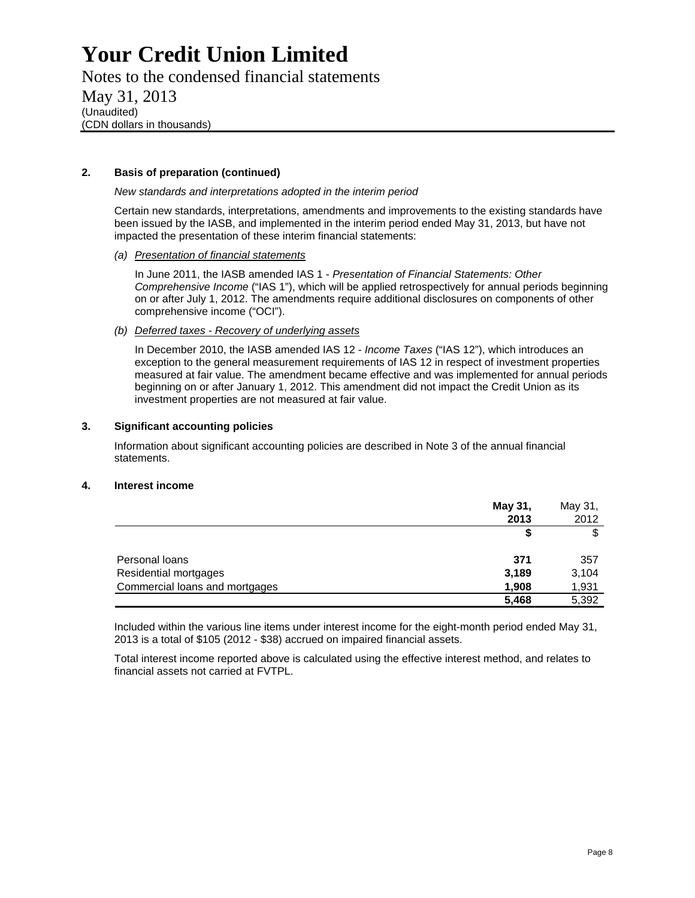### 2. Basis of preparation (continued)

*New standards and interpretations adopted in the interim period*

Certain new standards, interpretations, amendments and improvements to the existing standards have been issued by the IASB, and implemented in the interim period ended May 31, 2013, but have not impacted the presentation of these interim financial statements:

*(a) Presentation of financial statements*

In June 2011, the IASB amended IAS 1 - *Presentation of Financial Statements: Other Comprehensive Income* ("IAS 1"), which will be applied retrospectively for annual periods beginning on or after July 1, 2012. The amendments require additional disclosures on components of other comprehensive income ("OCI").

*(b) Deferred taxes - Recovery of underlying assets*

In December 2010, the IASB amended IAS 12 - *Income Taxes* ("IAS 12"), which introduces an exception to the general measurement requirements of IAS 12 in respect of investment properties measured at fair value. The amendment became effective and was implemented for annual periods beginning on or after January 1, 2012. This amendment did not impact the Credit Union as its investment properties are not measured at fair value.

### 3. Significant accounting policies

Information about significant accounting policies are described in Note 3 of the annual financial statements.

### 4. Interest income

| | **May 31, 2013** | May 31, 2012 |
|---|---|---|
| | **$** | $ |
| Personal loans | **371** | 357 |
| Residential mortgages | **3,189** | 3,104 |
| Commercial loans and mortgages | **1,908** | 1,931 |
| | **5,468** | 5,392 |

Included within the various line items under interest income for the eight-month period ended May 31, 2013 is a total of $105 (2012 - $38) accrued on impaired financial assets.

Total interest income reported above is calculated using the effective interest method, and relates to financial assets not carried at FVTPL.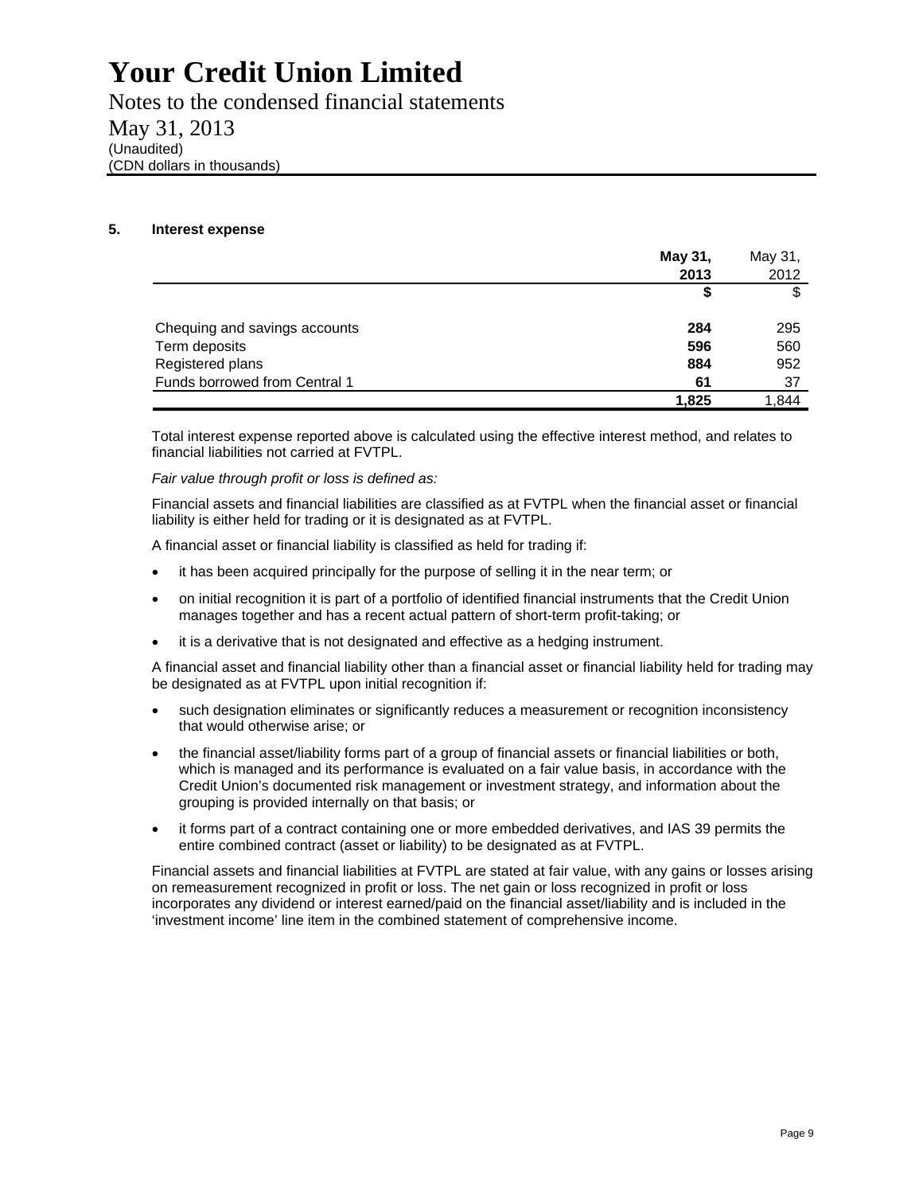# Your Credit Union Limited

Notes to the condensed financial statements

May 31, 2013

(Unaudited)

(CDN dollars in thousands)

## 5. Interest expense

| | **May 31, 2013** | May 31, 2012 |
|---|---|---|
| | **$** | $ |
| Chequing and savings accounts | **284** | 295 |
| Term deposits | **596** | 560 |
| Registered plans | **884** | 952 |
| Funds borrowed from Central 1 | **61** | 37 |
| | **1,825** | 1,844 |

Total interest expense reported above is calculated using the effective interest method, and relates to financial liabilities not carried at FVTPL.

*Fair value through profit or loss is defined as:*

Financial assets and financial liabilities are classified as at FVTPL when the financial asset or financial liability is either held for trading or it is designated as at FVTPL.

A financial asset or financial liability is classified as held for trading if:

- it has been acquired principally for the purpose of selling it in the near term; or
- on initial recognition it is part of a portfolio of identified financial instruments that the Credit Union manages together and has a recent actual pattern of short-term profit-taking; or
- it is a derivative that is not designated and effective as a hedging instrument.

A financial asset and financial liability other than a financial asset or financial liability held for trading may be designated as at FVTPL upon initial recognition if:

- such designation eliminates or significantly reduces a measurement or recognition inconsistency that would otherwise arise; or
- the financial asset/liability forms part of a group of financial assets or financial liabilities or both, which is managed and its performance is evaluated on a fair value basis, in accordance with the Credit Union's documented risk management or investment strategy, and information about the grouping is provided internally on that basis; or
- it forms part of a contract containing one or more embedded derivatives, and IAS 39 permits the entire combined contract (asset or liability) to be designated as at FVTPL.

Financial assets and financial liabilities at FVTPL are stated at fair value, with any gains or losses arising on remeasurement recognized in profit or loss. The net gain or loss recognized in profit or loss incorporates any dividend or interest earned/paid on the financial asset/liability and is included in the 'investment income' line item in the combined statement of comprehensive income.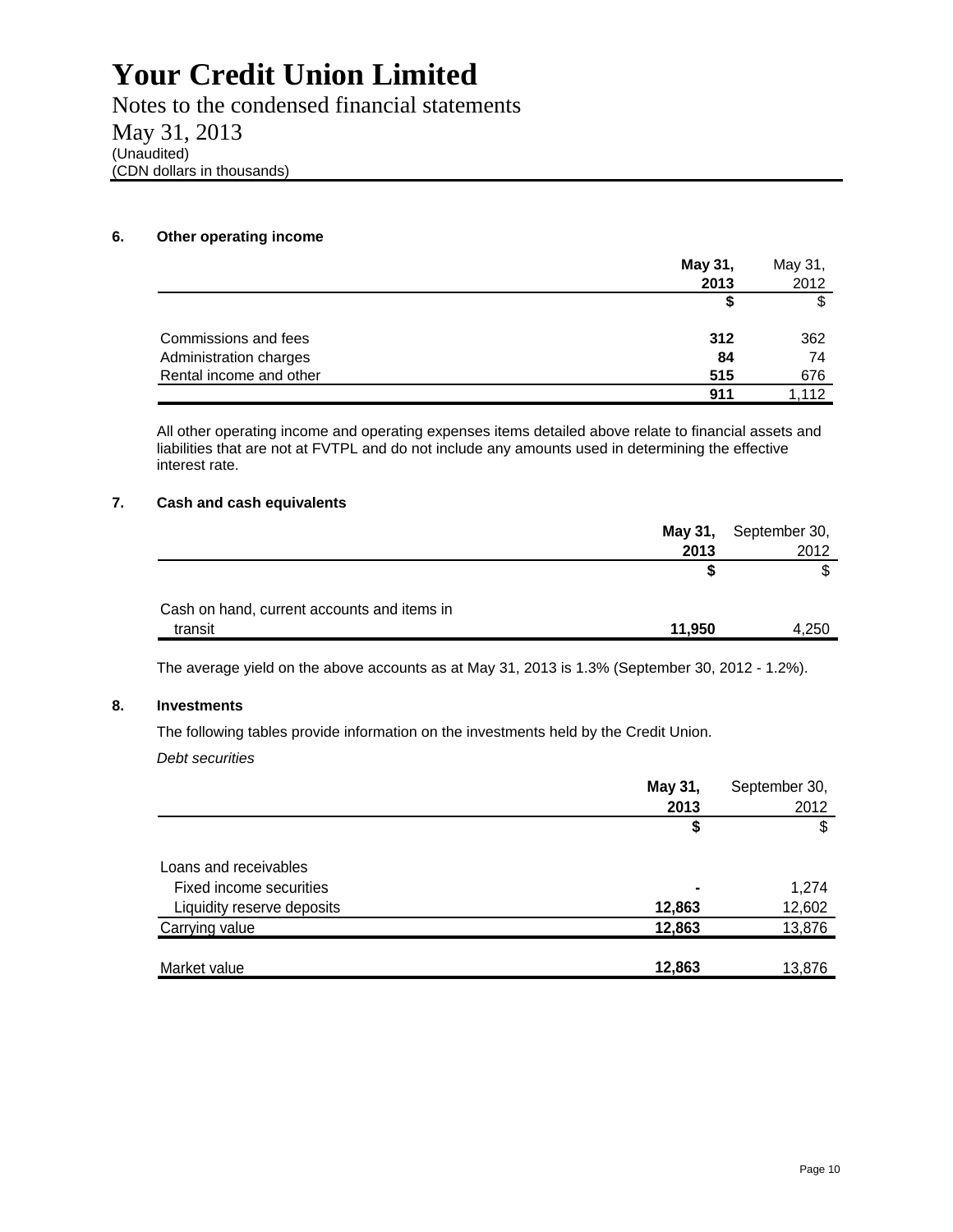# Your Credit Union Limited

Notes to the condensed financial statements

May 31, 2013

(Unaudited)

(CDN dollars in thousands)

## 6. Other operating income

| | May 31, 2013 | May 31, 2012 |
|---|---|---|
| | $ | $ |
| Commissions and fees | 312 | 362 |
| Administration charges | 84 | 74 |
| Rental income and other | 515 | 676 |
| | 911 | 1,112 |

All other operating income and operating expenses items detailed above relate to financial assets and liabilities that are not at FVTPL and do not include any amounts used in determining the effective interest rate.

## 7. Cash and cash equivalents

| | May 31, 2013 | September 30, 2012 |
|---|---|---|
| | $ | $ |
| Cash on hand, current accounts and items in transit | 11,950 | 4,250 |

The average yield on the above accounts as at May 31, 2013 is 1.3% (September 30, 2012 - 1.2%).

## 8. Investments

The following tables provide information on the investments held by the Credit Union.

*Debt securities*

| | May 31, 2013 | September 30, 2012 |
|---|---|---|
| | $ | $ |
| Loans and receivables | | |
| Fixed income securities | - | 1,274 |
| Liquidity reserve deposits | 12,863 | 12,602 |
| Carrying value | 12,863 | 13,876 |
| Market value | 12,863 | 13,876 |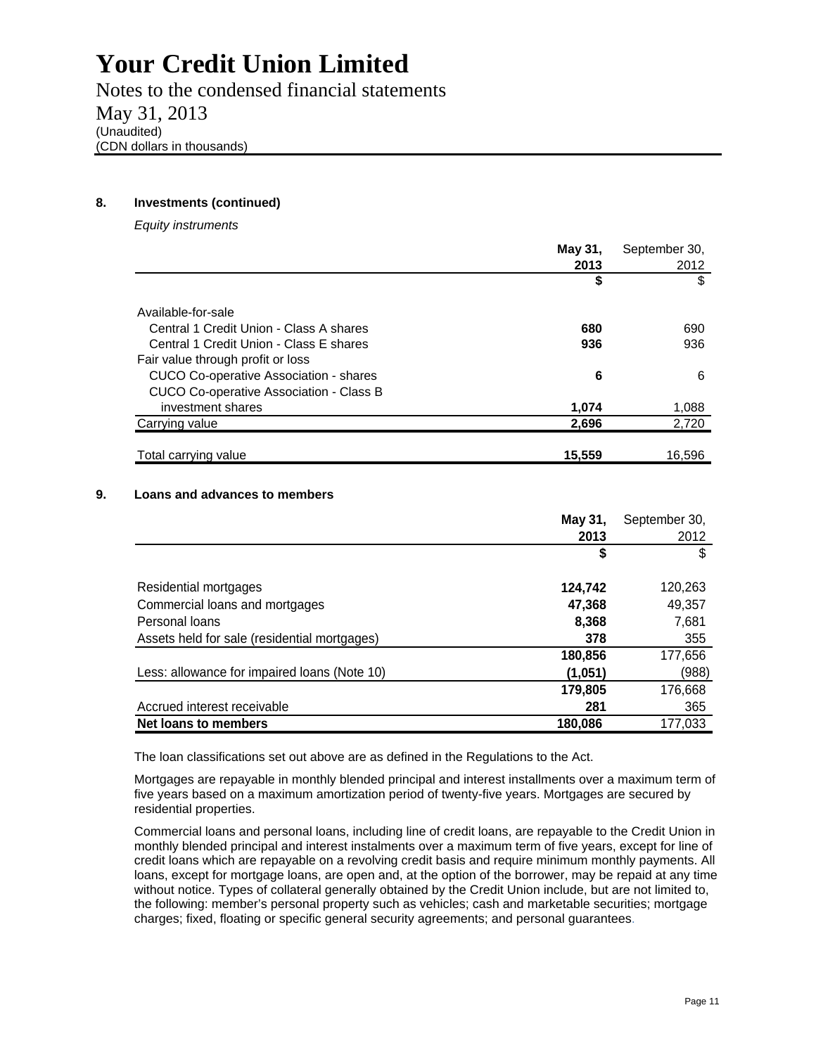# Your Credit Union Limited

Notes to the condensed financial statements

May 31, 2013

(Unaudited)

(CDN dollars in thousands)

### 8. Investments (continued)

*Equity instruments*

| | **May 31, 2013** | September 30, 2012 |
|---|---|---|
| | **$** | $ |
| Available-for-sale | | |
| Central 1 Credit Union - Class A shares | **680** | 690 |
| Central 1 Credit Union - Class E shares | **936** | 936 |
| Fair value through profit or loss | | |
| CUCO Co-operative Association - shares | **6** | 6 |
| CUCO Co-operative Association - Class B investment shares | **1,074** | 1,088 |
| Carrying value | **2,696** | 2,720 |
| Total carrying value | **15,559** | 16,596 |

### 9. Loans and advances to members

| | **May 31, 2013** | September 30, 2012 |
|---|---|---|
| | **$** | $ |
| Residential mortgages | **124,742** | 120,263 |
| Commercial loans and mortgages | **47,368** | 49,357 |
| Personal loans | **8,368** | 7,681 |
| Assets held for sale (residential mortgages) | **378** | 355 |
| | **180,856** | 177,656 |
| Less: allowance for impaired loans (Note 10) | **(1,051)** | (988) |
| | **179,805** | 176,668 |
| Accrued interest receivable | **281** | 365 |
| **Net loans to members** | **180,086** | 177,033 |

The loan classifications set out above are as defined in the Regulations to the Act.

Mortgages are repayable in monthly blended principal and interest installments over a maximum term of five years based on a maximum amortization period of twenty-five years. Mortgages are secured by residential properties.

Commercial loans and personal loans, including line of credit loans, are repayable to the Credit Union in monthly blended principal and interest instalments over a maximum term of five years, except for line of credit loans which are repayable on a revolving credit basis and require minimum monthly payments. All loans, except for mortgage loans, are open and, at the option of the borrower, may be repaid at any time without notice. Types of collateral generally obtained by the Credit Union include, but are not limited to, the following: member's personal property such as vehicles; cash and marketable securities; mortgage charges; fixed, floating or specific general security agreements; and personal guarantees.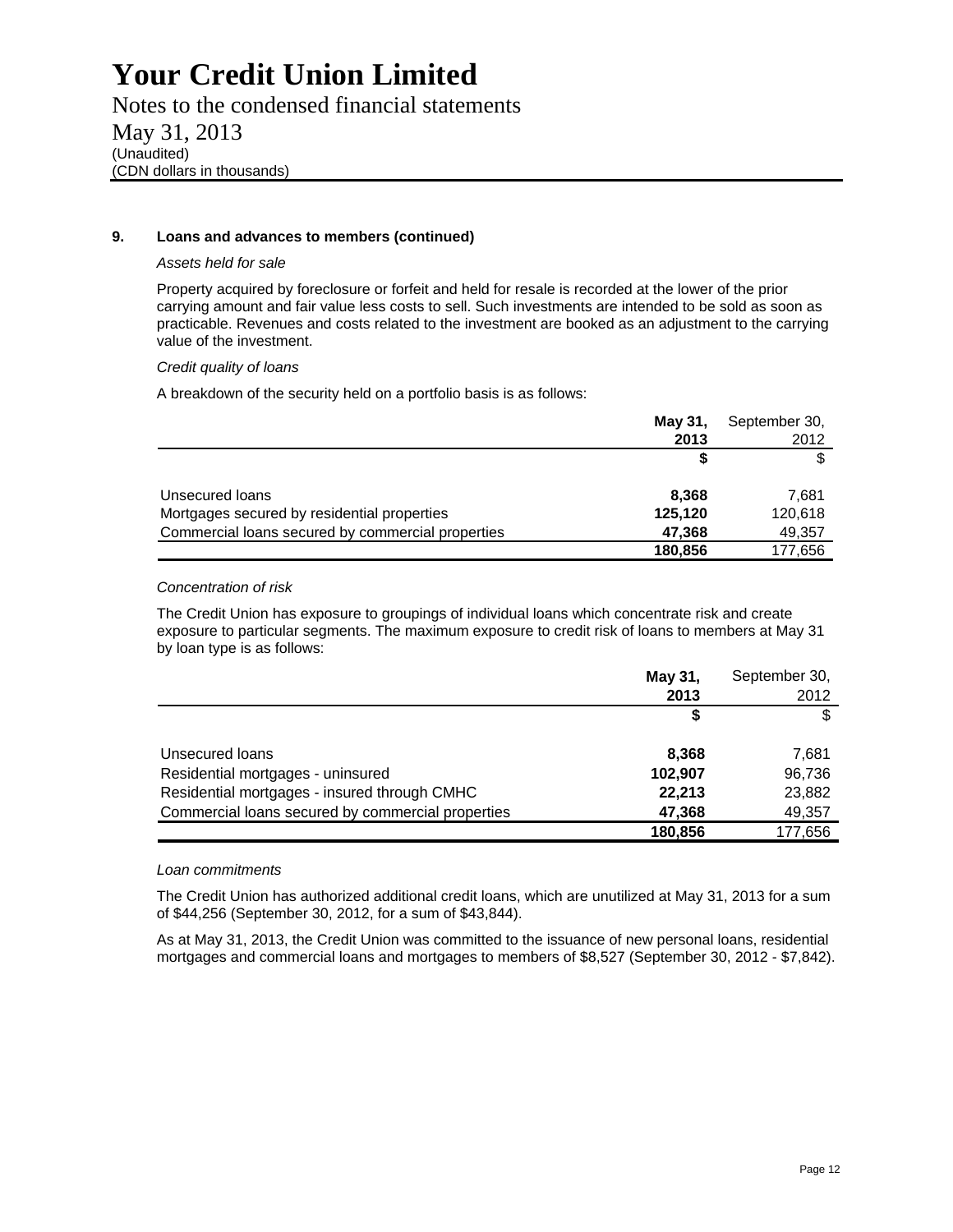# Your Credit Union Limited

Notes to the condensed financial statements
May 31, 2013
(Unaudited)
(CDN dollars in thousands)

## 9. Loans and advances to members (continued)

*Assets held for sale*

Property acquired by foreclosure or forfeit and held for resale is recorded at the lower of the prior carrying amount and fair value less costs to sell. Such investments are intended to be sold as soon as practicable. Revenues and costs related to the investment are booked as an adjustment to the carrying value of the investment.

*Credit quality of loans*

A breakdown of the security held on a portfolio basis is as follows:

| | May 31, 2013 | September 30, 2012 |
|---|---|---|
| | **$** | $ |
| Unsecured loans | **8,368** | 7,681 |
| Mortgages secured by residential properties | **125,120** | 120,618 |
| Commercial loans secured by commercial properties | **47,368** | 49,357 |
| | **180,856** | 177,656 |

*Concentration of risk*

The Credit Union has exposure to groupings of individual loans which concentrate risk and create exposure to particular segments. The maximum exposure to credit risk of loans to members at May 31 by loan type is as follows:

| | May 31, 2013 | September 30, 2012 |
|---|---|---|
| | **$** | $ |
| Unsecured loans | **8,368** | 7,681 |
| Residential mortgages - uninsured | **102,907** | 96,736 |
| Residential mortgages - insured through CMHC | **22,213** | 23,882 |
| Commercial loans secured by commercial properties | **47,368** | 49,357 |
| | **180,856** | 177,656 |

*Loan commitments*

The Credit Union has authorized additional credit loans, which are unutilized at May 31, 2013 for a sum of $44,256 (September 30, 2012, for a sum of $43,844).

As at May 31, 2013, the Credit Union was committed to the issuance of new personal loans, residential mortgages and commercial loans and mortgages to members of $8,527 (September 30, 2012 - $7,842).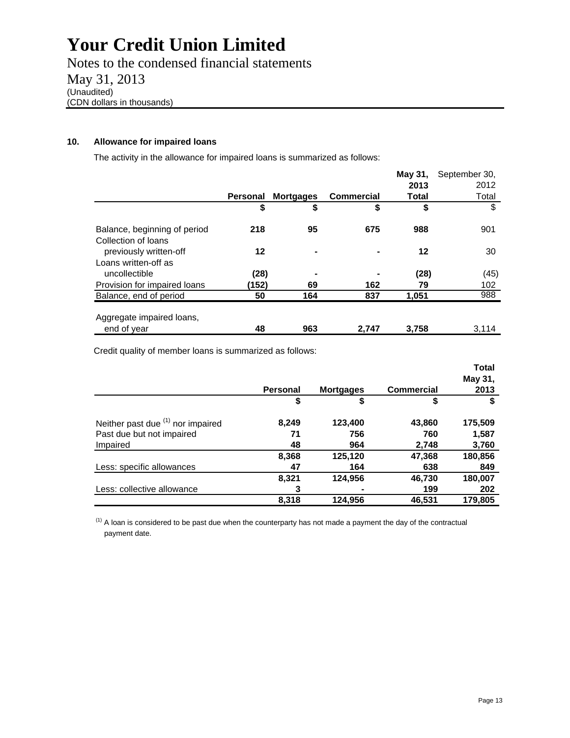# Your Credit Union Limited

Notes to the condensed financial statements

May 31, 2013

(Unaudited)

(CDN dollars in thousands)

## 10. Allowance for impaired loans

The activity in the allowance for impaired loans is summarized as follows:

| | Personal | Mortgages | Commercial | May 31, 2013 Total | September 30, 2012 Total |
|---|---|---|---|---|---|
| | $ | $ | $ | $ | $ |
| Balance, beginning of period | **218** | **95** | **675** | **988** | 901 |
| Collection of loans previously written-off | **12** | **-** | **-** | **12** | 30 |
| Loans written-off as uncollectible | **(28)** | **-** | **-** | **(28)** | (45) |
| Provision for impaired loans | **(152)** | **69** | **162** | **79** | 102 |
| Balance, end of period | **50** | **164** | **837** | **1,051** | 988 |
| Aggregate impaired loans, end of year | **48** | **963** | **2,747** | **3,758** | 3,114 |

Credit quality of member loans is summarized as follows:

| | Personal | Mortgages | Commercial | Total May 31, 2013 |
|---|---|---|---|---|
| | $ | $ | $ | $ |
| Neither past due [(1)] nor impaired | **8,249** | **123,400** | **43,860** | **175,509** |
| Past due but not impaired | **71** | **756** | **760** | **1,587** |
| Impaired | **48** | **964** | **2,748** | **3,760** |
| | **8,368** | **125,120** | **47,368** | **180,856** |
| Less: specific allowances | **47** | **164** | **638** | **849** |
| | **8,321** | **124,956** | **46,730** | **180,007** |
| Less: collective allowance | **3** | **-** | **199** | **202** |
| | **8,318** | **124,956** | **46,531** | **179,805** |

[(1)] A loan is considered to be past due when the counterparty has not made a payment the day of the contractual payment date.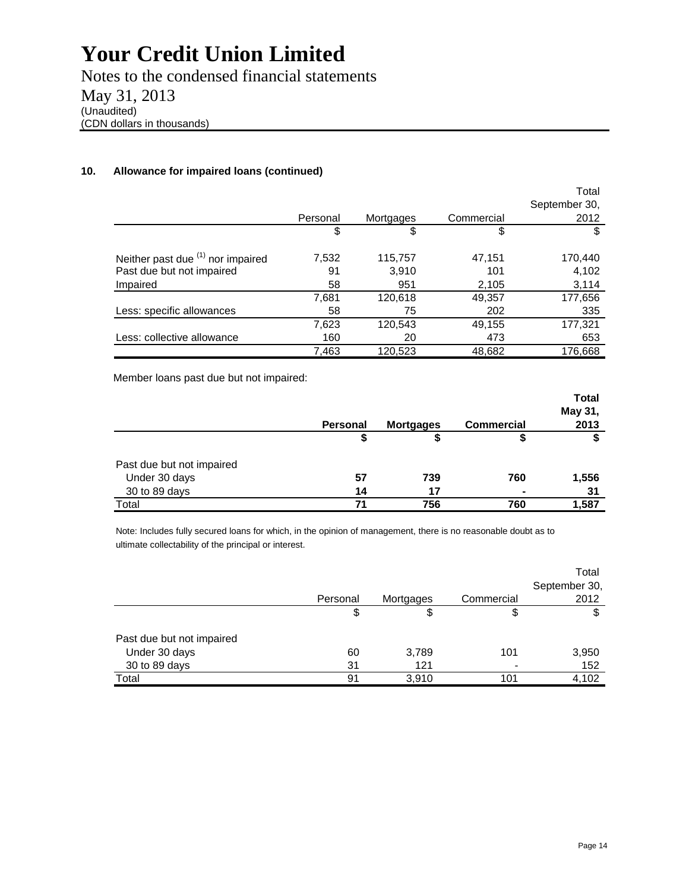# Your Credit Union Limited

Notes to the condensed financial statements
May 31, 2013
(Unaudited)
(CDN dollars in thousands)

### 10. Allowance for impaired loans (continued)

| | Personal | Mortgages | Commercial | Total September 30, 2012 |
|---|---|---|---|---|
| | $ | $ | $ | $ |
| Neither past due [1] nor impaired | 7,532 | 115,757 | 47,151 | 170,440 |
| Past due but not impaired | 91 | 3,910 | 101 | 4,102 |
| Impaired | 58 | 951 | 2,105 | 3,114 |
| | 7,681 | 120,618 | 49,357 | 177,656 |
| Less: specific allowances | 58 | 75 | 202 | 335 |
| | 7,623 | 120,543 | 49,155 | 177,321 |
| Less: collective allowance | 160 | 20 | 473 | 653 |
| | 7,463 | 120,523 | 48,682 | 176,668 |

Member loans past due but not impaired:

| | **Personal** | **Mortgages** | **Commercial** | **Total May 31, 2013** |
|---|---|---|---|---|
| | **$** | **$** | **$** | **$** |
| Past due but not impaired | | | | |
| Under 30 days | **57** | **739** | **760** | **1,556** |
| 30 to 89 days | **14** | **17** | **-** | **31** |
| Total | **71** | **756** | **760** | **1,587** |

Note: Includes fully secured loans for which, in the opinion of management, there is no reasonable doubt as to ultimate collectability of the principal or interest.

| | Personal | Mortgages | Commercial | Total September 30, 2012 |
|---|---|---|---|---|
| | $ | $ | $ | $ |
| Past due but not impaired | | | | |
| Under 30 days | 60 | 3,789 | 101 | 3,950 |
| 30 to 89 days | 31 | 121 | - | 152 |
| Total | 91 | 3,910 | 101 | 4,102 |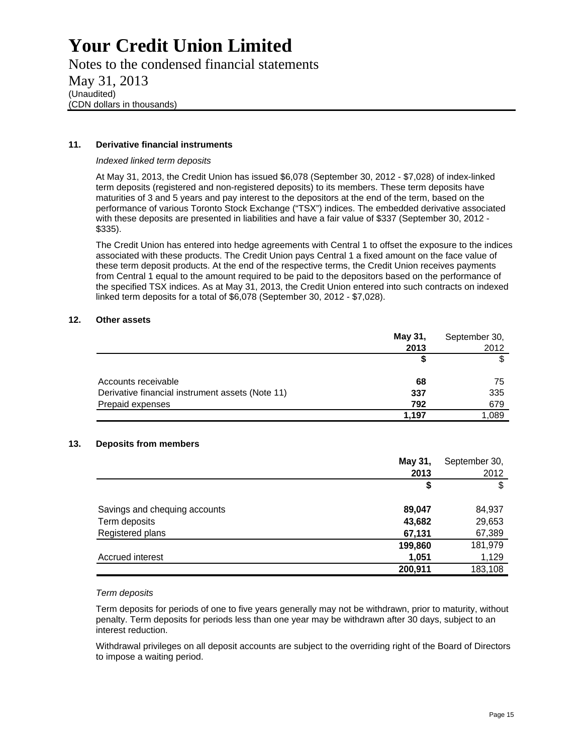# Your Credit Union Limited

Notes to the condensed financial statements

May 31, 2013

(Unaudited)

(CDN dollars in thousands)

**11. Derivative financial instruments**

*Indexed linked term deposits*

At May 31, 2013, the Credit Union has issued $6,078 (September 30, 2012 - $7,028) of index-linked term deposits (registered and non-registered deposits) to its members. These term deposits have maturities of 3 and 5 years and pay interest to the depositors at the end of the term, based on the performance of various Toronto Stock Exchange ("TSX") indices. The embedded derivative associated with these deposits are presented in liabilities and have a fair value of $337 (September 30, 2012 - $335).

The Credit Union has entered into hedge agreements with Central 1 to offset the exposure to the indices associated with these products. The Credit Union pays Central 1 a fixed amount on the face value of these term deposit products. At the end of the respective terms, the Credit Union receives payments from Central 1 equal to the amount required to be paid to the depositors based on the performance of the specified TSX indices. As at May 31, 2013, the Credit Union entered into such contracts on indexed linked term deposits for a total of $6,078 (September 30, 2012 - $7,028).

**12. Other assets**

| | **May 31, 2013** | September 30, 2012 |
|---|---|---|
| | **$** | $ |
| Accounts receivable | **68** | 75 |
| Derivative financial instrument assets (Note 11) | **337** | 335 |
| Prepaid expenses | **792** | 679 |
| | **1,197** | 1,089 |

**13. Deposits from members**

| | **May 31, 2013** | September 30, 2012 |
|---|---|---|
| | **$** | $ |
| Savings and chequing accounts | **89,047** | 84,937 |
| Term deposits | **43,682** | 29,653 |
| Registered plans | **67,131** | 67,389 |
| | **199,860** | 181,979 |
| Accrued interest | **1,051** | 1,129 |
| | **200,911** | 183,108 |

*Term deposits*

Term deposits for periods of one to five years generally may not be withdrawn, prior to maturity, without penalty. Term deposits for periods less than one year may be withdrawn after 30 days, subject to an interest reduction.

Withdrawal privileges on all deposit accounts are subject to the overriding right of the Board of Directors to impose a waiting period.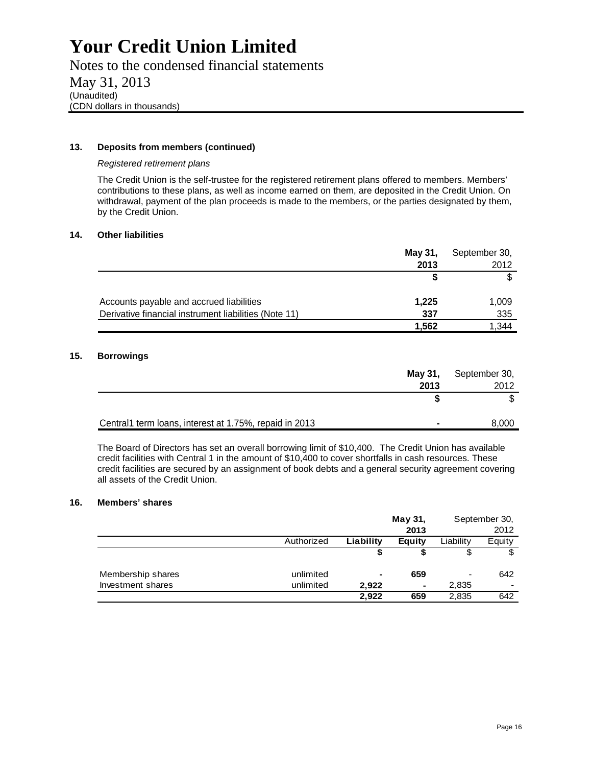# Your Credit Union Limited

Notes to the condensed financial statements

May 31, 2013

(Unaudited)

(CDN dollars in thousands)

## 13. Deposits from members (continued)

*Registered retirement plans*

The Credit Union is the self-trustee for the registered retirement plans offered to members. Members' contributions to these plans, as well as income earned on them, are deposited in the Credit Union. On withdrawal, payment of the plan proceeds is made to the members, or the parties designated by them, by the Credit Union.

## 14. Other liabilities

| | **May 31, 2013** | September 30, 2012 |
|---|---|---|
| | **$** | $ |
| Accounts payable and accrued liabilities | **1,225** | 1,009 |
| Derivative financial instrument liabilities (Note 11) | **337** | 335 |
| | **1,562** | 1,344 |

## 15. Borrowings

| | **May 31, 2013** | September 30, 2012 |
|---|---|---|
| | **$** | $ |
| Central1 term loans, interest at 1.75%, repaid in 2013 | **-** | 8,000 |

The Board of Directors has set an overall borrowing limit of $10,400. The Credit Union has available credit facilities with Central 1 in the amount of $10,400 to cover shortfalls in cash resources. These credit facilities are secured by an assignment of book debts and a general security agreement covering all assets of the Credit Union.

## 16. Members' shares

| | | **May 31, 2013** | | September 30, 2012 | |
|---|---|---|---|---|---|
| | Authorized | **Liability** | **Equity** | Liability | Equity |
| | | **$** | **$** | $ | $ |
| Membership shares | unlimited | **-** | **659** | - | 642 |
| Investment shares | unlimited | **2,922** | **-** | 2,835 | - |
| | | **2,922** | **659** | 2,835 | 642 |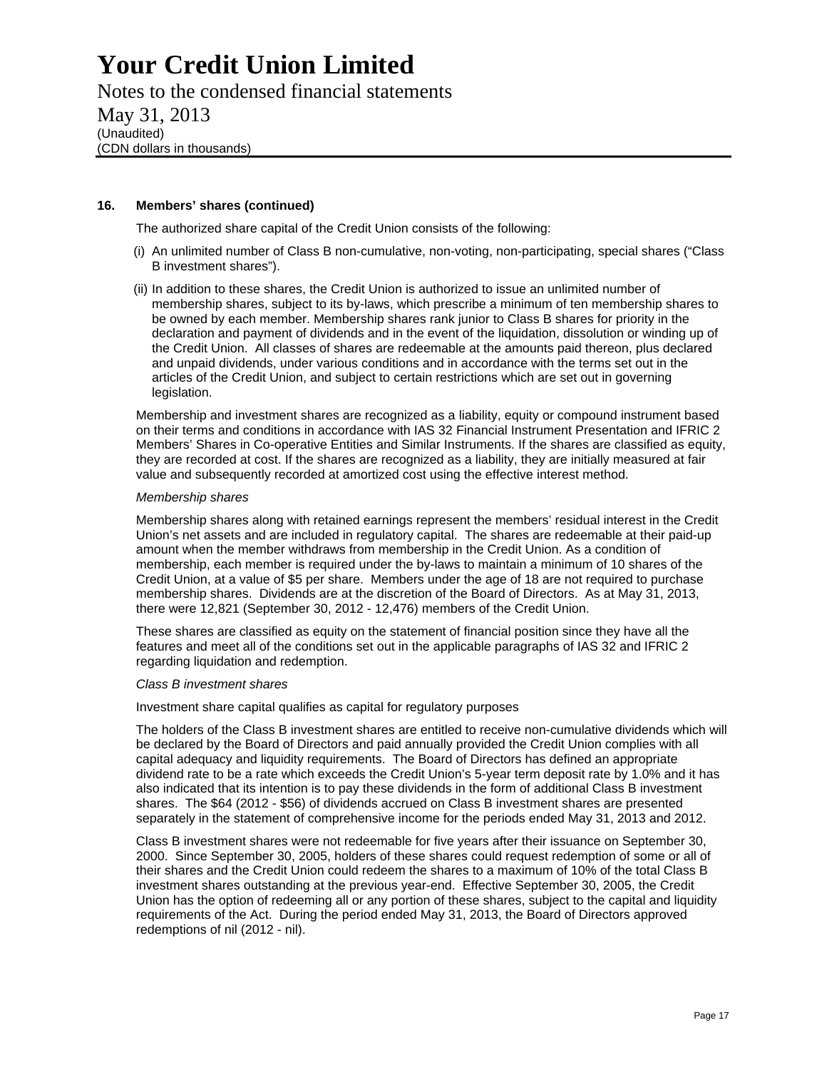# Your Credit Union Limited

Notes to the condensed financial statements
May 31, 2013
(Unaudited)
(CDN dollars in thousands)

## 16. Members' shares (continued)

The authorized share capital of the Credit Union consists of the following:

(i) An unlimited number of Class B non-cumulative, non-voting, non-participating, special shares ("Class B investment shares").

(ii) In addition to these shares, the Credit Union is authorized to issue an unlimited number of membership shares, subject to its by-laws, which prescribe a minimum of ten membership shares to be owned by each member. Membership shares rank junior to Class B shares for priority in the declaration and payment of dividends and in the event of the liquidation, dissolution or winding up of the Credit Union. All classes of shares are redeemable at the amounts paid thereon, plus declared and unpaid dividends, under various conditions and in accordance with the terms set out in the articles of the Credit Union, and subject to certain restrictions which are set out in governing legislation.

Membership and investment shares are recognized as a liability, equity or compound instrument based on their terms and conditions in accordance with IAS 32 Financial Instrument Presentation and IFRIC 2 Members' Shares in Co-operative Entities and Similar Instruments. If the shares are classified as equity, they are recorded at cost. If the shares are recognized as a liability, they are initially measured at fair value and subsequently recorded at amortized cost using the effective interest method.

*Membership shares*

Membership shares along with retained earnings represent the members' residual interest in the Credit Union's net assets and are included in regulatory capital. The shares are redeemable at their paid-up amount when the member withdraws from membership in the Credit Union. As a condition of membership, each member is required under the by-laws to maintain a minimum of 10 shares of the Credit Union, at a value of $5 per share. Members under the age of 18 are not required to purchase membership shares. Dividends are at the discretion of the Board of Directors. As at May 31, 2013, there were 12,821 (September 30, 2012 - 12,476) members of the Credit Union.

These shares are classified as equity on the statement of financial position since they have all the features and meet all of the conditions set out in the applicable paragraphs of IAS 32 and IFRIC 2 regarding liquidation and redemption.

*Class B investment shares*

Investment share capital qualifies as capital for regulatory purposes

The holders of the Class B investment shares are entitled to receive non-cumulative dividends which will be declared by the Board of Directors and paid annually provided the Credit Union complies with all capital adequacy and liquidity requirements. The Board of Directors has defined an appropriate dividend rate to be a rate which exceeds the Credit Union's 5-year term deposit rate by 1.0% and it has also indicated that its intention is to pay these dividends in the form of additional Class B investment shares. The $64 (2012 - $56) of dividends accrued on Class B investment shares are presented separately in the statement of comprehensive income for the periods ended May 31, 2013 and 2012.

Class B investment shares were not redeemable for five years after their issuance on September 30, 2000. Since September 30, 2005, holders of these shares could request redemption of some or all of their shares and the Credit Union could redeem the shares to a maximum of 10% of the total Class B investment shares outstanding at the previous year-end. Effective September 30, 2005, the Credit Union has the option of redeeming all or any portion of these shares, subject to the capital and liquidity requirements of the Act. During the period ended May 31, 2013, the Board of Directors approved redemptions of nil (2012 - nil).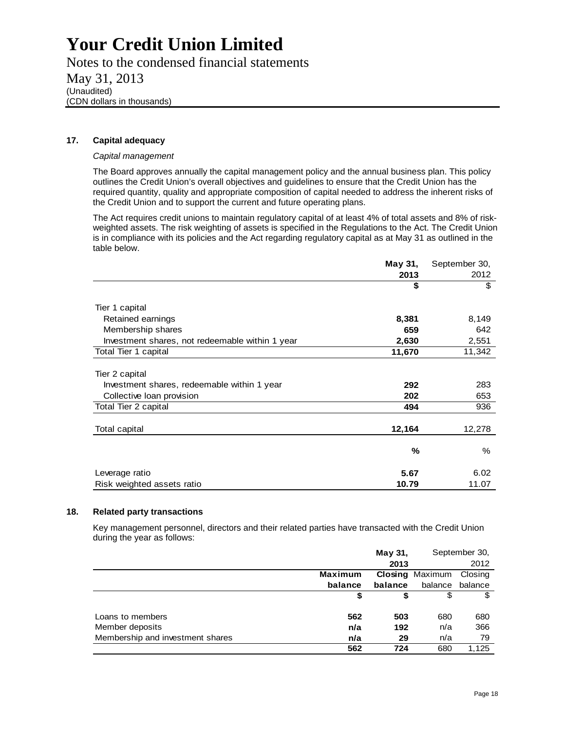# Your Credit Union Limited

Notes to the condensed financial statements
May 31, 2013
(Unaudited)
(CDN dollars in thousands)

## 17. Capital adequacy

*Capital management*

The Board approves annually the capital management policy and the annual business plan. This policy outlines the Credit Union's overall objectives and guidelines to ensure that the Credit Union has the required quantity, quality and appropriate composition of capital needed to address the inherent risks of the Credit Union and to support the current and future operating plans.

The Act requires credit unions to maintain regulatory capital of at least 4% of total assets and 8% of risk-weighted assets. The risk weighting of assets is specified in the Regulations to the Act. The Credit Union is in compliance with its policies and the Act regarding regulatory capital as at May 31 as outlined in the table below.

| | **May 31, 2013** | September 30, 2012 |
|---|---|---|
| | **$** | $ |
| Tier 1 capital | | |
| Retained earnings | **8,381** | 8,149 |
| Membership shares | **659** | 642 |
| Investment shares, not redeemable within 1 year | **2,630** | 2,551 |
| Total Tier 1 capital | **11,670** | 11,342 |
| Tier 2 capital | | |
| Investment shares, redeemable within 1 year | **292** | 283 |
| Collective loan provision | **202** | 653 |
| Total Tier 2 capital | **494** | 936 |
| Total capital | **12,164** | 12,278 |
| | **%** | % |
| Leverage ratio | **5.67** | 6.02 |
| Risk weighted assets ratio | **10.79** | 11.07 |

## 18. Related party transactions

Key management personnel, directors and their related parties have transacted with the Credit Union during the year as follows:

| | **May 31, 2013** | | September 30, 2012 | |
|---|---|---|---|---|
| | **Maximum balance** | **Closing balance** | Maximum balance | Closing balance |
| | **$** | **$** | $ | $ |
| Loans to members | **562** | **503** | 680 | 680 |
| Member deposits | **n/a** | **192** | n/a | 366 |
| Membership and investment shares | **n/a** | **29** | n/a | 79 |
| | **562** | **724** | 680 | 1,125 |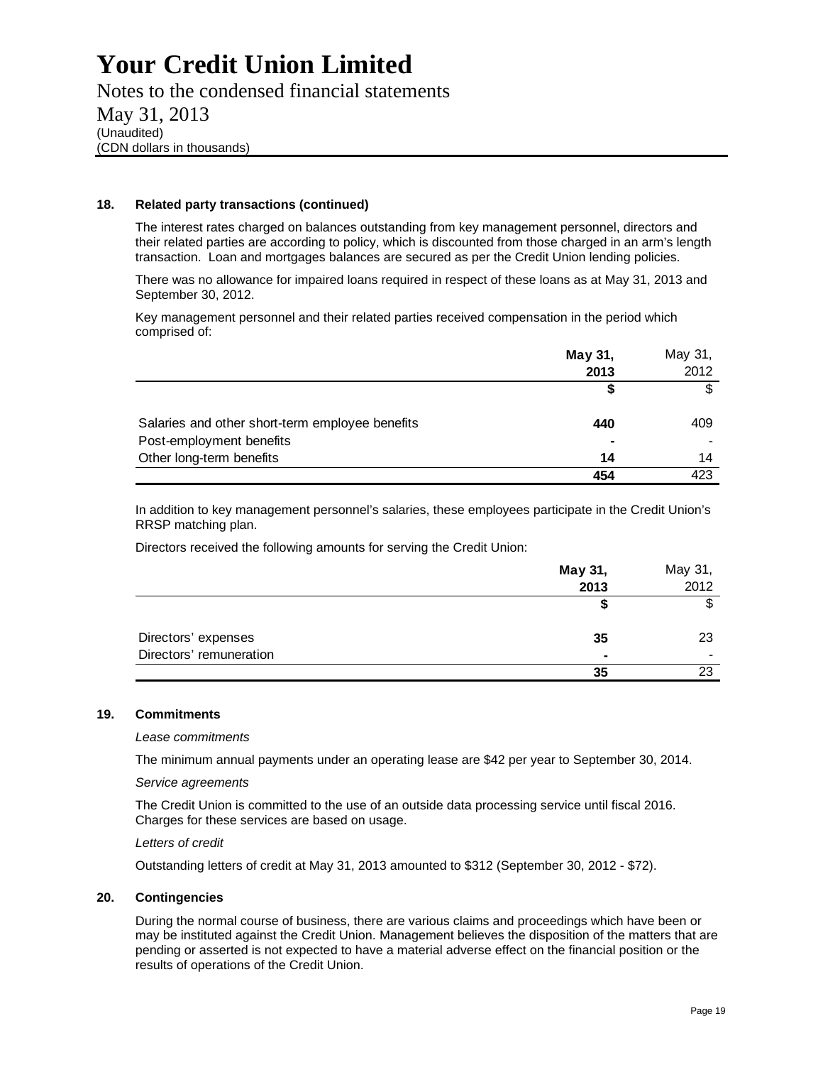# Your Credit Union Limited

Notes to the condensed financial statements
May 31, 2013
(Unaudited)
(CDN dollars in thousands)

**18. Related party transactions (continued)**

The interest rates charged on balances outstanding from key management personnel, directors and their related parties are according to policy, which is discounted from those charged in an arm's length transaction. Loan and mortgages balances are secured as per the Credit Union lending policies.

There was no allowance for impaired loans required in respect of these loans as at May 31, 2013 and September 30, 2012.

Key management personnel and their related parties received compensation in the period which comprised of:

| | **May 31, 2013** | May 31, 2012 |
|---|---|---|
| | **$** | $ |
| Salaries and other short-term employee benefits | **440** | 409 |
| Post-employment benefits | **-** | - |
| Other long-term benefits | **14** | 14 |
| | **454** | 423 |

In addition to key management personnel's salaries, these employees participate in the Credit Union's RRSP matching plan.

Directors received the following amounts for serving the Credit Union:

| | **May 31, 2013** | May 31, 2012 |
|---|---|---|
| | **$** | $ |
| Directors' expenses | **35** | 23 |
| Directors' remuneration | **-** | - |
| | **35** | 23 |

**19. Commitments**

*Lease commitments*

The minimum annual payments under an operating lease are $42 per year to September 30, 2014.

*Service agreements*

The Credit Union is committed to the use of an outside data processing service until fiscal 2016. Charges for these services are based on usage.

*Letters of credit*

Outstanding letters of credit at May 31, 2013 amounted to $312 (September 30, 2012 - $72).

**20. Contingencies**

During the normal course of business, there are various claims and proceedings which have been or may be instituted against the Credit Union. Management believes the disposition of the matters that are pending or asserted is not expected to have a material adverse effect on the financial position or the results of operations of the Credit Union.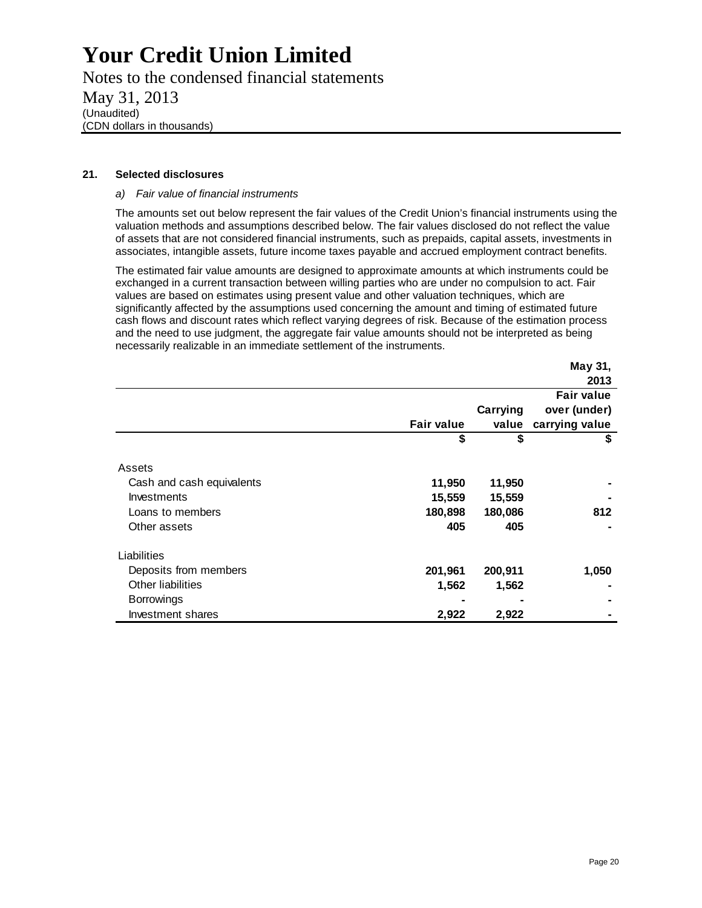# Your Credit Union Limited

Notes to the condensed financial statements

May 31, 2013

(Unaudited)

(CDN dollars in thousands)

**21. Selected disclosures**

*a) Fair value of financial instruments*

The amounts set out below represent the fair values of the Credit Union's financial instruments using the valuation methods and assumptions described below. The fair values disclosed do not reflect the value of assets that are not considered financial instruments, such as prepaids, capital assets, investments in associates, intangible assets, future income taxes payable and accrued employment contract benefits.

The estimated fair value amounts are designed to approximate amounts at which instruments could be exchanged in a current transaction between willing parties who are under no compulsion to act. Fair values are based on estimates using present value and other valuation techniques, which are significantly affected by the assumptions used concerning the amount and timing of estimated future cash flows and discount rates which reflect varying degrees of risk. Because of the estimation process and the need to use judgment, the aggregate fair value amounts should not be interpreted as being necessarily realizable in an immediate settlement of the instruments.

| | | | May 31, 2013 |
|---|---|---|---|
| | **Fair value** | **Carrying value** | **Fair value over (under) carrying value** |
| | **$** | **$** | **$** |
| Assets | | | |
| Cash and cash equivalents | **11,950** | **11,950** | **-** |
| Investments | **15,559** | **15,559** | **-** |
| Loans to members | **180,898** | **180,086** | **812** |
| Other assets | **405** | **405** | **-** |
| Liabilities | | | |
| Deposits from members | **201,961** | **200,911** | **1,050** |
| Other liabilities | **1,562** | **1,562** | **-** |
| Borrowings | **-** | **-** | **-** |
| Investment shares | **2,922** | **2,922** | **-** |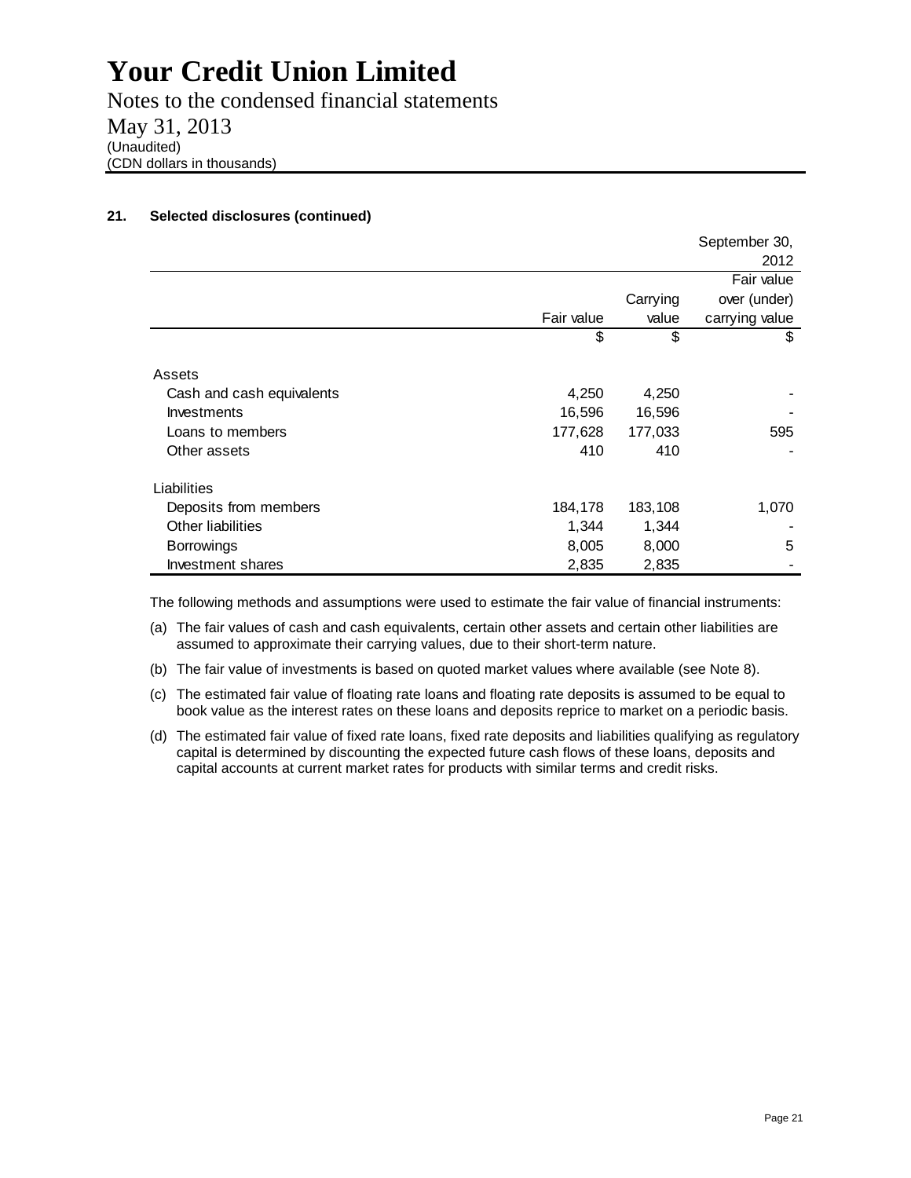# Your Credit Union Limited

Notes to the condensed financial statements

May 31, 2013

(Unaudited)

(CDN dollars in thousands)

## 21. Selected disclosures (continued)

| | | | September 30, 2012 |
|---|---|---|---|
| | Fair value | Carrying value | Fair value over (under) carrying value |
| | $ | $ | $ |
| **Assets** | | | |
| Cash and cash equivalents | 4,250 | 4,250 | - |
| Investments | 16,596 | 16,596 | - |
| Loans to members | 177,628 | 177,033 | 595 |
| Other assets | 410 | 410 | - |
| **Liabilities** | | | |
| Deposits from members | 184,178 | 183,108 | 1,070 |
| Other liabilities | 1,344 | 1,344 | - |
| Borrowings | 8,005 | 8,000 | 5 |
| Investment shares | 2,835 | 2,835 | - |

The following methods and assumptions were used to estimate the fair value of financial instruments:

(a) The fair values of cash and cash equivalents, certain other assets and certain other liabilities are assumed to approximate their carrying values, due to their short-term nature.

(b) The fair value of investments is based on quoted market values where available (see Note 8).

(c) The estimated fair value of floating rate loans and floating rate deposits is assumed to be equal to book value as the interest rates on these loans and deposits reprice to market on a periodic basis.

(d) The estimated fair value of fixed rate loans, fixed rate deposits and liabilities qualifying as regulatory capital is determined by discounting the expected future cash flows of these loans, deposits and capital accounts at current market rates for products with similar terms and credit risks.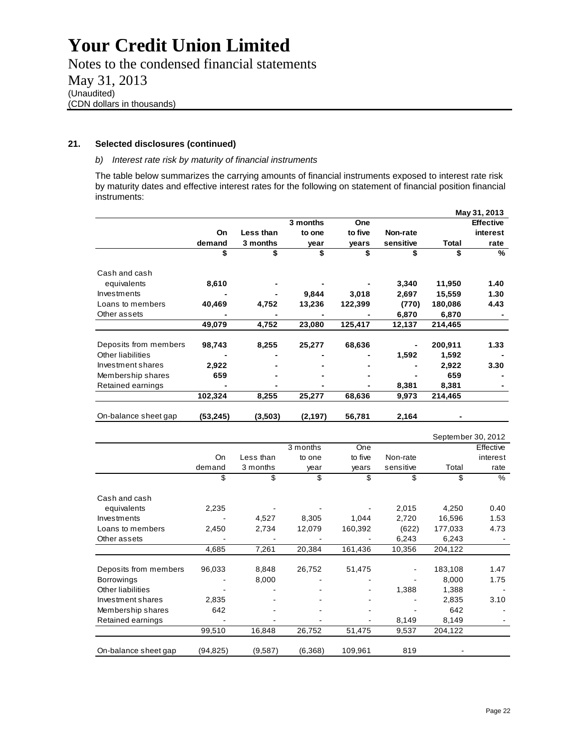# Your Credit Union Limited

Notes to the condensed financial statements

May 31, 2013

(Unaudited)

(CDN dollars in thousands)

### 21. Selected disclosures (continued)

*b) Interest rate risk by maturity of financial instruments*

The table below summarizes the carrying amounts of financial instruments exposed to interest rate risk by maturity dates and effective interest rates for the following on statement of financial position financial instruments:

**May 31, 2013**

| | **On demand** | **Less than 3 months** | **3 months to one year** | **One to five years** | **Non-rate sensitive** | **Total** | **Effective interest rate** |
|---|---|---|---|---|---|---|---|
| | **$** | **$** | **$** | **$** | **$** | **$** | **%** |
| Cash and cash equivalents | **8,610** | **-** | **-** | **-** | **3,340** | **11,950** | **1.40** |
| Investments | **-** | **-** | **9,844** | **3,018** | **2,697** | **15,559** | **1.30** |
| Loans to members | **40,469** | **4,752** | **13,236** | **122,399** | **(770)** | **180,086** | **4.43** |
| Other assets | **-** | **-** | **-** | **-** | **6,870** | **6,870** | **-** |
| | **49,079** | **4,752** | **23,080** | **125,417** | **12,137** | **214,465** | |
| Deposits from members | **98,743** | **8,255** | **25,277** | **68,636** | **-** | **200,911** | **1.33** |
| Other liabilities | **-** | **-** | **-** | **-** | **1,592** | **1,592** | **-** |
| Investment shares | **2,922** | **-** | **-** | **-** | **-** | **2,922** | **3.30** |
| Membership shares | **659** | **-** | **-** | **-** | **-** | **659** | **-** |
| Retained earnings | **-** | **-** | **-** | **-** | **8,381** | **8,381** | **-** |
| | **102,324** | **8,255** | **25,277** | **68,636** | **9,973** | **214,465** | |
| On-balance sheet gap | **(53,245)** | **(3,503)** | **(2,197)** | **56,781** | **2,164** | **-** | |

September 30, 2012

| | On demand | Less than 3 months | 3 months to one year | One to five years | Non-rate sensitive | Total | Effective interest rate |
|---|---|---|---|---|---|---|---|
| | $ | $ | $ | $ | $ | $ | % |
| Cash and cash equivalents | 2,235 | - | - | - | 2,015 | 4,250 | 0.40 |
| Investments | - | 4,527 | 8,305 | 1,044 | 2,720 | 16,596 | 1.53 |
| Loans to members | 2,450 | 2,734 | 12,079 | 160,392 | (622) | 177,033 | 4.73 |
| Other assets | - | - | - | - | 6,243 | 6,243 | - |
| | 4,685 | 7,261 | 20,384 | 161,436 | 10,356 | 204,122 | |
| Deposits from members | 96,033 | 8,848 | 26,752 | 51,475 | - | 183,108 | 1.47 |
| Borrowings | - | 8,000 | - | - | - | 8,000 | 1.75 |
| Other liabilities | - | - | - | - | 1,388 | 1,388 | - |
| Investment shares | 2,835 | - | - | - | - | 2,835 | 3.10 |
| Membership shares | 642 | - | - | - | - | 642 | - |
| Retained earnings | - | - | - | - | 8,149 | 8,149 | - |
| | 99,510 | 16,848 | 26,752 | 51,475 | 9,537 | 204,122 | |
| On-balance sheet gap | (94,825) | (9,587) | (6,368) | 109,961 | 819 | - | |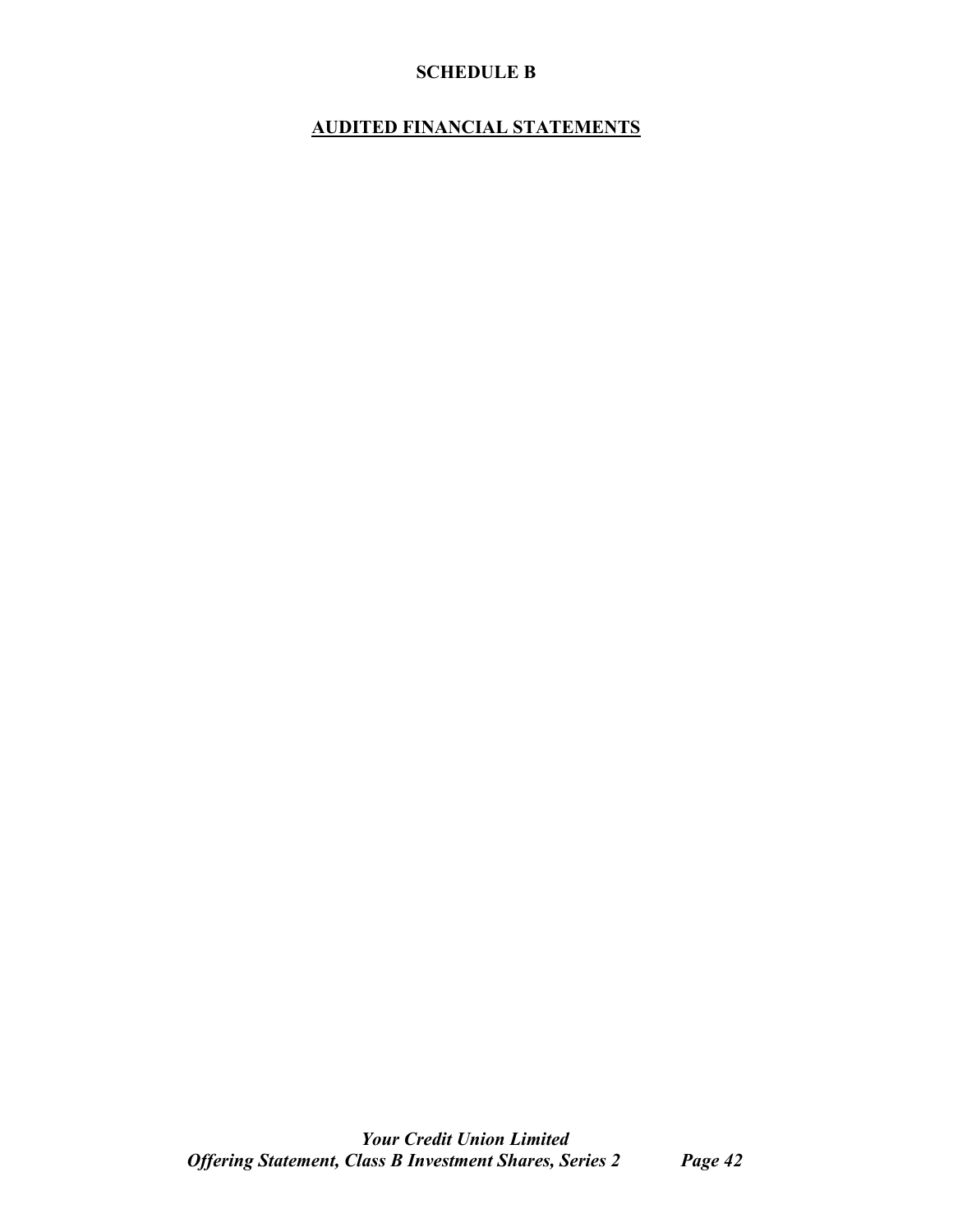# SCHEDULE B

## AUDITED FINANCIAL STATEMENTS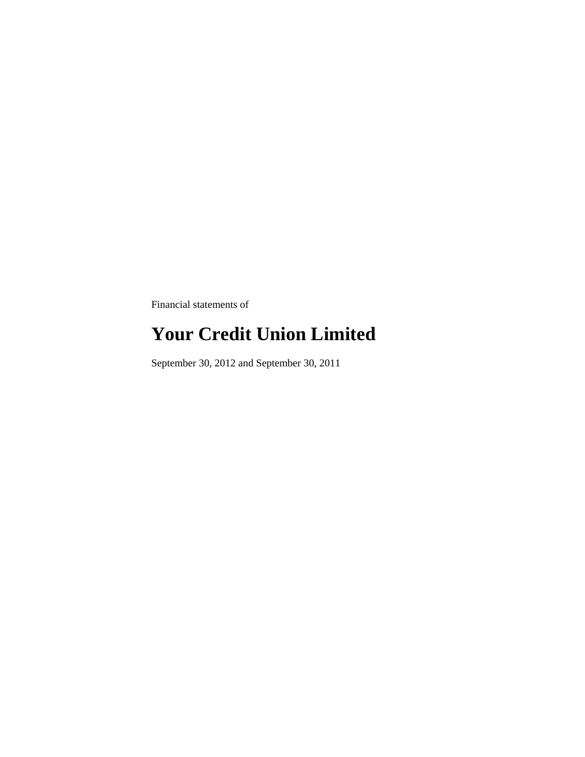Financial statements of

# Your Credit Union Limited

September 30, 2012 and September 30, 2011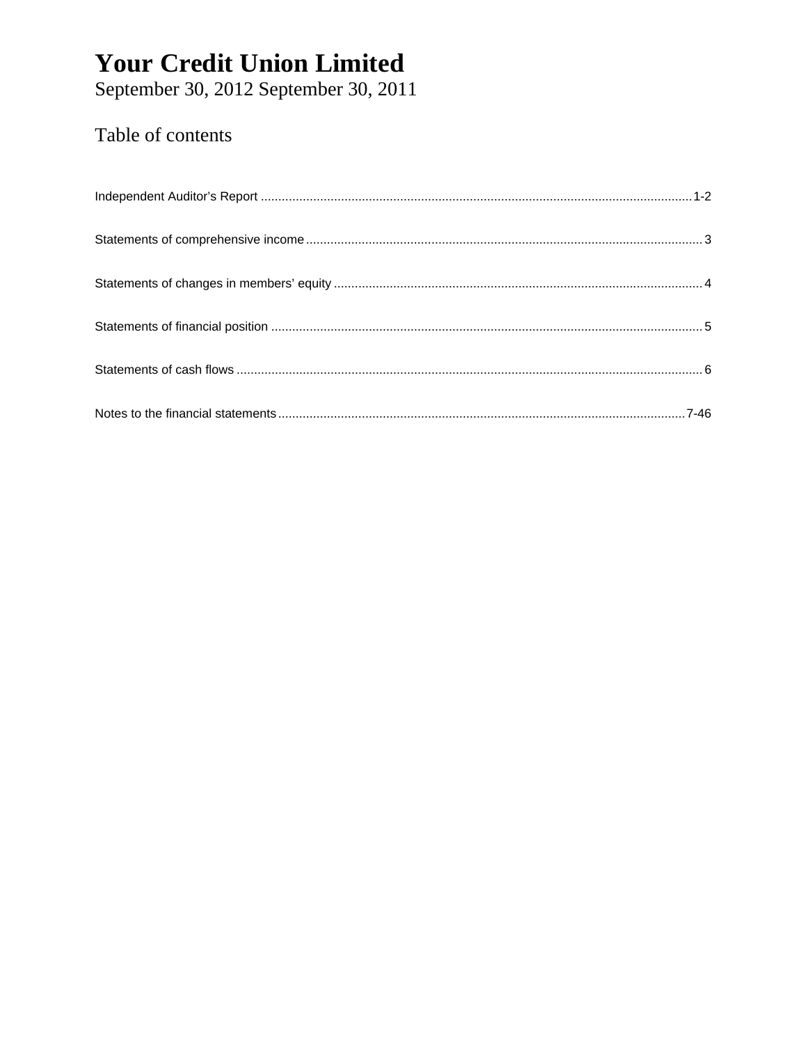# Your Credit Union Limited

September 30, 2012 September 30, 2011

## Table of contents

Independent Auditor's Report ........................................................................................................................1-2

Statements of comprehensive income ............................................................................................................... 3

Statements of changes in members' equity ........................................................................................................ 4

Statements of financial position .......................................................................................................................... 5

Statements of cash flows ...................................................................................................................................... 6

Notes to the financial statements ...................................................................................................................7-46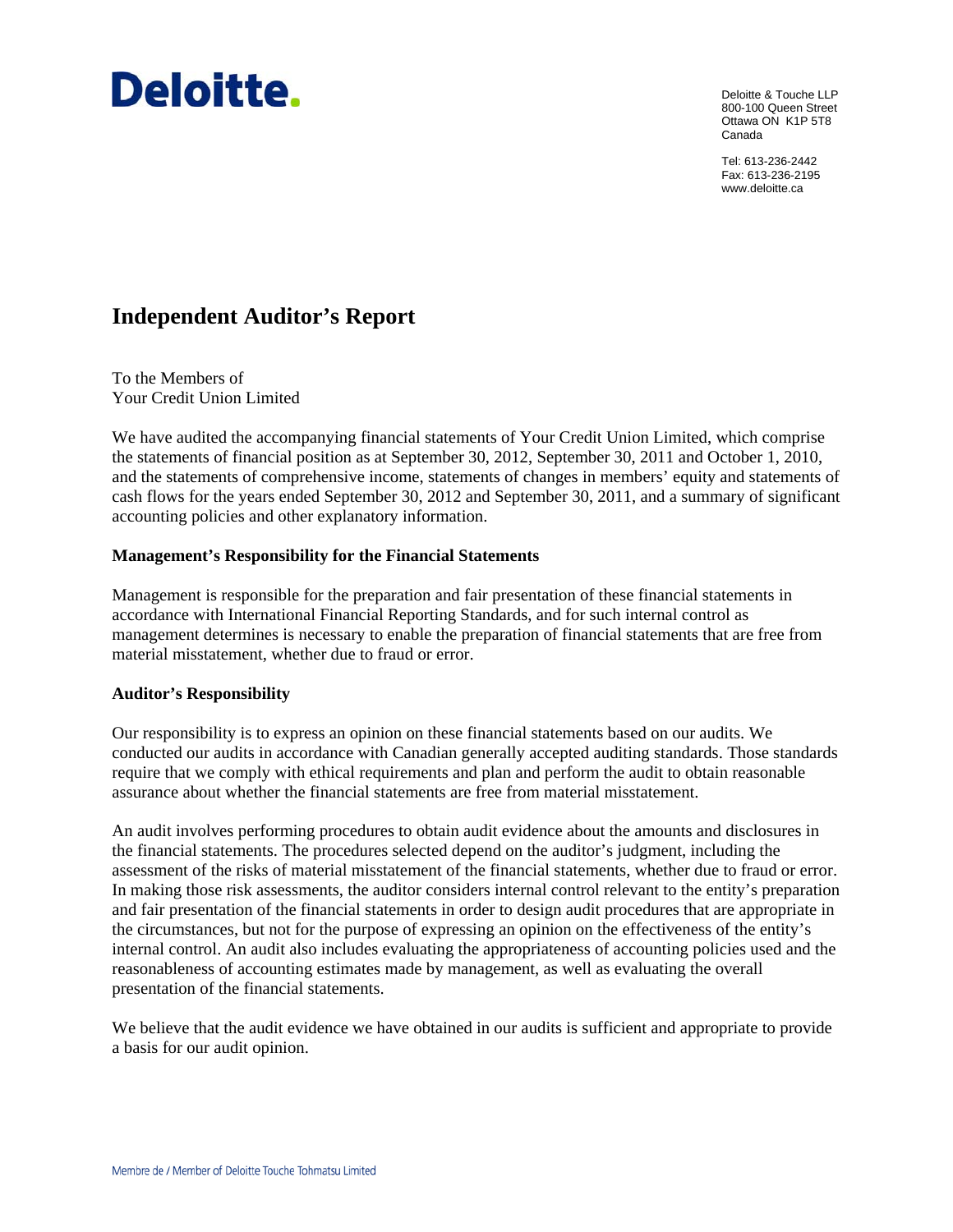Deloitte.

Deloitte & Touche LLP
800-100 Queen Street
Ottawa ON K1P 5T8
Canada

Tel: 613-236-2442
Fax: 613-236-2195
www.deloitte.ca

# Independent Auditor's Report

To the Members of
Your Credit Union Limited

We have audited the accompanying financial statements of Your Credit Union Limited, which comprise the statements of financial position as at September 30, 2012, September 30, 2011 and October 1, 2010, and the statements of comprehensive income, statements of changes in members' equity and statements of cash flows for the years ended September 30, 2012 and September 30, 2011, and a summary of significant accounting policies and other explanatory information.

### Management's Responsibility for the Financial Statements

Management is responsible for the preparation and fair presentation of these financial statements in accordance with International Financial Reporting Standards, and for such internal control as management determines is necessary to enable the preparation of financial statements that are free from material misstatement, whether due to fraud or error.

### Auditor's Responsibility

Our responsibility is to express an opinion on these financial statements based on our audits. We conducted our audits in accordance with Canadian generally accepted auditing standards. Those standards require that we comply with ethical requirements and plan and perform the audit to obtain reasonable assurance about whether the financial statements are free from material misstatement.

An audit involves performing procedures to obtain audit evidence about the amounts and disclosures in the financial statements. The procedures selected depend on the auditor's judgment, including the assessment of the risks of material misstatement of the financial statements, whether due to fraud or error. In making those risk assessments, the auditor considers internal control relevant to the entity's preparation and fair presentation of the financial statements in order to design audit procedures that are appropriate in the circumstances, but not for the purpose of expressing an opinion on the effectiveness of the entity's internal control. An audit also includes evaluating the appropriateness of accounting policies used and the reasonableness of accounting estimates made by management, as well as evaluating the overall presentation of the financial statements.

We believe that the audit evidence we have obtained in our audits is sufficient and appropriate to provide a basis for our audit opinion.

Membre de / Member of Deloitte Touche Tohmatsu Limited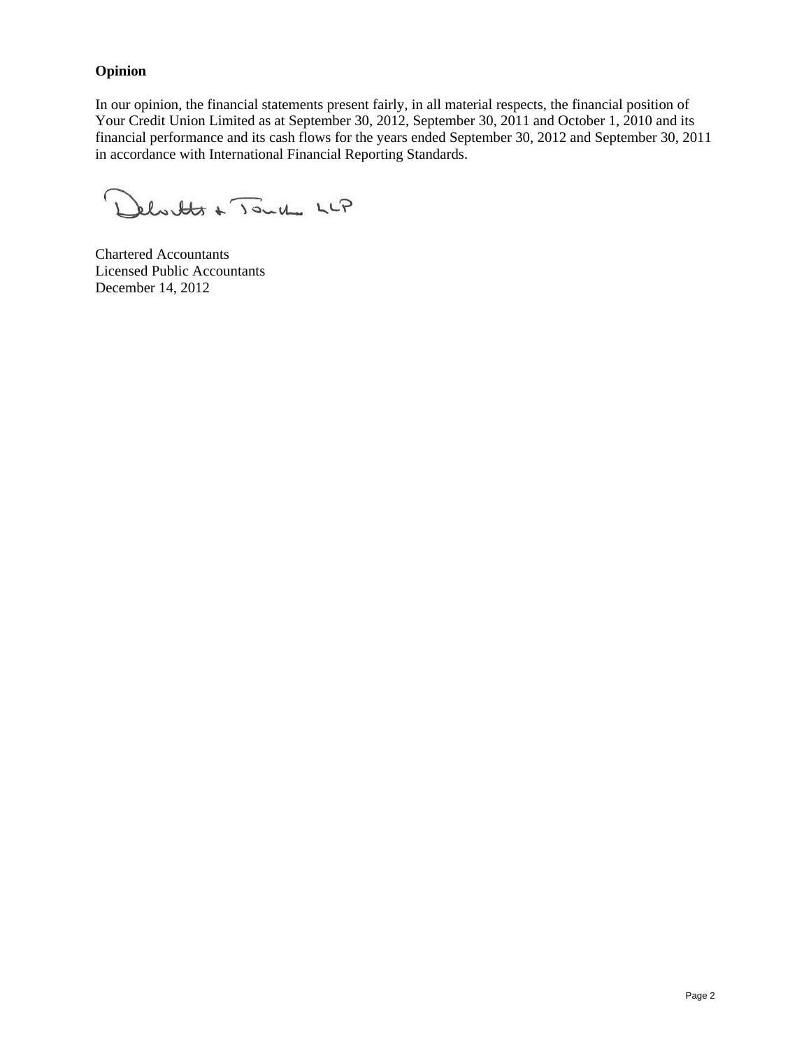**Opinion**

In our opinion, the financial statements present fairly, in all material respects, the financial position of Your Credit Union Limited as at September 30, 2012, September 30, 2011 and October 1, 2010 and its financial performance and its cash flows for the years ended September 30, 2012 and September 30, 2011 in accordance with International Financial Reporting Standards.

Deloitte & Touche LLP

Chartered Accountants
Licensed Public Accountants
December 14, 2012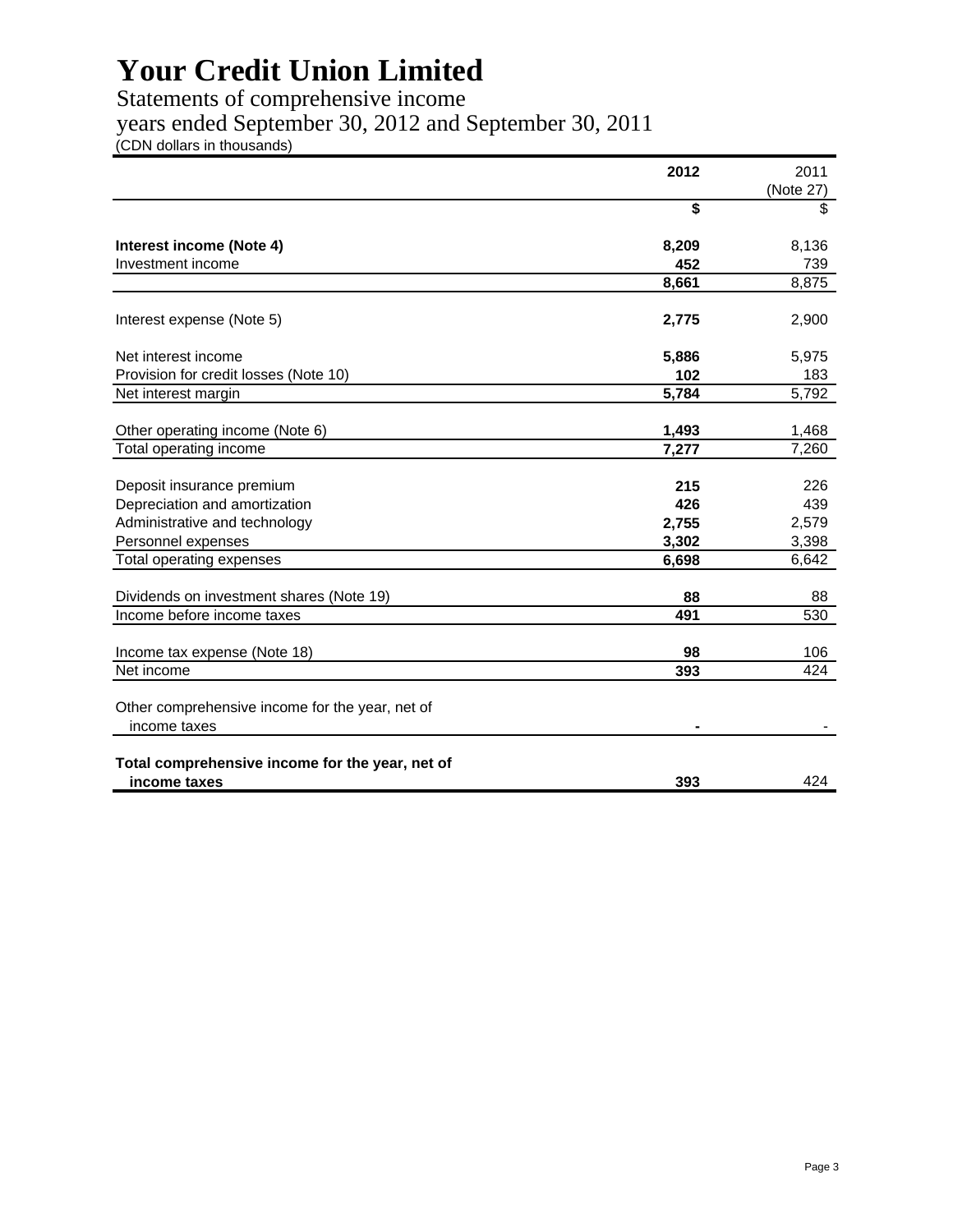# Your Credit Union Limited

Statements of comprehensive income

years ended September 30, 2012 and September 30, 2011

(CDN dollars in thousands)

| | **2012** | 2011 (Note 27) |
|---|---|---|
| | **$** | $ |
| **Interest income (Note 4)** | **8,209** | 8,136 |
| Investment income | **452** | 739 |
| | **8,661** | 8,875 |
| Interest expense (Note 5) | **2,775** | 2,900 |
| Net interest income | **5,886** | 5,975 |
| Provision for credit losses (Note 10) | **102** | 183 |
| Net interest margin | **5,784** | 5,792 |
| Other operating income (Note 6) | **1,493** | 1,468 |
| Total operating income | **7,277** | 7,260 |
| Deposit insurance premium | **215** | 226 |
| Depreciation and amortization | **426** | 439 |
| Administrative and technology | **2,755** | 2,579 |
| Personnel expenses | **3,302** | 3,398 |
| Total operating expenses | **6,698** | 6,642 |
| Dividends on investment shares (Note 19) | **88** | 88 |
| Income before income taxes | **491** | 530 |
| Income tax expense (Note 18) | **98** | 106 |
| Net income | **393** | 424 |
| Other comprehensive income for the year, net of income taxes | **-** | - |
| **Total comprehensive income for the year, net of income taxes** | **393** | 424 |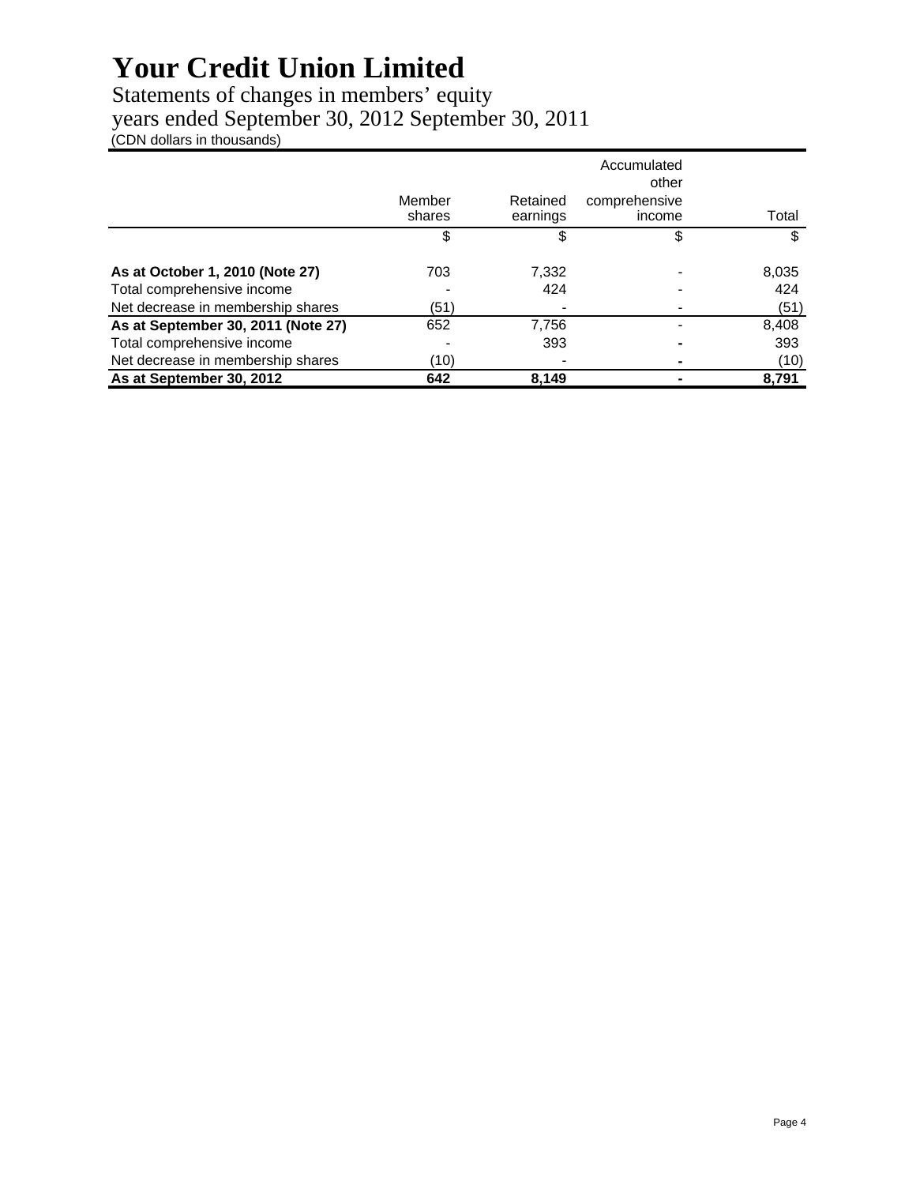# Your Credit Union Limited

Statements of changes in members' equity
years ended September 30, 2012 September 30, 2011
(CDN dollars in thousands)

| | Member shares | Retained earnings | Accumulated other comprehensive income | Total |
|---|---|---|---|---|
| | $ | $ | $ | $ |
| **As at October 1, 2010 (Note 27)** | 703 | 7,332 | - | 8,035 |
| Total comprehensive income | - | 424 | - | 424 |
| Net decrease in membership shares | (51) | - | - | (51) |
| **As at September 30, 2011 (Note 27)** | 652 | 7,756 | - | 8,408 |
| Total comprehensive income | - | 393 | - | 393 |
| Net decrease in membership shares | (10) | - | - | (10) |
| **As at September 30, 2012** | **642** | **8,149** | **-** | **8,791** |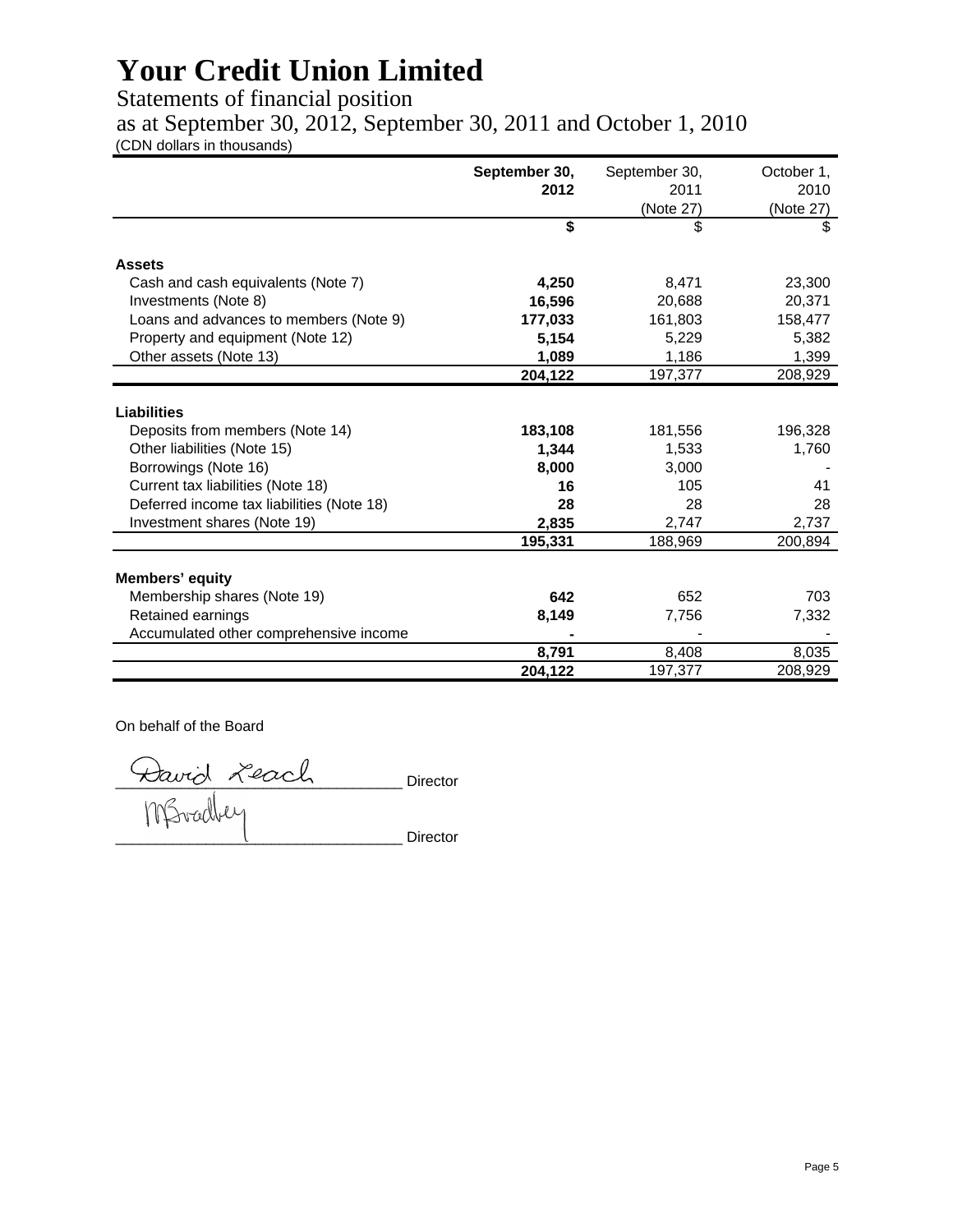# Your Credit Union Limited

Statements of financial position

as at September 30, 2012, September 30, 2011 and October 1, 2010

(CDN dollars in thousands)

| | **September 30, 2012** | September 30, 2011 (Note 27) | October 1, 2010 (Note 27) |
|---|---|---|---|
| | **$** | $ | $ |
| **Assets** | | | |
| Cash and cash equivalents (Note 7) | **4,250** | 8,471 | 23,300 |
| Investments (Note 8) | **16,596** | 20,688 | 20,371 |
| Loans and advances to members (Note 9) | **177,033** | 161,803 | 158,477 |
| Property and equipment (Note 12) | **5,154** | 5,229 | 5,382 |
| Other assets (Note 13) | **1,089** | 1,186 | 1,399 |
| | **204,122** | 197,377 | 208,929 |
| **Liabilities** | | | |
| Deposits from members (Note 14) | **183,108** | 181,556 | 196,328 |
| Other liabilities (Note 15) | **1,344** | 1,533 | 1,760 |
| Borrowings (Note 16) | **8,000** | 3,000 | - |
| Current tax liabilities (Note 18) | **16** | 105 | 41 |
| Deferred income tax liabilities (Note 18) | **28** | 28 | 28 |
| Investment shares (Note 19) | **2,835** | 2,747 | 2,737 |
| | **195,331** | 188,969 | 200,894 |
| **Members' equity** | | | |
| Membership shares (Note 19) | **642** | 652 | 703 |
| Retained earnings | **8,149** | 7,756 | 7,332 |
| Accumulated other comprehensive income | **-** | - | - |
| | **8,791** | 8,408 | 8,035 |
| | **204,122** | 197,377 | 208,929 |

On behalf of the Board

David Leach ________________ Director

M Bradley ________________ Director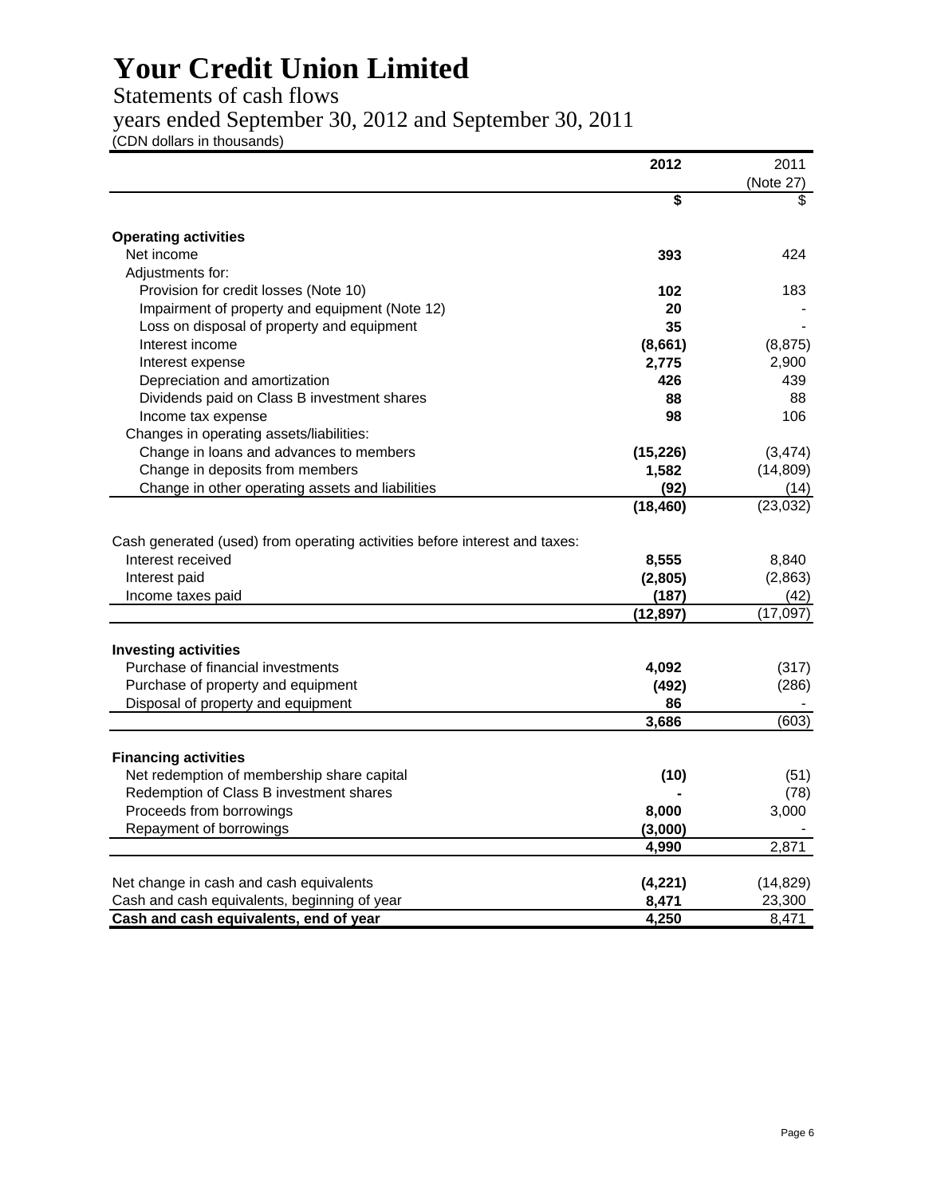# Your Credit Union Limited

Statements of cash flows

years ended September 30, 2012 and September 30, 2011

(CDN dollars in thousands)

| | **2012** | 2011 (Note 27) |
|---|---|---|
| | **$** | $ |
| **Operating activities** | | |
| Net income | **393** | 424 |
| Adjustments for: | | |
| Provision for credit losses (Note 10) | **102** | 183 |
| Impairment of property and equipment (Note 12) | **20** | - |
| Loss on disposal of property and equipment | **35** | - |
| Interest income | **(8,661)** | (8,875) |
| Interest expense | **2,775** | 2,900 |
| Depreciation and amortization | **426** | 439 |
| Dividends paid on Class B investment shares | **88** | 88 |
| Income tax expense | **98** | 106 |
| Changes in operating assets/liabilities: | | |
| Change in loans and advances to members | **(15,226)** | (3,474) |
| Change in deposits from members | **1,582** | (14,809) |
| Change in other operating assets and liabilities | **(92)** | (14) |
| | **(18,460)** | (23,032) |
| Cash generated (used) from operating activities before interest and taxes: | | |
| Interest received | **8,555** | 8,840 |
| Interest paid | **(2,805)** | (2,863) |
| Income taxes paid | **(187)** | (42) |
| | **(12,897)** | (17,097) |
| **Investing activities** | | |
| Purchase of financial investments | **4,092** | (317) |
| Purchase of property and equipment | **(492)** | (286) |
| Disposal of property and equipment | **86** | - |
| | **3,686** | (603) |
| **Financing activities** | | |
| Net redemption of membership share capital | **(10)** | (51) |
| Redemption of Class B investment shares | **-** | (78) |
| Proceeds from borrowings | **8,000** | 3,000 |
| Repayment of borrowings | **(3,000)** | - |
| | **4,990** | 2,871 |
| Net change in cash and cash equivalents | **(4,221)** | (14,829) |
| Cash and cash equivalents, beginning of year | **8,471** | 23,300 |
| **Cash and cash equivalents, end of year** | **4,250** | 8,471 |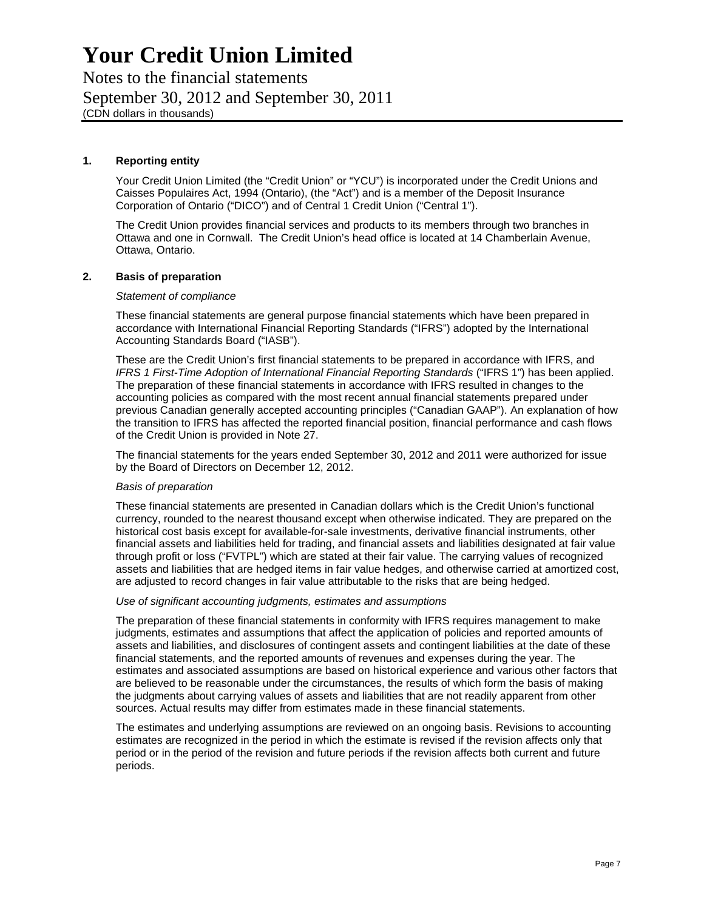# Your Credit Union Limited

Notes to the financial statements

September 30, 2012 and September 30, 2011

(CDN dollars in thousands)

## 1. Reporting entity

Your Credit Union Limited (the "Credit Union" or "YCU") is incorporated under the Credit Unions and Caisses Populaires Act, 1994 (Ontario), (the "Act") and is a member of the Deposit Insurance Corporation of Ontario ("DICO") and of Central 1 Credit Union ("Central 1").

The Credit Union provides financial services and products to its members through two branches in Ottawa and one in Cornwall. The Credit Union's head office is located at 14 Chamberlain Avenue, Ottawa, Ontario.

## 2. Basis of preparation

*Statement of compliance*

These financial statements are general purpose financial statements which have been prepared in accordance with International Financial Reporting Standards ("IFRS") adopted by the International Accounting Standards Board ("IASB").

These are the Credit Union's first financial statements to be prepared in accordance with IFRS, and *IFRS 1 First-Time Adoption of International Financial Reporting Standards* ("IFRS 1") has been applied. The preparation of these financial statements in accordance with IFRS resulted in changes to the accounting policies as compared with the most recent annual financial statements prepared under previous Canadian generally accepted accounting principles ("Canadian GAAP"). An explanation of how the transition to IFRS has affected the reported financial position, financial performance and cash flows of the Credit Union is provided in Note 27.

The financial statements for the years ended September 30, 2012 and 2011 were authorized for issue by the Board of Directors on December 12, 2012.

*Basis of preparation*

These financial statements are presented in Canadian dollars which is the Credit Union's functional currency, rounded to the nearest thousand except when otherwise indicated. They are prepared on the historical cost basis except for available-for-sale investments, derivative financial instruments, other financial assets and liabilities held for trading, and financial assets and liabilities designated at fair value through profit or loss ("FVTPL") which are stated at their fair value. The carrying values of recognized assets and liabilities that are hedged items in fair value hedges, and otherwise carried at amortized cost, are adjusted to record changes in fair value attributable to the risks that are being hedged.

*Use of significant accounting judgments, estimates and assumptions*

The preparation of these financial statements in conformity with IFRS requires management to make judgments, estimates and assumptions that affect the application of policies and reported amounts of assets and liabilities, and disclosures of contingent assets and contingent liabilities at the date of these financial statements, and the reported amounts of revenues and expenses during the year. The estimates and associated assumptions are based on historical experience and various other factors that are believed to be reasonable under the circumstances, the results of which form the basis of making the judgments about carrying values of assets and liabilities that are not readily apparent from other sources. Actual results may differ from estimates made in these financial statements.

The estimates and underlying assumptions are reviewed on an ongoing basis. Revisions to accounting estimates are recognized in the period in which the estimate is revised if the revision affects only that period or in the period of the revision and future periods if the revision affects both current and future periods.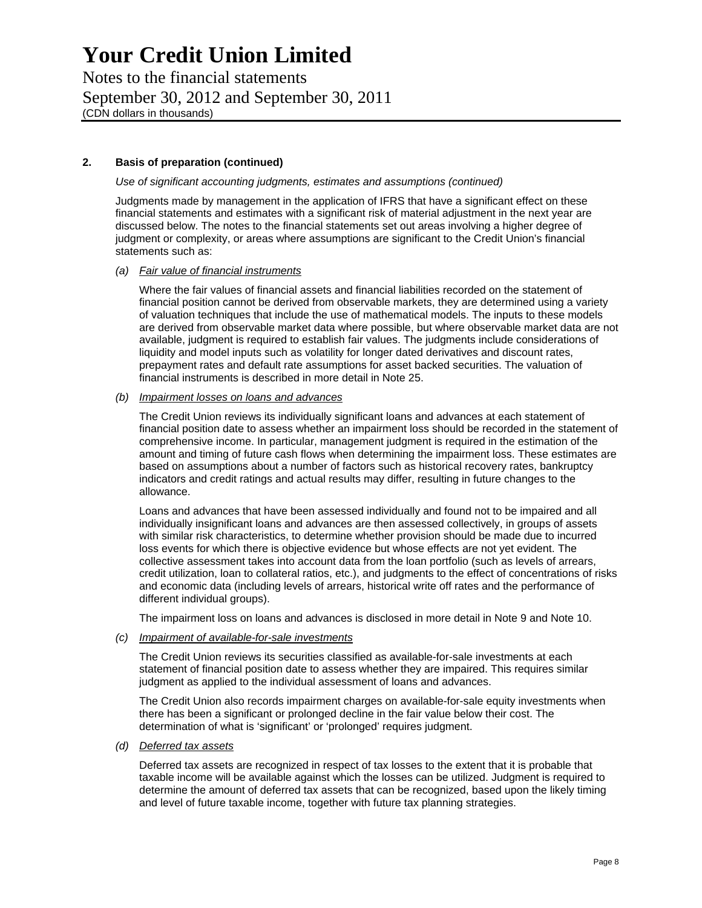# Your Credit Union Limited

Notes to the financial statements
September 30, 2012 and September 30, 2011
(CDN dollars in thousands)

## 2. Basis of preparation (continued)

*Use of significant accounting judgments, estimates and assumptions (continued)*

Judgments made by management in the application of IFRS that have a significant effect on these financial statements and estimates with a significant risk of material adjustment in the next year are discussed below. The notes to the financial statements set out areas involving a higher degree of judgment or complexity, or areas where assumptions are significant to the Credit Union's financial statements such as:

*(a)* *Fair value of financial instruments*

Where the fair values of financial assets and financial liabilities recorded on the statement of financial position cannot be derived from observable markets, they are determined using a variety of valuation techniques that include the use of mathematical models. The inputs to these models are derived from observable market data where possible, but where observable market data are not available, judgment is required to establish fair values. The judgments include considerations of liquidity and model inputs such as volatility for longer dated derivatives and discount rates, prepayment rates and default rate assumptions for asset backed securities. The valuation of financial instruments is described in more detail in Note 25.

*(b)* *Impairment losses on loans and advances*

The Credit Union reviews its individually significant loans and advances at each statement of financial position date to assess whether an impairment loss should be recorded in the statement of comprehensive income. In particular, management judgment is required in the estimation of the amount and timing of future cash flows when determining the impairment loss. These estimates are based on assumptions about a number of factors such as historical recovery rates, bankruptcy indicators and credit ratings and actual results may differ, resulting in future changes to the allowance.

Loans and advances that have been assessed individually and found not to be impaired and all individually insignificant loans and advances are then assessed collectively, in groups of assets with similar risk characteristics, to determine whether provision should be made due to incurred loss events for which there is objective evidence but whose effects are not yet evident. The collective assessment takes into account data from the loan portfolio (such as levels of arrears, credit utilization, loan to collateral ratios, etc.), and judgments to the effect of concentrations of risks and economic data (including levels of arrears, historical write off rates and the performance of different individual groups).

The impairment loss on loans and advances is disclosed in more detail in Note 9 and Note 10.

*(c)* *Impairment of available-for-sale investments*

The Credit Union reviews its securities classified as available-for-sale investments at each statement of financial position date to assess whether they are impaired. This requires similar judgment as applied to the individual assessment of loans and advances.

The Credit Union also records impairment charges on available-for-sale equity investments when there has been a significant or prolonged decline in the fair value below their cost. The determination of what is 'significant' or 'prolonged' requires judgment.

*(d)* *Deferred tax assets*

Deferred tax assets are recognized in respect of tax losses to the extent that it is probable that taxable income will be available against which the losses can be utilized. Judgment is required to determine the amount of deferred tax assets that can be recognized, based upon the likely timing and level of future taxable income, together with future tax planning strategies.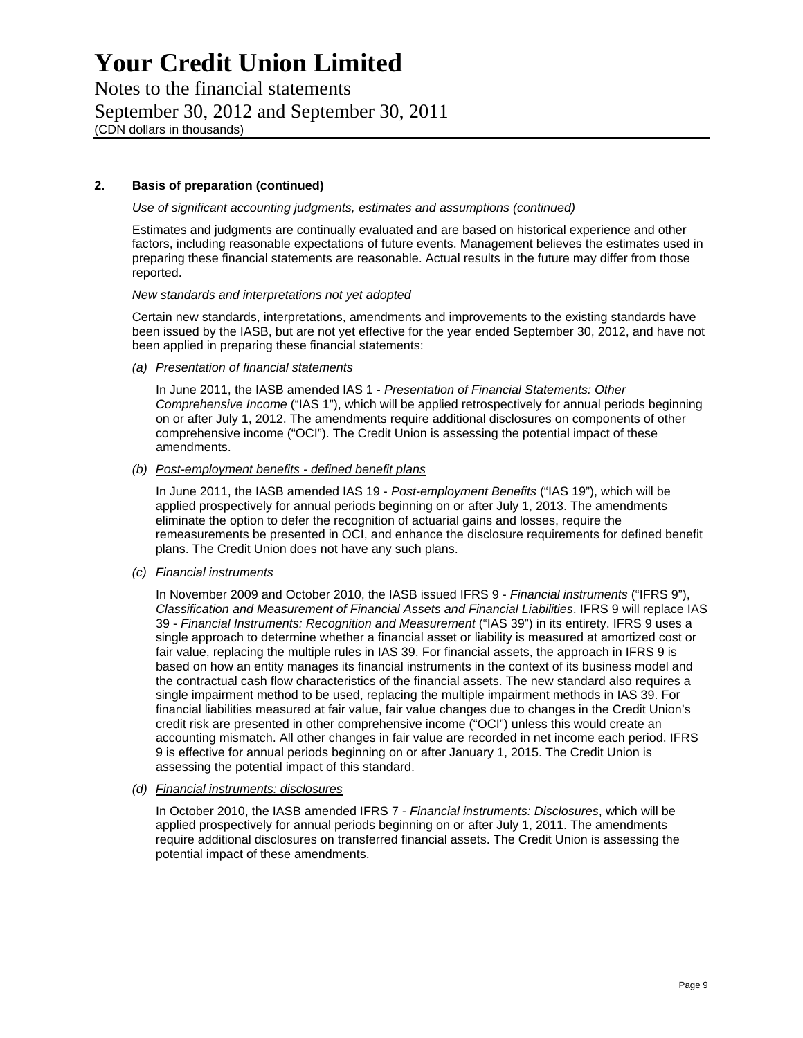# Your Credit Union Limited

Notes to the financial statements

September 30, 2012 and September 30, 2011

(CDN dollars in thousands)

## 2. Basis of preparation (continued)

*Use of significant accounting judgments, estimates and assumptions (continued)*

Estimates and judgments are continually evaluated and are based on historical experience and other factors, including reasonable expectations of future events. Management believes the estimates used in preparing these financial statements are reasonable. Actual results in the future may differ from those reported.

*New standards and interpretations not yet adopted*

Certain new standards, interpretations, amendments and improvements to the existing standards have been issued by the IASB, but are not yet effective for the year ended September 30, 2012, and have not been applied in preparing these financial statements:

*(a) Presentation of financial statements*

In June 2011, the IASB amended IAS 1 - *Presentation of Financial Statements: Other Comprehensive Income* ("IAS 1"), which will be applied retrospectively for annual periods beginning on or after July 1, 2012. The amendments require additional disclosures on components of other comprehensive income ("OCI"). The Credit Union is assessing the potential impact of these amendments.

*(b) Post-employment benefits - defined benefit plans*

In June 2011, the IASB amended IAS 19 - *Post-employment Benefits* ("IAS 19"), which will be applied prospectively for annual periods beginning on or after July 1, 2013. The amendments eliminate the option to defer the recognition of actuarial gains and losses, require the remeasurements be presented in OCI, and enhance the disclosure requirements for defined benefit plans. The Credit Union does not have any such plans.

*(c) Financial instruments*

In November 2009 and October 2010, the IASB issued IFRS 9 - *Financial instruments* ("IFRS 9"), *Classification and Measurement of Financial Assets and Financial Liabilities*. IFRS 9 will replace IAS 39 - *Financial Instruments: Recognition and Measurement* ("IAS 39") in its entirety. IFRS 9 uses a single approach to determine whether a financial asset or liability is measured at amortized cost or fair value, replacing the multiple rules in IAS 39. For financial assets, the approach in IFRS 9 is based on how an entity manages its financial instruments in the context of its business model and the contractual cash flow characteristics of the financial assets. The new standard also requires a single impairment method to be used, replacing the multiple impairment methods in IAS 39. For financial liabilities measured at fair value, fair value changes due to changes in the Credit Union's credit risk are presented in other comprehensive income ("OCI") unless this would create an accounting mismatch. All other changes in fair value are recorded in net income each period. IFRS 9 is effective for annual periods beginning on or after January 1, 2015. The Credit Union is assessing the potential impact of this standard.

*(d) Financial instruments: disclosures*

In October 2010, the IASB amended IFRS 7 - *Financial instruments: Disclosures*, which will be applied prospectively for annual periods beginning on or after July 1, 2011. The amendments require additional disclosures on transferred financial assets. The Credit Union is assessing the potential impact of these amendments.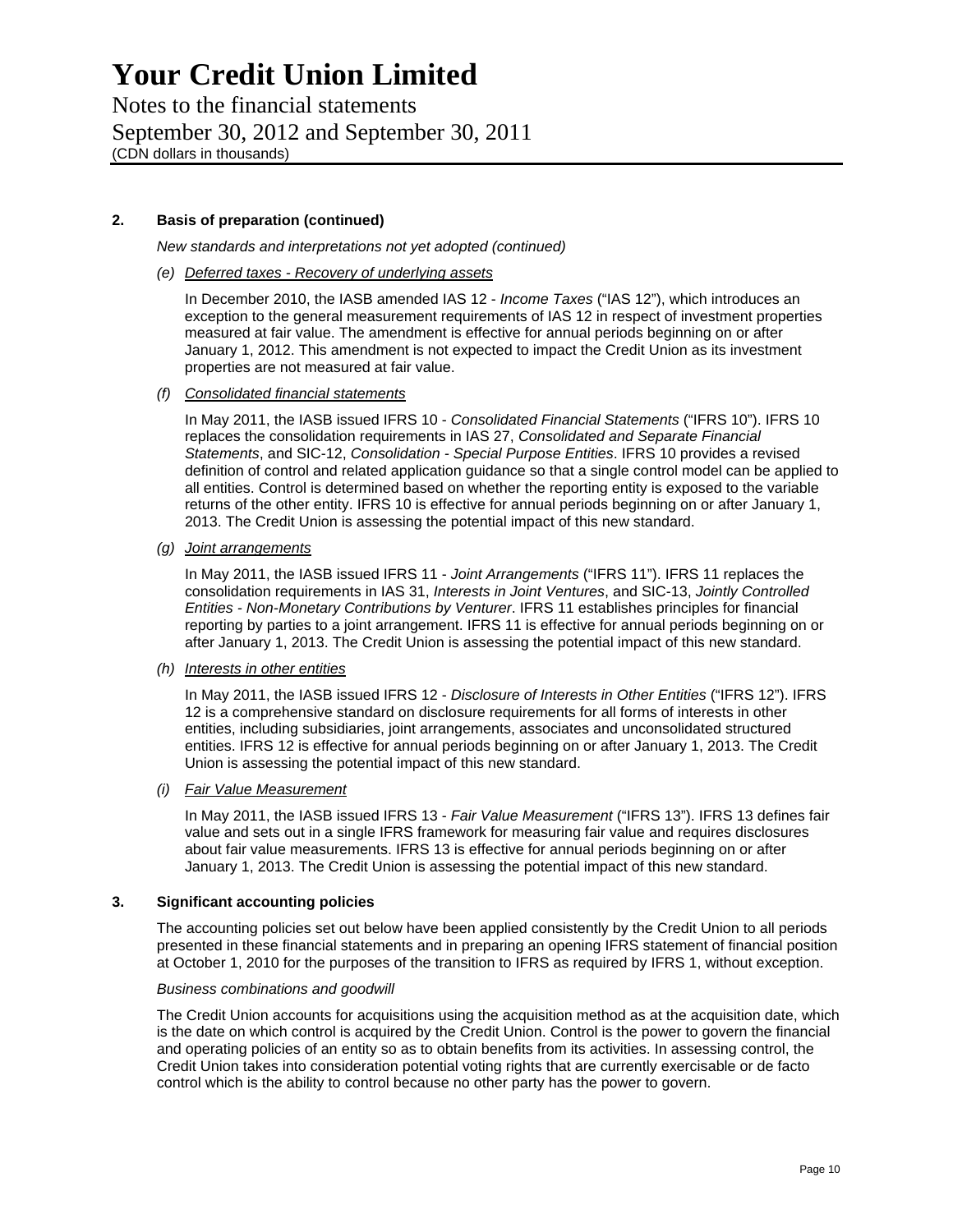## 2. Basis of preparation (continued)

*New standards and interpretations not yet adopted (continued)*

*(e) Deferred taxes - Recovery of underlying assets*

In December 2010, the IASB amended IAS 12 - *Income Taxes* ("IAS 12"), which introduces an exception to the general measurement requirements of IAS 12 in respect of investment properties measured at fair value. The amendment is effective for annual periods beginning on or after January 1, 2012. This amendment is not expected to impact the Credit Union as its investment properties are not measured at fair value.

*(f) Consolidated financial statements*

In May 2011, the IASB issued IFRS 10 - *Consolidated Financial Statements* ("IFRS 10"). IFRS 10 replaces the consolidation requirements in IAS 27, *Consolidated and Separate Financial Statements*, and SIC-12, *Consolidation - Special Purpose Entities*. IFRS 10 provides a revised definition of control and related application guidance so that a single control model can be applied to all entities. Control is determined based on whether the reporting entity is exposed to the variable returns of the other entity. IFRS 10 is effective for annual periods beginning on or after January 1, 2013. The Credit Union is assessing the potential impact of this new standard.

*(g) Joint arrangements*

In May 2011, the IASB issued IFRS 11 - *Joint Arrangements* ("IFRS 11"). IFRS 11 replaces the consolidation requirements in IAS 31, *Interests in Joint Ventures*, and SIC-13, *Jointly Controlled Entities - Non-Monetary Contributions by Venturer*. IFRS 11 establishes principles for financial reporting by parties to a joint arrangement. IFRS 11 is effective for annual periods beginning on or after January 1, 2013. The Credit Union is assessing the potential impact of this new standard.

*(h) Interests in other entities*

In May 2011, the IASB issued IFRS 12 - *Disclosure of Interests in Other Entities* ("IFRS 12"). IFRS 12 is a comprehensive standard on disclosure requirements for all forms of interests in other entities, including subsidiaries, joint arrangements, associates and unconsolidated structured entities. IFRS 12 is effective for annual periods beginning on or after January 1, 2013. The Credit Union is assessing the potential impact of this new standard.

*(i) Fair Value Measurement*

In May 2011, the IASB issued IFRS 13 - *Fair Value Measurement* ("IFRS 13"). IFRS 13 defines fair value and sets out in a single IFRS framework for measuring fair value and requires disclosures about fair value measurements. IFRS 13 is effective for annual periods beginning on or after January 1, 2013. The Credit Union is assessing the potential impact of this new standard.

## 3. Significant accounting policies

The accounting policies set out below have been applied consistently by the Credit Union to all periods presented in these financial statements and in preparing an opening IFRS statement of financial position at October 1, 2010 for the purposes of the transition to IFRS as required by IFRS 1, without exception.

*Business combinations and goodwill*

The Credit Union accounts for acquisitions using the acquisition method as at the acquisition date, which is the date on which control is acquired by the Credit Union. Control is the power to govern the financial and operating policies of an entity so as to obtain benefits from its activities. In assessing control, the Credit Union takes into consideration potential voting rights that are currently exercisable or de facto control which is the ability to control because no other party has the power to govern.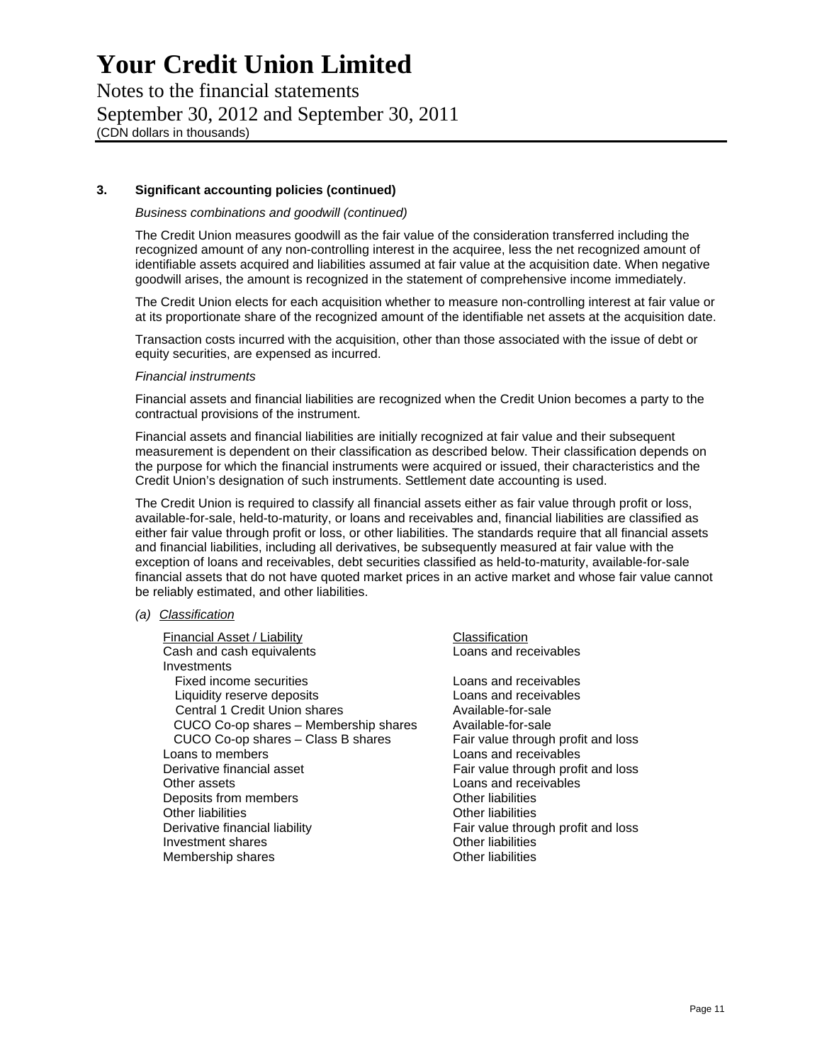# Your Credit Union Limited

Notes to the financial statements

September 30, 2012 and September 30, 2011

(CDN dollars in thousands)

### 3. Significant accounting policies (continued)

*Business combinations and goodwill (continued)*

The Credit Union measures goodwill as the fair value of the consideration transferred including the recognized amount of any non-controlling interest in the acquiree, less the net recognized amount of identifiable assets acquired and liabilities assumed at fair value at the acquisition date. When negative goodwill arises, the amount is recognized in the statement of comprehensive income immediately.

The Credit Union elects for each acquisition whether to measure non-controlling interest at fair value or at its proportionate share of the recognized amount of the identifiable net assets at the acquisition date.

Transaction costs incurred with the acquisition, other than those associated with the issue of debt or equity securities, are expensed as incurred.

*Financial instruments*

Financial assets and financial liabilities are recognized when the Credit Union becomes a party to the contractual provisions of the instrument.

Financial assets and financial liabilities are initially recognized at fair value and their subsequent measurement is dependent on their classification as described below. Their classification depends on the purpose for which the financial instruments were acquired or issued, their characteristics and the Credit Union's designation of such instruments. Settlement date accounting is used.

The Credit Union is required to classify all financial assets either as fair value through profit or loss, available-for-sale, held-to-maturity, or loans and receivables and, financial liabilities are classified as either fair value through profit or loss, or other liabilities. The standards require that all financial assets and financial liabilities, including all derivatives, be subsequently measured at fair value with the exception of loans and receivables, debt securities classified as held-to-maturity, available-for-sale financial assets that do not have quoted market prices in an active market and whose fair value cannot be reliably estimated, and other liabilities.

*(a) Classification*

| Financial Asset / Liability | Classification |
|---|---|
| Cash and cash equivalents | Loans and receivables |
| Investments | |
| Fixed income securities | Loans and receivables |
| Liquidity reserve deposits | Loans and receivables |
| Central 1 Credit Union shares | Available-for-sale |
| CUCO Co-op shares – Membership shares | Available-for-sale |
| CUCO Co-op shares – Class B shares | Fair value through profit and loss |
| Loans to members | Loans and receivables |
| Derivative financial asset | Fair value through profit and loss |
| Other assets | Loans and receivables |
| Deposits from members | Other liabilities |
| Other liabilities | Other liabilities |
| Derivative financial liability | Fair value through profit and loss |
| Investment shares | Other liabilities |
| Membership shares | Other liabilities |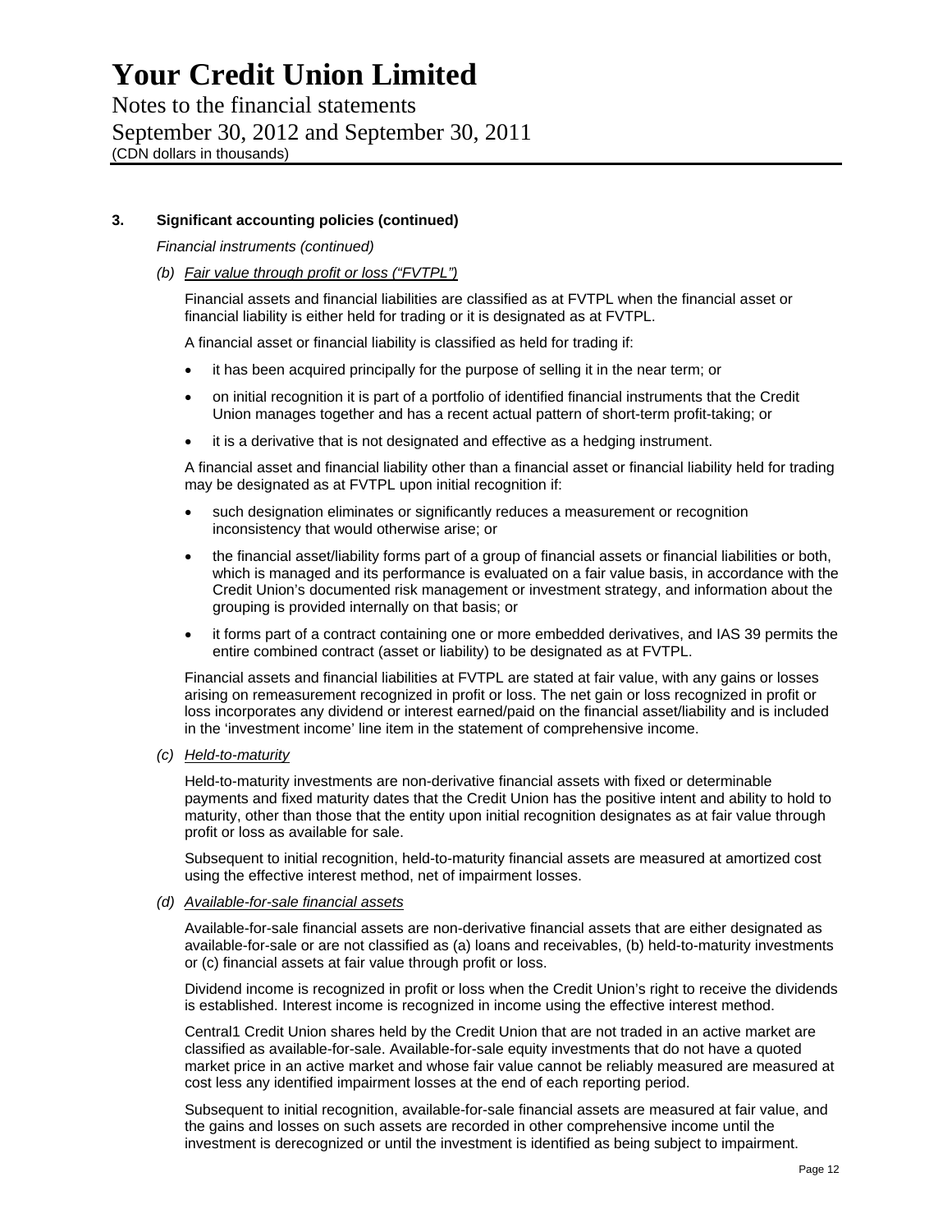### 3. Significant accounting policies (continued)

*Financial instruments (continued)*

*(b) Fair value through profit or loss ("FVTPL")*

Financial assets and financial liabilities are classified as at FVTPL when the financial asset or financial liability is either held for trading or it is designated as at FVTPL.

A financial asset or financial liability is classified as held for trading if:

- it has been acquired principally for the purpose of selling it in the near term; or
- on initial recognition it is part of a portfolio of identified financial instruments that the Credit Union manages together and has a recent actual pattern of short-term profit-taking; or
- it is a derivative that is not designated and effective as a hedging instrument.

A financial asset and financial liability other than a financial asset or financial liability held for trading may be designated as at FVTPL upon initial recognition if:

- such designation eliminates or significantly reduces a measurement or recognition inconsistency that would otherwise arise; or
- the financial asset/liability forms part of a group of financial assets or financial liabilities or both, which is managed and its performance is evaluated on a fair value basis, in accordance with the Credit Union's documented risk management or investment strategy, and information about the grouping is provided internally on that basis; or
- it forms part of a contract containing one or more embedded derivatives, and IAS 39 permits the entire combined contract (asset or liability) to be designated as at FVTPL.

Financial assets and financial liabilities at FVTPL are stated at fair value, with any gains or losses arising on remeasurement recognized in profit or loss. The net gain or loss recognized in profit or loss incorporates any dividend or interest earned/paid on the financial asset/liability and is included in the 'investment income' line item in the statement of comprehensive income.

*(c) Held-to-maturity*

Held-to-maturity investments are non-derivative financial assets with fixed or determinable payments and fixed maturity dates that the Credit Union has the positive intent and ability to hold to maturity, other than those that the entity upon initial recognition designates as at fair value through profit or loss as available for sale.

Subsequent to initial recognition, held-to-maturity financial assets are measured at amortized cost using the effective interest method, net of impairment losses.

*(d) Available-for-sale financial assets*

Available-for-sale financial assets are non-derivative financial assets that are either designated as available-for-sale or are not classified as (a) loans and receivables, (b) held-to-maturity investments or (c) financial assets at fair value through profit or loss.

Dividend income is recognized in profit or loss when the Credit Union's right to receive the dividends is established. Interest income is recognized in income using the effective interest method.

Central1 Credit Union shares held by the Credit Union that are not traded in an active market are classified as available-for-sale. Available-for-sale equity investments that do not have a quoted market price in an active market and whose fair value cannot be reliably measured are measured at cost less any identified impairment losses at the end of each reporting period.

Subsequent to initial recognition, available-for-sale financial assets are measured at fair value, and the gains and losses on such assets are recorded in other comprehensive income until the investment is derecognized or until the investment is identified as being subject to impairment.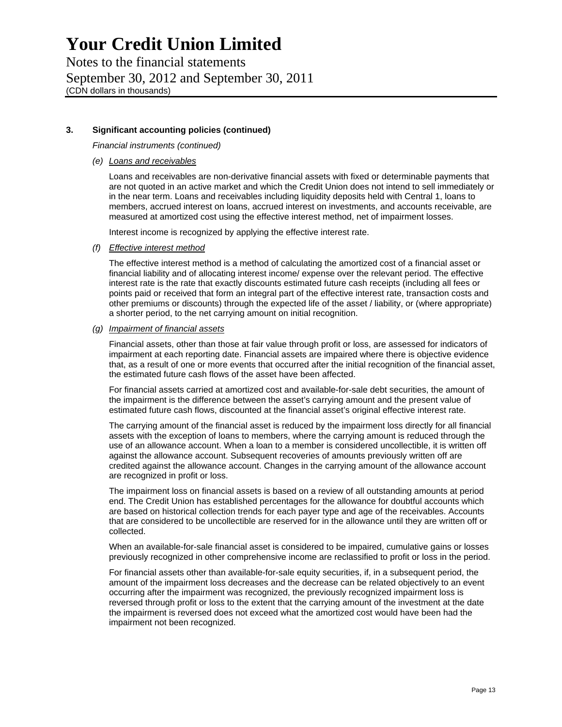# Your Credit Union Limited

Notes to the financial statements

September 30, 2012 and September 30, 2011

(CDN dollars in thousands)

## 3. Significant accounting policies (continued)

*Financial instruments (continued)*

*(e)* *Loans and receivables*

Loans and receivables are non-derivative financial assets with fixed or determinable payments that are not quoted in an active market and which the Credit Union does not intend to sell immediately or in the near term. Loans and receivables including liquidity deposits held with Central 1, loans to members, accrued interest on loans, accrued interest on investments, and accounts receivable, are measured at amortized cost using the effective interest method, net of impairment losses.

Interest income is recognized by applying the effective interest rate.

*(f)* *Effective interest method*

The effective interest method is a method of calculating the amortized cost of a financial asset or financial liability and of allocating interest income/ expense over the relevant period. The effective interest rate is the rate that exactly discounts estimated future cash receipts (including all fees or points paid or received that form an integral part of the effective interest rate, transaction costs and other premiums or discounts) through the expected life of the asset / liability, or (where appropriate) a shorter period, to the net carrying amount on initial recognition.

*(g)* *Impairment of financial assets*

Financial assets, other than those at fair value through profit or loss, are assessed for indicators of impairment at each reporting date. Financial assets are impaired where there is objective evidence that, as a result of one or more events that occurred after the initial recognition of the financial asset, the estimated future cash flows of the asset have been affected.

For financial assets carried at amortized cost and available-for-sale debt securities, the amount of the impairment is the difference between the asset's carrying amount and the present value of estimated future cash flows, discounted at the financial asset's original effective interest rate.

The carrying amount of the financial asset is reduced by the impairment loss directly for all financial assets with the exception of loans to members, where the carrying amount is reduced through the use of an allowance account. When a loan to a member is considered uncollectible, it is written off against the allowance account. Subsequent recoveries of amounts previously written off are credited against the allowance account. Changes in the carrying amount of the allowance account are recognized in profit or loss.

The impairment loss on financial assets is based on a review of all outstanding amounts at period end. The Credit Union has established percentages for the allowance for doubtful accounts which are based on historical collection trends for each payer type and age of the receivables. Accounts that are considered to be uncollectible are reserved for in the allowance until they are written off or collected.

When an available-for-sale financial asset is considered to be impaired, cumulative gains or losses previously recognized in other comprehensive income are reclassified to profit or loss in the period.

For financial assets other than available-for-sale equity securities, if, in a subsequent period, the amount of the impairment loss decreases and the decrease can be related objectively to an event occurring after the impairment was recognized, the previously recognized impairment loss is reversed through profit or loss to the extent that the carrying amount of the investment at the date the impairment is reversed does not exceed what the amortized cost would have been had the impairment not been recognized.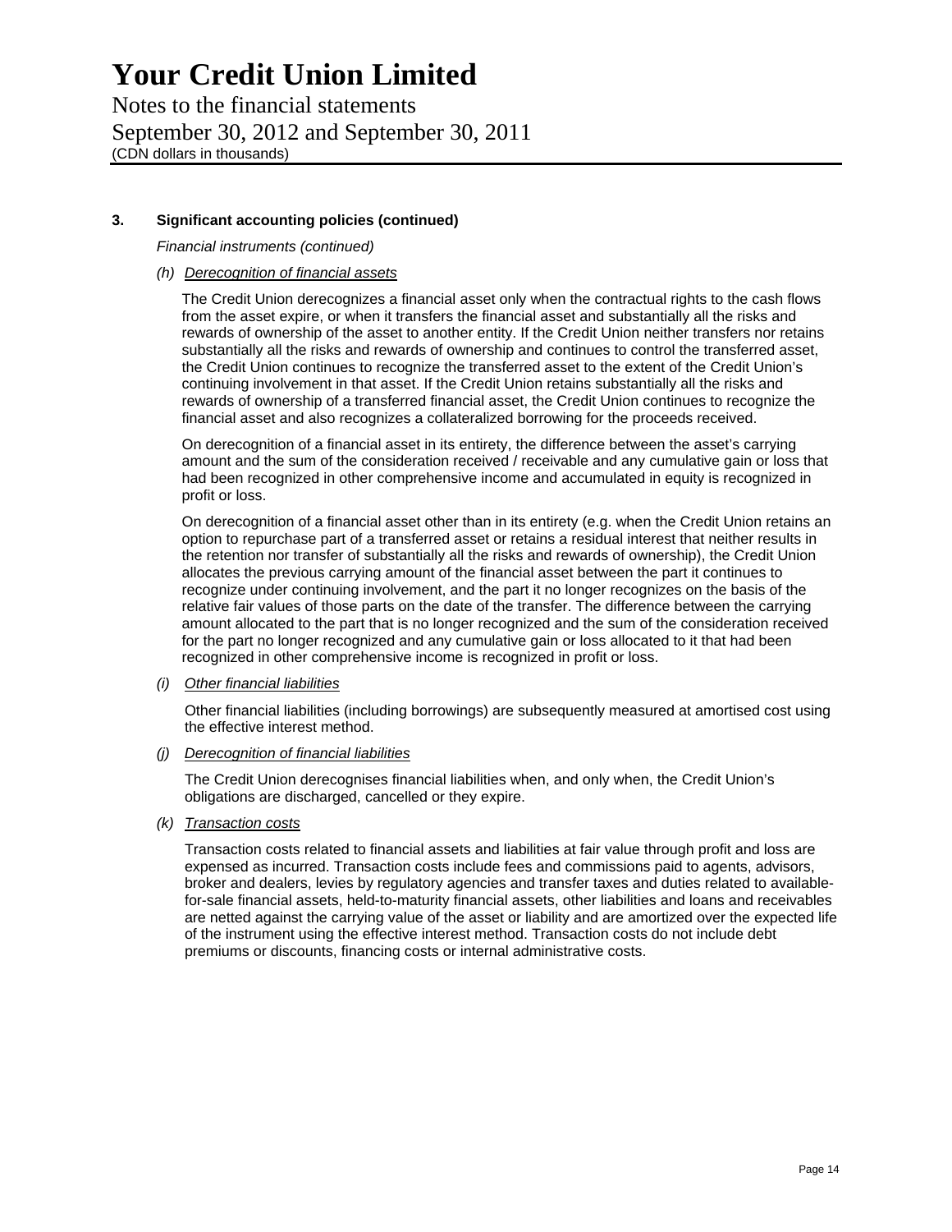## 3. Significant accounting policies (continued)

*Financial instruments (continued)*

*(h) Derecognition of financial assets*

The Credit Union derecognizes a financial asset only when the contractual rights to the cash flows from the asset expire, or when it transfers the financial asset and substantially all the risks and rewards of ownership of the asset to another entity. If the Credit Union neither transfers nor retains substantially all the risks and rewards of ownership and continues to control the transferred asset, the Credit Union continues to recognize the transferred asset to the extent of the Credit Union's continuing involvement in that asset. If the Credit Union retains substantially all the risks and rewards of ownership of a transferred financial asset, the Credit Union continues to recognize the financial asset and also recognizes a collateralized borrowing for the proceeds received.

On derecognition of a financial asset in its entirety, the difference between the asset's carrying amount and the sum of the consideration received / receivable and any cumulative gain or loss that had been recognized in other comprehensive income and accumulated in equity is recognized in profit or loss.

On derecognition of a financial asset other than in its entirety (e.g. when the Credit Union retains an option to repurchase part of a transferred asset or retains a residual interest that neither results in the retention nor transfer of substantially all the risks and rewards of ownership), the Credit Union allocates the previous carrying amount of the financial asset between the part it continues to recognize under continuing involvement, and the part it no longer recognizes on the basis of the relative fair values of those parts on the date of the transfer. The difference between the carrying amount allocated to the part that is no longer recognized and the sum of the consideration received for the part no longer recognized and any cumulative gain or loss allocated to it that had been recognized in other comprehensive income is recognized in profit or loss.

*(i) Other financial liabilities*

Other financial liabilities (including borrowings) are subsequently measured at amortised cost using the effective interest method.

*(j) Derecognition of financial liabilities*

The Credit Union derecognises financial liabilities when, and only when, the Credit Union's obligations are discharged, cancelled or they expire.

*(k) Transaction costs*

Transaction costs related to financial assets and liabilities at fair value through profit and loss are expensed as incurred. Transaction costs include fees and commissions paid to agents, advisors, broker and dealers, levies by regulatory agencies and transfer taxes and duties related to available-for-sale financial assets, held-to-maturity financial assets, other liabilities and loans and receivables are netted against the carrying value of the asset or liability and are amortized over the expected life of the instrument using the effective interest method. Transaction costs do not include debt premiums or discounts, financing costs or internal administrative costs.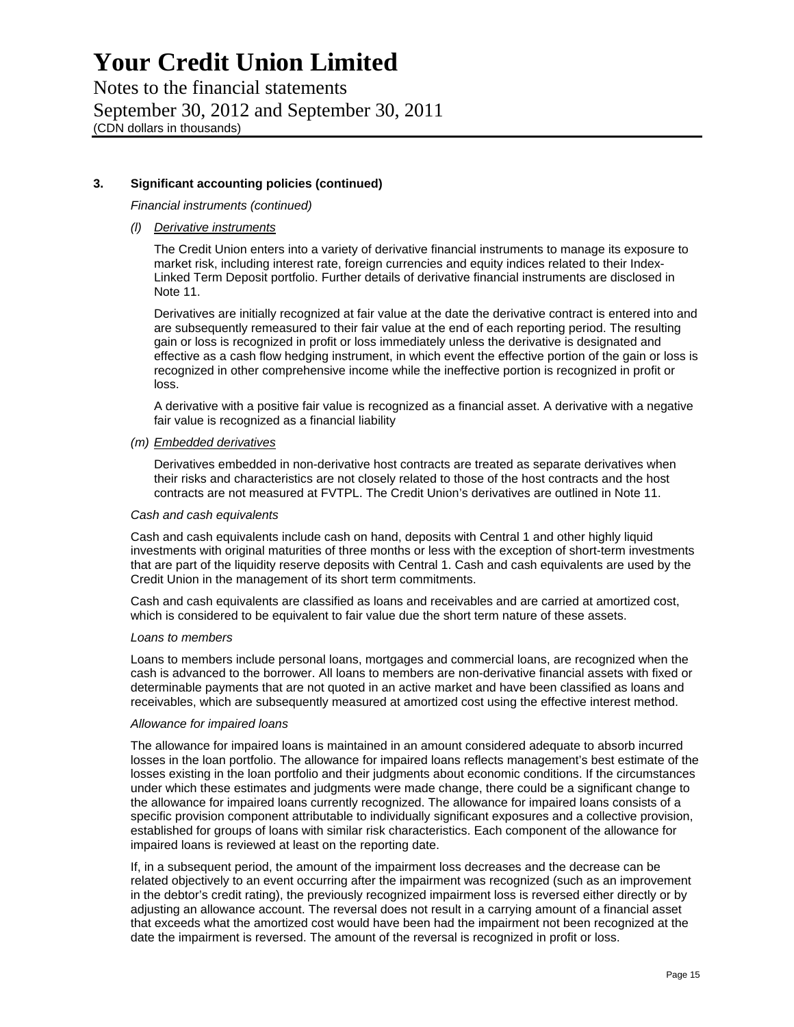# Your Credit Union Limited

Notes to the financial statements
September 30, 2012 and September 30, 2011
(CDN dollars in thousands)

## 3. Significant accounting policies (continued)

*Financial instruments (continued)*

*(l) Derivative instruments*

The Credit Union enters into a variety of derivative financial instruments to manage its exposure to market risk, including interest rate, foreign currencies and equity indices related to their Index-Linked Term Deposit portfolio. Further details of derivative financial instruments are disclosed in Note 11.

Derivatives are initially recognized at fair value at the date the derivative contract is entered into and are subsequently remeasured to their fair value at the end of each reporting period. The resulting gain or loss is recognized in profit or loss immediately unless the derivative is designated and effective as a cash flow hedging instrument, in which event the effective portion of the gain or loss is recognized in other comprehensive income while the ineffective portion is recognized in profit or loss.

A derivative with a positive fair value is recognized as a financial asset. A derivative with a negative fair value is recognized as a financial liability

*(m) Embedded derivatives*

Derivatives embedded in non-derivative host contracts are treated as separate derivatives when their risks and characteristics are not closely related to those of the host contracts and the host contracts are not measured at FVTPL. The Credit Union's derivatives are outlined in Note 11.

*Cash and cash equivalents*

Cash and cash equivalents include cash on hand, deposits with Central 1 and other highly liquid investments with original maturities of three months or less with the exception of short-term investments that are part of the liquidity reserve deposits with Central 1. Cash and cash equivalents are used by the Credit Union in the management of its short term commitments.

Cash and cash equivalents are classified as loans and receivables and are carried at amortized cost, which is considered to be equivalent to fair value due the short term nature of these assets.

*Loans to members*

Loans to members include personal loans, mortgages and commercial loans, are recognized when the cash is advanced to the borrower. All loans to members are non-derivative financial assets with fixed or determinable payments that are not quoted in an active market and have been classified as loans and receivables, which are subsequently measured at amortized cost using the effective interest method.

*Allowance for impaired loans*

The allowance for impaired loans is maintained in an amount considered adequate to absorb incurred losses in the loan portfolio. The allowance for impaired loans reflects management's best estimate of the losses existing in the loan portfolio and their judgments about economic conditions. If the circumstances under which these estimates and judgments were made change, there could be a significant change to the allowance for impaired loans currently recognized. The allowance for impaired loans consists of a specific provision component attributable to individually significant exposures and a collective provision, established for groups of loans with similar risk characteristics. Each component of the allowance for impaired loans is reviewed at least on the reporting date.

If, in a subsequent period, the amount of the impairment loss decreases and the decrease can be related objectively to an event occurring after the impairment was recognized (such as an improvement in the debtor's credit rating), the previously recognized impairment loss is reversed either directly or by adjusting an allowance account. The reversal does not result in a carrying amount of a financial asset that exceeds what the amortized cost would have been had the impairment not been recognized at the date the impairment is reversed. The amount of the reversal is recognized in profit or loss.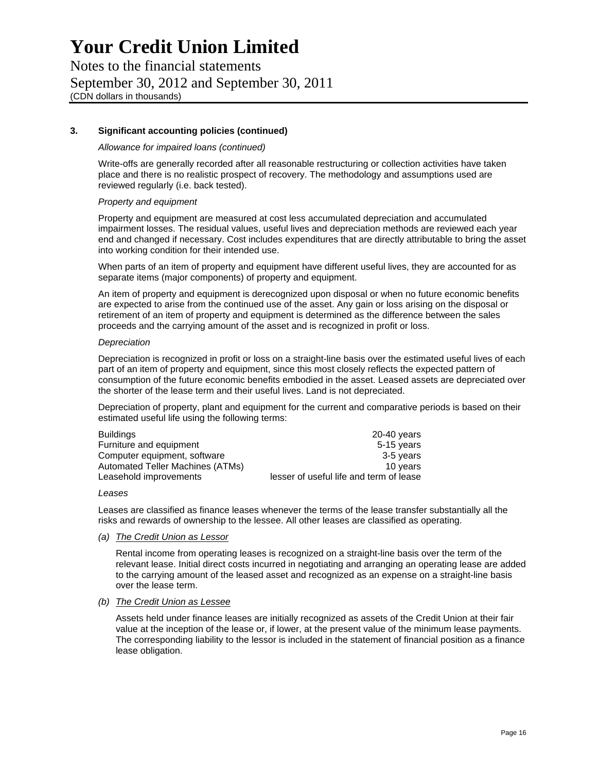# Your Credit Union Limited

Notes to the financial statements

September 30, 2012 and September 30, 2011

(CDN dollars in thousands)

## 3. Significant accounting policies (continued)

*Allowance for impaired loans (continued)*

Write-offs are generally recorded after all reasonable restructuring or collection activities have taken place and there is no realistic prospect of recovery. The methodology and assumptions used are reviewed regularly (i.e. back tested).

*Property and equipment*

Property and equipment are measured at cost less accumulated depreciation and accumulated impairment losses. The residual values, useful lives and depreciation methods are reviewed each year end and changed if necessary. Cost includes expenditures that are directly attributable to bring the asset into working condition for their intended use.

When parts of an item of property and equipment have different useful lives, they are accounted for as separate items (major components) of property and equipment.

An item of property and equipment is derecognized upon disposal or when no future economic benefits are expected to arise from the continued use of the asset. Any gain or loss arising on the disposal or retirement of an item of property and equipment is determined as the difference between the sales proceeds and the carrying amount of the asset and is recognized in profit or loss.

*Depreciation*

Depreciation is recognized in profit or loss on a straight-line basis over the estimated useful lives of each part of an item of property and equipment, since this most closely reflects the expected pattern of consumption of the future economic benefits embodied in the asset. Leased assets are depreciated over the shorter of the lease term and their useful lives. Land is not depreciated.

Depreciation of property, plant and equipment for the current and comparative periods is based on their estimated useful life using the following terms:

| | |
|---|---|
| Buildings | 20-40 years |
| Furniture and equipment | 5-15 years |
| Computer equipment, software | 3-5 years |
| Automated Teller Machines (ATMs) | 10 years |
| Leasehold improvements | lesser of useful life and term of lease |

*Leases*

Leases are classified as finance leases whenever the terms of the lease transfer substantially all the risks and rewards of ownership to the lessee. All other leases are classified as operating.

*(a) The Credit Union as Lessor*

Rental income from operating leases is recognized on a straight-line basis over the term of the relevant lease. Initial direct costs incurred in negotiating and arranging an operating lease are added to the carrying amount of the leased asset and recognized as an expense on a straight-line basis over the lease term.

*(b) The Credit Union as Lessee*

Assets held under finance leases are initially recognized as assets of the Credit Union at their fair value at the inception of the lease or, if lower, at the present value of the minimum lease payments. The corresponding liability to the lessor is included in the statement of financial position as a finance lease obligation.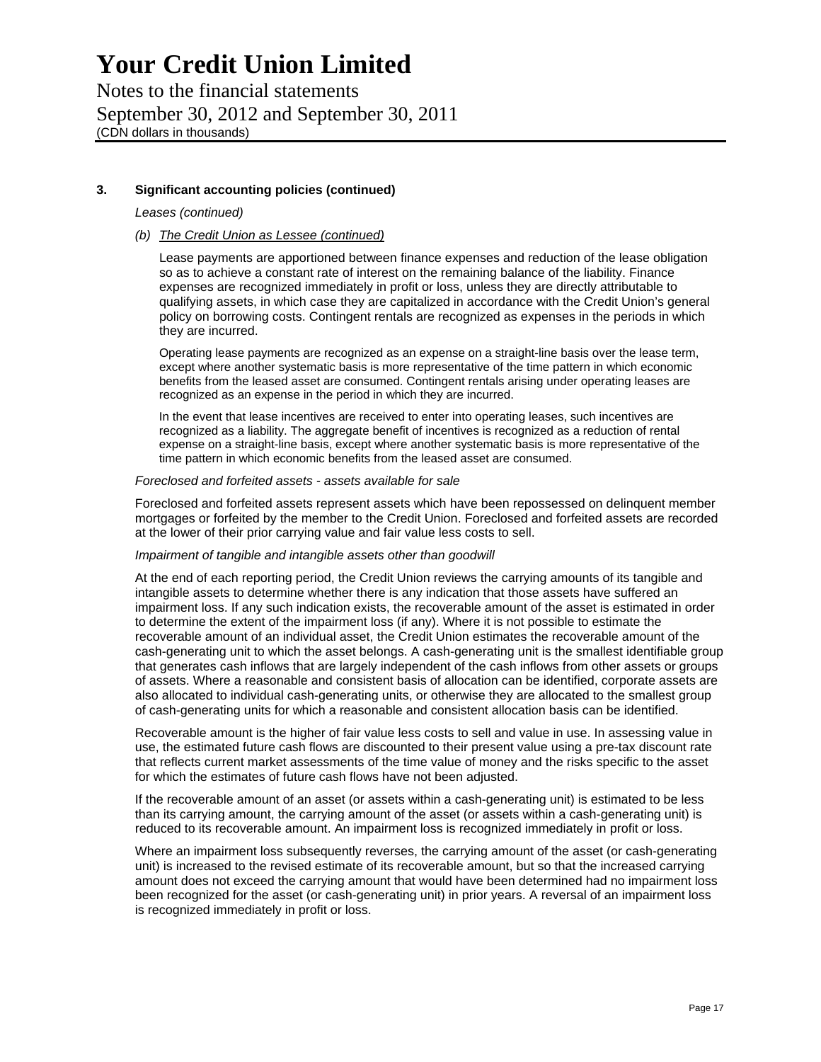### 3. Significant accounting policies (continued)

*Leases (continued)*

*(b) <u>The Credit Union as Lessee (continued)</u>*

Lease payments are apportioned between finance expenses and reduction of the lease obligation so as to achieve a constant rate of interest on the remaining balance of the liability. Finance expenses are recognized immediately in profit or loss, unless they are directly attributable to qualifying assets, in which case they are capitalized in accordance with the Credit Union's general policy on borrowing costs. Contingent rentals are recognized as expenses in the periods in which they are incurred.

Operating lease payments are recognized as an expense on a straight-line basis over the lease term, except where another systematic basis is more representative of the time pattern in which economic benefits from the leased asset are consumed. Contingent rentals arising under operating leases are recognized as an expense in the period in which they are incurred.

In the event that lease incentives are received to enter into operating leases, such incentives are recognized as a liability. The aggregate benefit of incentives is recognized as a reduction of rental expense on a straight-line basis, except where another systematic basis is more representative of the time pattern in which economic benefits from the leased asset are consumed.

*Foreclosed and forfeited assets - assets available for sale*

Foreclosed and forfeited assets represent assets which have been repossessed on delinquent member mortgages or forfeited by the member to the Credit Union. Foreclosed and forfeited assets are recorded at the lower of their prior carrying value and fair value less costs to sell.

*Impairment of tangible and intangible assets other than goodwill*

At the end of each reporting period, the Credit Union reviews the carrying amounts of its tangible and intangible assets to determine whether there is any indication that those assets have suffered an impairment loss. If any such indication exists, the recoverable amount of the asset is estimated in order to determine the extent of the impairment loss (if any). Where it is not possible to estimate the recoverable amount of an individual asset, the Credit Union estimates the recoverable amount of the cash-generating unit to which the asset belongs. A cash-generating unit is the smallest identifiable group that generates cash inflows that are largely independent of the cash inflows from other assets or groups of assets. Where a reasonable and consistent basis of allocation can be identified, corporate assets are also allocated to individual cash-generating units, or otherwise they are allocated to the smallest group of cash-generating units for which a reasonable and consistent allocation basis can be identified.

Recoverable amount is the higher of fair value less costs to sell and value in use. In assessing value in use, the estimated future cash flows are discounted to their present value using a pre-tax discount rate that reflects current market assessments of the time value of money and the risks specific to the asset for which the estimates of future cash flows have not been adjusted.

If the recoverable amount of an asset (or assets within a cash-generating unit) is estimated to be less than its carrying amount, the carrying amount of the asset (or assets within a cash-generating unit) is reduced to its recoverable amount. An impairment loss is recognized immediately in profit or loss.

Where an impairment loss subsequently reverses, the carrying amount of the asset (or cash-generating unit) is increased to the revised estimate of its recoverable amount, but so that the increased carrying amount does not exceed the carrying amount that would have been determined had no impairment loss been recognized for the asset (or cash-generating unit) in prior years. A reversal of an impairment loss is recognized immediately in profit or loss.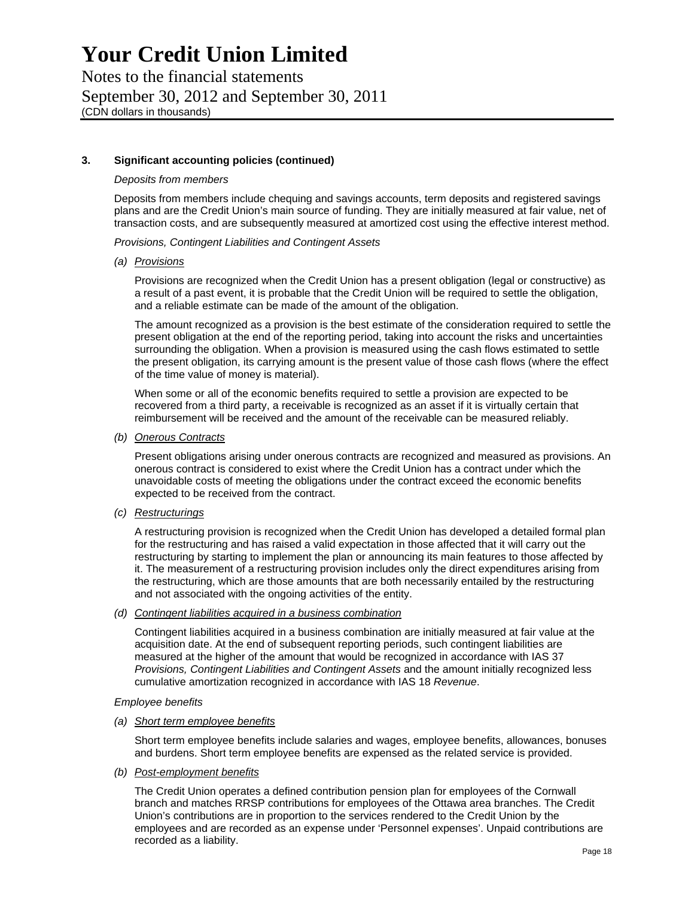### 3. Significant accounting policies (continued)

*Deposits from members*

Deposits from members include chequing and savings accounts, term deposits and registered savings plans and are the Credit Union's main source of funding. They are initially measured at fair value, net of transaction costs, and are subsequently measured at amortized cost using the effective interest method.

*Provisions, Contingent Liabilities and Contingent Assets*

*(a)* Provisions

Provisions are recognized when the Credit Union has a present obligation (legal or constructive) as a result of a past event, it is probable that the Credit Union will be required to settle the obligation, and a reliable estimate can be made of the amount of the obligation.

The amount recognized as a provision is the best estimate of the consideration required to settle the present obligation at the end of the reporting period, taking into account the risks and uncertainties surrounding the obligation. When a provision is measured using the cash flows estimated to settle the present obligation, its carrying amount is the present value of those cash flows (where the effect of the time value of money is material).

When some or all of the economic benefits required to settle a provision are expected to be recovered from a third party, a receivable is recognized as an asset if it is virtually certain that reimbursement will be received and the amount of the receivable can be measured reliably.

*(b)* Onerous Contracts

Present obligations arising under onerous contracts are recognized and measured as provisions. An onerous contract is considered to exist where the Credit Union has a contract under which the unavoidable costs of meeting the obligations under the contract exceed the economic benefits expected to be received from the contract.

*(c)* Restructurings

A restructuring provision is recognized when the Credit Union has developed a detailed formal plan for the restructuring and has raised a valid expectation in those affected that it will carry out the restructuring by starting to implement the plan or announcing its main features to those affected by it. The measurement of a restructuring provision includes only the direct expenditures arising from the restructuring, which are those amounts that are both necessarily entailed by the restructuring and not associated with the ongoing activities of the entity.

*(d)* Contingent liabilities acquired in a business combination

Contingent liabilities acquired in a business combination are initially measured at fair value at the acquisition date. At the end of subsequent reporting periods, such contingent liabilities are measured at the higher of the amount that would be recognized in accordance with IAS 37 *Provisions, Contingent Liabilities and Contingent Assets* and the amount initially recognized less cumulative amortization recognized in accordance with IAS 18 *Revenue*.

*Employee benefits*

*(a)* Short term employee benefits

Short term employee benefits include salaries and wages, employee benefits, allowances, bonuses and burdens. Short term employee benefits are expensed as the related service is provided.

*(b)* Post-employment benefits

The Credit Union operates a defined contribution pension plan for employees of the Cornwall branch and matches RRSP contributions for employees of the Ottawa area branches. The Credit Union's contributions are in proportion to the services rendered to the Credit Union by the employees and are recorded as an expense under 'Personnel expenses'. Unpaid contributions are recorded as a liability.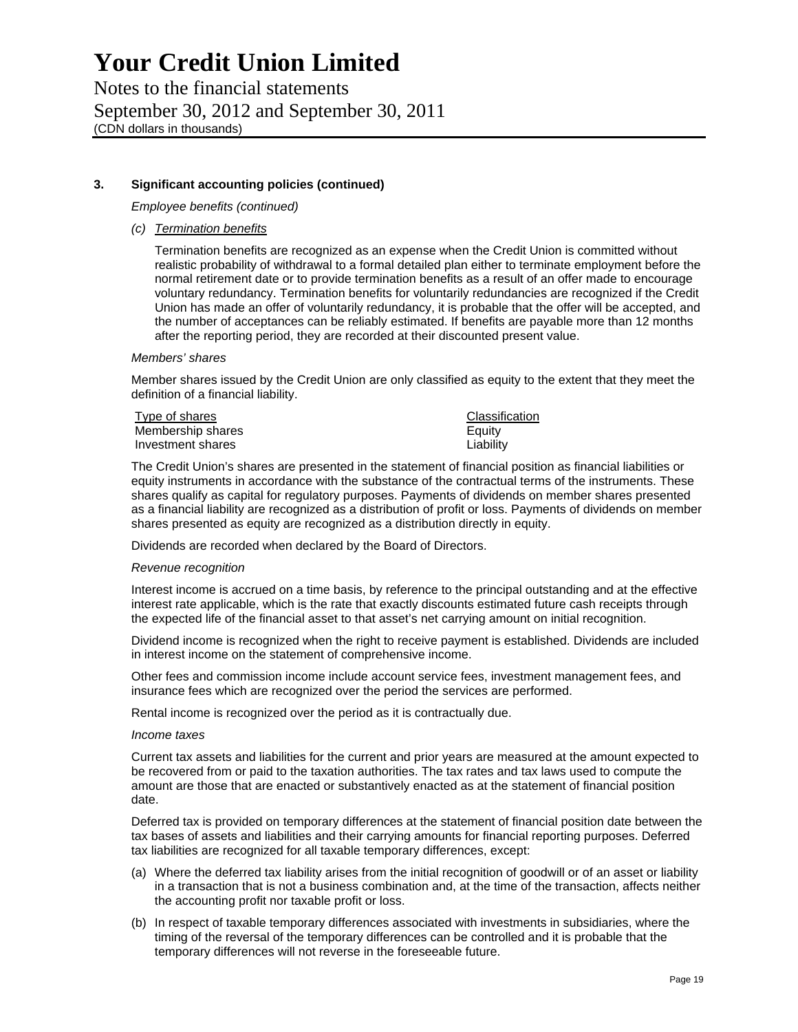# Your Credit Union Limited

Notes to the financial statements

September 30, 2012 and September 30, 2011

(CDN dollars in thousands)

## 3. Significant accounting policies (continued)

*Employee benefits (continued)*

*(c) Termination benefits*

Termination benefits are recognized as an expense when the Credit Union is committed without realistic probability of withdrawal to a formal detailed plan either to terminate employment before the normal retirement date or to provide termination benefits as a result of an offer made to encourage voluntary redundancy. Termination benefits for voluntarily redundancies are recognized if the Credit Union has made an offer of voluntarily redundancy, it is probable that the offer will be accepted, and the number of acceptances can be reliably estimated. If benefits are payable more than 12 months after the reporting period, they are recorded at their discounted present value.

*Members' shares*

Member shares issued by the Credit Union are only classified as equity to the extent that they meet the definition of a financial liability.

| Type of shares | Classification |
| --- | --- |
| Membership shares | Equity |
| Investment shares | Liability |

The Credit Union's shares are presented in the statement of financial position as financial liabilities or equity instruments in accordance with the substance of the contractual terms of the instruments. These shares qualify as capital for regulatory purposes. Payments of dividends on member shares presented as a financial liability are recognized as a distribution of profit or loss. Payments of dividends on member shares presented as equity are recognized as a distribution directly in equity.

Dividends are recorded when declared by the Board of Directors.

*Revenue recognition*

Interest income is accrued on a time basis, by reference to the principal outstanding and at the effective interest rate applicable, which is the rate that exactly discounts estimated future cash receipts through the expected life of the financial asset to that asset's net carrying amount on initial recognition.

Dividend income is recognized when the right to receive payment is established. Dividends are included in interest income on the statement of comprehensive income.

Other fees and commission income include account service fees, investment management fees, and insurance fees which are recognized over the period the services are performed.

Rental income is recognized over the period as it is contractually due.

*Income taxes*

Current tax assets and liabilities for the current and prior years are measured at the amount expected to be recovered from or paid to the taxation authorities. The tax rates and tax laws used to compute the amount are those that are enacted or substantively enacted as at the statement of financial position date.

Deferred tax is provided on temporary differences at the statement of financial position date between the tax bases of assets and liabilities and their carrying amounts for financial reporting purposes. Deferred tax liabilities are recognized for all taxable temporary differences, except:

(a) Where the deferred tax liability arises from the initial recognition of goodwill or of an asset or liability in a transaction that is not a business combination and, at the time of the transaction, affects neither the accounting profit nor taxable profit or loss.

(b) In respect of taxable temporary differences associated with investments in subsidiaries, where the timing of the reversal of the temporary differences can be controlled and it is probable that the temporary differences will not reverse in the foreseeable future.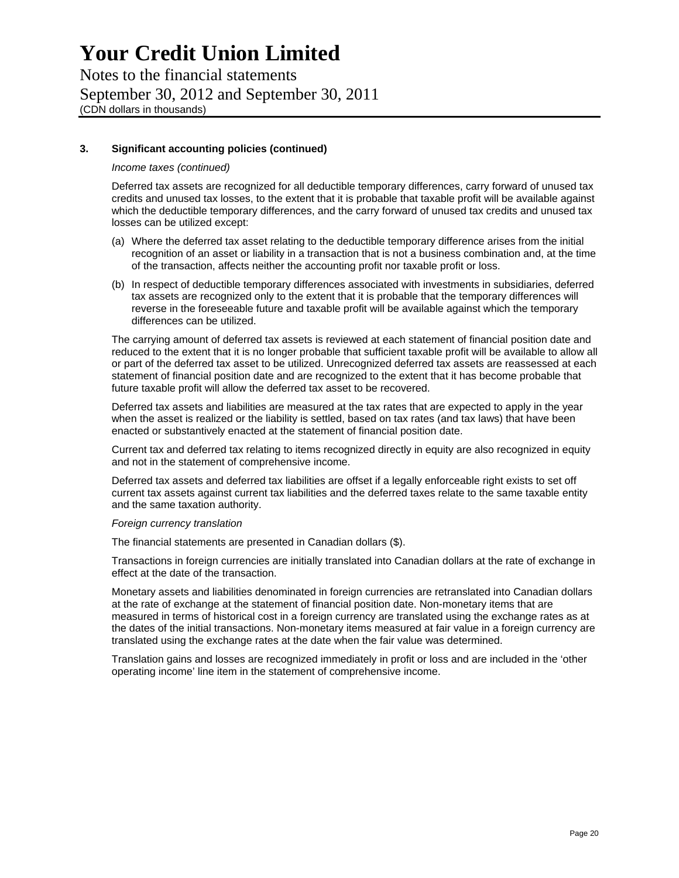### 3. Significant accounting policies (continued)

*Income taxes (continued)*

Deferred tax assets are recognized for all deductible temporary differences, carry forward of unused tax credits and unused tax losses, to the extent that it is probable that taxable profit will be available against which the deductible temporary differences, and the carry forward of unused tax credits and unused tax losses can be utilized except:

(a) Where the deferred tax asset relating to the deductible temporary difference arises from the initial recognition of an asset or liability in a transaction that is not a business combination and, at the time of the transaction, affects neither the accounting profit nor taxable profit or loss.

(b) In respect of deductible temporary differences associated with investments in subsidiaries, deferred tax assets are recognized only to the extent that it is probable that the temporary differences will reverse in the foreseeable future and taxable profit will be available against which the temporary differences can be utilized.

The carrying amount of deferred tax assets is reviewed at each statement of financial position date and reduced to the extent that it is no longer probable that sufficient taxable profit will be available to allow all or part of the deferred tax asset to be utilized. Unrecognized deferred tax assets are reassessed at each statement of financial position date and are recognized to the extent that it has become probable that future taxable profit will allow the deferred tax asset to be recovered.

Deferred tax assets and liabilities are measured at the tax rates that are expected to apply in the year when the asset is realized or the liability is settled, based on tax rates (and tax laws) that have been enacted or substantively enacted at the statement of financial position date.

Current tax and deferred tax relating to items recognized directly in equity are also recognized in equity and not in the statement of comprehensive income.

Deferred tax assets and deferred tax liabilities are offset if a legally enforceable right exists to set off current tax assets against current tax liabilities and the deferred taxes relate to the same taxable entity and the same taxation authority.

*Foreign currency translation*

The financial statements are presented in Canadian dollars ($).

Transactions in foreign currencies are initially translated into Canadian dollars at the rate of exchange in effect at the date of the transaction.

Monetary assets and liabilities denominated in foreign currencies are retranslated into Canadian dollars at the rate of exchange at the statement of financial position date. Non-monetary items that are measured in terms of historical cost in a foreign currency are translated using the exchange rates as at the dates of the initial transactions. Non-monetary items measured at fair value in a foreign currency are translated using the exchange rates at the date when the fair value was determined.

Translation gains and losses are recognized immediately in profit or loss and are included in the 'other operating income' line item in the statement of comprehensive income.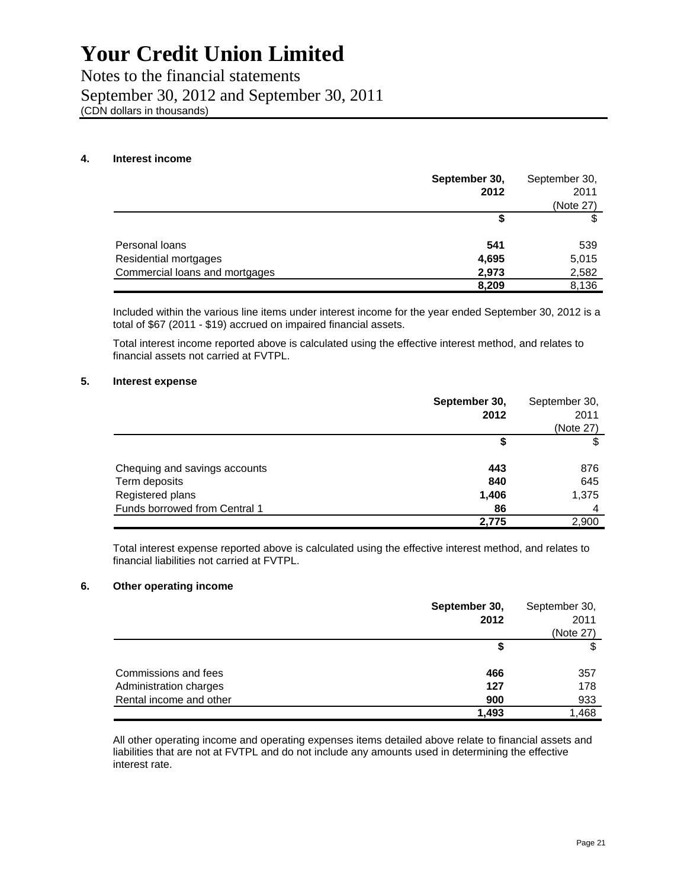# Your Credit Union Limited

Notes to the financial statements
September 30, 2012 and September 30, 2011
(CDN dollars in thousands)

## 4. Interest income

| | **September 30, 2012** | September 30, 2011 (Note 27) |
|---|---|---|
| | **$** | $ |
| Personal loans | **541** | 539 |
| Residential mortgages | **4,695** | 5,015 |
| Commercial loans and mortgages | **2,973** | 2,582 |
| | **8,209** | 8,136 |

Included within the various line items under interest income for the year ended September 30, 2012 is a total of $67 (2011 - $19) accrued on impaired financial assets.

Total interest income reported above is calculated using the effective interest method, and relates to financial assets not carried at FVTPL.

## 5. Interest expense

| | **September 30, 2012** | September 30, 2011 (Note 27) |
|---|---|---|
| | **$** | $ |
| Chequing and savings accounts | **443** | 876 |
| Term deposits | **840** | 645 |
| Registered plans | **1,406** | 1,375 |
| Funds borrowed from Central 1 | **86** | 4 |
| | **2,775** | 2,900 |

Total interest expense reported above is calculated using the effective interest method, and relates to financial liabilities not carried at FVTPL.

## 6. Other operating income

| | **September 30, 2012** | September 30, 2011 (Note 27) |
|---|---|---|
| | **$** | $ |
| Commissions and fees | **466** | 357 |
| Administration charges | **127** | 178 |
| Rental income and other | **900** | 933 |
| | **1,493** | 1,468 |

All other operating income and operating expenses items detailed above relate to financial assets and liabilities that are not at FVTPL and do not include any amounts used in determining the effective interest rate.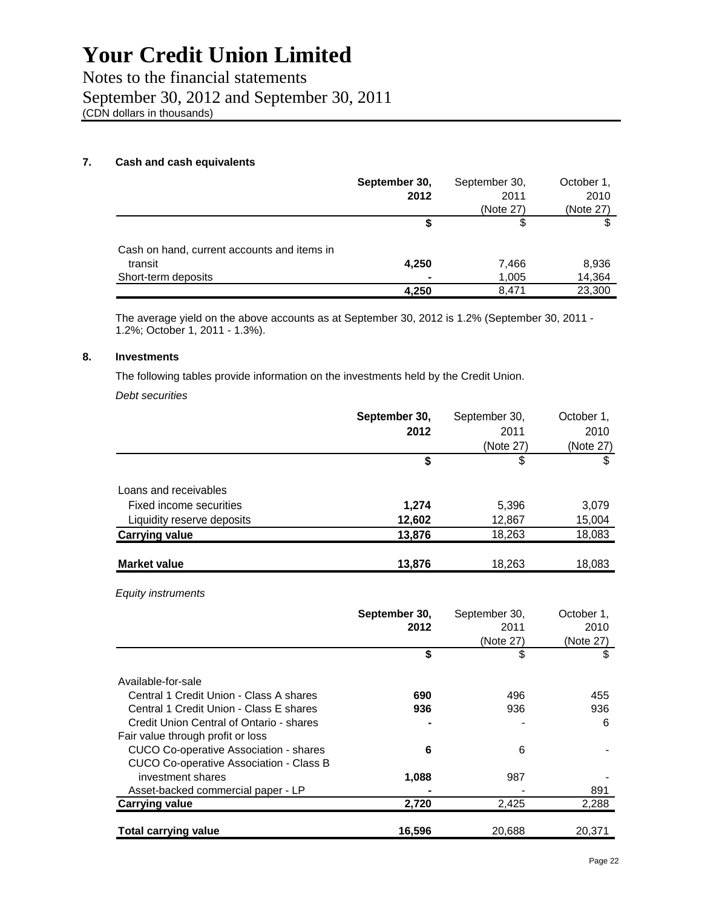# Your Credit Union Limited

Notes to the financial statements
September 30, 2012 and September 30, 2011
(CDN dollars in thousands)

## 7. Cash and cash equivalents

| | **September 30, 2012** | September 30, 2011 (Note 27) | October 1, 2010 (Note 27) |
|---|---|---|---|
| | **$** | $ | $ |
| Cash on hand, current accounts and items in transit | **4,250** | 7,466 | 8,936 |
| Short-term deposits | **-** | 1,005 | 14,364 |
| | **4,250** | 8,471 | 23,300 |

The average yield on the above accounts as at September 30, 2012 is 1.2% (September 30, 2011 - 1.2%; October 1, 2011 - 1.3%).

## 8. Investments

The following tables provide information on the investments held by the Credit Union.

*Debt securities*

| | **September 30, 2012** | September 30, 2011 (Note 27) | October 1, 2010 (Note 27) |
|---|---|---|---|
| | **$** | $ | $ |
| Loans and receivables | | | |
| Fixed income securities | **1,274** | 5,396 | 3,079 |
| Liquidity reserve deposits | **12,602** | 12,867 | 15,004 |
| **Carrying value** | **13,876** | 18,263 | 18,083 |
| **Market value** | **13,876** | 18,263 | 18,083 |

*Equity instruments*

| | **September 30, 2012** | September 30, 2011 (Note 27) | October 1, 2010 (Note 27) |
|---|---|---|---|
| | **$** | $ | $ |
| Available-for-sale | | | |
| Central 1 Credit Union - Class A shares | **690** | 496 | 455 |
| Central 1 Credit Union - Class E shares | **936** | 936 | 936 |
| Credit Union Central of Ontario - shares | **-** | - | 6 |
| Fair value through profit or loss | | | |
| CUCO Co-operative Association - shares | **6** | 6 | - |
| CUCO Co-operative Association - Class B investment shares | **1,088** | 987 | - |
| Asset-backed commercial paper - LP | **-** | - | 891 |
| **Carrying value** | **2,720** | 2,425 | 2,288 |
| **Total carrying value** | **16,596** | 20,688 | 20,371 |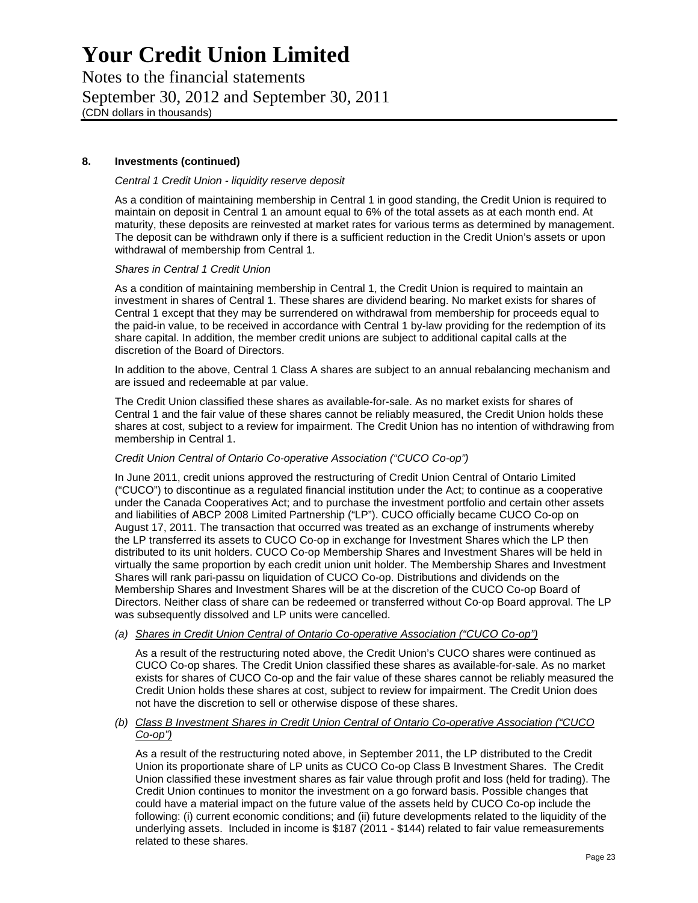# Your Credit Union Limited

Notes to the financial statements
September 30, 2012 and September 30, 2011
(CDN dollars in thousands)

## 8. Investments (continued)

*Central 1 Credit Union - liquidity reserve deposit*

As a condition of maintaining membership in Central 1 in good standing, the Credit Union is required to maintain on deposit in Central 1 an amount equal to 6% of the total assets as at each month end. At maturity, these deposits are reinvested at market rates for various terms as determined by management. The deposit can be withdrawn only if there is a sufficient reduction in the Credit Union's assets or upon withdrawal of membership from Central 1.

*Shares in Central 1 Credit Union*

As a condition of maintaining membership in Central 1, the Credit Union is required to maintain an investment in shares of Central 1. These shares are dividend bearing. No market exists for shares of Central 1 except that they may be surrendered on withdrawal from membership for proceeds equal to the paid-in value, to be received in accordance with Central 1 by-law providing for the redemption of its share capital. In addition, the member credit unions are subject to additional capital calls at the discretion of the Board of Directors.

In addition to the above, Central 1 Class A shares are subject to an annual rebalancing mechanism and are issued and redeemable at par value.

The Credit Union classified these shares as available-for-sale. As no market exists for shares of Central 1 and the fair value of these shares cannot be reliably measured, the Credit Union holds these shares at cost, subject to a review for impairment. The Credit Union has no intention of withdrawing from membership in Central 1.

*Credit Union Central of Ontario Co-operative Association ("CUCO Co-op")*

In June 2011, credit unions approved the restructuring of Credit Union Central of Ontario Limited ("CUCO") to discontinue as a regulated financial institution under the Act; to continue as a cooperative under the Canada Cooperatives Act; and to purchase the investment portfolio and certain other assets and liabilities of ABCP 2008 Limited Partnership ("LP"). CUCO officially became CUCO Co-op on August 17, 2011. The transaction that occurred was treated as an exchange of instruments whereby the LP transferred its assets to CUCO Co-op in exchange for Investment Shares which the LP then distributed to its unit holders. CUCO Co-op Membership Shares and Investment Shares will be held in virtually the same proportion by each credit union unit holder. The Membership Shares and Investment Shares will rank pari-passu on liquidation of CUCO Co-op. Distributions and dividends on the Membership Shares and Investment Shares will be at the discretion of the CUCO Co-op Board of Directors. Neither class of share can be redeemed or transferred without Co-op Board approval. The LP was subsequently dissolved and LP units were cancelled.

*(a) Shares in Credit Union Central of Ontario Co-operative Association ("CUCO Co-op")*

As a result of the restructuring noted above, the Credit Union's CUCO shares were continued as CUCO Co-op shares. The Credit Union classified these shares as available-for-sale. As no market exists for shares of CUCO Co-op and the fair value of these shares cannot be reliably measured the Credit Union holds these shares at cost, subject to review for impairment. The Credit Union does not have the discretion to sell or otherwise dispose of these shares.

*(b) Class B Investment Shares in Credit Union Central of Ontario Co-operative Association ("CUCO Co-op")*

As a result of the restructuring noted above, in September 2011, the LP distributed to the Credit Union its proportionate share of LP units as CUCO Co-op Class B Investment Shares. The Credit Union classified these investment shares as fair value through profit and loss (held for trading). The Credit Union continues to monitor the investment on a go forward basis. Possible changes that could have a material impact on the future value of the assets held by CUCO Co-op include the following: (i) current economic conditions; and (ii) future developments related to the liquidity of the underlying assets. Included in income is $187 (2011 - $144) related to fair value remeasurements related to these shares.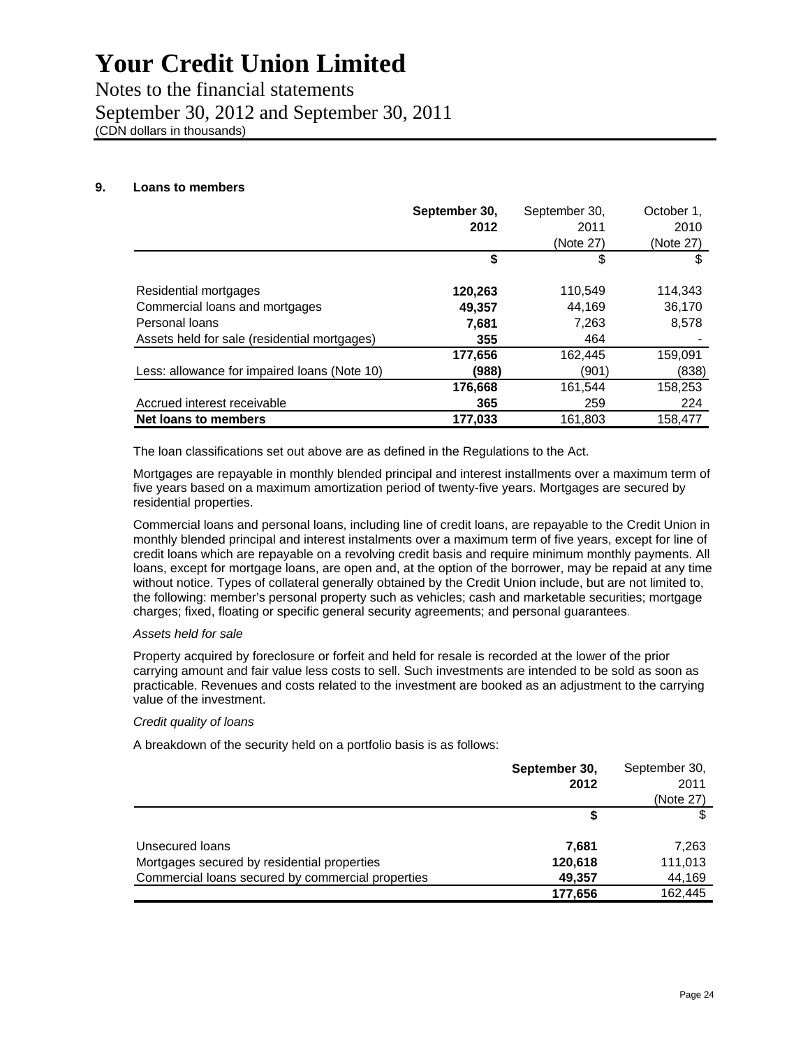# Your Credit Union Limited

Notes to the financial statements

September 30, 2012 and September 30, 2011

(CDN dollars in thousands)

### 9. Loans to members

| | **September 30, 2012** | September 30, 2011 (Note 27) | October 1, 2010 (Note 27) |
|---|---|---|---|
| | **$** | $ | $ |
| Residential mortgages | **120,263** | 110,549 | 114,343 |
| Commercial loans and mortgages | **49,357** | 44,169 | 36,170 |
| Personal loans | **7,681** | 7,263 | 8,578 |
| Assets held for sale (residential mortgages) | **355** | 464 | - |
| | **177,656** | 162,445 | 159,091 |
| Less: allowance for impaired loans (Note 10) | **(988)** | (901) | (838) |
| | **176,668** | 161,544 | 158,253 |
| Accrued interest receivable | **365** | 259 | 224 |
| **Net loans to members** | **177,033** | 161,803 | 158,477 |

The loan classifications set out above are as defined in the Regulations to the Act.

Mortgages are repayable in monthly blended principal and interest installments over a maximum term of five years based on a maximum amortization period of twenty-five years. Mortgages are secured by residential properties.

Commercial loans and personal loans, including line of credit loans, are repayable to the Credit Union in monthly blended principal and interest instalments over a maximum term of five years, except for line of credit loans which are repayable on a revolving credit basis and require minimum monthly payments. All loans, except for mortgage loans, are open and, at the option of the borrower, may be repaid at any time without notice. Types of collateral generally obtained by the Credit Union include, but are not limited to, the following: member's personal property such as vehicles; cash and marketable securities; mortgage charges; fixed, floating or specific general security agreements; and personal guarantees.

*Assets held for sale*

Property acquired by foreclosure or forfeit and held for resale is recorded at the lower of the prior carrying amount and fair value less costs to sell. Such investments are intended to be sold as soon as practicable. Revenues and costs related to the investment are booked as an adjustment to the carrying value of the investment.

*Credit quality of loans*

A breakdown of the security held on a portfolio basis is as follows:

| | **September 30, 2012** | September 30, 2011 (Note 27) |
|---|---|---|
| | **$** | $ |
| Unsecured loans | **7,681** | 7,263 |
| Mortgages secured by residential properties | **120,618** | 111,013 |
| Commercial loans secured by commercial properties | **49,357** | 44,169 |
| | **177,656** | 162,445 |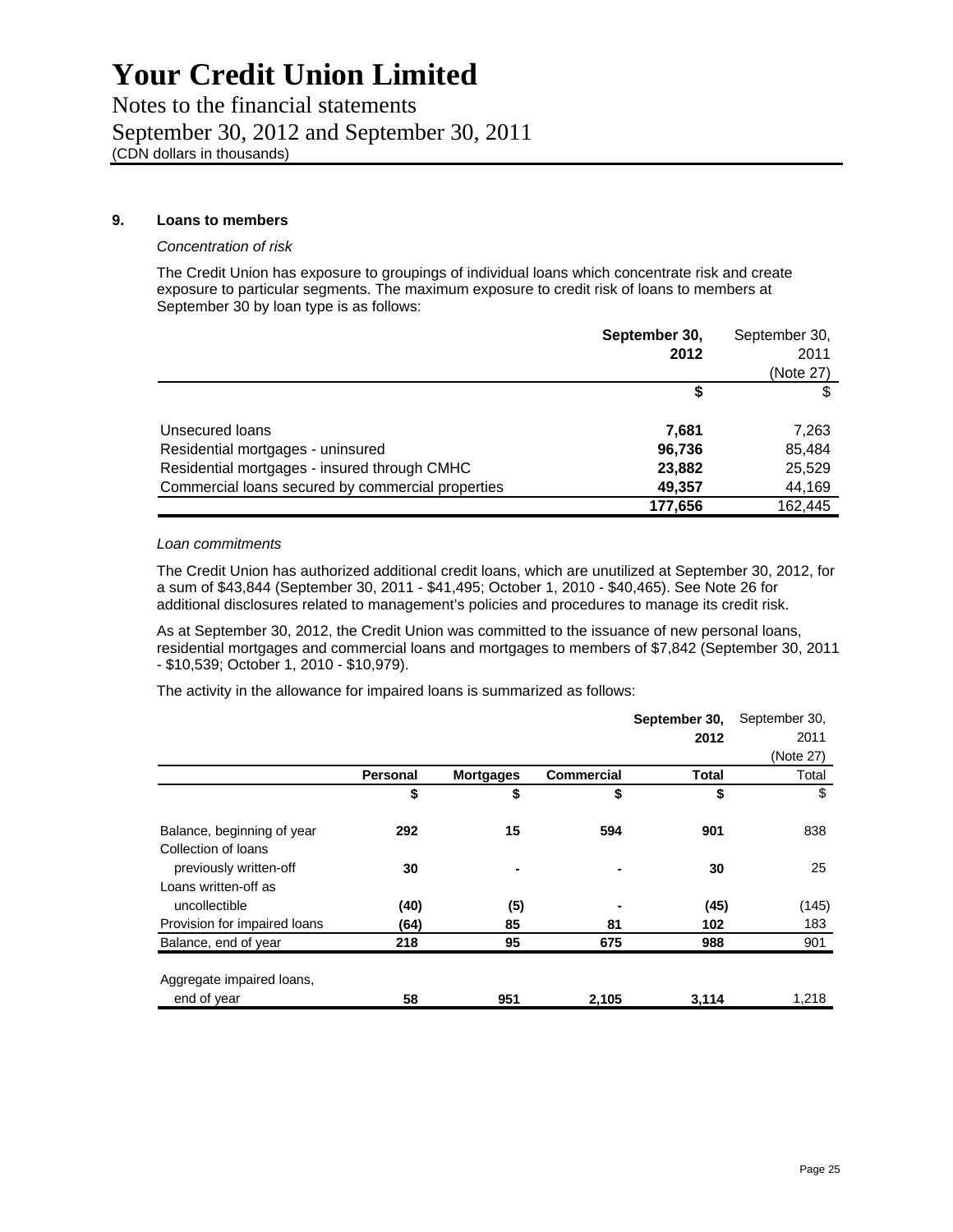# Your Credit Union Limited

Notes to the financial statements
September 30, 2012 and September 30, 2011
(CDN dollars in thousands)

## 9. Loans to members

*Concentration of risk*

The Credit Union has exposure to groupings of individual loans which concentrate risk and create exposure to particular segments. The maximum exposure to credit risk of loans to members at September 30 by loan type is as follows:

| | **September 30, 2012** | September 30, 2011 (Note 27) |
|---|---|---|
| | **$** | $ |
| Unsecured loans | **7,681** | 7,263 |
| Residential mortgages - uninsured | **96,736** | 85,484 |
| Residential mortgages - insured through CMHC | **23,882** | 25,529 |
| Commercial loans secured by commercial properties | **49,357** | 44,169 |
| | **177,656** | 162,445 |

*Loan commitments*

The Credit Union has authorized additional credit loans, which are unutilized at September 30, 2012, for a sum of $43,844 (September 30, 2011 - $41,495; October 1, 2010 - $40,465). See Note 26 for additional disclosures related to management's policies and procedures to manage its credit risk.

As at September 30, 2012, the Credit Union was committed to the issuance of new personal loans, residential mortgages and commercial loans and mortgages to members of $7,842 (September 30, 2011 - $10,539; October 1, 2010 - $10,979).

The activity in the allowance for impaired loans is summarized as follows:

| | | | | **September 30, 2012** | September 30, 2011 (Note 27) |
|---|---|---|---|---|---|
| | **Personal** | **Mortgages** | **Commercial** | **Total** | Total |
| | **$** | **$** | **$** | **$** | $ |
| Balance, beginning of year | **292** | **15** | **594** | **901** | 838 |
| Collection of loans previously written-off | **30** | **-** | **-** | **30** | 25 |
| Loans written-off as uncollectible | **(40)** | **(5)** | **-** | **(45)** | (145) |
| Provision for impaired loans | **(64)** | **85** | **81** | **102** | 183 |
| Balance, end of year | **218** | **95** | **675** | **988** | 901 |
| Aggregate impaired loans, end of year | **58** | **951** | **2,105** | **3,114** | 1,218 |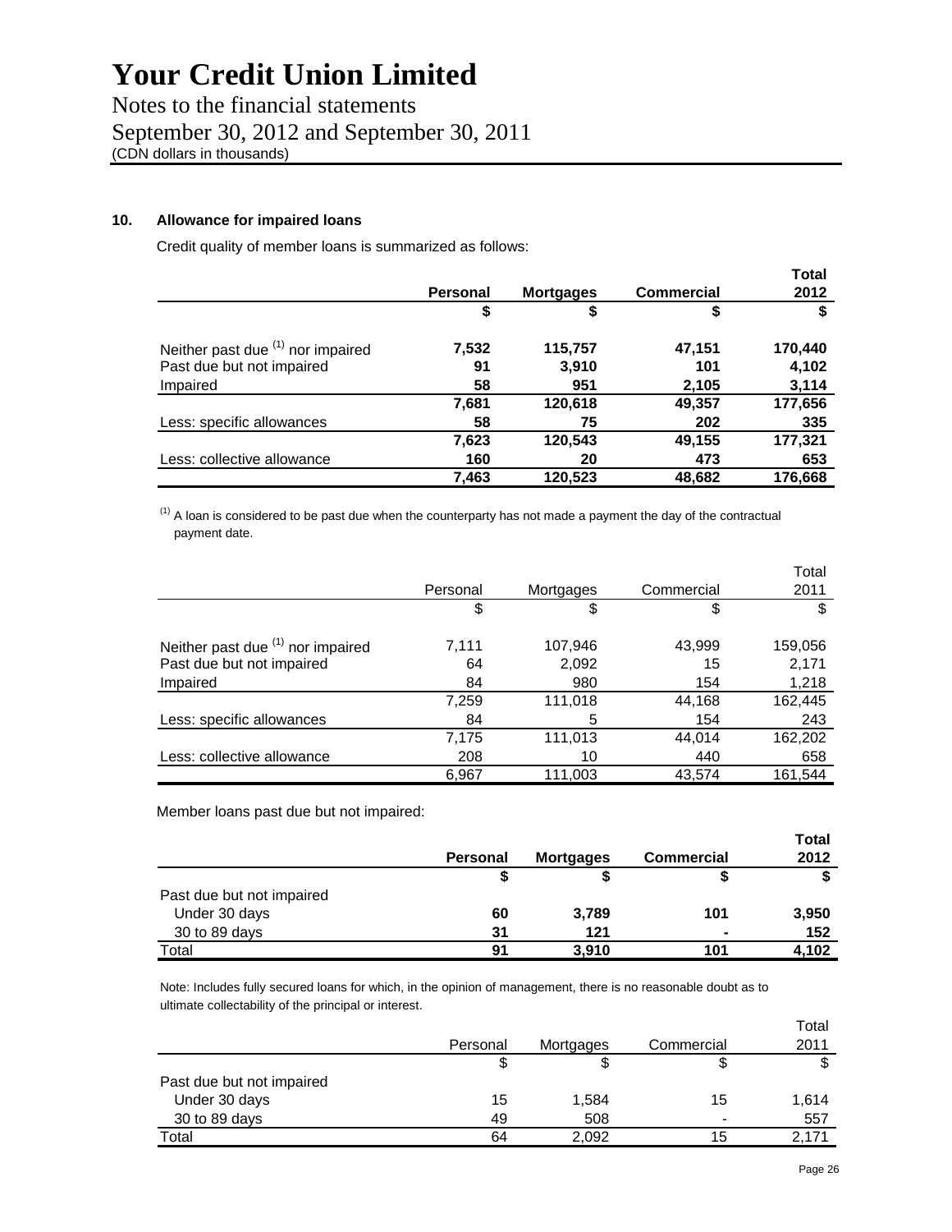# Your Credit Union Limited

Notes to the financial statements
September 30, 2012 and September 30, 2011
(CDN dollars in thousands)

## 10. Allowance for impaired loans

Credit quality of member loans is summarized as follows:

| | **Personal** | **Mortgages** | **Commercial** | **Total 2012** |
|---|---|---|---|---|
| | **$** | **$** | **$** | **$** |
| Neither past due [1] nor impaired | **7,532** | **115,757** | **47,151** | **170,440** |
| Past due but not impaired | **91** | **3,910** | **101** | **4,102** |
| Impaired | **58** | **951** | **2,105** | **3,114** |
| | **7,681** | **120,618** | **49,357** | **177,656** |
| Less: specific allowances | **58** | **75** | **202** | **335** |
| | **7,623** | **120,543** | **49,155** | **177,321** |
| Less: collective allowance | **160** | **20** | **473** | **653** |
| | **7,463** | **120,523** | **48,682** | **176,668** |

[1] A loan is considered to be past due when the counterparty has not made a payment the day of the contractual payment date.

| | Personal | Mortgages | Commercial | Total 2011 |
|---|---|---|---|---|
| | $ | $ | $ | $ |
| Neither past due [1] nor impaired | 7,111 | 107,946 | 43,999 | 159,056 |
| Past due but not impaired | 64 | 2,092 | 15 | 2,171 |
| Impaired | 84 | 980 | 154 | 1,218 |
| | 7,259 | 111,018 | 44,168 | 162,445 |
| Less: specific allowances | 84 | 5 | 154 | 243 |
| | 7,175 | 111,013 | 44,014 | 162,202 |
| Less: collective allowance | 208 | 10 | 440 | 658 |
| | 6,967 | 111,003 | 43,574 | 161,544 |

Member loans past due but not impaired:

| | **Personal** | **Mortgages** | **Commercial** | **Total 2012** |
|---|---|---|---|---|
| | **$** | **$** | **$** | **$** |
| Past due but not impaired | | | | |
| Under 30 days | **60** | **3,789** | **101** | **3,950** |
| 30 to 89 days | **31** | **121** | **-** | **152** |
| Total | **91** | **3,910** | **101** | **4,102** |

Note: Includes fully secured loans for which, in the opinion of management, there is no reasonable doubt as to ultimate collectability of the principal or interest.

| | Personal | Mortgages | Commercial | Total 2011 |
|---|---|---|---|---|
| | $ | $ | $ | $ |
| Past due but not impaired | | | | |
| Under 30 days | 15 | 1,584 | 15 | 1,614 |
| 30 to 89 days | 49 | 508 | - | 557 |
| Total | 64 | 2,092 | 15 | 2,171 |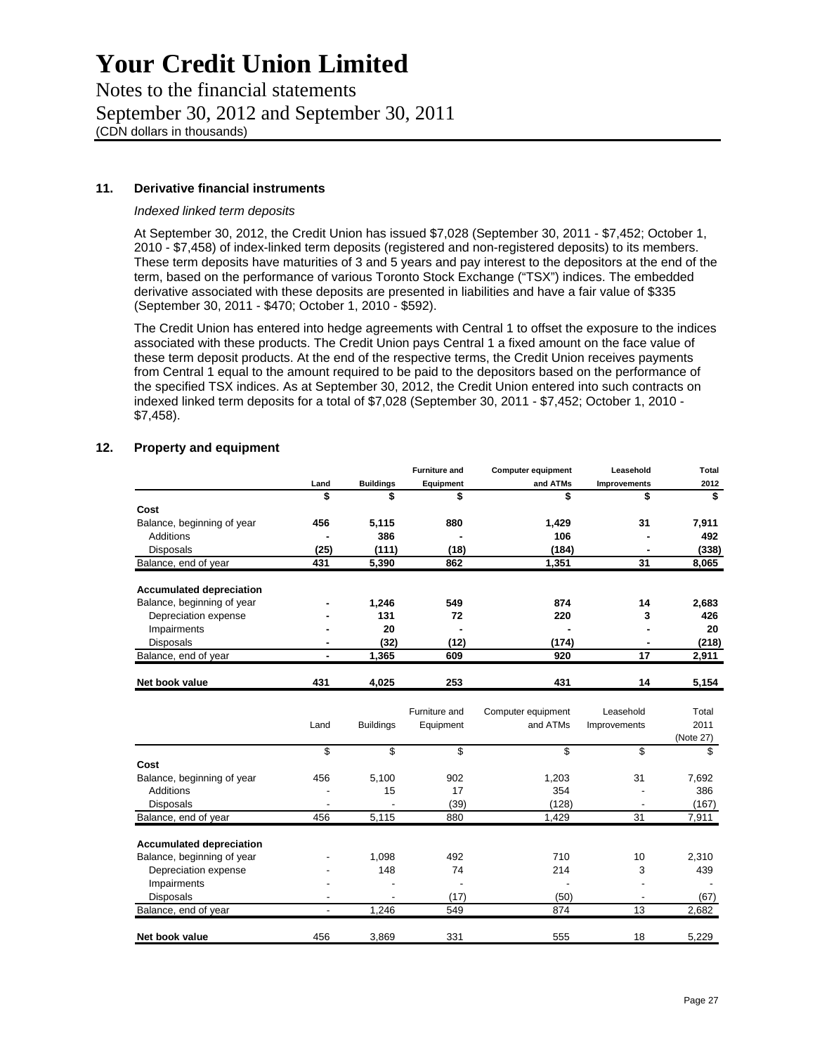# Your Credit Union Limited

Notes to the financial statements
September 30, 2012 and September 30, 2011
(CDN dollars in thousands)

## 11. Derivative financial instruments

*Indexed linked term deposits*

At September 30, 2012, the Credit Union has issued $7,028 (September 30, 2011 - $7,452; October 1, 2010 - $7,458) of index-linked term deposits (registered and non-registered deposits) to its members. These term deposits have maturities of 3 and 5 years and pay interest to the depositors at the end of the term, based on the performance of various Toronto Stock Exchange ("TSX") indices. The embedded derivative associated with these deposits are presented in liabilities and have a fair value of $335 (September 30, 2011 - $470; October 1, 2010 - $592).

The Credit Union has entered into hedge agreements with Central 1 to offset the exposure to the indices associated with these products. The Credit Union pays Central 1 a fixed amount on the face value of these term deposit products. At the end of the respective terms, the Credit Union receives payments from Central 1 equal to the amount required to be paid to the depositors based on the performance of the specified TSX indices. As at September 30, 2012, the Credit Union entered into such contracts on indexed linked term deposits for a total of $7,028 (September 30, 2011 - $7,452; October 1, 2010 - $7,458).

## 12. Property and equipment

| | Land | Buildings | Furniture and Equipment | Computer equipment and ATMs | Leasehold Improvements | Total 2012 |
|---|---|---|---|---|---|---|
| | $ | $ | $ | $ | $ | $ |
| **Cost** | | | | | | |
| Balance, beginning of year | 456 | 5,115 | 880 | 1,429 | 31 | 7,911 |
| Additions | - | 386 | - | 106 | - | 492 |
| Disposals | (25) | (111) | (18) | (184) | - | (338) |
| Balance, end of year | 431 | 5,390 | 862 | 1,351 | 31 | 8,065 |
| **Accumulated depreciation** | | | | | | |
| Balance, beginning of year | - | 1,246 | 549 | 874 | 14 | 2,683 |
| Depreciation expense | - | 131 | 72 | 220 | 3 | 426 |
| Impairments | - | 20 | - | - | - | 20 |
| Disposals | - | (32) | (12) | (174) | - | (218) |
| Balance, end of year | - | 1,365 | 609 | 920 | 17 | 2,911 |
| **Net book value** | 431 | 4,025 | 253 | 431 | 14 | 5,154 |

| | Land | Buildings | Furniture and Equipment | Computer equipment and ATMs | Leasehold Improvements | Total 2011 (Note 27) |
|---|---|---|---|---|---|---|
| | $ | $ | $ | $ | $ | $ |
| **Cost** | | | | | | |
| Balance, beginning of year | 456 | 5,100 | 902 | 1,203 | 31 | 7,692 |
| Additions | - | 15 | 17 | 354 | - | 386 |
| Disposals | - | - | (39) | (128) | - | (167) |
| Balance, end of year | 456 | 5,115 | 880 | 1,429 | 31 | 7,911 |
| **Accumulated depreciation** | | | | | | |
| Balance, beginning of year | - | 1,098 | 492 | 710 | 10 | 2,310 |
| Depreciation expense | - | 148 | 74 | 214 | 3 | 439 |
| Impairments | - | - | - | - | - | - |
| Disposals | - | - | (17) | (50) | - | (67) |
| Balance, end of year | - | 1,246 | 549 | 874 | 13 | 2,682 |
| **Net book value** | 456 | 3,869 | 331 | 555 | 18 | 5,229 |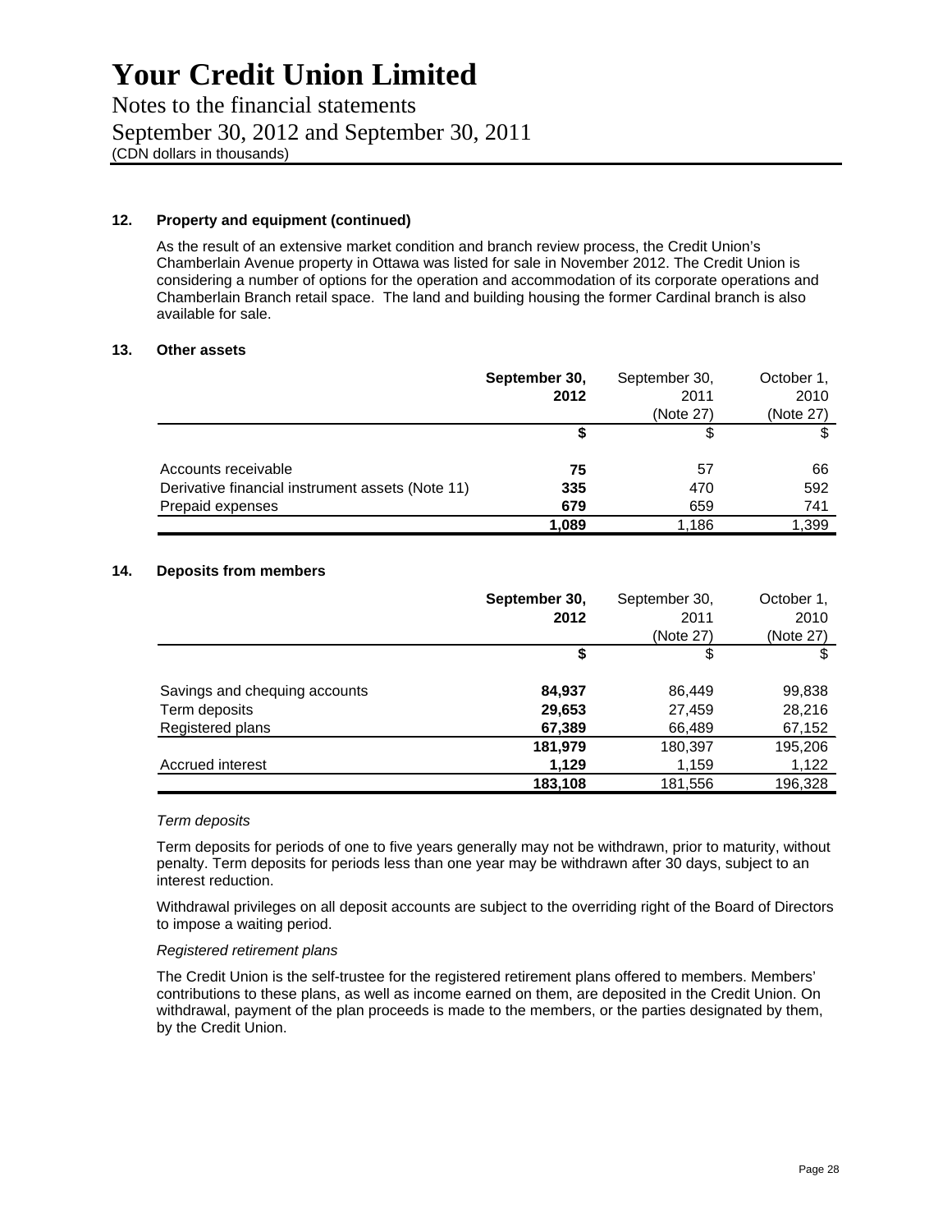# Your Credit Union Limited

Notes to the financial statements
September 30, 2012 and September 30, 2011
(CDN dollars in thousands)

**12. Property and equipment (continued)**

As the result of an extensive market condition and branch review process, the Credit Union's Chamberlain Avenue property in Ottawa was listed for sale in November 2012. The Credit Union is considering a number of options for the operation and accommodation of its corporate operations and Chamberlain Branch retail space. The land and building housing the former Cardinal branch is also available for sale.

**13. Other assets**

| | **September 30, 2012** | September 30, 2011 (Note 27) | October 1, 2010 (Note 27) |
|---|---|---|---|
| | **$** | $ | $ |
| Accounts receivable | **75** | 57 | 66 |
| Derivative financial instrument assets (Note 11) | **335** | 470 | 592 |
| Prepaid expenses | **679** | 659 | 741 |
| | **1,089** | 1,186 | 1,399 |

**14. Deposits from members**

| | **September 30, 2012** | September 30, 2011 (Note 27) | October 1, 2010 (Note 27) |
|---|---|---|---|
| | **$** | $ | $ |
| Savings and chequing accounts | **84,937** | 86,449 | 99,838 |
| Term deposits | **29,653** | 27,459 | 28,216 |
| Registered plans | **67,389** | 66,489 | 67,152 |
| | **181,979** | 180,397 | 195,206 |
| Accrued interest | **1,129** | 1,159 | 1,122 |
| | **183,108** | 181,556 | 196,328 |

*Term deposits*

Term deposits for periods of one to five years generally may not be withdrawn, prior to maturity, without penalty. Term deposits for periods less than one year may be withdrawn after 30 days, subject to an interest reduction.

Withdrawal privileges on all deposit accounts are subject to the overriding right of the Board of Directors to impose a waiting period.

*Registered retirement plans*

The Credit Union is the self-trustee for the registered retirement plans offered to members. Members' contributions to these plans, as well as income earned on them, are deposited in the Credit Union. On withdrawal, payment of the plan proceeds is made to the members, or the parties designated by them, by the Credit Union.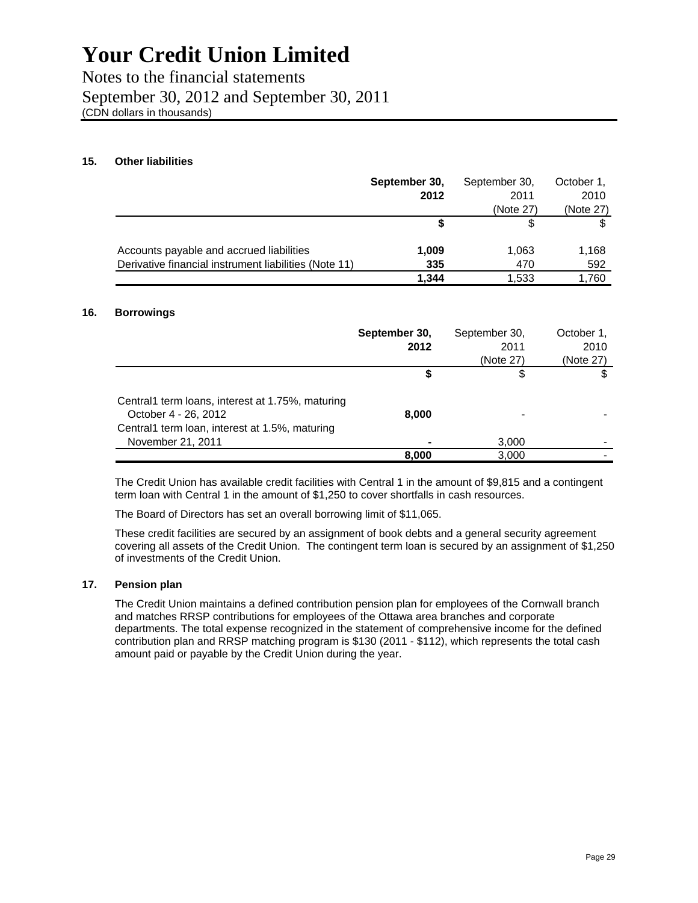# Your Credit Union Limited

Notes to the financial statements

September 30, 2012 and September 30, 2011

(CDN dollars in thousands)

### 15. Other liabilities

| | **September 30, 2012** | September 30, 2011 (Note 27) | October 1, 2010 (Note 27) |
|---|---|---|---|
| | **$** | $ | $ |
| Accounts payable and accrued liabilities | **1,009** | 1,063 | 1,168 |
| Derivative financial instrument liabilities (Note 11) | **335** | 470 | 592 |
| | **1,344** | 1,533 | 1,760 |

### 16. Borrowings

| | **September 30, 2012** | September 30, 2011 (Note 27) | October 1, 2010 (Note 27) |
|---|---|---|---|
| | **$** | $ | $ |
| Central1 term loans, interest at 1.75%, maturing October 4 - 26, 2012 | **8,000** | - | - |
| Central1 term loan, interest at 1.5%, maturing November 21, 2011 | **-** | 3,000 | - |
| | **8,000** | 3,000 | - |

The Credit Union has available credit facilities with Central 1 in the amount of $9,815 and a contingent term loan with Central 1 in the amount of $1,250 to cover shortfalls in cash resources.

The Board of Directors has set an overall borrowing limit of $11,065.

These credit facilities are secured by an assignment of book debts and a general security agreement covering all assets of the Credit Union. The contingent term loan is secured by an assignment of $1,250 of investments of the Credit Union.

### 17. Pension plan

The Credit Union maintains a defined contribution pension plan for employees of the Cornwall branch and matches RRSP contributions for employees of the Ottawa area branches and corporate departments. The total expense recognized in the statement of comprehensive income for the defined contribution plan and RRSP matching program is $130 (2011 - $112), which represents the total cash amount paid or payable by the Credit Union during the year.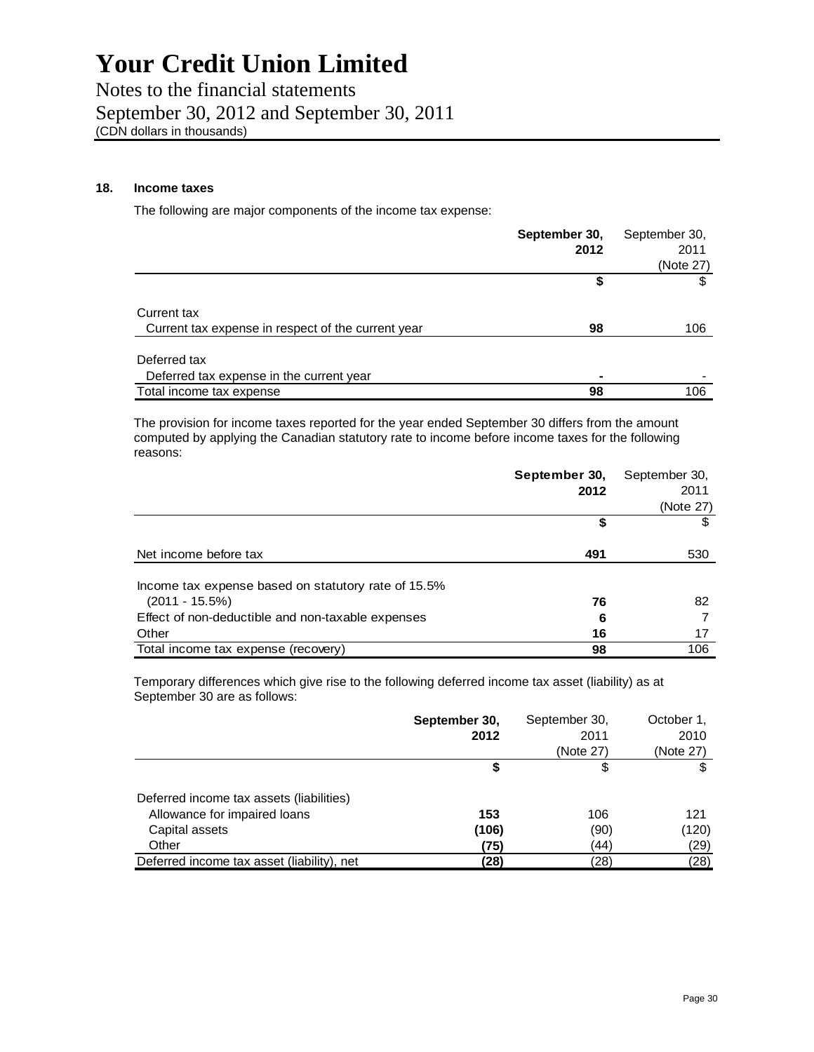# Your Credit Union Limited

Notes to the financial statements
September 30, 2012 and September 30, 2011
(CDN dollars in thousands)

## 18. Income taxes

The following are major components of the income tax expense:

| | **September 30, 2012** | September 30, 2011 (Note 27) |
|---|---|---|
| | **$** | $ |
| Current tax | | |
| Current tax expense in respect of the current year | **98** | 106 |
| Deferred tax | | |
| Deferred tax expense in the current year | **-** | - |
| Total income tax expense | **98** | 106 |

The provision for income taxes reported for the year ended September 30 differs from the amount computed by applying the Canadian statutory rate to income before income taxes for the following reasons:

| | **September 30, 2012** | September 30, 2011 (Note 27) |
|---|---|---|
| | **$** | $ |
| Net income before tax | **491** | 530 |
| Income tax expense based on statutory rate of 15.5% (2011 - 15.5%) | **76** | 82 |
| Effect of non-deductible and non-taxable expenses | **6** | 7 |
| Other | **16** | 17 |
| Total income tax expense (recovery) | **98** | 106 |

Temporary differences which give rise to the following deferred income tax asset (liability) as at September 30 are as follows:

| | **September 30, 2012** | September 30, 2011 (Note 27) | October 1, 2010 (Note 27) |
|---|---|---|---|
| | **$** | $ | $ |
| Deferred income tax assets (liabilities) | | | |
| Allowance for impaired loans | **153** | 106 | 121 |
| Capital assets | **(106)** | (90) | (120) |
| Other | **(75)** | (44) | (29) |
| Deferred income tax asset (liability), net | **(28)** | (28) | (28) |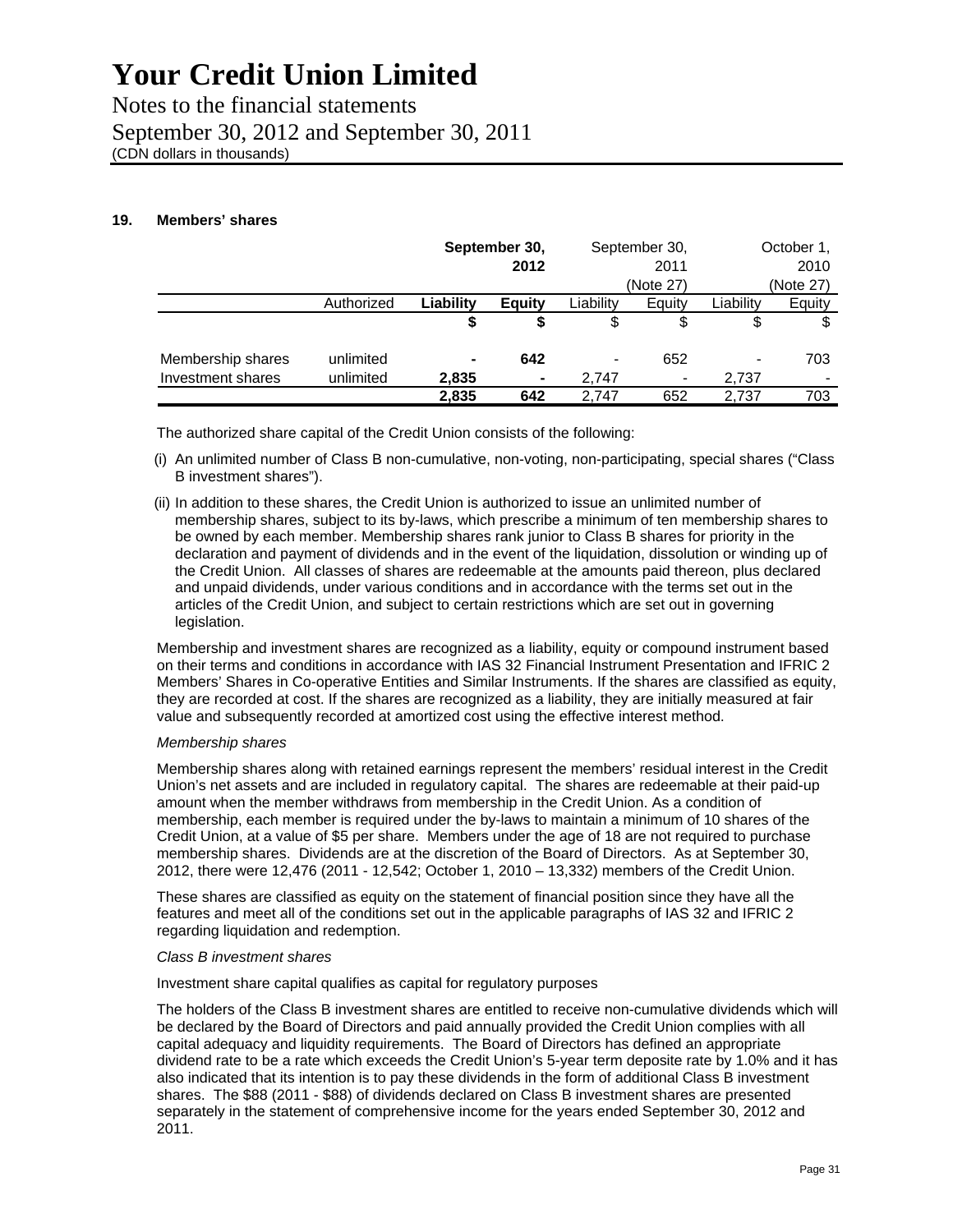### 19. Members' shares

| | Authorized | **September 30, 2012** | | September 30, 2011 (Note 27) | | October 1, 2010 (Note 27) | |
|---|---|---|---|---|---|---|---|
| | | **Liability** | **Equity** | Liability | Equity | Liability | Equity |
| | | **$** | **$** | $ | $ | $ | $ |
| Membership shares | unlimited | **-** | **642** | - | 652 | - | 703 |
| Investment shares | unlimited | **2,835** | **-** | 2,747 | - | 2,737 | - |
| | | **2,835** | **642** | 2,747 | 652 | 2,737 | 703 |

The authorized share capital of the Credit Union consists of the following:

(i) An unlimited number of Class B non-cumulative, non-voting, non-participating, special shares ("Class B investment shares").

(ii) In addition to these shares, the Credit Union is authorized to issue an unlimited number of membership shares, subject to its by-laws, which prescribe a minimum of ten membership shares to be owned by each member. Membership shares rank junior to Class B shares for priority in the declaration and payment of dividends and in the event of the liquidation, dissolution or winding up of the Credit Union. All classes of shares are redeemable at the amounts paid thereon, plus declared and unpaid dividends, under various conditions and in accordance with the terms set out in the articles of the Credit Union, and subject to certain restrictions which are set out in governing legislation.

Membership and investment shares are recognized as a liability, equity or compound instrument based on their terms and conditions in accordance with IAS 32 Financial Instrument Presentation and IFRIC 2 Members' Shares in Co-operative Entities and Similar Instruments. If the shares are classified as equity, they are recorded at cost. If the shares are recognized as a liability, they are initially measured at fair value and subsequently recorded at amortized cost using the effective interest method.

*Membership shares*

Membership shares along with retained earnings represent the members' residual interest in the Credit Union's net assets and are included in regulatory capital. The shares are redeemable at their paid-up amount when the member withdraws from membership in the Credit Union. As a condition of membership, each member is required under the by-laws to maintain a minimum of 10 shares of the Credit Union, at a value of $5 per share. Members under the age of 18 are not required to purchase membership shares. Dividends are at the discretion of the Board of Directors. As at September 30, 2012, there were 12,476 (2011 - 12,542; October 1, 2010 – 13,332) members of the Credit Union.

These shares are classified as equity on the statement of financial position since they have all the features and meet all of the conditions set out in the applicable paragraphs of IAS 32 and IFRIC 2 regarding liquidation and redemption.

*Class B investment shares*

Investment share capital qualifies as capital for regulatory purposes

The holders of the Class B investment shares are entitled to receive non-cumulative dividends which will be declared by the Board of Directors and paid annually provided the Credit Union complies with all capital adequacy and liquidity requirements. The Board of Directors has defined an appropriate dividend rate to be a rate which exceeds the Credit Union's 5-year term deposite rate by 1.0% and it has also indicated that its intention is to pay these dividends in the form of additional Class B investment shares. The $88 (2011 - $88) of dividends declared on Class B investment shares are presented separately in the statement of comprehensive income for the years ended September 30, 2012 and 2011.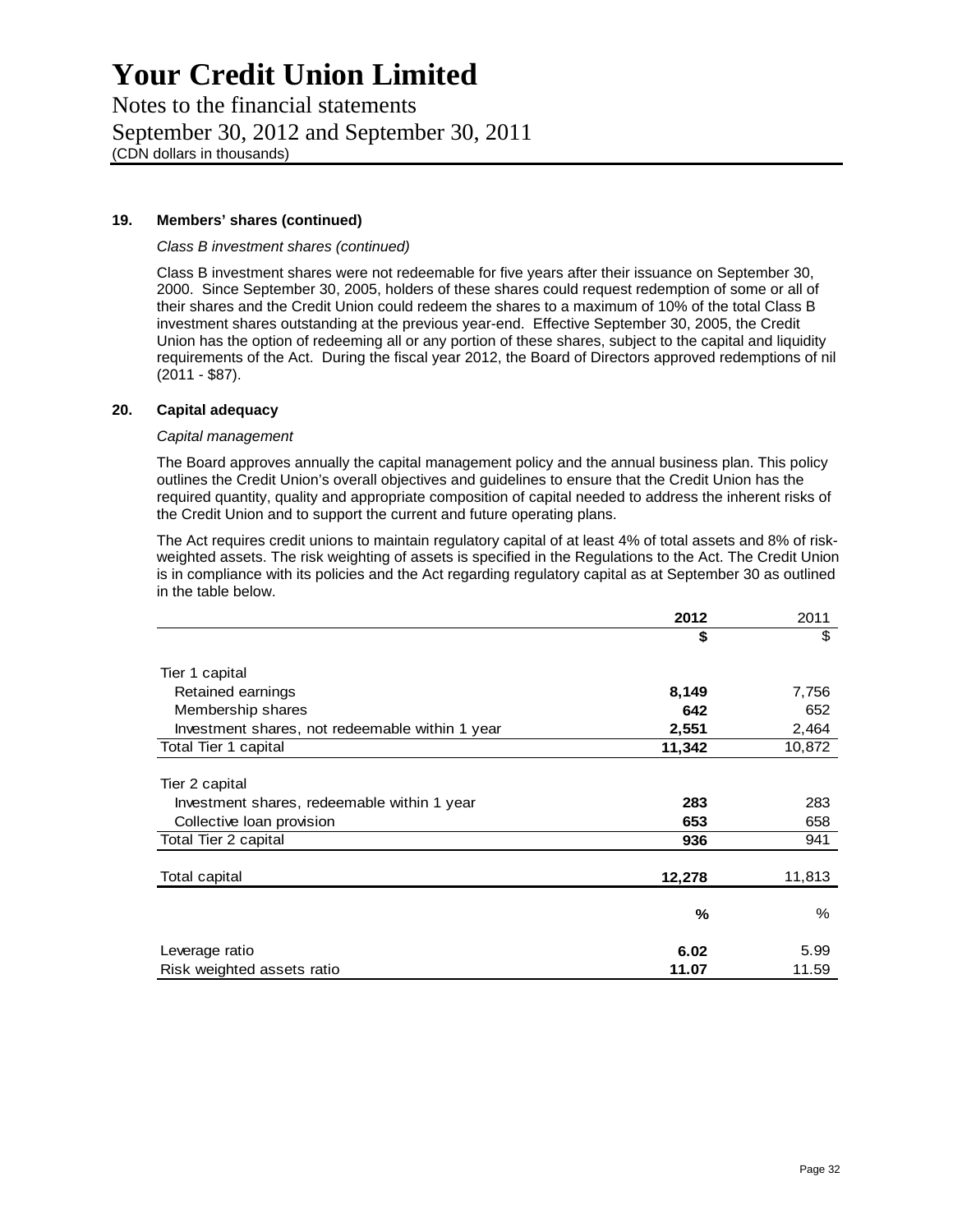# Your Credit Union Limited

Notes to the financial statements
September 30, 2012 and September 30, 2011
(CDN dollars in thousands)

### 19. Members' shares (continued)

*Class B investment shares (continued)*

Class B investment shares were not redeemable for five years after their issuance on September 30, 2000. Since September 30, 2005, holders of these shares could request redemption of some or all of their shares and the Credit Union could redeem the shares to a maximum of 10% of the total Class B investment shares outstanding at the previous year-end. Effective September 30, 2005, the Credit Union has the option of redeeming all or any portion of these shares, subject to the capital and liquidity requirements of the Act. During the fiscal year 2012, the Board of Directors approved redemptions of nil (2011 - $87).

### 20. Capital adequacy

*Capital management*

The Board approves annually the capital management policy and the annual business plan. This policy outlines the Credit Union's overall objectives and guidelines to ensure that the Credit Union has the required quantity, quality and appropriate composition of capital needed to address the inherent risks of the Credit Union and to support the current and future operating plans.

The Act requires credit unions to maintain regulatory capital of at least 4% of total assets and 8% of risk-weighted assets. The risk weighting of assets is specified in the Regulations to the Act. The Credit Union is in compliance with its policies and the Act regarding regulatory capital as at September 30 as outlined in the table below.

| | **2012** | 2011 |
|---|---|---|
| | **$** | $ |
| Tier 1 capital | | |
| Retained earnings | **8,149** | 7,756 |
| Membership shares | **642** | 652 |
| Investment shares, not redeemable within 1 year | **2,551** | 2,464 |
| Total Tier 1 capital | **11,342** | 10,872 |
| Tier 2 capital | | |
| Investment shares, redeemable within 1 year | **283** | 283 |
| Collective loan provision | **653** | 658 |
| Total Tier 2 capital | **936** | 941 |
| Total capital | **12,278** | 11,813 |
| | **%** | % |
| Leverage ratio | **6.02** | 5.99 |
| Risk weighted assets ratio | **11.07** | 11.59 |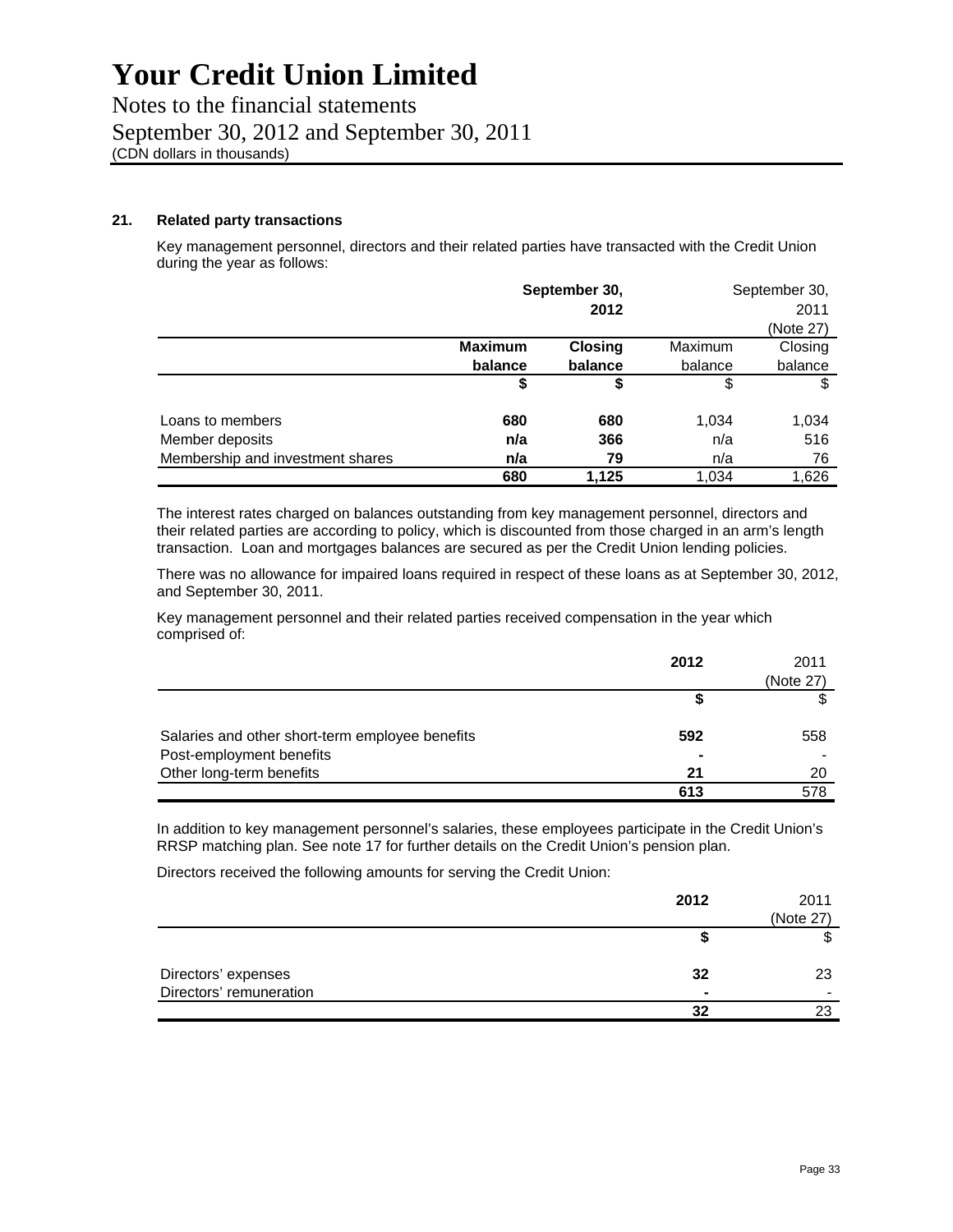# Your Credit Union Limited

Notes to the financial statements

September 30, 2012 and September 30, 2011

(CDN dollars in thousands)

### 21. Related party transactions

Key management personnel, directors and their related parties have transacted with the Credit Union during the year as follows:

| | **September 30, 2012** | | September 30, 2011 (Note 27) | |
|---|---|---|---|---|
| | **Maximum balance** | **Closing balance** | Maximum balance | Closing balance |
| | **$** | **$** | $ | $ |
| Loans to members | **680** | **680** | 1,034 | 1,034 |
| Member deposits | **n/a** | **366** | n/a | 516 |
| Membership and investment shares | **n/a** | **79** | n/a | 76 |
| | **680** | **1,125** | 1,034 | 1,626 |

The interest rates charged on balances outstanding from key management personnel, directors and their related parties are according to policy, which is discounted from those charged in an arm's length transaction. Loan and mortgages balances are secured as per the Credit Union lending policies.

There was no allowance for impaired loans required in respect of these loans as at September 30, 2012, and September 30, 2011.

Key management personnel and their related parties received compensation in the year which comprised of:

| | **2012** | 2011 (Note 27) |
|---|---|---|
| | **$** | $ |
| Salaries and other short-term employee benefits | **592** | 558 |
| Post-employment benefits | **-** | - |
| Other long-term benefits | **21** | 20 |
| | **613** | 578 |

In addition to key management personnel's salaries, these employees participate in the Credit Union's RRSP matching plan. See note 17 for further details on the Credit Union's pension plan.

Directors received the following amounts for serving the Credit Union:

| | **2012** | 2011 (Note 27) |
|---|---|---|
| | **$** | $ |
| Directors' expenses | **32** | 23 |
| Directors' remuneration | **-** | - |
| | **32** | 23 |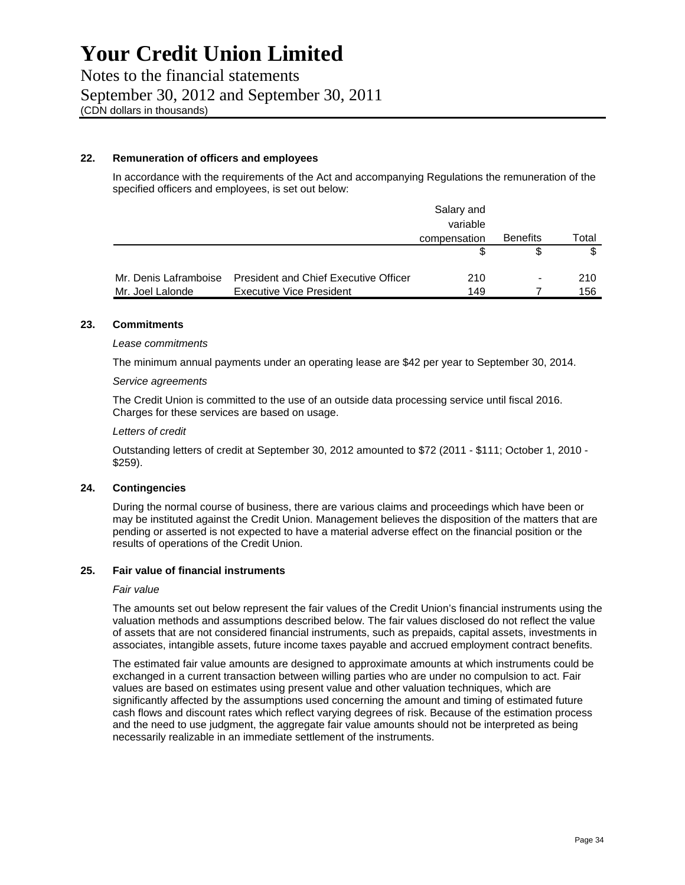# Your Credit Union Limited

Notes to the financial statements

September 30, 2012 and September 30, 2011

(CDN dollars in thousands)

### 22. Remuneration of officers and employees

In accordance with the requirements of the Act and accompanying Regulations the remuneration of the specified officers and employees, is set out below:

| | | Salary and variable compensation | Benefits | Total |
|---|---|---|---|---|
| | | $ | $ | $ |
| Mr. Denis Laframboise | President and Chief Executive Officer | 210 | - | 210 |
| Mr. Joel Lalonde | Executive Vice President | 149 | 7 | 156 |

### 23. Commitments

*Lease commitments*

The minimum annual payments under an operating lease are $42 per year to September 30, 2014.

*Service agreements*

The Credit Union is committed to the use of an outside data processing service until fiscal 2016. Charges for these services are based on usage.

*Letters of credit*

Outstanding letters of credit at September 30, 2012 amounted to $72 (2011 - $111; October 1, 2010 - $259).

### 24. Contingencies

During the normal course of business, there are various claims and proceedings which have been or may be instituted against the Credit Union. Management believes the disposition of the matters that are pending or asserted is not expected to have a material adverse effect on the financial position or the results of operations of the Credit Union.

### 25. Fair value of financial instruments

*Fair value*

The amounts set out below represent the fair values of the Credit Union's financial instruments using the valuation methods and assumptions described below. The fair values disclosed do not reflect the value of assets that are not considered financial instruments, such as prepaids, capital assets, investments in associates, intangible assets, future income taxes payable and accrued employment contract benefits.

The estimated fair value amounts are designed to approximate amounts at which instruments could be exchanged in a current transaction between willing parties who are under no compulsion to act. Fair values are based on estimates using present value and other valuation techniques, which are significantly affected by the assumptions used concerning the amount and timing of estimated future cash flows and discount rates which reflect varying degrees of risk. Because of the estimation process and the need to use judgment, the aggregate fair value amounts should not be interpreted as being necessarily realizable in an immediate settlement of the instruments.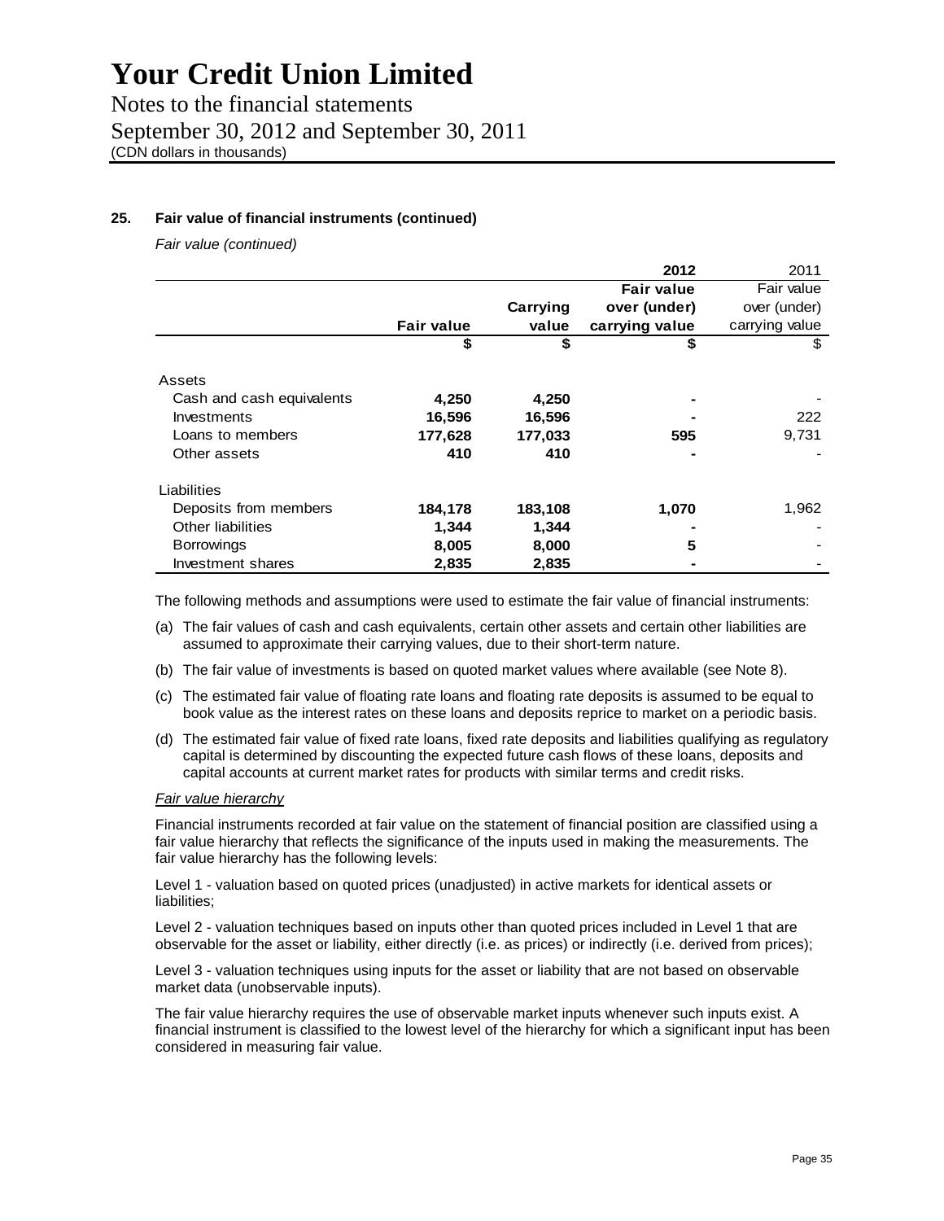# Your Credit Union Limited

Notes to the financial statements
September 30, 2012 and September 30, 2011
(CDN dollars in thousands)

### 25. Fair value of financial instruments (continued)

*Fair value (continued)*

| | | | 2012 | 2011 |
|---|---|---|---|---|
| | Fair value | Carrying value | Fair value over (under) carrying value | Fair value over (under) carrying value |
| | $ | $ | $ | $ |
| **Assets** | | | | |
| Cash and cash equivalents | 4,250 | 4,250 | - | - |
| Investments | 16,596 | 16,596 | - | 222 |
| Loans to members | 177,628 | 177,033 | 595 | 9,731 |
| Other assets | 410 | 410 | - | - |
| **Liabilities** | | | | |
| Deposits from members | 184,178 | 183,108 | 1,070 | 1,962 |
| Other liabilities | 1,344 | 1,344 | - | - |
| Borrowings | 8,005 | 8,000 | 5 | - |
| Investment shares | 2,835 | 2,835 | - | - |

The following methods and assumptions were used to estimate the fair value of financial instruments:

(a) The fair values of cash and cash equivalents, certain other assets and certain other liabilities are assumed to approximate their carrying values, due to their short-term nature.

(b) The fair value of investments is based on quoted market values where available (see Note 8).

(c) The estimated fair value of floating rate loans and floating rate deposits is assumed to be equal to book value as the interest rates on these loans and deposits reprice to market on a periodic basis.

(d) The estimated fair value of fixed rate loans, fixed rate deposits and liabilities qualifying as regulatory capital is determined by discounting the expected future cash flows of these loans, deposits and capital accounts at current market rates for products with similar terms and credit risks.

*Fair value hierarchy*

Financial instruments recorded at fair value on the statement of financial position are classified using a fair value hierarchy that reflects the significance of the inputs used in making the measurements. The fair value hierarchy has the following levels:

Level 1 - valuation based on quoted prices (unadjusted) in active markets for identical assets or liabilities;

Level 2 - valuation techniques based on inputs other than quoted prices included in Level 1 that are observable for the asset or liability, either directly (i.e. as prices) or indirectly (i.e. derived from prices);

Level 3 - valuation techniques using inputs for the asset or liability that are not based on observable market data (unobservable inputs).

The fair value hierarchy requires the use of observable market inputs whenever such inputs exist. A financial instrument is classified to the lowest level of the hierarchy for which a significant input has been considered in measuring fair value.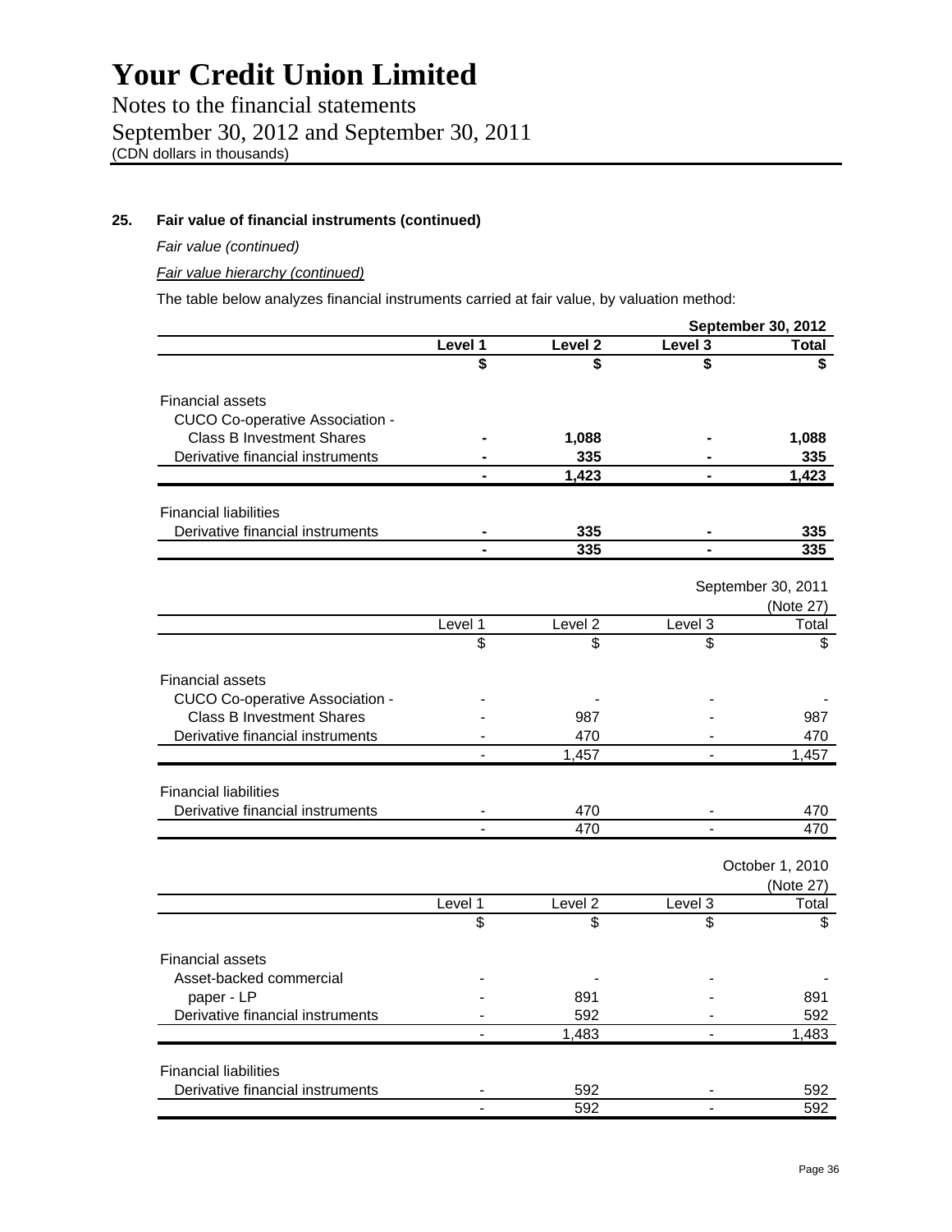# Your Credit Union Limited

Notes to the financial statements
September 30, 2012 and September 30, 2011
(CDN dollars in thousands)

## 25. Fair value of financial instruments (continued)

*Fair value (continued)*

*Fair value hierarchy (continued)*

The table below analyzes financial instruments carried at fair value, by valuation method:

| | | | | **September 30, 2012** |
|---|---|---|---|---|
| | **Level 1** | **Level 2** | **Level 3** | **Total** |
| | **$** | **$** | **$** | **$** |
| Financial assets | | | | |
| CUCO Co-operative Association - Class B Investment Shares | **-** | **1,088** | **-** | **1,088** |
| Derivative financial instruments | **-** | **335** | **-** | **335** |
| | **-** | **1,423** | **-** | **1,423** |
| Financial liabilities | | | | |
| Derivative financial instruments | **-** | **335** | **-** | **335** |
| | **-** | **335** | **-** | **335** |

| | | | | September 30, 2011 (Note 27) |
|---|---|---|---|---|
| | Level 1 | Level 2 | Level 3 | Total |
| | $ | $ | $ | $ |
| Financial assets | | | | |
| CUCO Co-operative Association - | - | - | - | - |
| Class B Investment Shares | - | 987 | - | 987 |
| Derivative financial instruments | - | 470 | - | 470 |
| | - | 1,457 | - | 1,457 |
| Financial liabilities | | | | |
| Derivative financial instruments | - | 470 | - | 470 |
| | - | 470 | - | 470 |

| | | | | October 1, 2010 (Note 27) |
|---|---|---|---|---|
| | Level 1 | Level 2 | Level 3 | Total |
| | $ | $ | $ | $ |
| Financial assets | | | | |
| Asset-backed commercial | - | - | - | - |
| paper - LP | - | 891 | - | 891 |
| Derivative financial instruments | - | 592 | - | 592 |
| | - | 1,483 | - | 1,483 |
| Financial liabilities | | | | |
| Derivative financial instruments | - | 592 | - | 592 |
| | - | 592 | - | 592 |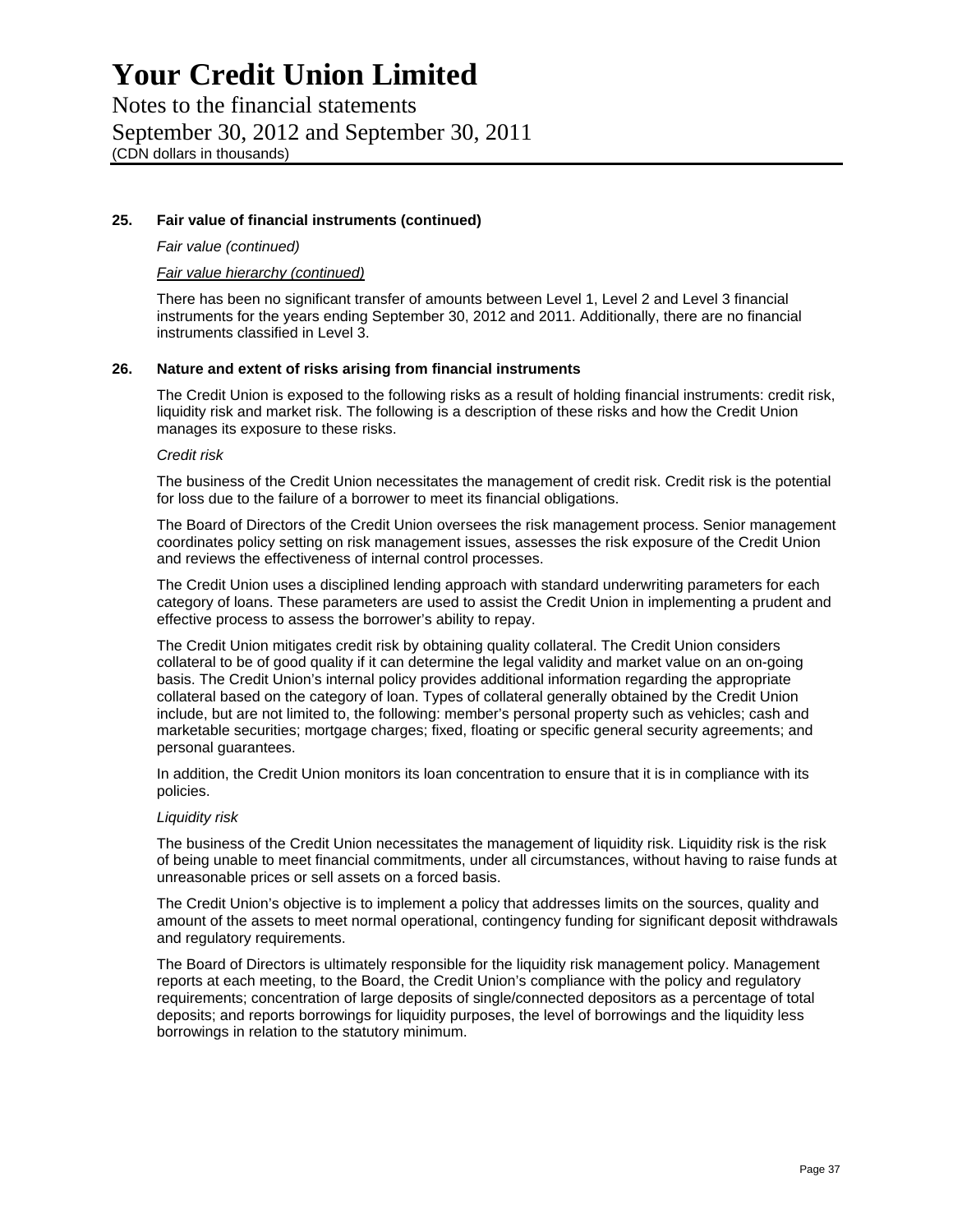### 25. Fair value of financial instruments (continued)

*Fair value (continued)*

*Fair value hierarchy (continued)*

There has been no significant transfer of amounts between Level 1, Level 2 and Level 3 financial instruments for the years ending September 30, 2012 and 2011. Additionally, there are no financial instruments classified in Level 3.

### 26. Nature and extent of risks arising from financial instruments

The Credit Union is exposed to the following risks as a result of holding financial instruments: credit risk, liquidity risk and market risk. The following is a description of these risks and how the Credit Union manages its exposure to these risks.

*Credit risk*

The business of the Credit Union necessitates the management of credit risk. Credit risk is the potential for loss due to the failure of a borrower to meet its financial obligations.

The Board of Directors of the Credit Union oversees the risk management process. Senior management coordinates policy setting on risk management issues, assesses the risk exposure of the Credit Union and reviews the effectiveness of internal control processes.

The Credit Union uses a disciplined lending approach with standard underwriting parameters for each category of loans. These parameters are used to assist the Credit Union in implementing a prudent and effective process to assess the borrower's ability to repay.

The Credit Union mitigates credit risk by obtaining quality collateral. The Credit Union considers collateral to be of good quality if it can determine the legal validity and market value on an on-going basis. The Credit Union's internal policy provides additional information regarding the appropriate collateral based on the category of loan. Types of collateral generally obtained by the Credit Union include, but are not limited to, the following: member's personal property such as vehicles; cash and marketable securities; mortgage charges; fixed, floating or specific general security agreements; and personal guarantees.

In addition, the Credit Union monitors its loan concentration to ensure that it is in compliance with its policies.

*Liquidity risk*

The business of the Credit Union necessitates the management of liquidity risk. Liquidity risk is the risk of being unable to meet financial commitments, under all circumstances, without having to raise funds at unreasonable prices or sell assets on a forced basis.

The Credit Union's objective is to implement a policy that addresses limits on the sources, quality and amount of the assets to meet normal operational, contingency funding for significant deposit withdrawals and regulatory requirements.

The Board of Directors is ultimately responsible for the liquidity risk management policy. Management reports at each meeting, to the Board, the Credit Union's compliance with the policy and regulatory requirements; concentration of large deposits of single/connected depositors as a percentage of total deposits; and reports borrowings for liquidity purposes, the level of borrowings and the liquidity less borrowings in relation to the statutory minimum.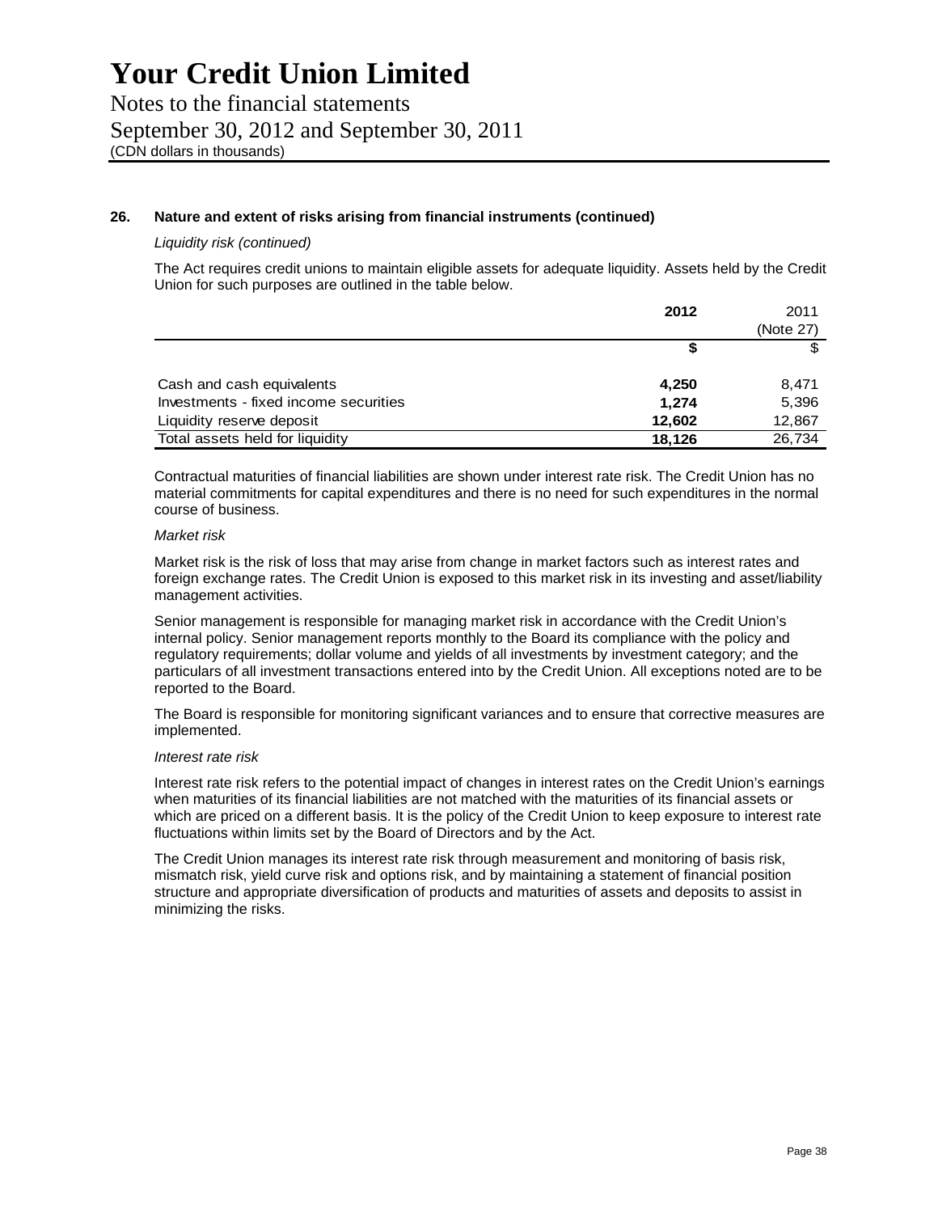# Your Credit Union Limited

Notes to the financial statements
September 30, 2012 and September 30, 2011
(CDN dollars in thousands)

## 26. Nature and extent of risks arising from financial instruments (continued)

*Liquidity risk (continued)*

The Act requires credit unions to maintain eligible assets for adequate liquidity. Assets held by the Credit Union for such purposes are outlined in the table below.

| | 2012 | 2011 (Note 27) |
|---|---|---|
| | **$** | $ |
| Cash and cash equivalents | **4,250** | 8,471 |
| Investments - fixed income securities | **1,274** | 5,396 |
| Liquidity reserve deposit | **12,602** | 12,867 |
| Total assets held for liquidity | **18,126** | 26,734 |

Contractual maturities of financial liabilities are shown under interest rate risk. The Credit Union has no material commitments for capital expenditures and there is no need for such expenditures in the normal course of business.

*Market risk*

Market risk is the risk of loss that may arise from change in market factors such as interest rates and foreign exchange rates. The Credit Union is exposed to this market risk in its investing and asset/liability management activities.

Senior management is responsible for managing market risk in accordance with the Credit Union's internal policy. Senior management reports monthly to the Board its compliance with the policy and regulatory requirements; dollar volume and yields of all investments by investment category; and the particulars of all investment transactions entered into by the Credit Union. All exceptions noted are to be reported to the Board.

The Board is responsible for monitoring significant variances and to ensure that corrective measures are implemented.

*Interest rate risk*

Interest rate risk refers to the potential impact of changes in interest rates on the Credit Union's earnings when maturities of its financial liabilities are not matched with the maturities of its financial assets or which are priced on a different basis. It is the policy of the Credit Union to keep exposure to interest rate fluctuations within limits set by the Board of Directors and by the Act.

The Credit Union manages its interest rate risk through measurement and monitoring of basis risk, mismatch risk, yield curve risk and options risk, and by maintaining a statement of financial position structure and appropriate diversification of products and maturities of assets and deposits to assist in minimizing the risks.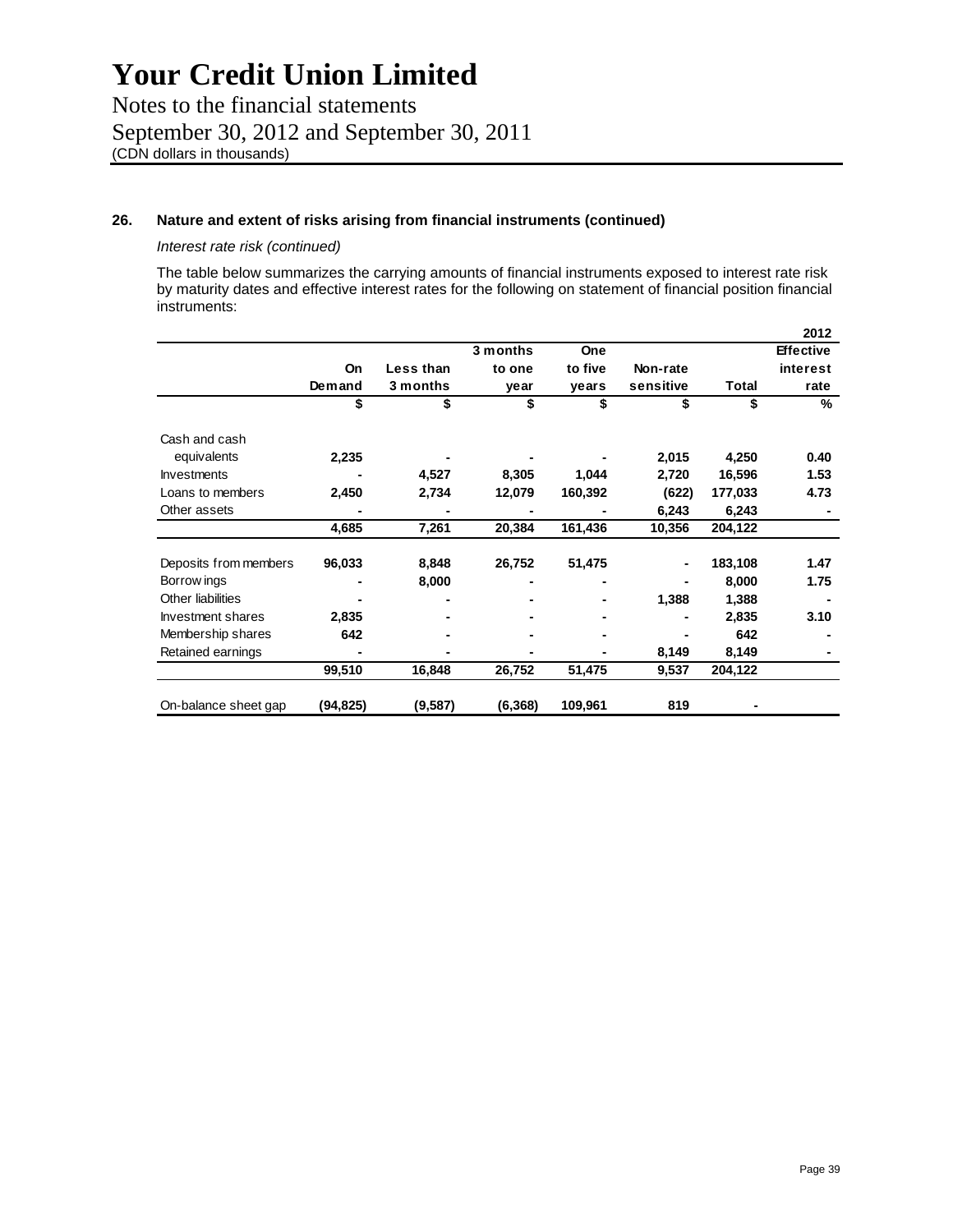# Your Credit Union Limited

Notes to the financial statements

September 30, 2012 and September 30, 2011

(CDN dollars in thousands)

### 26. Nature and extent of risks arising from financial instruments (continued)

*Interest rate risk (continued)*

The table below summarizes the carrying amounts of financial instruments exposed to interest rate risk by maturity dates and effective interest rates for the following on statement of financial position financial instruments:

| | | | | | | | 2012 |
|---|---|---|---|---|---|---|---|
| | On Demand | Less than 3 months | 3 months to one year | One to five years | Non-rate sensitive | Total | Effective interest rate |
| | $ | $ | $ | $ | $ | $ | % |
| Cash and cash equivalents | 2,235 | - | - | - | 2,015 | 4,250 | 0.40 |
| Investments | - | 4,527 | 8,305 | 1,044 | 2,720 | 16,596 | 1.53 |
| Loans to members | 2,450 | 2,734 | 12,079 | 160,392 | (622) | 177,033 | 4.73 |
| Other assets | - | - | - | - | 6,243 | 6,243 | - |
| | 4,685 | 7,261 | 20,384 | 161,436 | 10,356 | 204,122 | |
| Deposits from members | 96,033 | 8,848 | 26,752 | 51,475 | - | 183,108 | 1.47 |
| Borrowings | - | 8,000 | - | - | - | 8,000 | 1.75 |
| Other liabilities | - | - | - | - | 1,388 | 1,388 | - |
| Investment shares | 2,835 | - | - | - | - | 2,835 | 3.10 |
| Membership shares | 642 | - | - | - | - | 642 | - |
| Retained earnings | - | - | - | - | 8,149 | 8,149 | - |
| | 99,510 | 16,848 | 26,752 | 51,475 | 9,537 | 204,122 | |
| On-balance sheet gap | (94,825) | (9,587) | (6,368) | 109,961 | 819 | - | |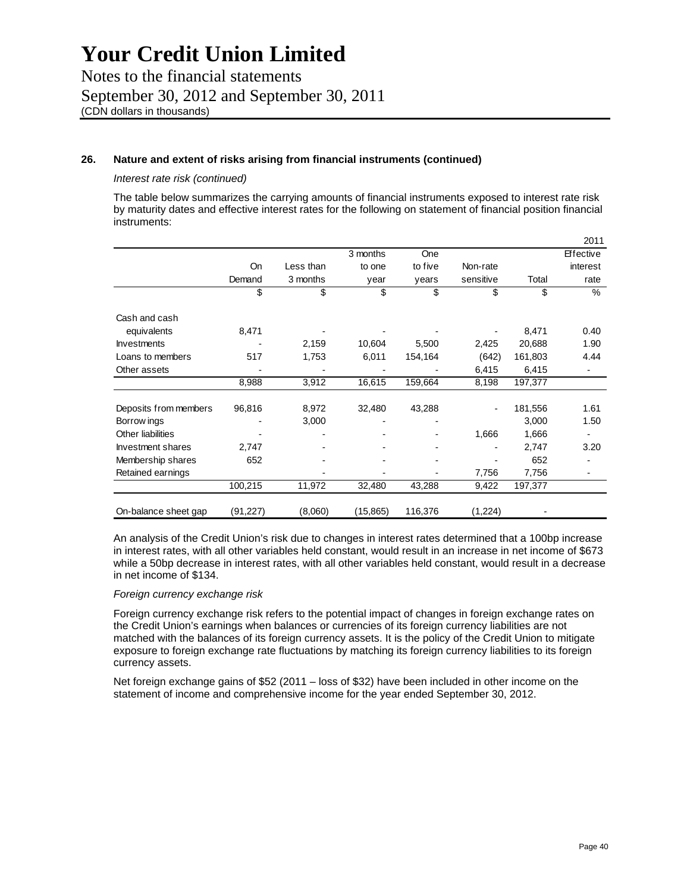# Your Credit Union Limited

Notes to the financial statements

September 30, 2012 and September 30, 2011

(CDN dollars in thousands)

## 26. Nature and extent of risks arising from financial instruments (continued)

*Interest rate risk (continued)*

The table below summarizes the carrying amounts of financial instruments exposed to interest rate risk by maturity dates and effective interest rates for the following on statement of financial position financial instruments:

| | | | | | | | 2011 |
|---|---|---|---|---|---|---|---|
| | On Demand | Less than 3 months | 3 months to one year | One to five years | Non-rate sensitive | Total | Effective interest rate |
| | $ | $ | $ | $ | $ | $ | % |
| Cash and cash equivalents | 8,471 | - | - | - | - | 8,471 | 0.40 |
| Investments | - | 2,159 | 10,604 | 5,500 | 2,425 | 20,688 | 1.90 |
| Loans to members | 517 | 1,753 | 6,011 | 154,164 | (642) | 161,803 | 4.44 |
| Other assets | - | - | - | - | 6,415 | 6,415 | - |
| | 8,988 | 3,912 | 16,615 | 159,664 | 8,198 | 197,377 | |
| Deposits from members | 96,816 | 8,972 | 32,480 | 43,288 | - | 181,556 | 1.61 |
| Borrowings | - | 3,000 | - | - | | 3,000 | 1.50 |
| Other liabilities | - | - | - | - | 1,666 | 1,666 | - |
| Investment shares | 2,747 | - | - | - | - | 2,747 | 3.20 |
| Membership shares | 652 | - | - | - | - | 652 | - |
| Retained earnings | | - | - | - | 7,756 | 7,756 | - |
| | 100,215 | 11,972 | 32,480 | 43,288 | 9,422 | 197,377 | |
| On-balance sheet gap | (91,227) | (8,060) | (15,865) | 116,376 | (1,224) | - | |

An analysis of the Credit Union's risk due to changes in interest rates determined that a 100bp increase in interest rates, with all other variables held constant, would result in an increase in net income of $673 while a 50bp decrease in interest rates, with all other variables held constant, would result in a decrease in net income of $134.

*Foreign currency exchange risk*

Foreign currency exchange risk refers to the potential impact of changes in foreign exchange rates on the Credit Union's earnings when balances or currencies of its foreign currency liabilities are not matched with the balances of its foreign currency assets. It is the policy of the Credit Union to mitigate exposure to foreign exchange rate fluctuations by matching its foreign currency liabilities to its foreign currency assets.

Net foreign exchange gains of $52 (2011 – loss of $32) have been included in other income on the statement of income and comprehensive income for the year ended September 30, 2012.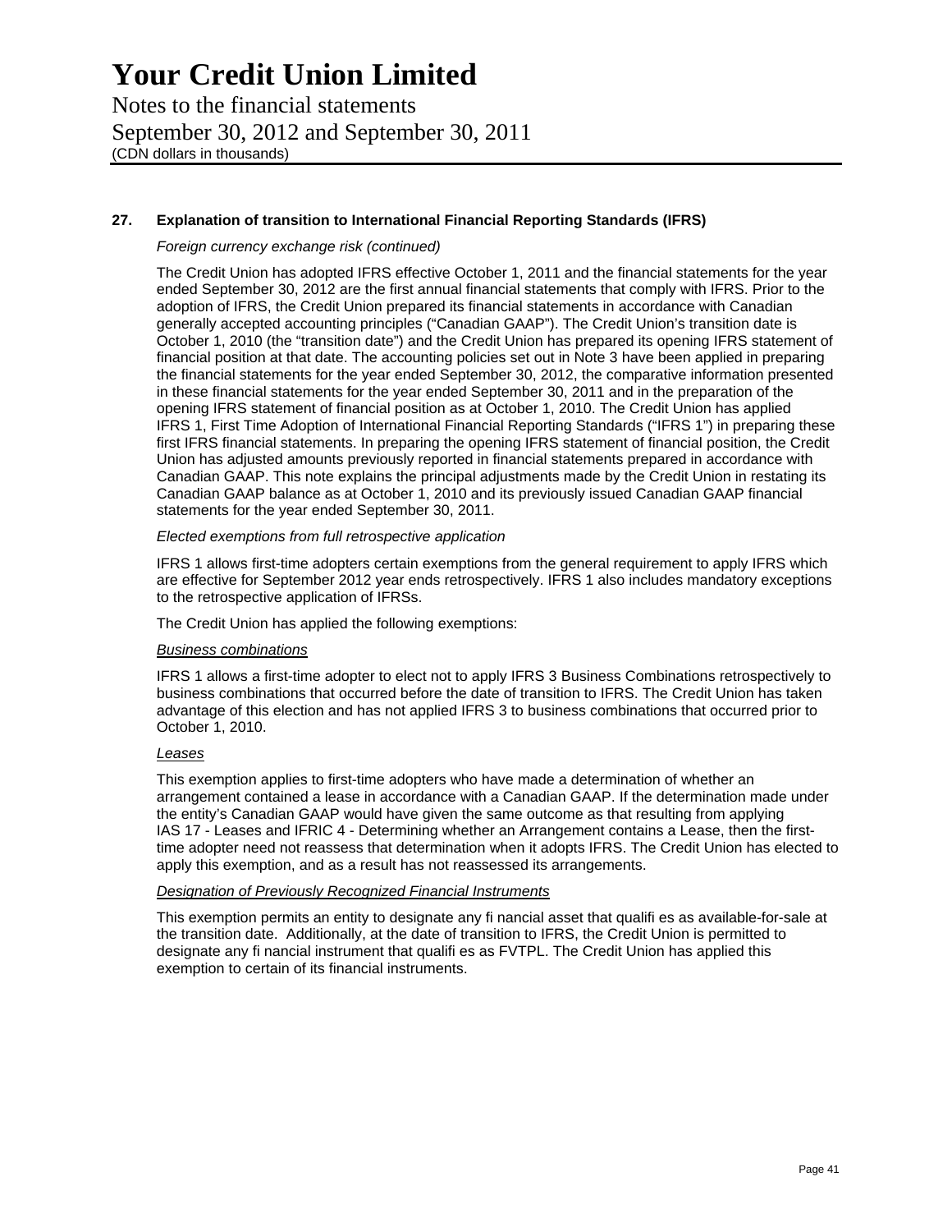## 27. Explanation of transition to International Financial Reporting Standards (IFRS)

*Foreign currency exchange risk (continued)*

The Credit Union has adopted IFRS effective October 1, 2011 and the financial statements for the year ended September 30, 2012 are the first annual financial statements that comply with IFRS. Prior to the adoption of IFRS, the Credit Union prepared its financial statements in accordance with Canadian generally accepted accounting principles ("Canadian GAAP"). The Credit Union's transition date is October 1, 2010 (the "transition date") and the Credit Union has prepared its opening IFRS statement of financial position at that date. The accounting policies set out in Note 3 have been applied in preparing the financial statements for the year ended September 30, 2012, the comparative information presented in these financial statements for the year ended September 30, 2011 and in the preparation of the opening IFRS statement of financial position as at October 1, 2010. The Credit Union has applied IFRS 1, First Time Adoption of International Financial Reporting Standards ("IFRS 1") in preparing these first IFRS financial statements. In preparing the opening IFRS statement of financial position, the Credit Union has adjusted amounts previously reported in financial statements prepared in accordance with Canadian GAAP. This note explains the principal adjustments made by the Credit Union in restating its Canadian GAAP balance as at October 1, 2010 and its previously issued Canadian GAAP financial statements for the year ended September 30, 2011.

*Elected exemptions from full retrospective application*

IFRS 1 allows first-time adopters certain exemptions from the general requirement to apply IFRS which are effective for September 2012 year ends retrospectively. IFRS 1 also includes mandatory exceptions to the retrospective application of IFRSs.

The Credit Union has applied the following exemptions:

*Business combinations*

IFRS 1 allows a first-time adopter to elect not to apply IFRS 3 Business Combinations retrospectively to business combinations that occurred before the date of transition to IFRS. The Credit Union has taken advantage of this election and has not applied IFRS 3 to business combinations that occurred prior to October 1, 2010.

*Leases*

This exemption applies to first-time adopters who have made a determination of whether an arrangement contained a lease in accordance with a Canadian GAAP. If the determination made under the entity's Canadian GAAP would have given the same outcome as that resulting from applying IAS 17 - Leases and IFRIC 4 - Determining whether an Arrangement contains a Lease, then the first-time adopter need not reassess that determination when it adopts IFRS. The Credit Union has elected to apply this exemption, and as a result has not reassessed its arrangements.

*Designation of Previously Recognized Financial Instruments*

This exemption permits an entity to designate any fi nancial asset that qualifi es as available-for-sale at the transition date. Additionally, at the date of transition to IFRS, the Credit Union is permitted to designate any fi nancial instrument that qualifi es as FVTPL. The Credit Union has applied this exemption to certain of its financial instruments.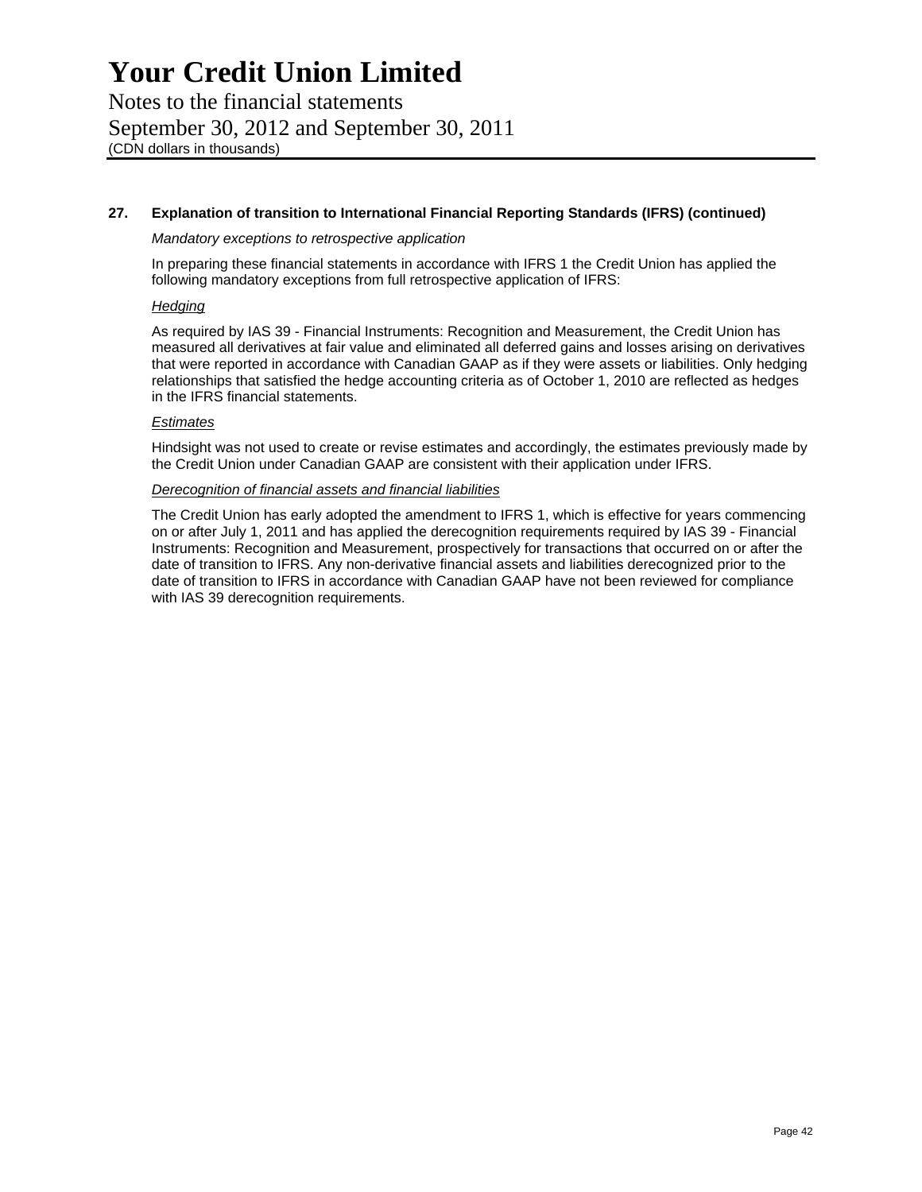## 27. Explanation of transition to International Financial Reporting Standards (IFRS) (continued)

*Mandatory exceptions to retrospective application*

In preparing these financial statements in accordance with IFRS 1 the Credit Union has applied the following mandatory exceptions from full retrospective application of IFRS:

*Hedging*

As required by IAS 39 - Financial Instruments: Recognition and Measurement, the Credit Union has measured all derivatives at fair value and eliminated all deferred gains and losses arising on derivatives that were reported in accordance with Canadian GAAP as if they were assets or liabilities. Only hedging relationships that satisfied the hedge accounting criteria as of October 1, 2010 are reflected as hedges in the IFRS financial statements.

*Estimates*

Hindsight was not used to create or revise estimates and accordingly, the estimates previously made by the Credit Union under Canadian GAAP are consistent with their application under IFRS.

*Derecognition of financial assets and financial liabilities*

The Credit Union has early adopted the amendment to IFRS 1, which is effective for years commencing on or after July 1, 2011 and has applied the derecognition requirements required by IAS 39 - Financial Instruments: Recognition and Measurement, prospectively for transactions that occurred on or after the date of transition to IFRS. Any non-derivative financial assets and liabilities derecognized prior to the date of transition to IFRS in accordance with Canadian GAAP have not been reviewed for compliance with IAS 39 derecognition requirements.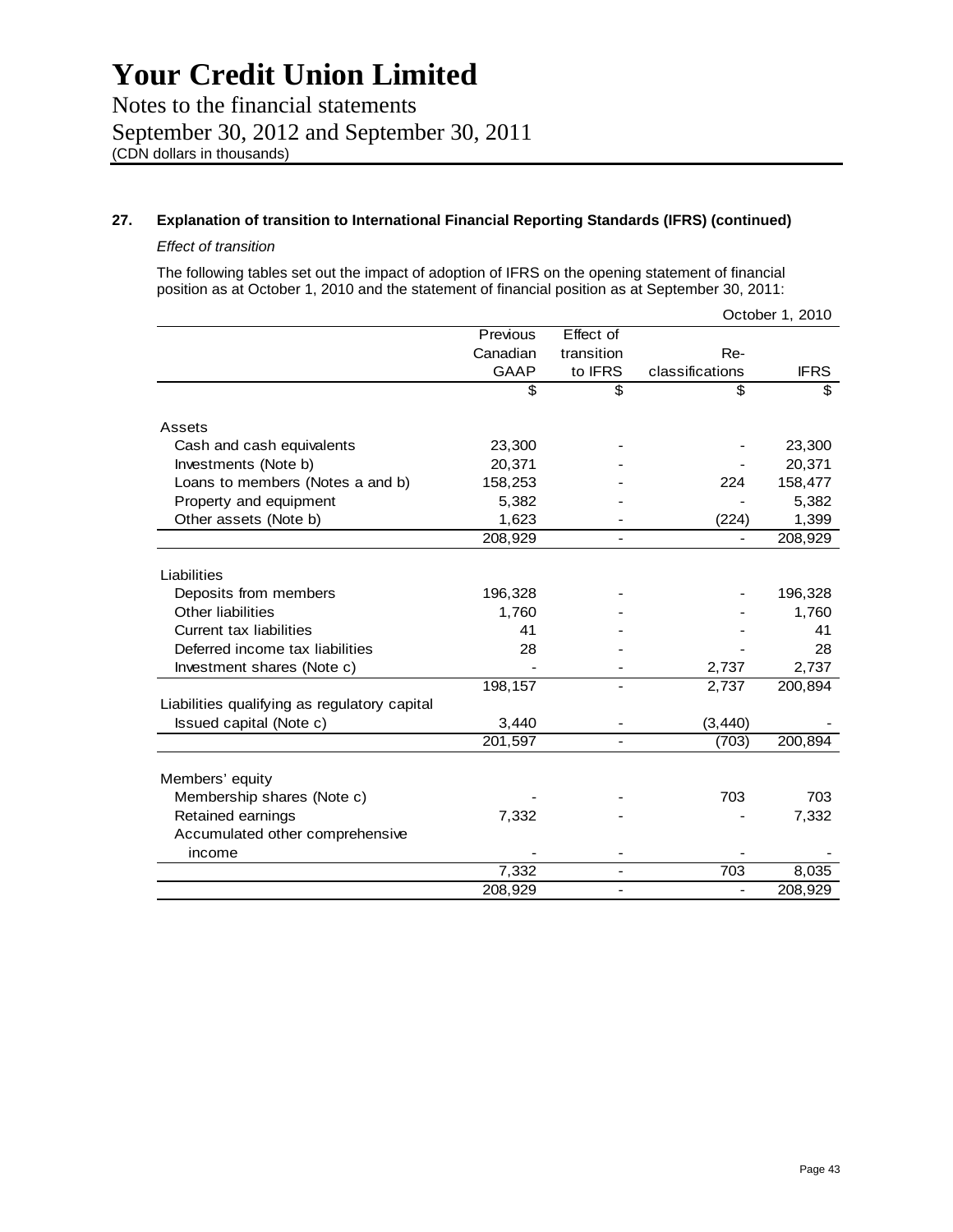# Your Credit Union Limited

Notes to the financial statements
September 30, 2012 and September 30, 2011
(CDN dollars in thousands)

## 27. Explanation of transition to International Financial Reporting Standards (IFRS) (continued)

*Effect of transition*

The following tables set out the impact of adoption of IFRS on the opening statement of financial position as at October 1, 2010 and the statement of financial position as at September 30, 2011:

| | | | | October 1, 2010 |
|---|---|---|---|---|
| | Previous Canadian GAAP | Effect of transition to IFRS | Re-classifications | IFRS |
| | $ | $ | $ | $ |
| **Assets** | | | | |
| Cash and cash equivalents | 23,300 | - | - | 23,300 |
| Investments (Note b) | 20,371 | - | - | 20,371 |
| Loans to members (Notes a and b) | 158,253 | - | 224 | 158,477 |
| Property and equipment | 5,382 | - | - | 5,382 |
| Other assets (Note b) | 1,623 | - | (224) | 1,399 |
| | 208,929 | - | - | 208,929 |
| **Liabilities** | | | | |
| Deposits from members | 196,328 | - | - | 196,328 |
| Other liabilities | 1,760 | - | - | 1,760 |
| Current tax liabilities | 41 | - | - | 41 |
| Deferred income tax liabilities | 28 | - | - | 28 |
| Investment shares (Note c) | - | - | 2,737 | 2,737 |
| | 198,157 | - | 2,737 | 200,894 |
| Liabilities qualifying as regulatory capital | | | | |
| Issued capital (Note c) | 3,440 | - | (3,440) | - |
| | 201,597 | - | (703) | 200,894 |
| **Members' equity** | | | | |
| Membership shares (Note c) | - | - | 703 | 703 |
| Retained earnings | 7,332 | - | - | 7,332 |
| Accumulated other comprehensive income | - | - | - | - |
| | 7,332 | - | 703 | 8,035 |
| | 208,929 | - | - | 208,929 |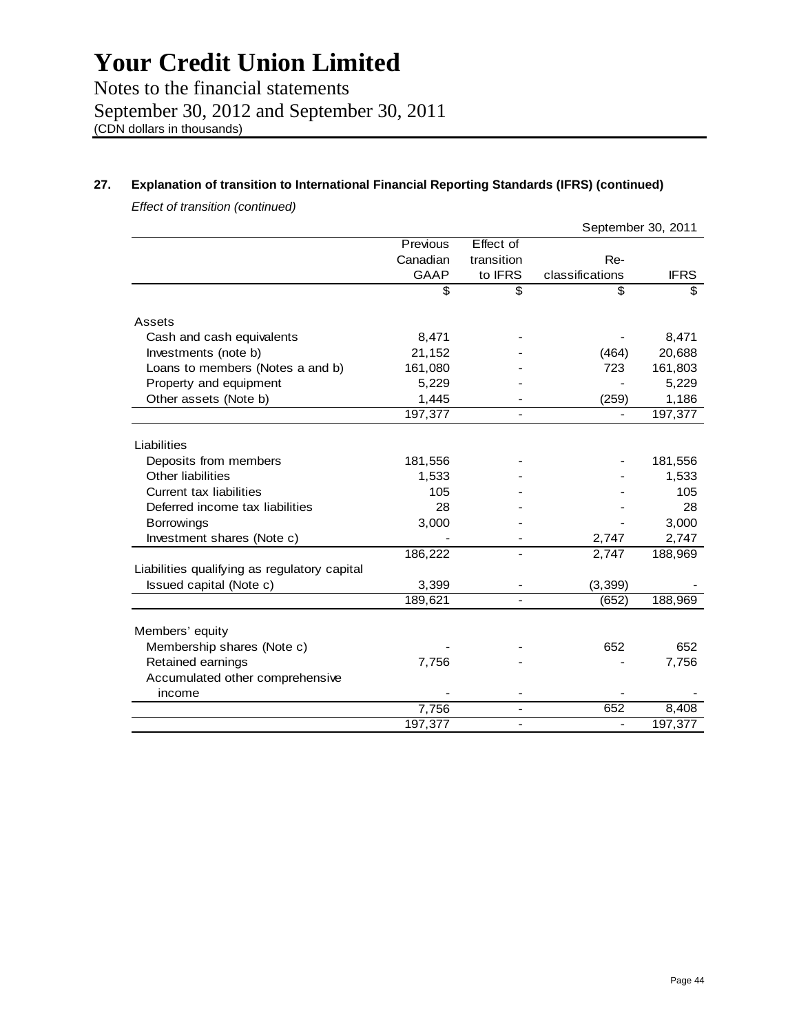# Your Credit Union Limited

Notes to the financial statements
September 30, 2012 and September 30, 2011
(CDN dollars in thousands)

## 27. Explanation of transition to International Financial Reporting Standards (IFRS) (continued)

*Effect of transition (continued)*

| | September 30, 2011 | | | |
|---|---|---|---|---|
| | Previous Canadian GAAP | Effect of transition to IFRS | Re-classifications | IFRS |
| | $ | $ | $ | $ |
| **Assets** | | | | |
| Cash and cash equivalents | 8,471 | - | - | 8,471 |
| Investments (note b) | 21,152 | - | (464) | 20,688 |
| Loans to members (Notes a and b) | 161,080 | - | 723 | 161,803 |
| Property and equipment | 5,229 | - | - | 5,229 |
| Other assets (Note b) | 1,445 | - | (259) | 1,186 |
| | 197,377 | - | - | 197,377 |
| **Liabilities** | | | | |
| Deposits from members | 181,556 | - | - | 181,556 |
| Other liabilities | 1,533 | - | - | 1,533 |
| Current tax liabilities | 105 | - | - | 105 |
| Deferred income tax liabilities | 28 | - | - | 28 |
| Borrowings | 3,000 | - | - | 3,000 |
| Investment shares (Note c) | - | - | 2,747 | 2,747 |
| | 186,222 | - | 2,747 | 188,969 |
| Liabilities qualifying as regulatory capital | | | | |
| Issued capital (Note c) | 3,399 | - | (3,399) | - |
| | 189,621 | - | (652) | 188,969 |
| **Members' equity** | | | | |
| Membership shares (Note c) | - | - | 652 | 652 |
| Retained earnings | 7,756 | - | - | 7,756 |
| Accumulated other comprehensive income | - | - | - | - |
| | 7,756 | - | 652 | 8,408 |
| | 197,377 | - | - | 197,377 |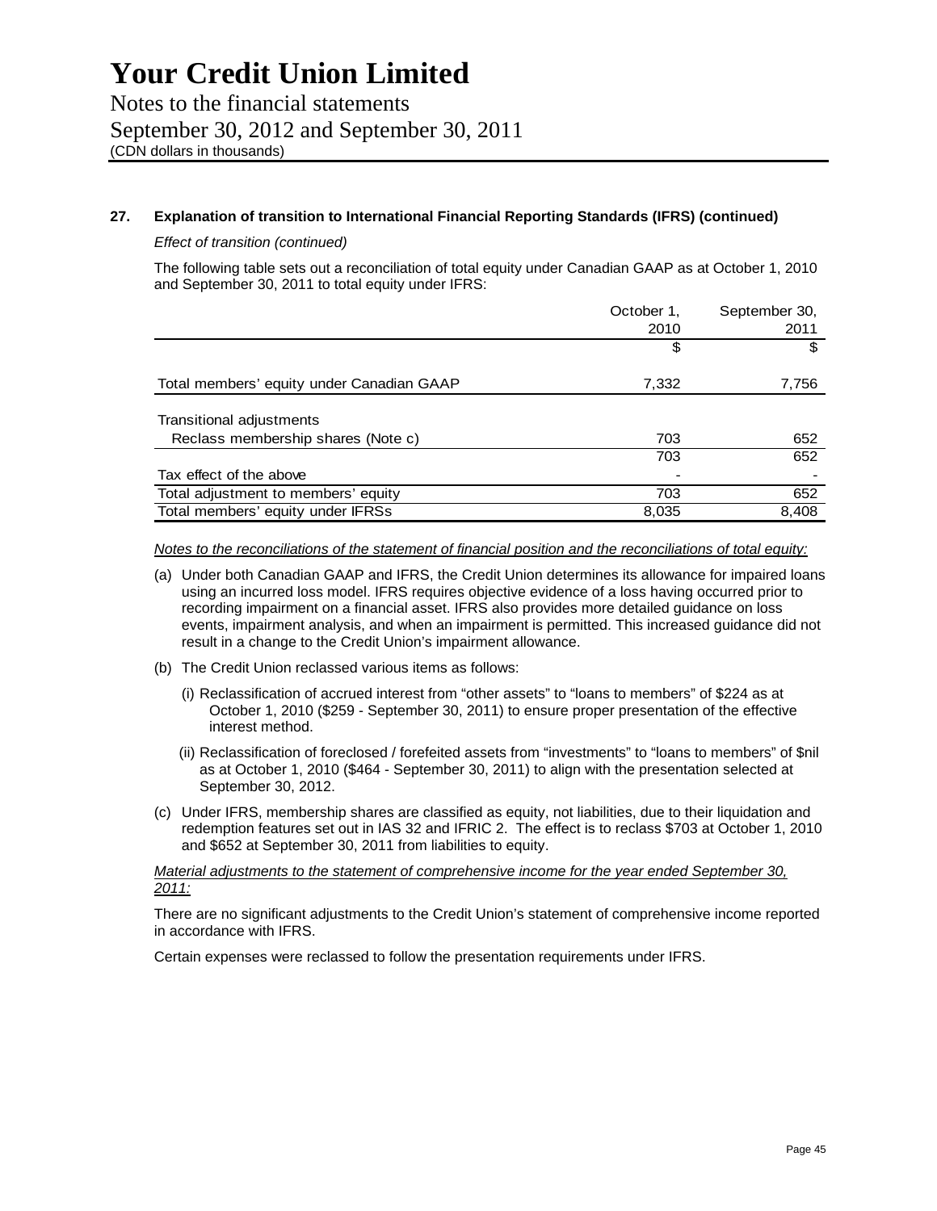## 27. Explanation of transition to International Financial Reporting Standards (IFRS) (continued)

*Effect of transition (continued)*

The following table sets out a reconciliation of total equity under Canadian GAAP as at October 1, 2010 and September 30, 2011 to total equity under IFRS:

| | October 1, 2010 | September 30, 2011 |
|---|---|---|
| | $ | $ |
| Total members' equity under Canadian GAAP | 7,332 | 7,756 |
| Transitional adjustments | | |
| Reclass membership shares (Note c) | 703 | 652 |
| | 703 | 652 |
| Tax effect of the above | - | - |
| Total adjustment to members' equity | 703 | 652 |
| Total members' equity under IFRSs | 8,035 | 8,408 |

*Notes to the reconciliations of the statement of financial position and the reconciliations of total equity:*

(a) Under both Canadian GAAP and IFRS, the Credit Union determines its allowance for impaired loans using an incurred loss model. IFRS requires objective evidence of a loss having occurred prior to recording impairment on a financial asset. IFRS also provides more detailed guidance on loss events, impairment analysis, and when an impairment is permitted. This increased guidance did not result in a change to the Credit Union's impairment allowance.

(b) The Credit Union reclassed various items as follows:

(i) Reclassification of accrued interest from "other assets" to "loans to members" of $224 as at October 1, 2010 ($259 - September 30, 2011) to ensure proper presentation of the effective interest method.

(ii) Reclassification of foreclosed / forefeited assets from "investments" to "loans to members" of $nil as at October 1, 2010 ($464 - September 30, 2011) to align with the presentation selected at September 30, 2012.

(c) Under IFRS, membership shares are classified as equity, not liabilities, due to their liquidation and redemption features set out in IAS 32 and IFRIC 2. The effect is to reclass $703 at October 1, 2010 and $652 at September 30, 2011 from liabilities to equity.

*Material adjustments to the statement of comprehensive income for the year ended September 30, 2011:*

There are no significant adjustments to the Credit Union's statement of comprehensive income reported in accordance with IFRS.

Certain expenses were reclassed to follow the presentation requirements under IFRS.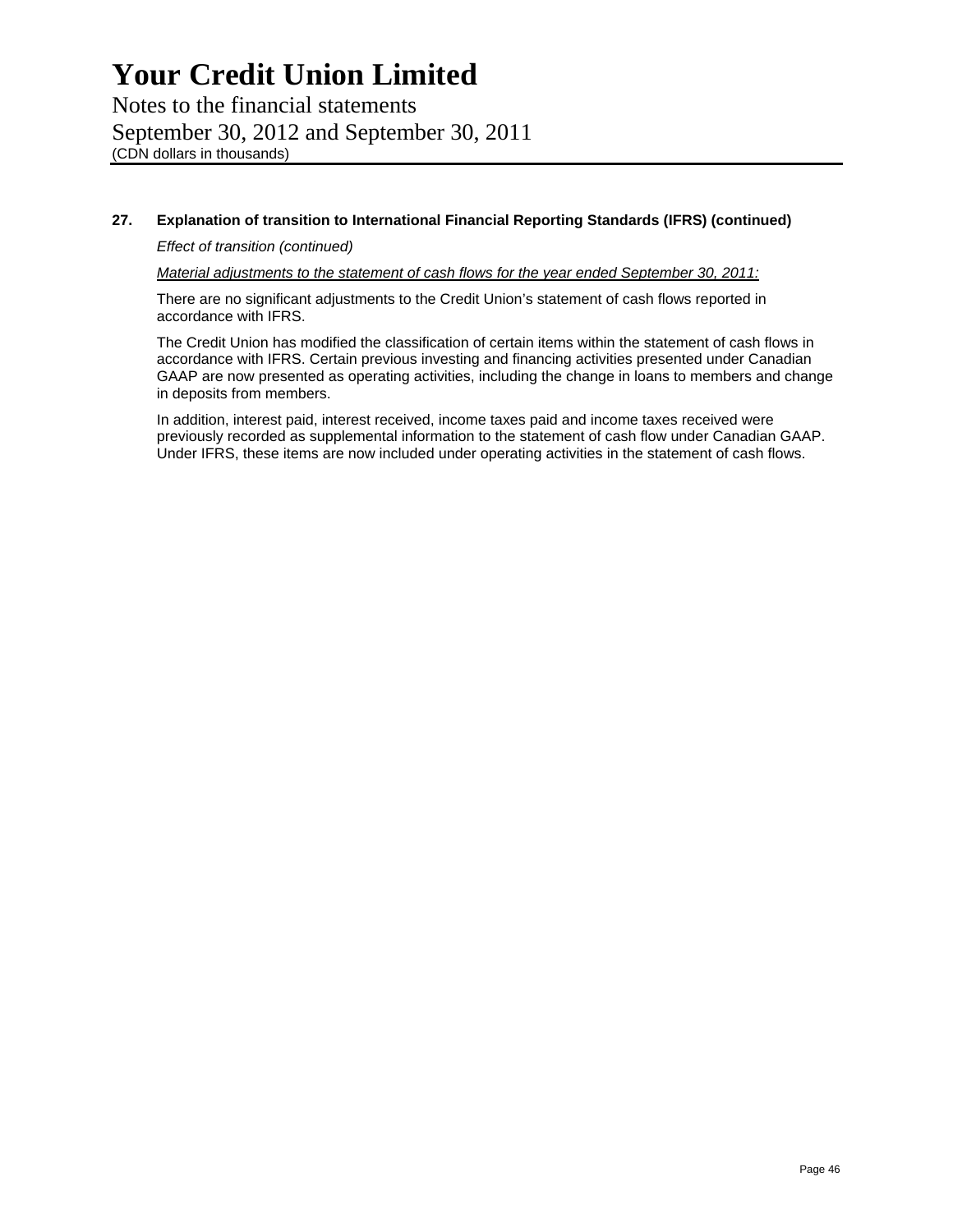### 27. Explanation of transition to International Financial Reporting Standards (IFRS) (continued)

*Effect of transition (continued)*

*Material adjustments to the statement of cash flows for the year ended September 30, 2011:*

There are no significant adjustments to the Credit Union's statement of cash flows reported in accordance with IFRS.

The Credit Union has modified the classification of certain items within the statement of cash flows in accordance with IFRS. Certain previous investing and financing activities presented under Canadian GAAP are now presented as operating activities, including the change in loans to members and change in deposits from members.

In addition, interest paid, interest received, income taxes paid and income taxes received were previously recorded as supplemental information to the statement of cash flow under Canadian GAAP. Under IFRS, these items are now included under operating activities in the statement of cash flows.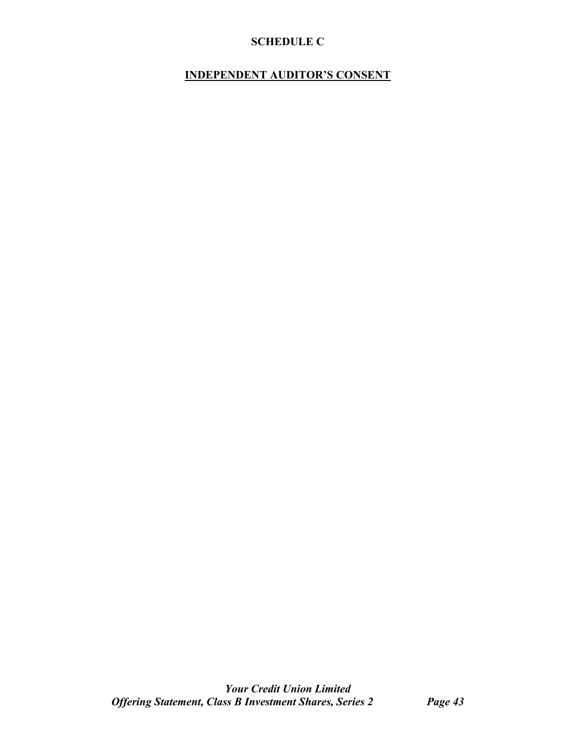**SCHEDULE C**

**INDEPENDENT AUDITOR'S CONSENT**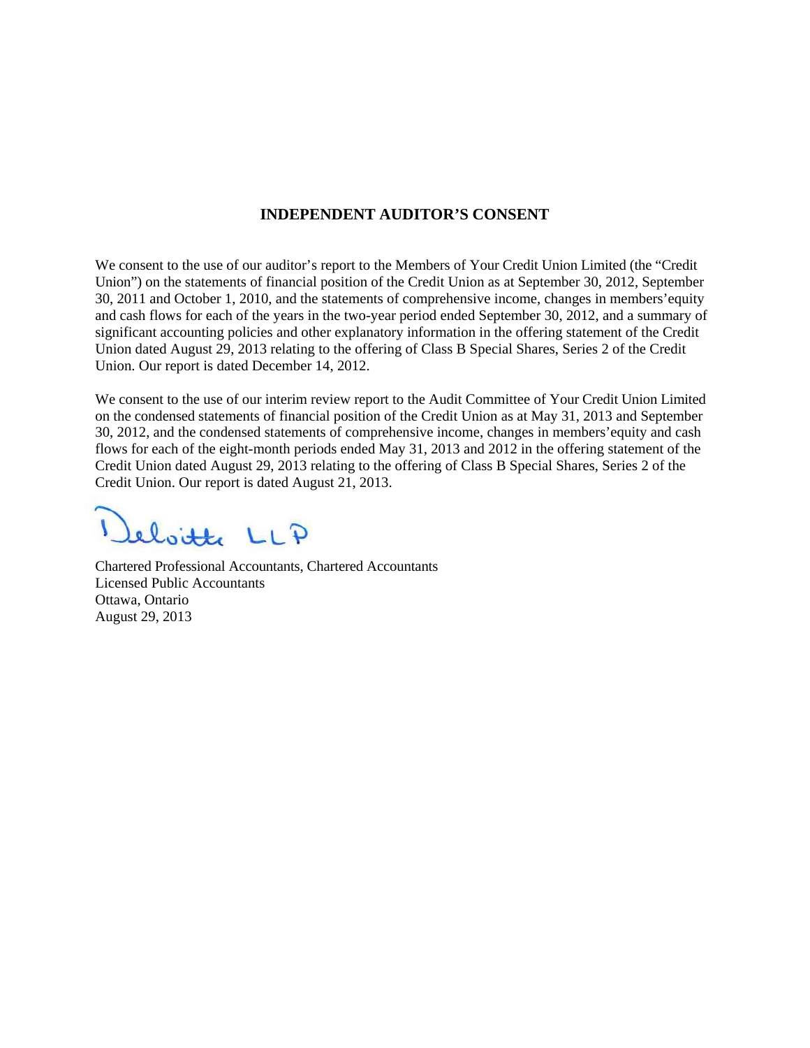# INDEPENDENT AUDITOR'S CONSENT

We consent to the use of our auditor's report to the Members of Your Credit Union Limited (the "Credit Union") on the statements of financial position of the Credit Union as at September 30, 2012, September 30, 2011 and October 1, 2010, and the statements of comprehensive income, changes in members' equity and cash flows for each of the years in the two-year period ended September 30, 2012, and a summary of significant accounting policies and other explanatory information in the offering statement of the Credit Union dated August 29, 2013 relating to the offering of Class B Special Shares, Series 2 of the Credit Union. Our report is dated December 14, 2012.

We consent to the use of our interim review report to the Audit Committee of Your Credit Union Limited on the condensed statements of financial position of the Credit Union as at May 31, 2013 and September 30, 2012, and the condensed statements of comprehensive income, changes in members' equity and cash flows for each of the eight-month periods ended May 31, 2013 and 2012 in the offering statement of the Credit Union dated August 29, 2013 relating to the offering of Class B Special Shares, Series 2 of the Credit Union. Our report is dated August 21, 2013.

Deloitte LLP

Chartered Professional Accountants, Chartered Accountants
Licensed Public Accountants
Ottawa, Ontario
August 29, 2013